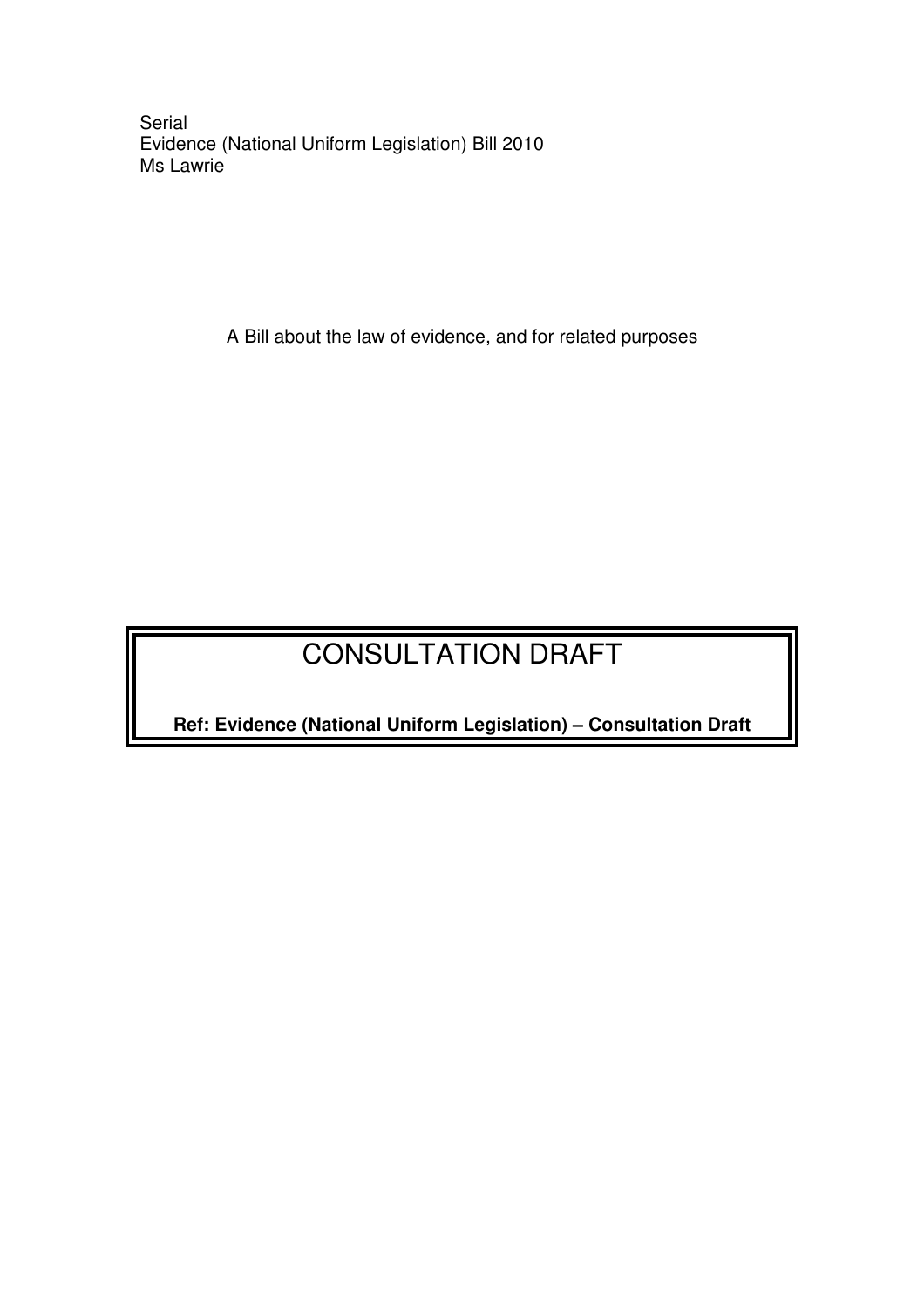Serial
Evidence (National Uniform Legislation) Bill 2010
Ms Lawrie

A Bill about the law of evidence, and for related purposes

# CONSULTATION DRAFT

**Ref: Evidence (National Uniform Legislation) – Consultation Draft**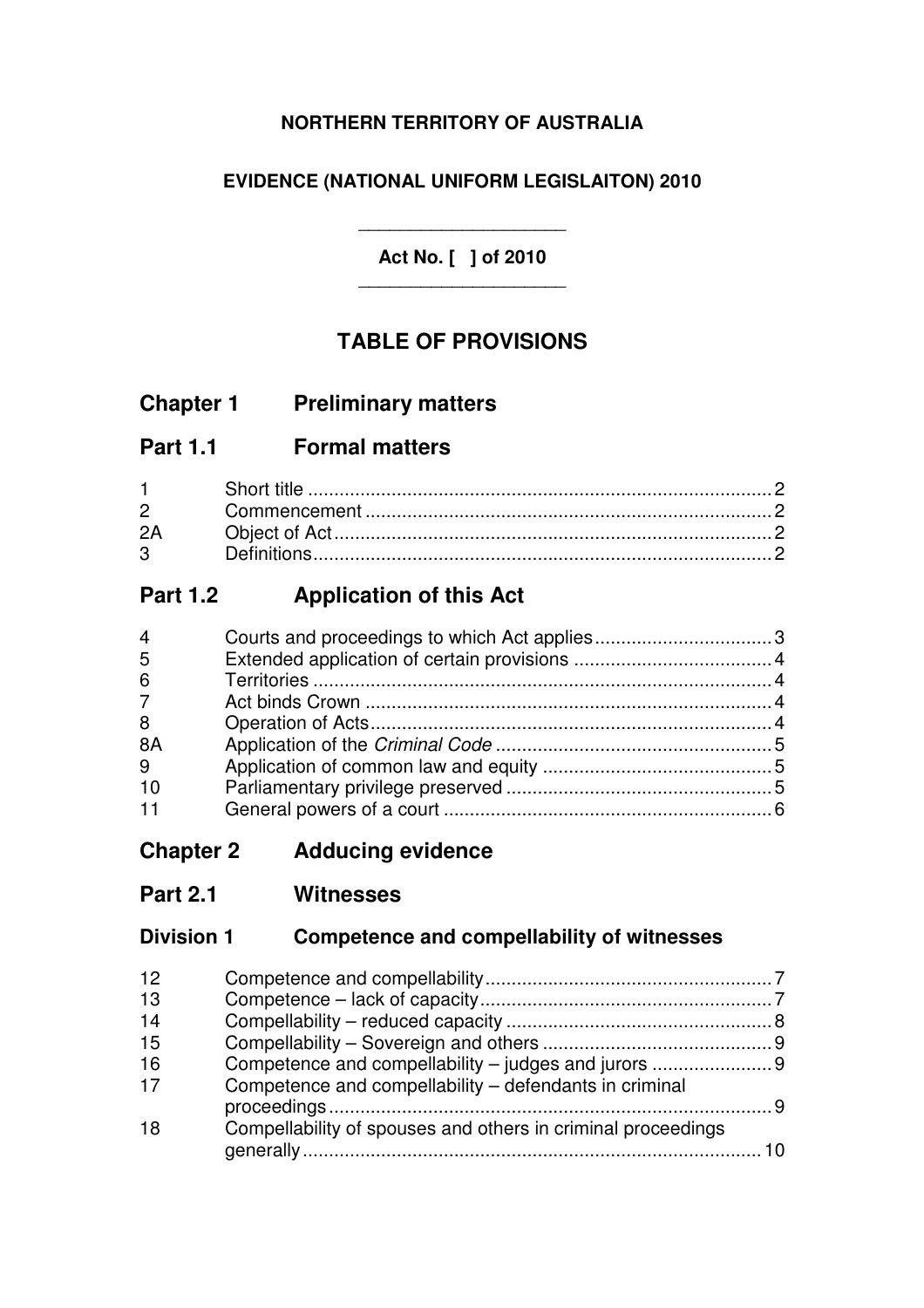**NORTHERN TERRITORY OF AUSTRALIA**

**EVIDENCE (NATIONAL UNIFORM LEGISLAITON) 2010**

---

**Act No. [ ] of 2010**

---

# TABLE OF PROVISIONS

## Chapter 1 Preliminary matters

## Part 1.1 Formal matters

| | | |
|---|---|---|
| 1 | Short title | 2 |
| 2 | Commencement | 2 |
| 2A | Object of Act | 2 |
| 3 | Definitions | 2 |

## Part 1.2 Application of this Act

| | | |
|---|---|---|
| 4 | Courts and proceedings to which Act applies | 3 |
| 5 | Extended application of certain provisions | 4 |
| 6 | Territories | 4 |
| 7 | Act binds Crown | 4 |
| 8 | Operation of Acts | 4 |
| 8A | Application of the *Criminal Code* | 5 |
| 9 | Application of common law and equity | 5 |
| 10 | Parliamentary privilege preserved | 5 |
| 11 | General powers of a court | 6 |

## Chapter 2 Adducing evidence

## Part 2.1 Witnesses

### Division 1 Competence and compellability of witnesses

| | | |
|---|---|---|
| 12 | Competence and compellability | 7 |
| 13 | Competence – lack of capacity | 7 |
| 14 | Compellability – reduced capacity | 8 |
| 15 | Compellability – Sovereign and others | 9 |
| 16 | Competence and compellability – judges and jurors | 9 |
| 17 | Competence and compellability – defendants in criminal proceedings | 9 |
| 18 | Compellability of spouses and others in criminal proceedings generally | 10 |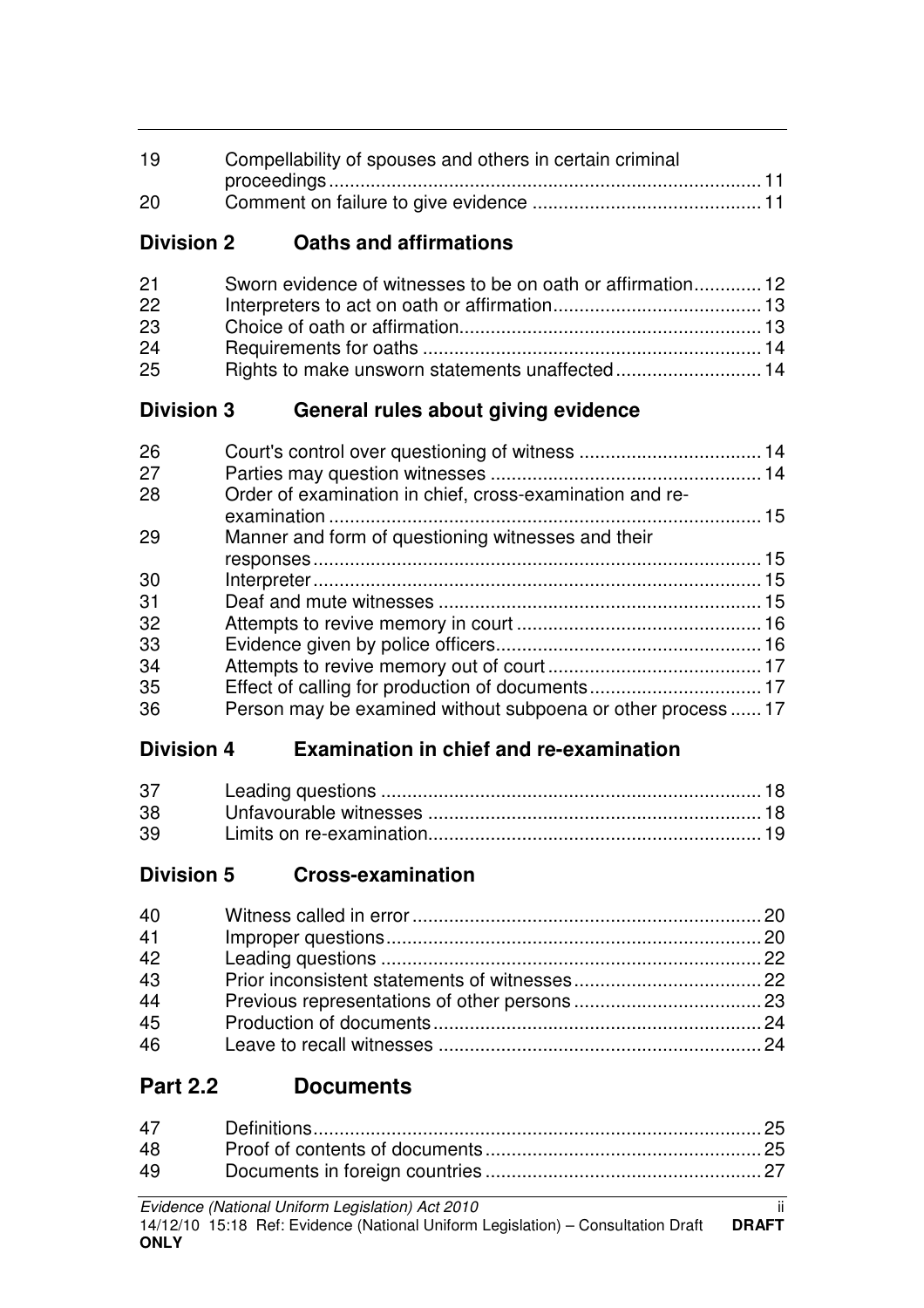| | | |
|---|---|---|
| 19 | Compellability of spouses and others in certain criminal proceedings | 11 |
| 20 | Comment on failure to give evidence | 11 |

## Division 2 Oaths and affirmations

| | | |
|---|---|---|
| 21 | Sworn evidence of witnesses to be on oath or affirmation | 12 |
| 22 | Interpreters to act on oath or affirmation | 13 |
| 23 | Choice of oath or affirmation | 13 |
| 24 | Requirements for oaths | 14 |
| 25 | Rights to make unsworn statements unaffected | 14 |

## Division 3 General rules about giving evidence

| | | |
|---|---|---|
| 26 | Court's control over questioning of witness | 14 |
| 27 | Parties may question witnesses | 14 |
| 28 | Order of examination in chief, cross-examination and re-examination | 15 |
| 29 | Manner and form of questioning witnesses and their responses | 15 |
| 30 | Interpreter | 15 |
| 31 | Deaf and mute witnesses | 15 |
| 32 | Attempts to revive memory in court | 16 |
| 33 | Evidence given by police officers | 16 |
| 34 | Attempts to revive memory out of court | 17 |
| 35 | Effect of calling for production of documents | 17 |
| 36 | Person may be examined without subpoena or other process | 17 |

## Division 4 Examination in chief and re-examination

| | | |
|---|---|---|
| 37 | Leading questions | 18 |
| 38 | Unfavourable witnesses | 18 |
| 39 | Limits on re-examination | 19 |

## Division 5 Cross-examination

| | | |
|---|---|---|
| 40 | Witness called in error | 20 |
| 41 | Improper questions | 20 |
| 42 | Leading questions | 22 |
| 43 | Prior inconsistent statements of witnesses | 22 |
| 44 | Previous representations of other persons | 23 |
| 45 | Production of documents | 24 |
| 46 | Leave to recall witnesses | 24 |

# Part 2.2 Documents

| | | |
|---|---|---|
| 47 | Definitions | 25 |
| 48 | Proof of contents of documents | 25 |
| 49 | Documents in foreign countries | 27 |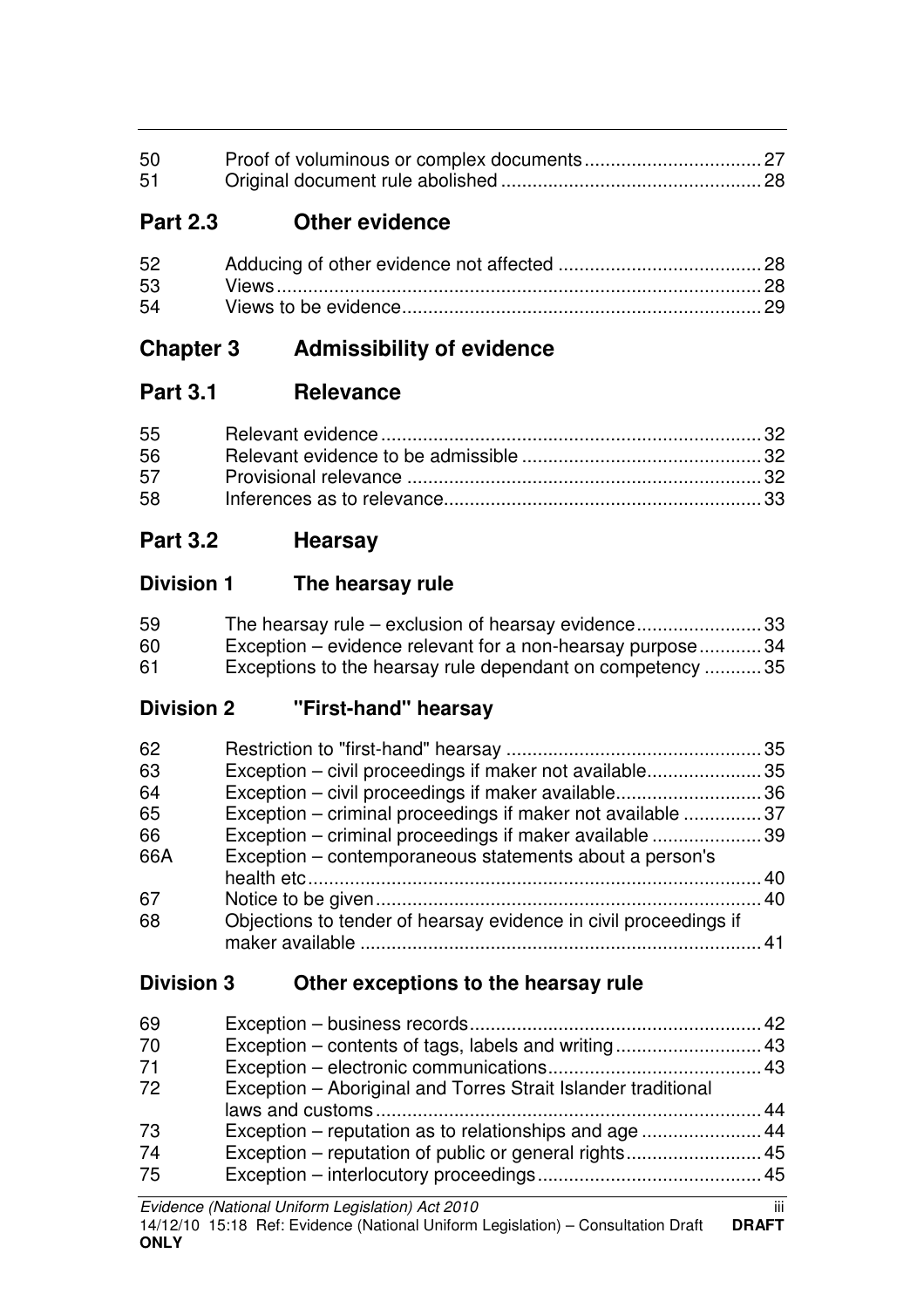| | | |
|---|---|---|
| 50 | Proof of voluminous or complex documents | 27 |
| 51 | Original document rule abolished | 28 |

## Part 2.3 Other evidence

| | | |
|---|---|---|
| 52 | Adducing of other evidence not affected | 28 |
| 53 | Views | 28 |
| 54 | Views to be evidence | 29 |

# Chapter 3 Admissibility of evidence

## Part 3.1 Relevance

| | | |
|---|---|---|
| 55 | Relevant evidence | 32 |
| 56 | Relevant evidence to be admissible | 32 |
| 57 | Provisional relevance | 32 |
| 58 | Inferences as to relevance | 33 |

## Part 3.2 Hearsay

### Division 1 The hearsay rule

| | | |
|---|---|---|
| 59 | The hearsay rule – exclusion of hearsay evidence | 33 |
| 60 | Exception – evidence relevant for a non-hearsay purpose | 34 |
| 61 | Exceptions to the hearsay rule dependant on competency | 35 |

### Division 2 "First-hand" hearsay

| | | |
|---|---|---|
| 62 | Restriction to "first-hand" hearsay | 35 |
| 63 | Exception – civil proceedings if maker not available | 35 |
| 64 | Exception – civil proceedings if maker available | 36 |
| 65 | Exception – criminal proceedings if maker not available | 37 |
| 66 | Exception – criminal proceedings if maker available | 39 |
| 66A | Exception – contemporaneous statements about a person's health etc | 40 |
| 67 | Notice to be given | 40 |
| 68 | Objections to tender of hearsay evidence in civil proceedings if maker available | 41 |

### Division 3 Other exceptions to the hearsay rule

| | | |
|---|---|---|
| 69 | Exception – business records | 42 |
| 70 | Exception – contents of tags, labels and writing | 43 |
| 71 | Exception – electronic communications | 43 |
| 72 | Exception – Aboriginal and Torres Strait Islander traditional laws and customs | 44 |
| 73 | Exception – reputation as to relationships and age | 44 |
| 74 | Exception – reputation of public or general rights | 45 |
| 75 | Exception – interlocutory proceedings | 45 |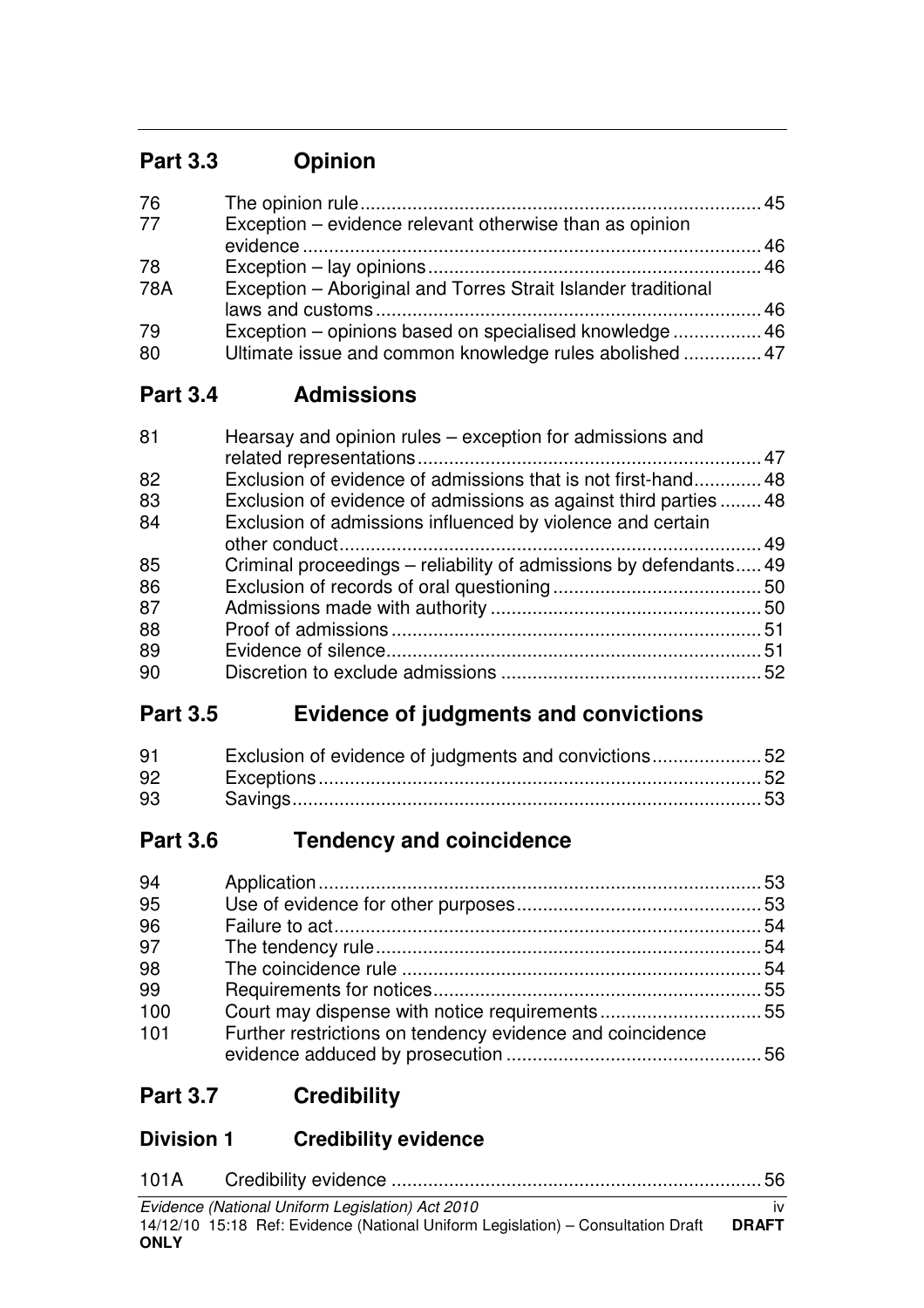## Part 3.3 Opinion

| | | |
|---|---|---|
| 76 | The opinion rule | 45 |
| 77 | Exception – evidence relevant otherwise than as opinion evidence | 46 |
| 78 | Exception – lay opinions | 46 |
| 78A | Exception – Aboriginal and Torres Strait Islander traditional laws and customs | 46 |
| 79 | Exception – opinions based on specialised knowledge | 46 |
| 80 | Ultimate issue and common knowledge rules abolished | 47 |

## Part 3.4 Admissions

| | | |
|---|---|---|
| 81 | Hearsay and opinion rules – exception for admissions and related representations | 47 |
| 82 | Exclusion of evidence of admissions that is not first-hand | 48 |
| 83 | Exclusion of evidence of admissions as against third parties | 48 |
| 84 | Exclusion of admissions influenced by violence and certain other conduct | 49 |
| 85 | Criminal proceedings – reliability of admissions by defendants | 49 |
| 86 | Exclusion of records of oral questioning | 50 |
| 87 | Admissions made with authority | 50 |
| 88 | Proof of admissions | 51 |
| 89 | Evidence of silence | 51 |
| 90 | Discretion to exclude admissions | 52 |

## Part 3.5 Evidence of judgments and convictions

| | | |
|---|---|---|
| 91 | Exclusion of evidence of judgments and convictions | 52 |
| 92 | Exceptions | 52 |
| 93 | Savings | 53 |

## Part 3.6 Tendency and coincidence

| | | |
|---|---|---|
| 94 | Application | 53 |
| 95 | Use of evidence for other purposes | 53 |
| 96 | Failure to act | 54 |
| 97 | The tendency rule | 54 |
| 98 | The coincidence rule | 54 |
| 99 | Requirements for notices | 55 |
| 100 | Court may dispense with notice requirements | 55 |
| 101 | Further restrictions on tendency evidence and coincidence evidence adduced by prosecution | 56 |

## Part 3.7 Credibility

### Division 1 Credibility evidence

| | | |
|---|---|---|
| 101A | Credibility evidence | 56 |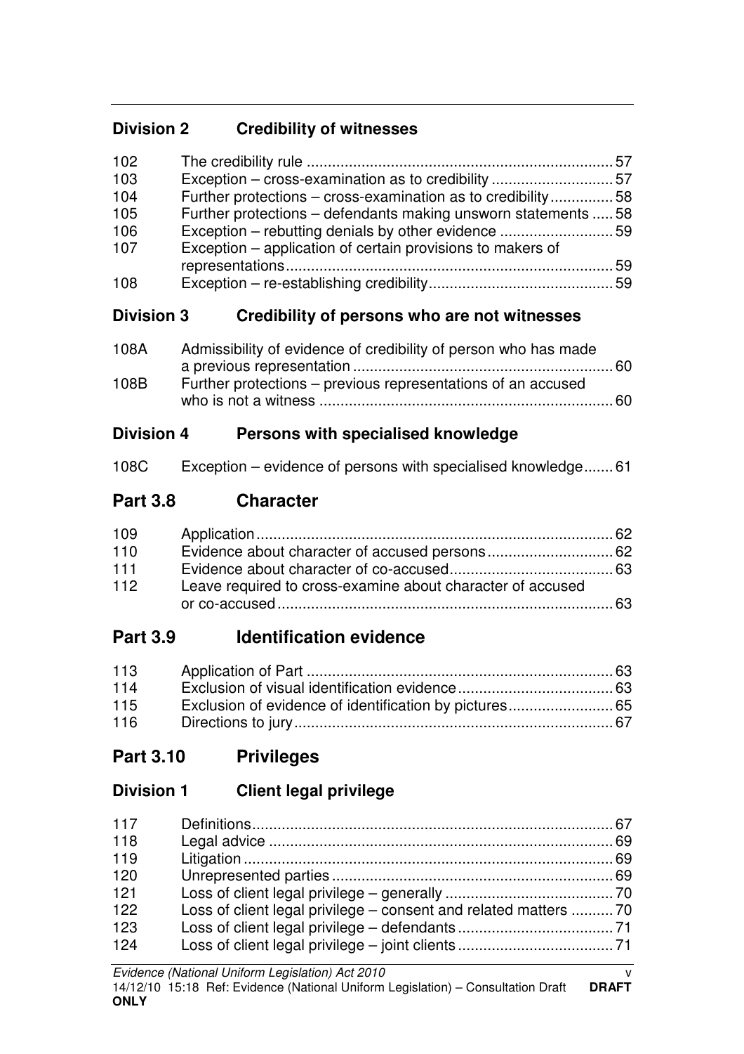## Division 2 Credibility of witnesses

| | | |
|---|---|---|
| 102 | The credibility rule | 57 |
| 103 | Exception – cross-examination as to credibility | 57 |
| 104 | Further protections – cross-examination as to credibility | 58 |
| 105 | Further protections – defendants making unsworn statements | 58 |
| 106 | Exception – rebutting denials by other evidence | 59 |
| 107 | Exception – application of certain provisions to makers of representations | 59 |
| 108 | Exception – re-establishing credibility | 59 |

## Division 3 Credibility of persons who are not witnesses

| | | |
|---|---|---|
| 108A | Admissibility of evidence of credibility of person who has made a previous representation | 60 |
| 108B | Further protections – previous representations of an accused who is not a witness | 60 |

## Division 4 Persons with specialised knowledge

| | | |
|---|---|---|
| 108C | Exception – evidence of persons with specialised knowledge | 61 |

# Part 3.8 Character

| | | |
|---|---|---|
| 109 | Application | 62 |
| 110 | Evidence about character of accused persons | 62 |
| 111 | Evidence about character of co-accused | 63 |
| 112 | Leave required to cross-examine about character of accused or co-accused | 63 |

# Part 3.9 Identification evidence

| | | |
|---|---|---|
| 113 | Application of Part | 63 |
| 114 | Exclusion of visual identification evidence | 63 |
| 115 | Exclusion of evidence of identification by pictures | 65 |
| 116 | Directions to jury | 67 |

# Part 3.10 Privileges

## Division 1 Client legal privilege

| | | |
|---|---|---|
| 117 | Definitions | 67 |
| 118 | Legal advice | 69 |
| 119 | Litigation | 69 |
| 120 | Unrepresented parties | 69 |
| 121 | Loss of client legal privilege – generally | 70 |
| 122 | Loss of client legal privilege – consent and related matters | 70 |
| 123 | Loss of client legal privilege – defendants | 71 |
| 124 | Loss of client legal privilege – joint clients | 71 |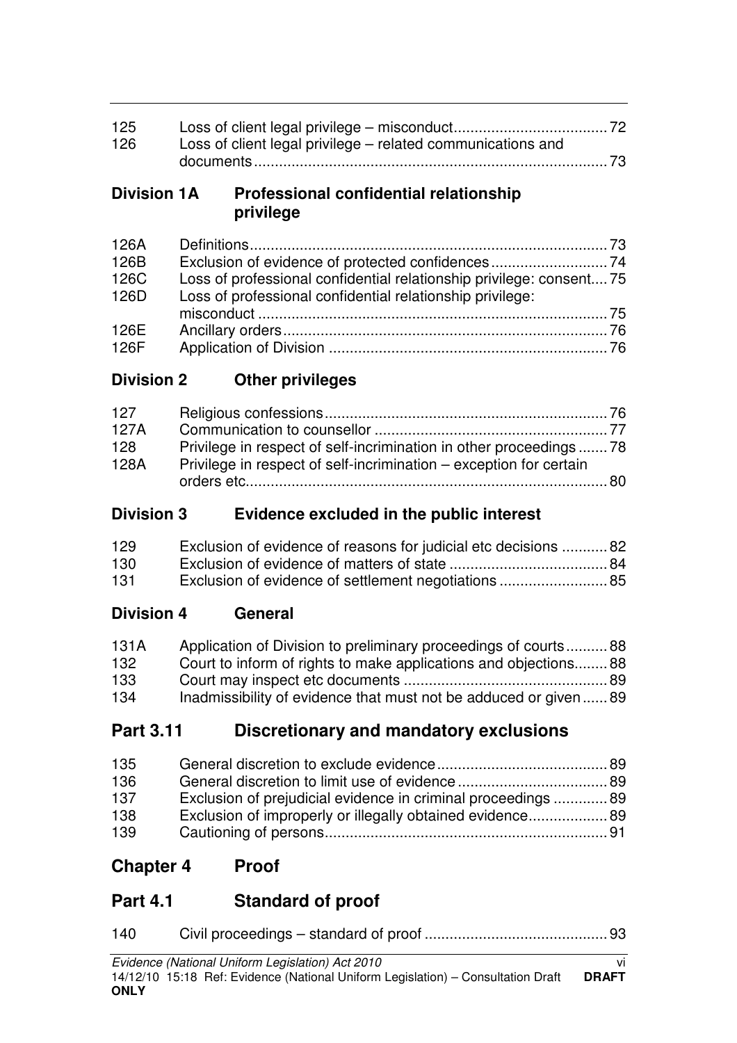| | | |
|---|---|---|
| 125 | Loss of client legal privilege – misconduct | 72 |
| 126 | Loss of client legal privilege – related communications and documents | 73 |

### Division 1A Professional confidential relationship privilege

| | | |
|---|---|---|
| 126A | Definitions | 73 |
| 126B | Exclusion of evidence of protected confidences | 74 |
| 126C | Loss of professional confidential relationship privilege: consent | 75 |
| 126D | Loss of professional confidential relationship privilege: misconduct | 75 |
| 126E | Ancillary orders | 76 |
| 126F | Application of Division | 76 |

### Division 2 Other privileges

| | | |
|---|---|---|
| 127 | Religious confessions | 76 |
| 127A | Communication to counsellor | 77 |
| 128 | Privilege in respect of self-incrimination in other proceedings | 78 |
| 128A | Privilege in respect of self-incrimination – exception for certain orders etc | 80 |

### Division 3 Evidence excluded in the public interest

| | | |
|---|---|---|
| 129 | Exclusion of evidence of reasons for judicial etc decisions | 82 |
| 130 | Exclusion of evidence of matters of state | 84 |
| 131 | Exclusion of evidence of settlement negotiations | 85 |

### Division 4 General

| | | |
|---|---|---|
| 131A | Application of Division to preliminary proceedings of courts | 88 |
| 132 | Court to inform of rights to make applications and objections | 88 |
| 133 | Court may inspect etc documents | 89 |
| 134 | Inadmissibility of evidence that must not be adduced or given | 89 |

## Part 3.11 Discretionary and mandatory exclusions

| | | |
|---|---|---|
| 135 | General discretion to exclude evidence | 89 |
| 136 | General discretion to limit use of evidence | 89 |
| 137 | Exclusion of prejudicial evidence in criminal proceedings | 89 |
| 138 | Exclusion of improperly or illegally obtained evidence | 89 |
| 139 | Cautioning of persons | 91 |

## Chapter 4 Proof

## Part 4.1 Standard of proof

| | | |
|---|---|---|
| 140 | Civil proceedings – standard of proof | 93 |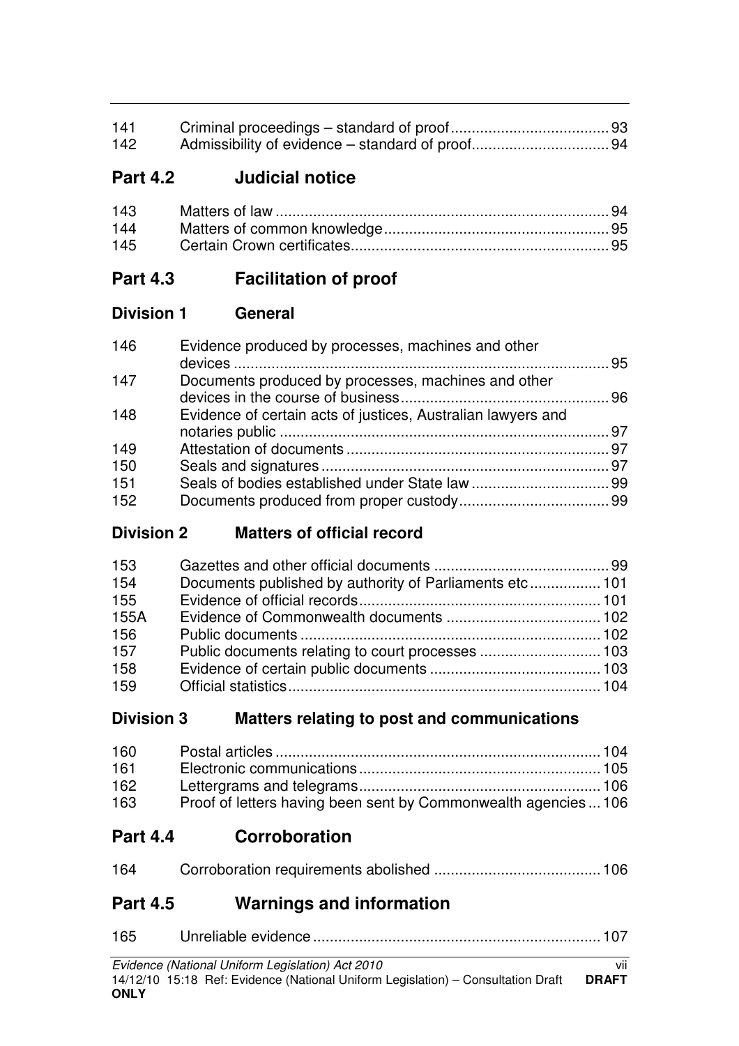| | | |
|---|---|---|
| 141 | Criminal proceedings – standard of proof | 93 |
| 142 | Admissibility of evidence – standard of proof | 94 |

## Part 4.2 Judicial notice

| | | |
|---|---|---|
| 143 | Matters of law | 94 |
| 144 | Matters of common knowledge | 95 |
| 145 | Certain Crown certificates | 95 |

## Part 4.3 Facilitation of proof

### Division 1 General

| | | |
|---|---|---|
| 146 | Evidence produced by processes, machines and other devices | 95 |
| 147 | Documents produced by processes, machines and other devices in the course of business | 96 |
| 148 | Evidence of certain acts of justices, Australian lawyers and notaries public | 97 |
| 149 | Attestation of documents | 97 |
| 150 | Seals and signatures | 97 |
| 151 | Seals of bodies established under State law | 99 |
| 152 | Documents produced from proper custody | 99 |

### Division 2 Matters of official record

| | | |
|---|---|---|
| 153 | Gazettes and other official documents | 99 |
| 154 | Documents published by authority of Parliaments etc | 101 |
| 155 | Evidence of official records | 101 |
| 155A | Evidence of Commonwealth documents | 102 |
| 156 | Public documents | 102 |
| 157 | Public documents relating to court processes | 103 |
| 158 | Evidence of certain public documents | 103 |
| 159 | Official statistics | 104 |

### Division 3 Matters relating to post and communications

| | | |
|---|---|---|
| 160 | Postal articles | 104 |
| 161 | Electronic communications | 105 |
| 162 | Lettergrams and telegrams | 106 |
| 163 | Proof of letters having been sent by Commonwealth agencies | 106 |

## Part 4.4 Corroboration

| | | |
|---|---|---|
| 164 | Corroboration requirements abolished | 106 |

## Part 4.5 Warnings and information

| | | |
|---|---|---|
| 165 | Unreliable evidence | 107 |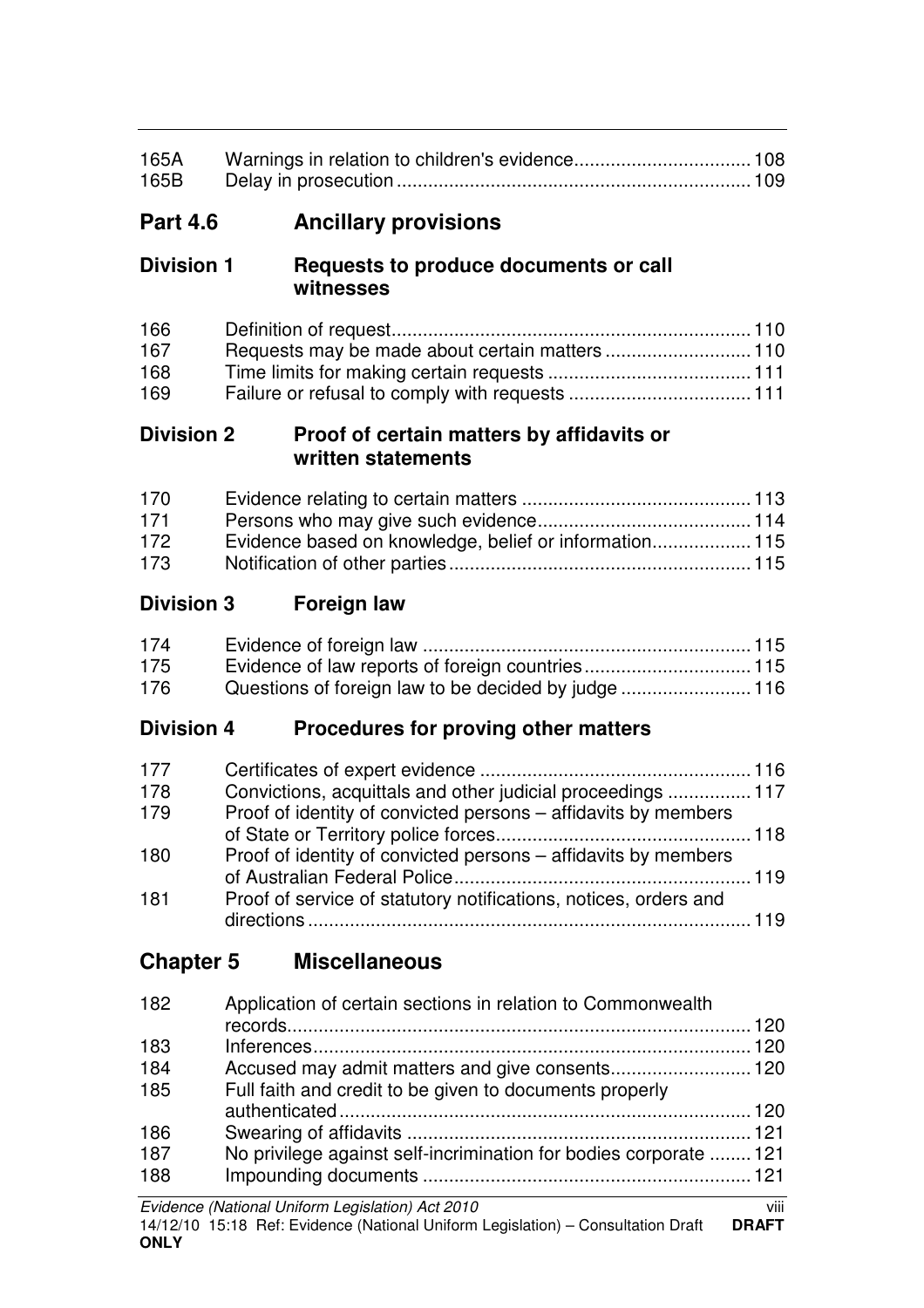| | | |
|---|---|---|
| 165A | Warnings in relation to children's evidence | 108 |
| 165B | Delay in prosecution | 109 |

## Part 4.6 Ancillary provisions

### Division 1 Requests to produce documents or call witnesses

| | | |
|---|---|---|
| 166 | Definition of request | 110 |
| 167 | Requests may be made about certain matters | 110 |
| 168 | Time limits for making certain requests | 111 |
| 169 | Failure or refusal to comply with requests | 111 |

### Division 2 Proof of certain matters by affidavits or written statements

| | | |
|---|---|---|
| 170 | Evidence relating to certain matters | 113 |
| 171 | Persons who may give such evidence | 114 |
| 172 | Evidence based on knowledge, belief or information | 115 |
| 173 | Notification of other parties | 115 |

### Division 3 Foreign law

| | | |
|---|---|---|
| 174 | Evidence of foreign law | 115 |
| 175 | Evidence of law reports of foreign countries | 115 |
| 176 | Questions of foreign law to be decided by judge | 116 |

### Division 4 Procedures for proving other matters

| | | |
|---|---|---|
| 177 | Certificates of expert evidence | 116 |
| 178 | Convictions, acquittals and other judicial proceedings | 117 |
| 179 | Proof of identity of convicted persons – affidavits by members of State or Territory police forces | 118 |
| 180 | Proof of identity of convicted persons – affidavits by members of Australian Federal Police | 119 |
| 181 | Proof of service of statutory notifications, notices, orders and directions | 119 |

## Chapter 5 Miscellaneous

| | | |
|---|---|---|
| 182 | Application of certain sections in relation to Commonwealth records | 120 |
| 183 | Inferences | 120 |
| 184 | Accused may admit matters and give consents | 120 |
| 185 | Full faith and credit to be given to documents properly authenticated | 120 |
| 186 | Swearing of affidavits | 121 |
| 187 | No privilege against self-incrimination for bodies corporate | 121 |
| 188 | Impounding documents | 121 |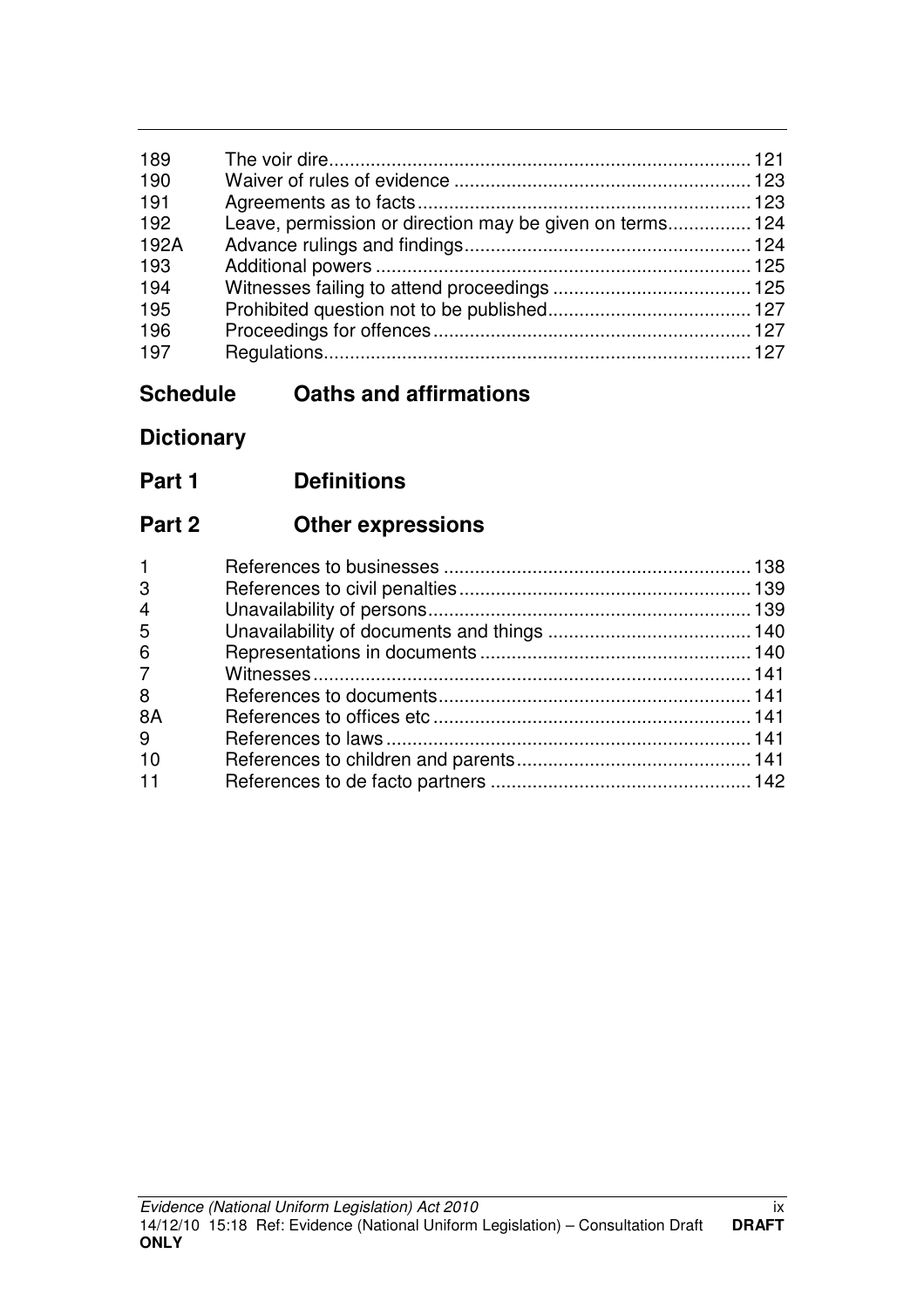| | | |
|---|---|---|
| 189 | The voir dire | 121 |
| 190 | Waiver of rules of evidence | 123 |
| 191 | Agreements as to facts | 123 |
| 192 | Leave, permission or direction may be given on terms | 124 |
| 192A | Advance rulings and findings | 124 |
| 193 | Additional powers | 125 |
| 194 | Witnesses failing to attend proceedings | 125 |
| 195 | Prohibited question not to be published | 127 |
| 196 | Proceedings for offences | 127 |
| 197 | Regulations | 127 |

## Schedule Oaths and affirmations

## Dictionary

## Part 1 Definitions

## Part 2 Other expressions

| | | |
|---|---|---|
| 1 | References to businesses | 138 |
| 3 | References to civil penalties | 139 |
| 4 | Unavailability of persons | 139 |
| 5 | Unavailability of documents and things | 140 |
| 6 | Representations in documents | 140 |
| 7 | Witnesses | 141 |
| 8 | References to documents | 141 |
| 8A | References to offices etc | 141 |
| 9 | References to laws | 141 |
| 10 | References to children and parents | 141 |
| 11 | References to de facto partners | 142 |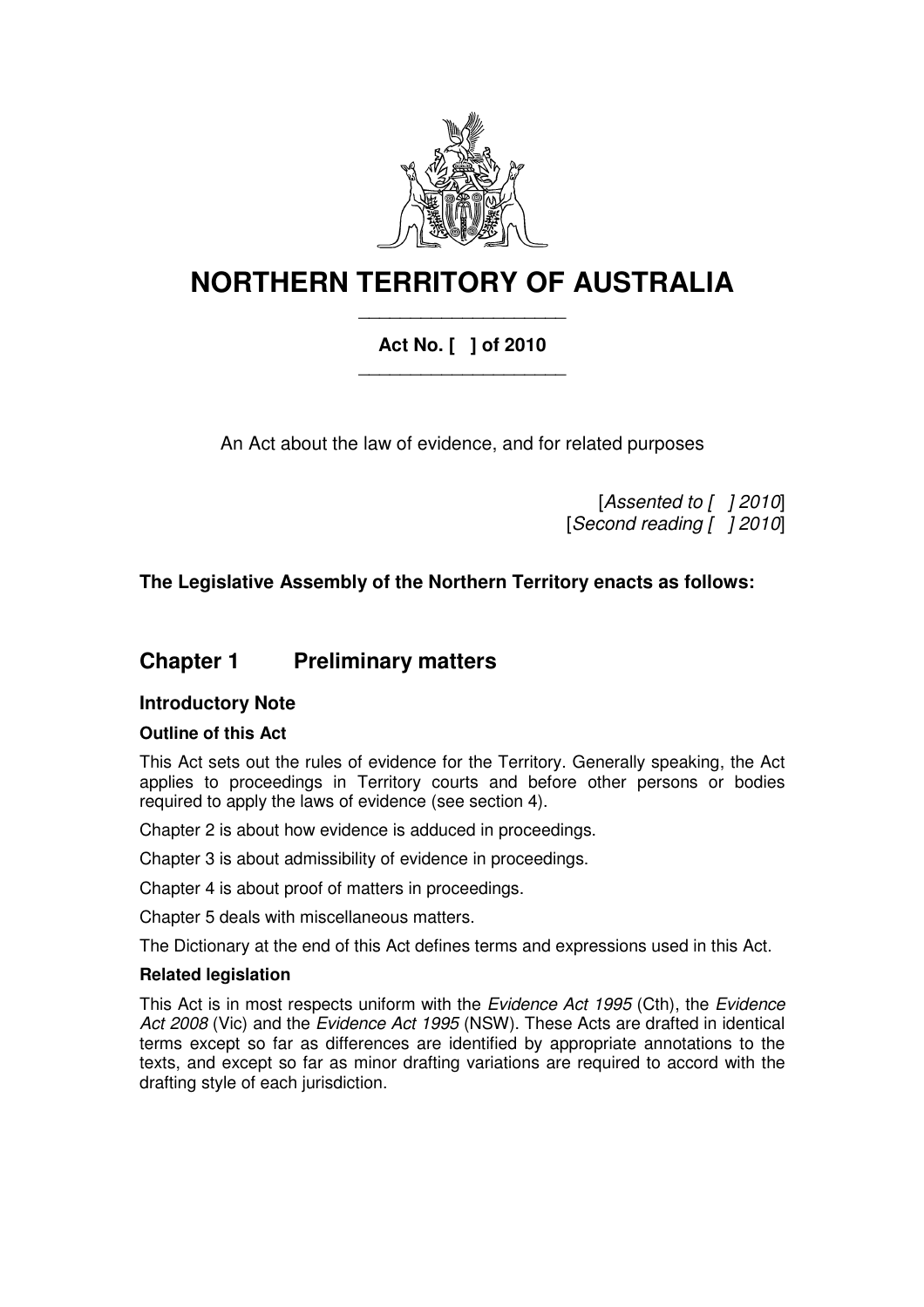# NORTHERN TERRITORY OF AUSTRALIA

**Act No. [ ] of 2010**

An Act about the law of evidence, and for related purposes

[*Assented to [ ] 2010*]
[*Second reading [ ] 2010*]

**The Legislative Assembly of the Northern Territory enacts as follows:**

## Chapter 1 Preliminary matters

### Introductory Note

#### Outline of this Act

This Act sets out the rules of evidence for the Territory. Generally speaking, the Act applies to proceedings in Territory courts and before other persons or bodies required to apply the laws of evidence (see section 4).

Chapter 2 is about how evidence is adduced in proceedings.

Chapter 3 is about admissibility of evidence in proceedings.

Chapter 4 is about proof of matters in proceedings.

Chapter 5 deals with miscellaneous matters.

The Dictionary at the end of this Act defines terms and expressions used in this Act.

#### Related legislation

This Act is in most respects uniform with the *Evidence Act 1995* (Cth), the *Evidence Act 2008* (Vic) and the *Evidence Act 1995* (NSW). These Acts are drafted in identical terms except so far as differences are identified by appropriate annotations to the texts, and except so far as minor drafting variations are required to accord with the drafting style of each jurisdiction.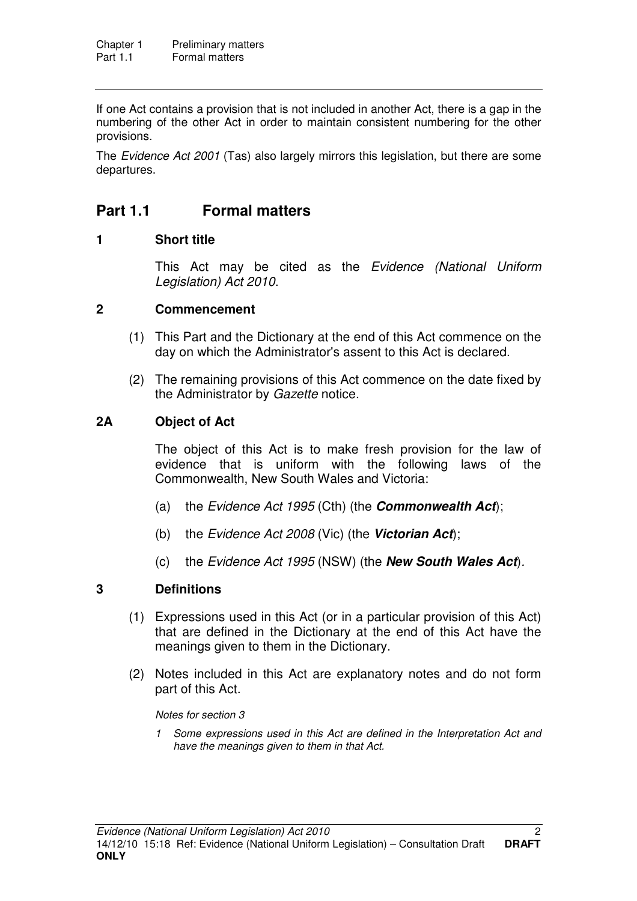If one Act contains a provision that is not included in another Act, there is a gap in the numbering of the other Act in order to maintain consistent numbering for the other provisions.

The *Evidence Act 2001* (Tas) also largely mirrors this legislation, but there are some departures.

## Part 1.1 Formal matters

### 1 Short title

This Act may be cited as the *Evidence (National Uniform Legislation) Act 2010*.

### 2 Commencement

(1) This Part and the Dictionary at the end of this Act commence on the day on which the Administrator's assent to this Act is declared.

(2) The remaining provisions of this Act commence on the date fixed by the Administrator by *Gazette* notice.

### 2A Object of Act

The object of this Act is to make fresh provision for the law of evidence that is uniform with the following laws of the Commonwealth, New South Wales and Victoria:

(a) the *Evidence Act 1995* (Cth) (the ***Commonwealth Act***);

(b) the *Evidence Act 2008* (Vic) (the ***Victorian Act***);

(c) the *Evidence Act 1995* (NSW) (the ***New South Wales Act***).

### 3 Definitions

(1) Expressions used in this Act (or in a particular provision of this Act) that are defined in the Dictionary at the end of this Act have the meanings given to them in the Dictionary.

(2) Notes included in this Act are explanatory notes and do not form part of this Act.

*Notes for section 3*

*1 Some expressions used in this Act are defined in the Interpretation Act and have the meanings given to them in that Act.*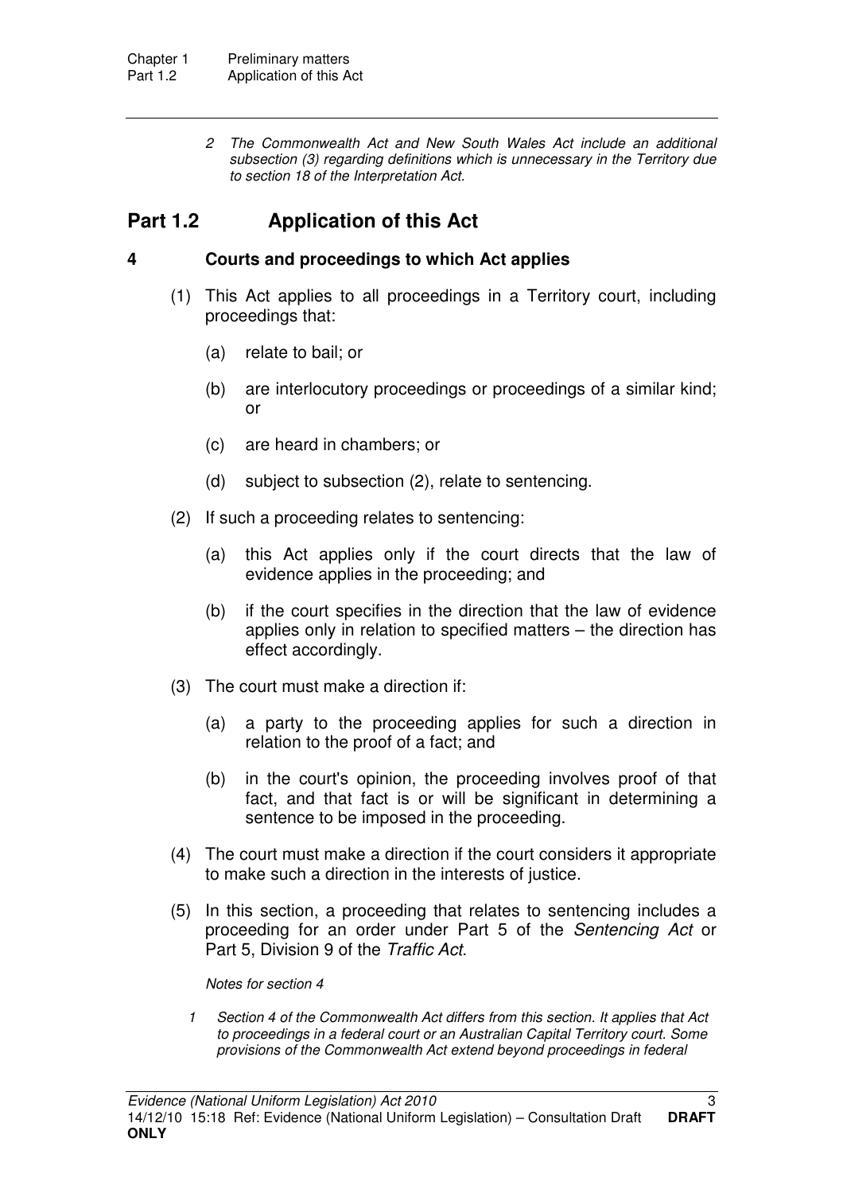*2 The Commonwealth Act and New South Wales Act include an additional subsection (3) regarding definitions which is unnecessary in the Territory due to section 18 of the Interpretation Act.*

## Part 1.2 Application of this Act

### 4 Courts and proceedings to which Act applies

(1) This Act applies to all proceedings in a Territory court, including proceedings that:

(a) relate to bail; or

(b) are interlocutory proceedings or proceedings of a similar kind; or

(c) are heard in chambers; or

(d) subject to subsection (2), relate to sentencing.

(2) If such a proceeding relates to sentencing:

(a) this Act applies only if the court directs that the law of evidence applies in the proceeding; and

(b) if the court specifies in the direction that the law of evidence applies only in relation to specified matters – the direction has effect accordingly.

(3) The court must make a direction if:

(a) a party to the proceeding applies for such a direction in relation to the proof of a fact; and

(b) in the court's opinion, the proceeding involves proof of that fact, and that fact is or will be significant in determining a sentence to be imposed in the proceeding.

(4) The court must make a direction if the court considers it appropriate to make such a direction in the interests of justice.

(5) In this section, a proceeding that relates to sentencing includes a proceeding for an order under Part 5 of the *Sentencing Act* or Part 5, Division 9 of the *Traffic Act*.

*Notes for section 4*

*1 Section 4 of the Commonwealth Act differs from this section. It applies that Act to proceedings in a federal court or an Australian Capital Territory court. Some provisions of the Commonwealth Act extend beyond proceedings in federal*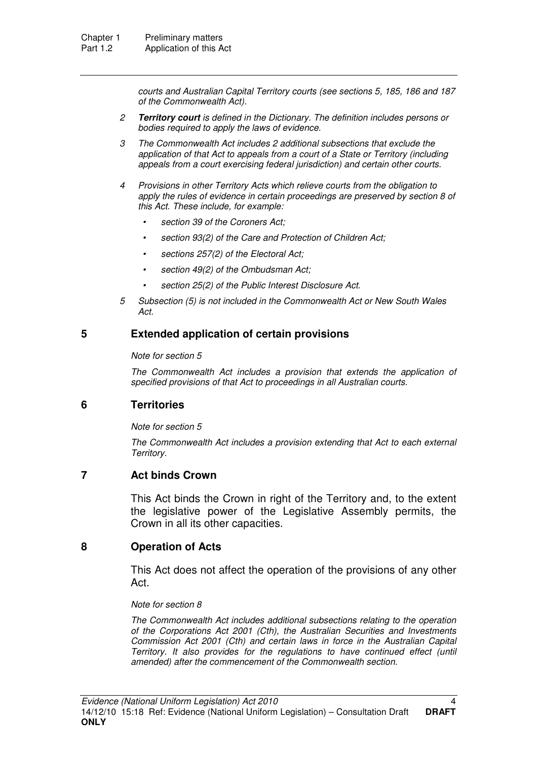*courts and Australian Capital Territory courts (see sections 5, 185, 186 and 187 of the Commonwealth Act).*

2 ***Territory court*** *is defined in the Dictionary. The definition includes persons or bodies required to apply the laws of evidence.*

3 *The Commonwealth Act includes 2 additional subsections that exclude the application of that Act to appeals from a court of a State or Territory (including appeals from a court exercising federal jurisdiction) and certain other courts.*

4 *Provisions in other Territory Acts which relieve courts from the obligation to apply the rules of evidence in certain proceedings are preserved by section 8 of this Act. These include, for example:*

- *section 39 of the Coroners Act;*
- *section 93(2) of the Care and Protection of Children Act;*
- *sections 257(2) of the Electoral Act;*
- *section 49(2) of the Ombudsman Act;*
- *section 25(2) of the Public Interest Disclosure Act.*

5 *Subsection (5) is not included in the Commonwealth Act or New South Wales Act.*

## 5 Extended application of certain provisions

*Note for section 5*

*The Commonwealth Act includes a provision that extends the application of specified provisions of that Act to proceedings in all Australian courts.*

## 6 Territories

*Note for section 5*

*The Commonwealth Act includes a provision extending that Act to each external Territory.*

## 7 Act binds Crown

This Act binds the Crown in right of the Territory and, to the extent the legislative power of the Legislative Assembly permits, the Crown in all its other capacities.

## 8 Operation of Acts

This Act does not affect the operation of the provisions of any other Act.

*Note for section 8*

*The Commonwealth Act includes additional subsections relating to the operation of the Corporations Act 2001 (Cth), the Australian Securities and Investments Commission Act 2001 (Cth) and certain laws in force in the Australian Capital Territory. It also provides for the regulations to have continued effect (until amended) after the commencement of the Commonwealth section.*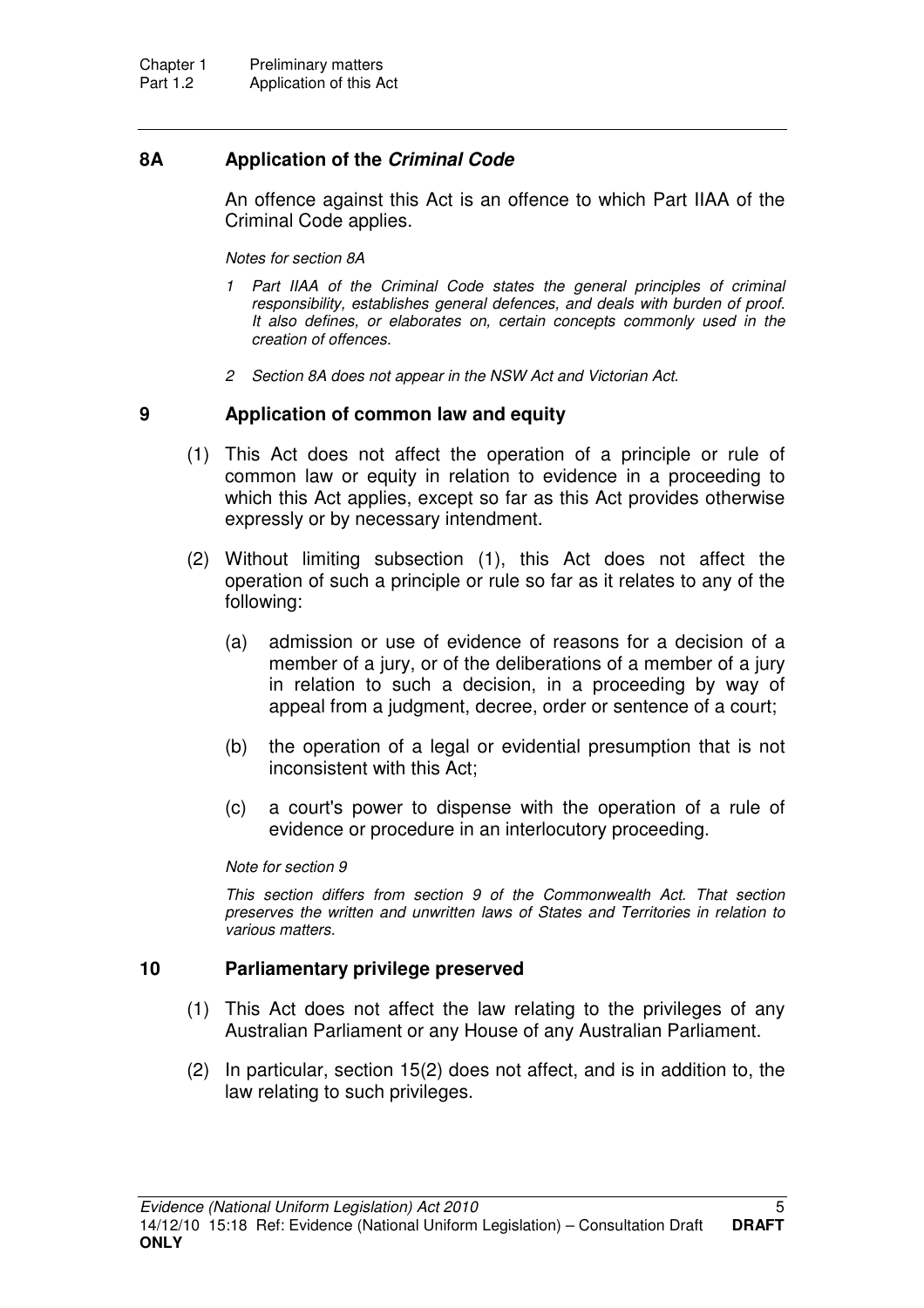## 8A Application of the *Criminal Code*

An offence against this Act is an offence to which Part IIAA of the Criminal Code applies.

*Notes for section 8A*

1. *Part IIAA of the Criminal Code states the general principles of criminal responsibility, establishes general defences, and deals with burden of proof. It also defines, or elaborates on, certain concepts commonly used in the creation of offences.*
2. *Section 8A does not appear in the NSW Act and Victorian Act.*

## 9 Application of common law and equity

(1) This Act does not affect the operation of a principle or rule of common law or equity in relation to evidence in a proceeding to which this Act applies, except so far as this Act provides otherwise expressly or by necessary intendment.

(2) Without limiting subsection (1), this Act does not affect the operation of such a principle or rule so far as it relates to any of the following:

(a) admission or use of evidence of reasons for a decision of a member of a jury, or of the deliberations of a member of a jury in relation to such a decision, in a proceeding by way of appeal from a judgment, decree, order or sentence of a court;

(b) the operation of a legal or evidential presumption that is not inconsistent with this Act;

(c) a court's power to dispense with the operation of a rule of evidence or procedure in an interlocutory proceeding.

*Note for section 9*

*This section differs from section 9 of the Commonwealth Act. That section preserves the written and unwritten laws of States and Territories in relation to various matters.*

## 10 Parliamentary privilege preserved

(1) This Act does not affect the law relating to the privileges of any Australian Parliament or any House of any Australian Parliament.

(2) In particular, section 15(2) does not affect, and is in addition to, the law relating to such privileges.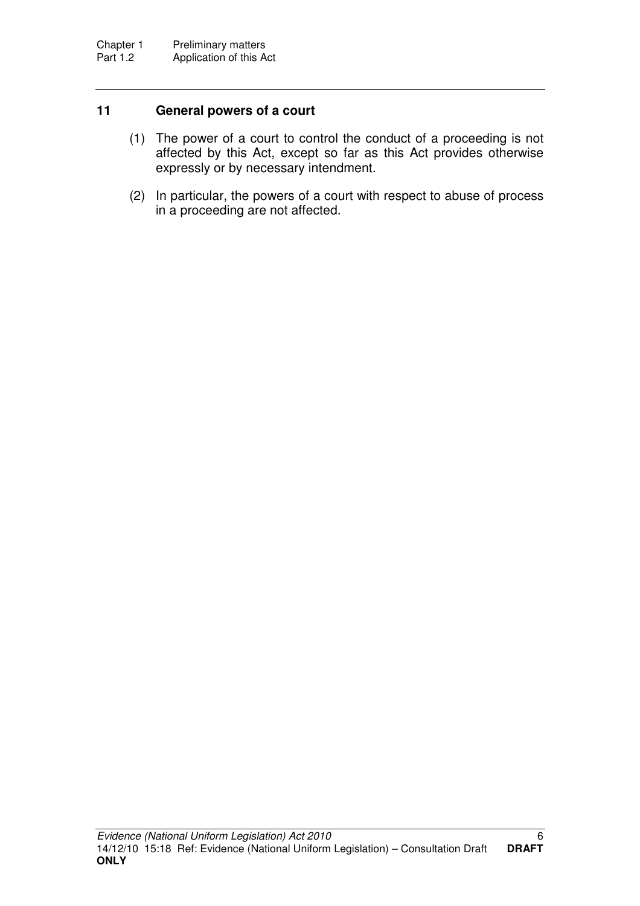### 11 General powers of a court

(1) The power of a court to control the conduct of a proceeding is not affected by this Act, except so far as this Act provides otherwise expressly or by necessary intendment.

(2) In particular, the powers of a court with respect to abuse of process in a proceeding are not affected.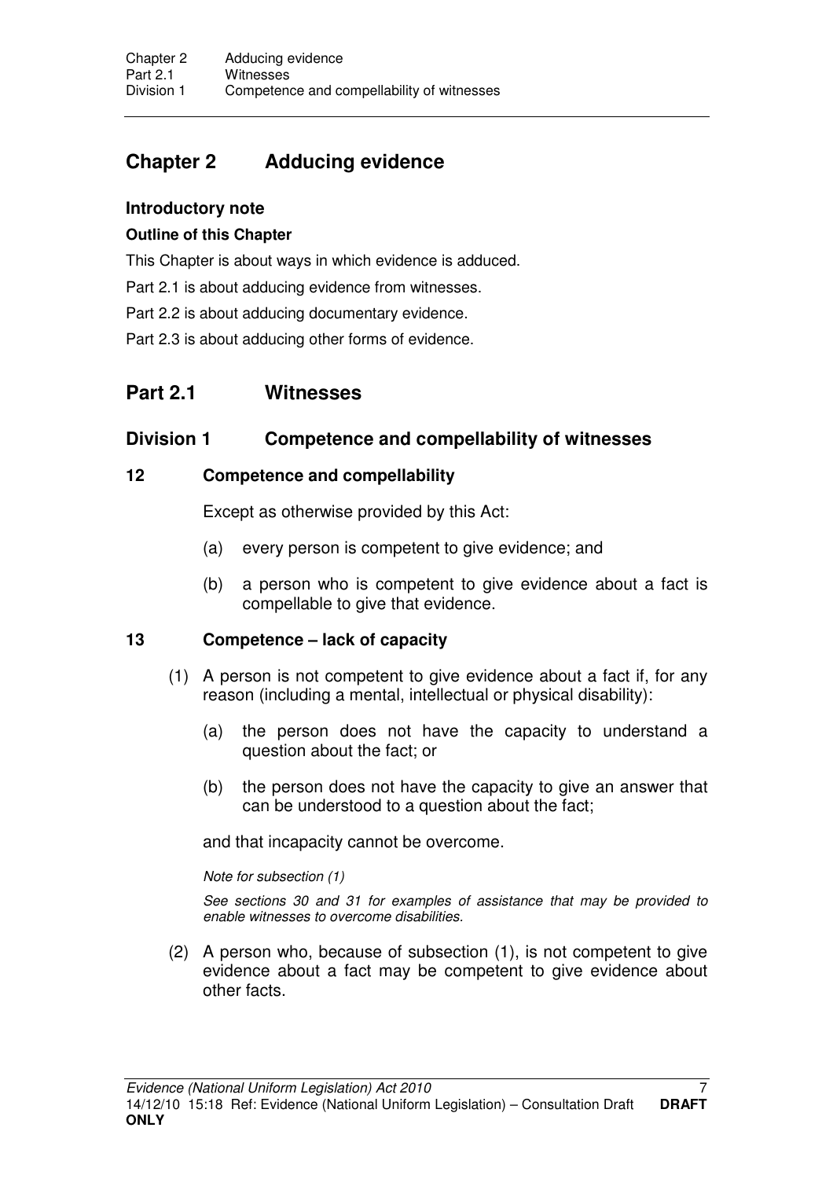# Chapter 2 Adducing evidence

**Introductory note**

**Outline of this Chapter**

This Chapter is about ways in which evidence is adduced.

Part 2.1 is about adducing evidence from witnesses.

Part 2.2 is about adducing documentary evidence.

Part 2.3 is about adducing other forms of evidence.

## Part 2.1 Witnesses

### Division 1 Competence and compellability of witnesses

#### 12 Competence and compellability

Except as otherwise provided by this Act:

(a) every person is competent to give evidence; and

(b) a person who is competent to give evidence about a fact is compellable to give that evidence.

#### 13 Competence – lack of capacity

(1) A person is not competent to give evidence about a fact if, for any reason (including a mental, intellectual or physical disability):

(a) the person does not have the capacity to understand a question about the fact; or

(b) the person does not have the capacity to give an answer that can be understood to a question about the fact;

and that incapacity cannot be overcome.

*Note for subsection (1)*

*See sections 30 and 31 for examples of assistance that may be provided to enable witnesses to overcome disabilities.*

(2) A person who, because of subsection (1), is not competent to give evidence about a fact may be competent to give evidence about other facts.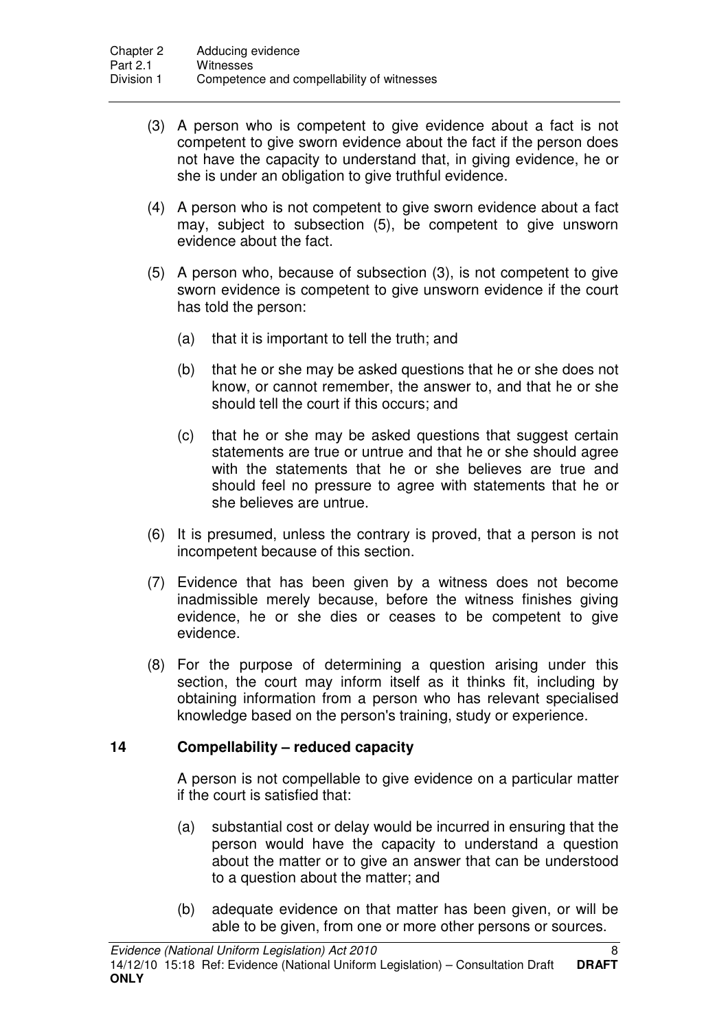(3) A person who is competent to give evidence about a fact is not competent to give sworn evidence about the fact if the person does not have the capacity to understand that, in giving evidence, he or she is under an obligation to give truthful evidence.

(4) A person who is not competent to give sworn evidence about a fact may, subject to subsection (5), be competent to give unsworn evidence about the fact.

(5) A person who, because of subsection (3), is not competent to give sworn evidence is competent to give unsworn evidence if the court has told the person:

- (a) that it is important to tell the truth; and
- (b) that he or she may be asked questions that he or she does not know, or cannot remember, the answer to, and that he or she should tell the court if this occurs; and
- (c) that he or she may be asked questions that suggest certain statements are true or untrue and that he or she should agree with the statements that he or she believes are true and should feel no pressure to agree with statements that he or she believes are untrue.

(6) It is presumed, unless the contrary is proved, that a person is not incompetent because of this section.

(7) Evidence that has been given by a witness does not become inadmissible merely because, before the witness finishes giving evidence, he or she dies or ceases to be competent to give evidence.

(8) For the purpose of determining a question arising under this section, the court may inform itself as it thinks fit, including by obtaining information from a person who has relevant specialised knowledge based on the person's training, study or experience.

### 14 Compellability – reduced capacity

A person is not compellable to give evidence on a particular matter if the court is satisfied that:

- (a) substantial cost or delay would be incurred in ensuring that the person would have the capacity to understand a question about the matter or to give an answer that can be understood to a question about the matter; and
- (b) adequate evidence on that matter has been given, or will be able to be given, from one or more other persons or sources.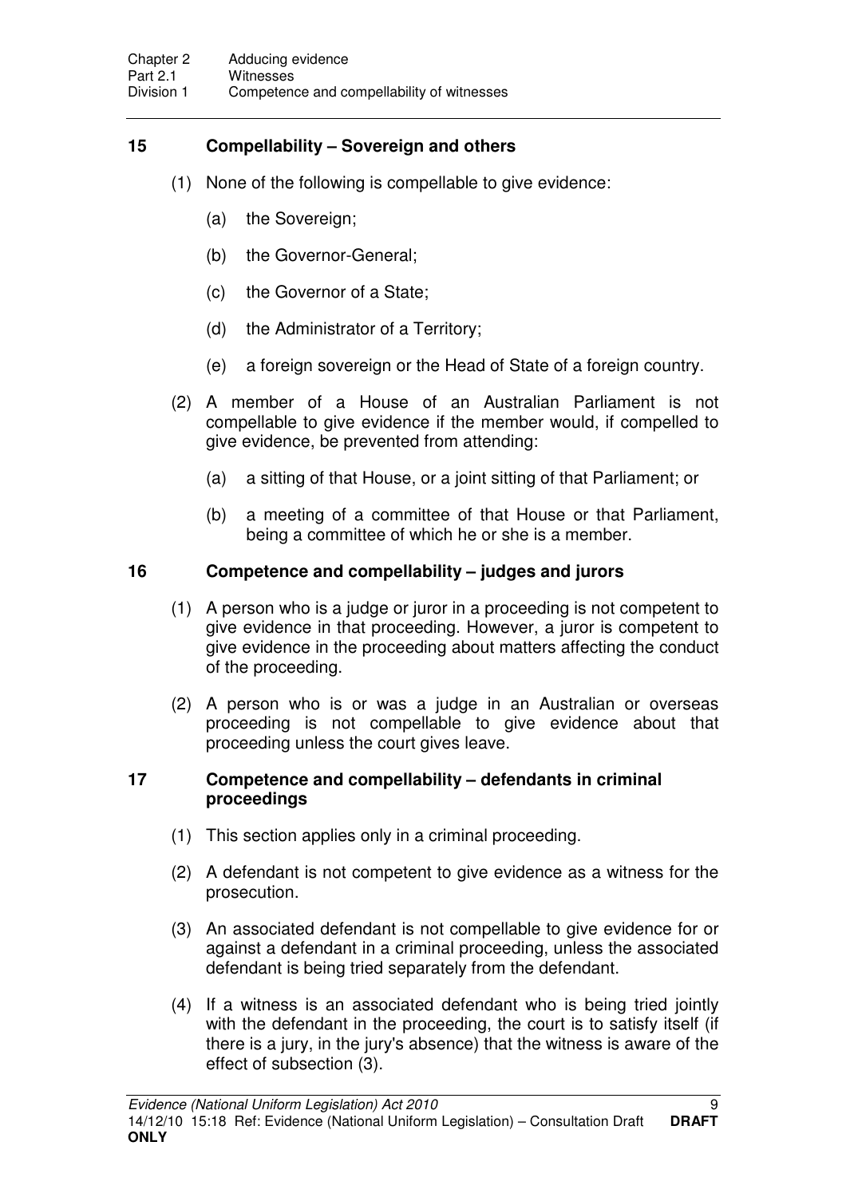## 15 Compellability – Sovereign and others

(1) None of the following is compellable to give evidence:

(a) the Sovereign;

(b) the Governor-General;

(c) the Governor of a State;

(d) the Administrator of a Territory;

(e) a foreign sovereign or the Head of State of a foreign country.

(2) A member of a House of an Australian Parliament is not compellable to give evidence if the member would, if compelled to give evidence, be prevented from attending:

(a) a sitting of that House, or a joint sitting of that Parliament; or

(b) a meeting of a committee of that House or that Parliament, being a committee of which he or she is a member.

## 16 Competence and compellability – judges and jurors

(1) A person who is a judge or juror in a proceeding is not competent to give evidence in that proceeding. However, a juror is competent to give evidence in the proceeding about matters affecting the conduct of the proceeding.

(2) A person who is or was a judge in an Australian or overseas proceeding is not compellable to give evidence about that proceeding unless the court gives leave.

## 17 Competence and compellability – defendants in criminal proceedings

(1) This section applies only in a criminal proceeding.

(2) A defendant is not competent to give evidence as a witness for the prosecution.

(3) An associated defendant is not compellable to give evidence for or against a defendant in a criminal proceeding, unless the associated defendant is being tried separately from the defendant.

(4) If a witness is an associated defendant who is being tried jointly with the defendant in the proceeding, the court is to satisfy itself (if there is a jury, in the jury's absence) that the witness is aware of the effect of subsection (3).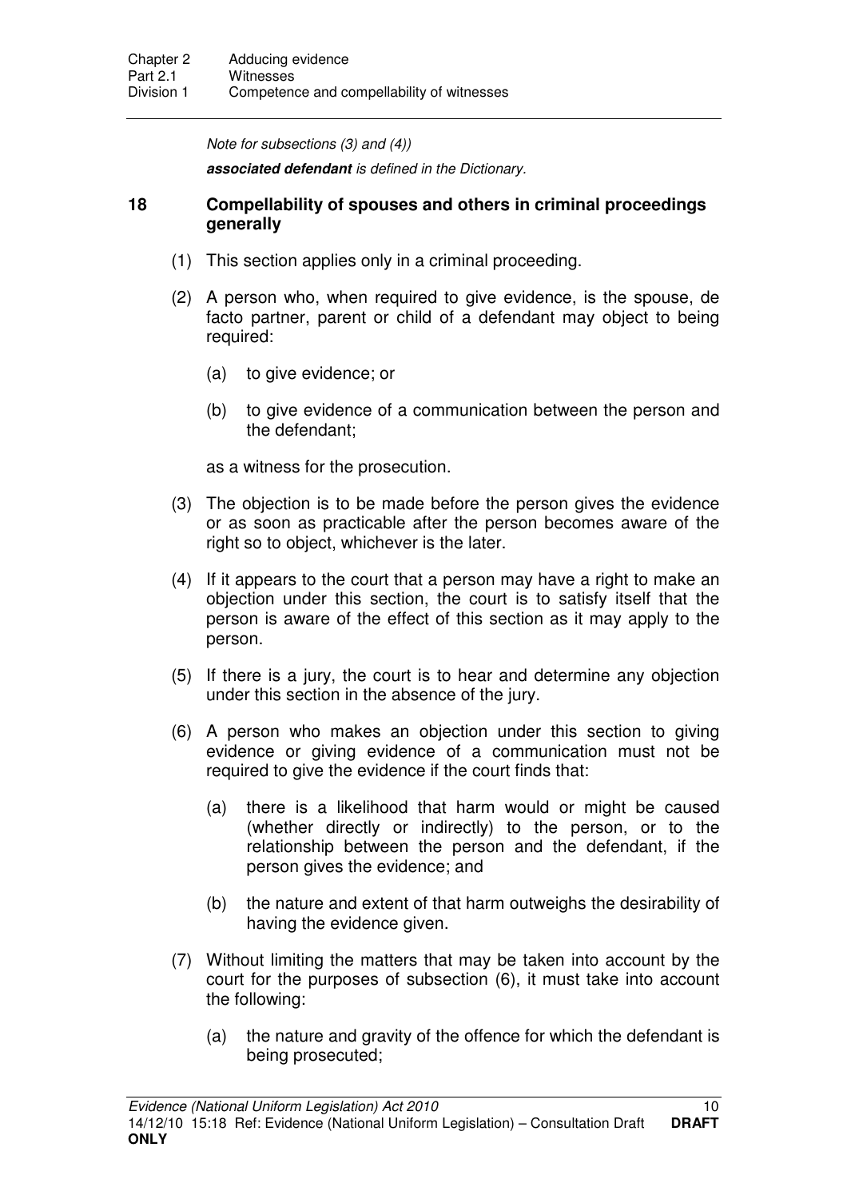*Note for subsections (3) and (4))*

***associated defendant** is defined in the Dictionary.*

### 18 Compellability of spouses and others in criminal proceedings generally

(1) This section applies only in a criminal proceeding.

(2) A person who, when required to give evidence, is the spouse, de facto partner, parent or child of a defendant may object to being required:

   (a) to give evidence; or

   (b) to give evidence of a communication between the person and the defendant;

as a witness for the prosecution.

(3) The objection is to be made before the person gives the evidence or as soon as practicable after the person becomes aware of the right so to object, whichever is the later.

(4) If it appears to the court that a person may have a right to make an objection under this section, the court is to satisfy itself that the person is aware of the effect of this section as it may apply to the person.

(5) If there is a jury, the court is to hear and determine any objection under this section in the absence of the jury.

(6) A person who makes an objection under this section to giving evidence or giving evidence of a communication must not be required to give the evidence if the court finds that:

   (a) there is a likelihood that harm would or might be caused (whether directly or indirectly) to the person, or to the relationship between the person and the defendant, if the person gives the evidence; and

   (b) the nature and extent of that harm outweighs the desirability of having the evidence given.

(7) Without limiting the matters that may be taken into account by the court for the purposes of subsection (6), it must take into account the following:

   (a) the nature and gravity of the offence for which the defendant is being prosecuted;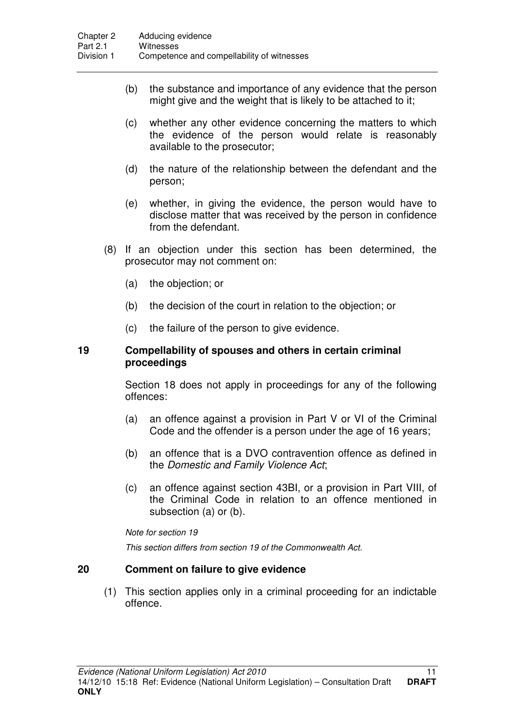(b) the substance and importance of any evidence that the person might give and the weight that is likely to be attached to it;

(c) whether any other evidence concerning the matters to which the evidence of the person would relate is reasonably available to the prosecutor;

(d) the nature of the relationship between the defendant and the person;

(e) whether, in giving the evidence, the person would have to disclose matter that was received by the person in confidence from the defendant.

(8) If an objection under this section has been determined, the prosecutor may not comment on:

(a) the objection; or

(b) the decision of the court in relation to the objection; or

(c) the failure of the person to give evidence.

### 19 Compellability of spouses and others in certain criminal proceedings

Section 18 does not apply in proceedings for any of the following offences:

(a) an offence against a provision in Part V or VI of the Criminal Code and the offender is a person under the age of 16 years;

(b) an offence that is a DVO contravention offence as defined in the *Domestic and Family Violence Act*;

(c) an offence against section 43BI, or a provision in Part VIII, of the Criminal Code in relation to an offence mentioned in subsection (a) or (b).

*Note for section 19*

*This section differs from section 19 of the Commonwealth Act.*

### 20 Comment on failure to give evidence

(1) This section applies only in a criminal proceeding for an indictable offence.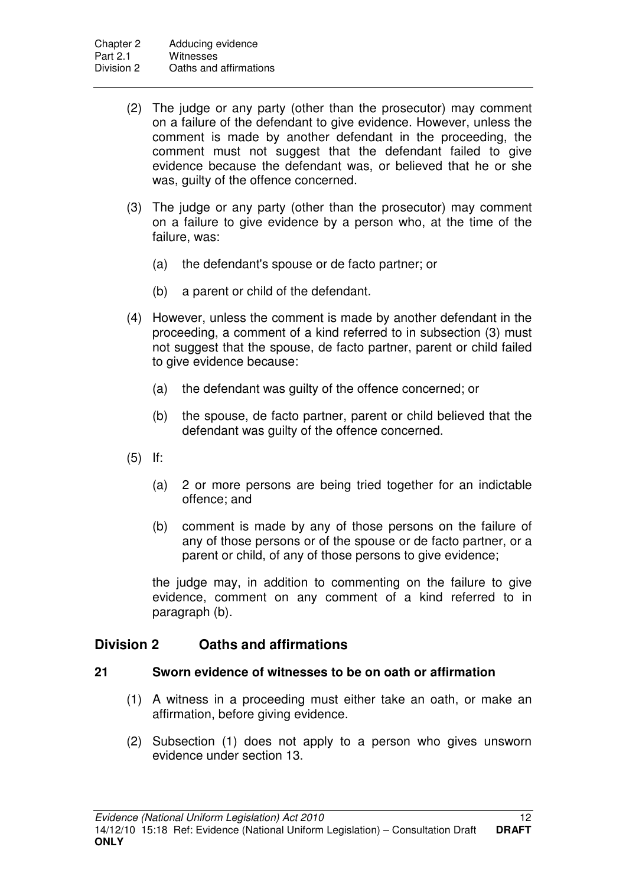(2) The judge or any party (other than the prosecutor) may comment on a failure of the defendant to give evidence. However, unless the comment is made by another defendant in the proceeding, the comment must not suggest that the defendant failed to give evidence because the defendant was, or believed that he or she was, guilty of the offence concerned.

(3) The judge or any party (other than the prosecutor) may comment on a failure to give evidence by a person who, at the time of the failure, was:

(a) the defendant's spouse or de facto partner; or

(b) a parent or child of the defendant.

(4) However, unless the comment is made by another defendant in the proceeding, a comment of a kind referred to in subsection (3) must not suggest that the spouse, de facto partner, parent or child failed to give evidence because:

(a) the defendant was guilty of the offence concerned; or

(b) the spouse, de facto partner, parent or child believed that the defendant was guilty of the offence concerned.

(5) If:

(a) 2 or more persons are being tried together for an indictable offence; and

(b) comment is made by any of those persons on the failure of any of those persons or of the spouse or de facto partner, or a parent or child, of any of those persons to give evidence;

the judge may, in addition to commenting on the failure to give evidence, comment on any comment of a kind referred to in paragraph (b).

## Division 2 Oaths and affirmations

### 21 Sworn evidence of witnesses to be on oath or affirmation

(1) A witness in a proceeding must either take an oath, or make an affirmation, before giving evidence.

(2) Subsection (1) does not apply to a person who gives unsworn evidence under section 13.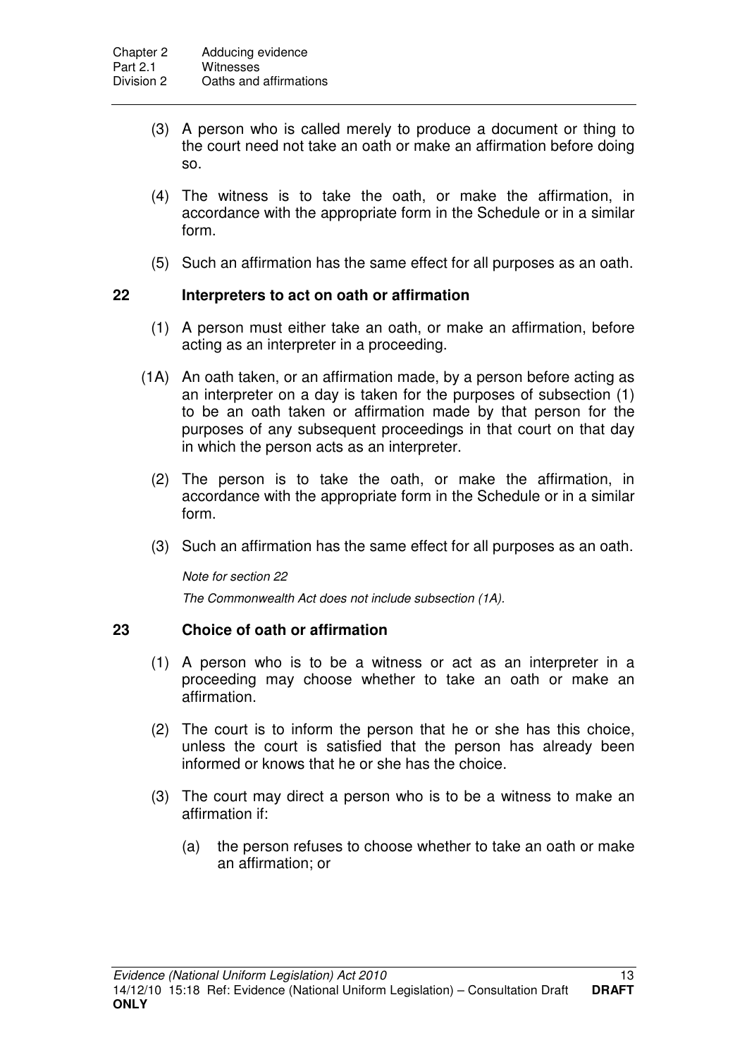(3) A person who is called merely to produce a document or thing to the court need not take an oath or make an affirmation before doing so.

(4) The witness is to take the oath, or make the affirmation, in accordance with the appropriate form in the Schedule or in a similar form.

(5) Such an affirmation has the same effect for all purposes as an oath.

## 22 Interpreters to act on oath or affirmation

(1) A person must either take an oath, or make an affirmation, before acting as an interpreter in a proceeding.

(1A) An oath taken, or an affirmation made, by a person before acting as an interpreter on a day is taken for the purposes of subsection (1) to be an oath taken or affirmation made by that person for the purposes of any subsequent proceedings in that court on that day in which the person acts as an interpreter.

(2) The person is to take the oath, or make the affirmation, in accordance with the appropriate form in the Schedule or in a similar form.

(3) Such an affirmation has the same effect for all purposes as an oath.

*Note for section 22*

*The Commonwealth Act does not include subsection (1A).*

## 23 Choice of oath or affirmation

(1) A person who is to be a witness or act as an interpreter in a proceeding may choose whether to take an oath or make an affirmation.

(2) The court is to inform the person that he or she has this choice, unless the court is satisfied that the person has already been informed or knows that he or she has the choice.

(3) The court may direct a person who is to be a witness to make an affirmation if:

(a) the person refuses to choose whether to take an oath or make an affirmation; or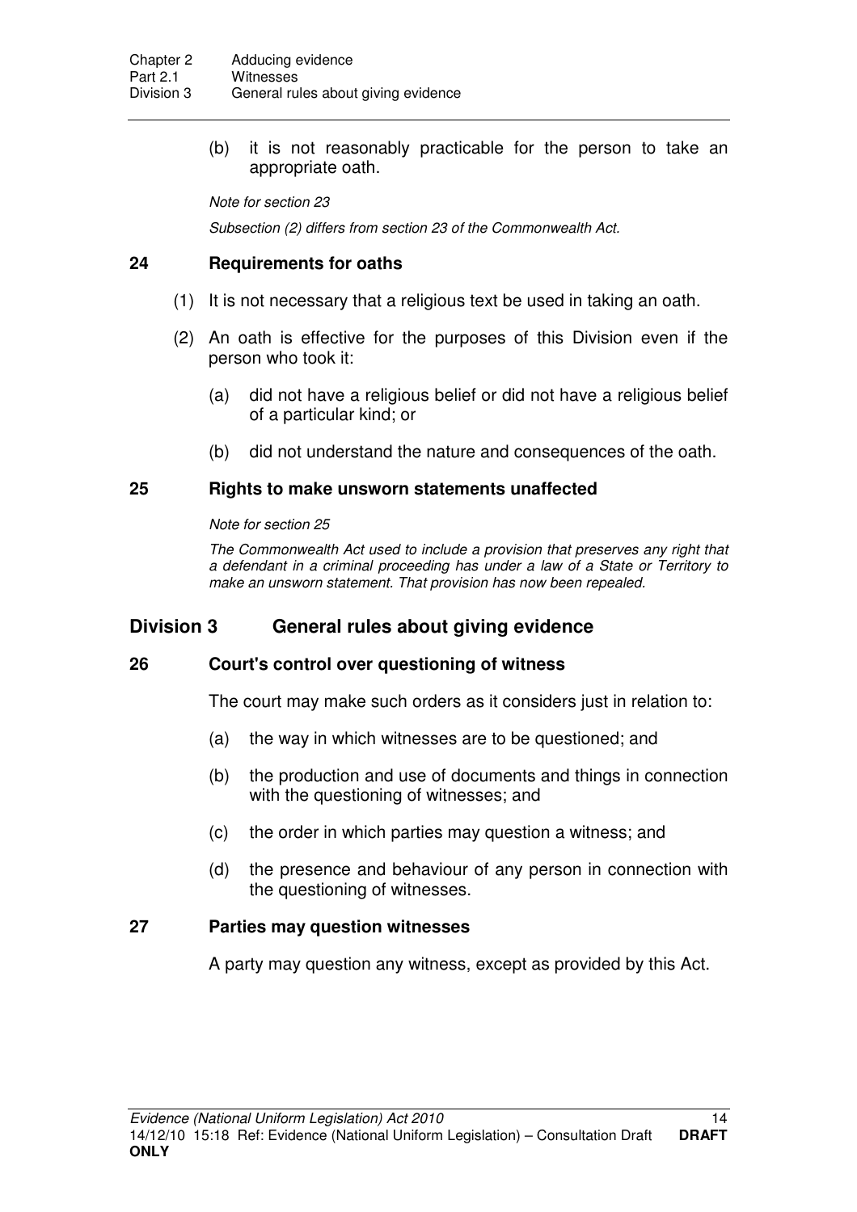(b) it is not reasonably practicable for the person to take an appropriate oath.

*Note for section 23*

*Subsection (2) differs from section 23 of the Commonwealth Act.*

### 24 Requirements for oaths

(1) It is not necessary that a religious text be used in taking an oath.

(2) An oath is effective for the purposes of this Division even if the person who took it:

(a) did not have a religious belief or did not have a religious belief of a particular kind; or

(b) did not understand the nature and consequences of the oath.

### 25 Rights to make unsworn statements unaffected

*Note for section 25*

*The Commonwealth Act used to include a provision that preserves any right that a defendant in a criminal proceeding has under a law of a State or Territory to make an unsworn statement. That provision has now been repealed.*

## Division 3 General rules about giving evidence

### 26 Court's control over questioning of witness

The court may make such orders as it considers just in relation to:

(a) the way in which witnesses are to be questioned; and

(b) the production and use of documents and things in connection with the questioning of witnesses; and

(c) the order in which parties may question a witness; and

(d) the presence and behaviour of any person in connection with the questioning of witnesses.

### 27 Parties may question witnesses

A party may question any witness, except as provided by this Act.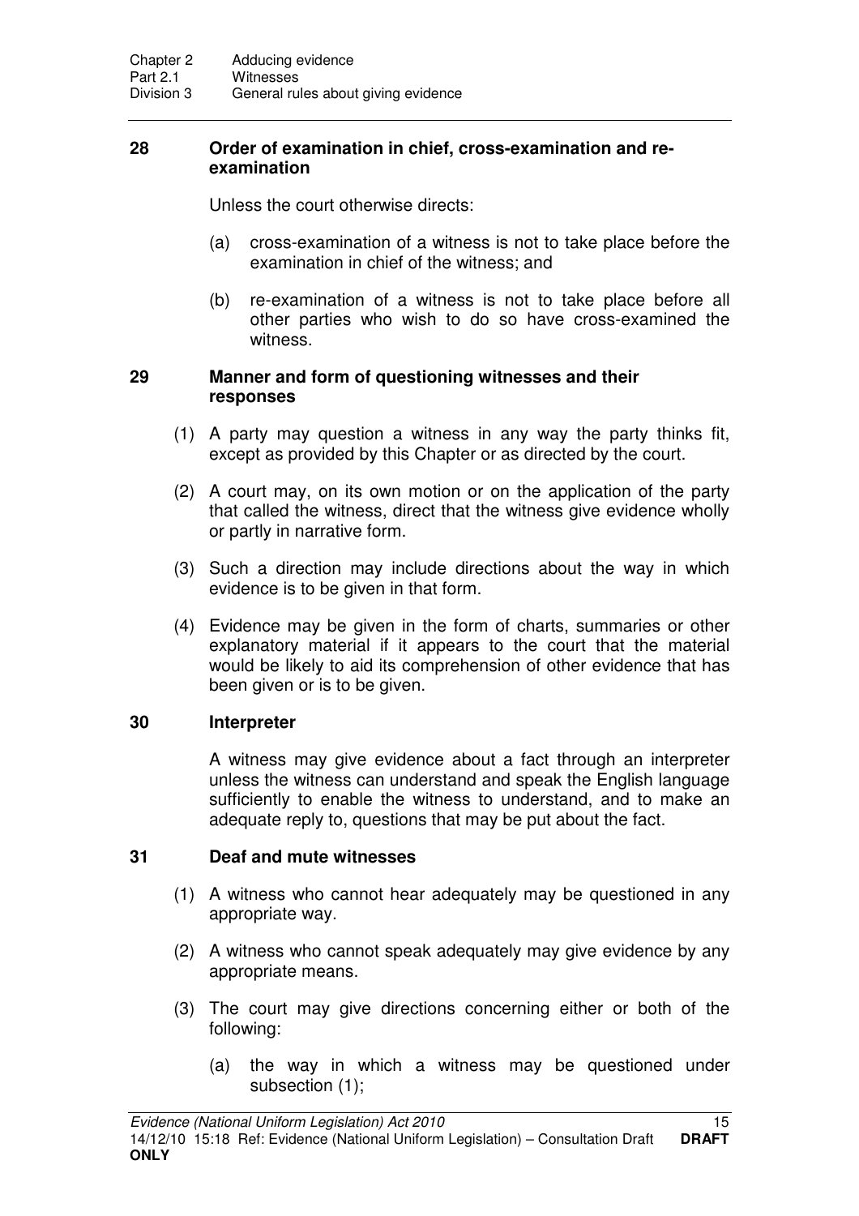### 28 Order of examination in chief, cross-examination and re-examination

Unless the court otherwise directs:

(a) cross-examination of a witness is not to take place before the examination in chief of the witness; and

(b) re-examination of a witness is not to take place before all other parties who wish to do so have cross-examined the witness.

### 29 Manner and form of questioning witnesses and their responses

(1) A party may question a witness in any way the party thinks fit, except as provided by this Chapter or as directed by the court.

(2) A court may, on its own motion or on the application of the party that called the witness, direct that the witness give evidence wholly or partly in narrative form.

(3) Such a direction may include directions about the way in which evidence is to be given in that form.

(4) Evidence may be given in the form of charts, summaries or other explanatory material if it appears to the court that the material would be likely to aid its comprehension of other evidence that has been given or is to be given.

### 30 Interpreter

A witness may give evidence about a fact through an interpreter unless the witness can understand and speak the English language sufficiently to enable the witness to understand, and to make an adequate reply to, questions that may be put about the fact.

### 31 Deaf and mute witnesses

(1) A witness who cannot hear adequately may be questioned in any appropriate way.

(2) A witness who cannot speak adequately may give evidence by any appropriate means.

(3) The court may give directions concerning either or both of the following:

(a) the way in which a witness may be questioned under subsection (1);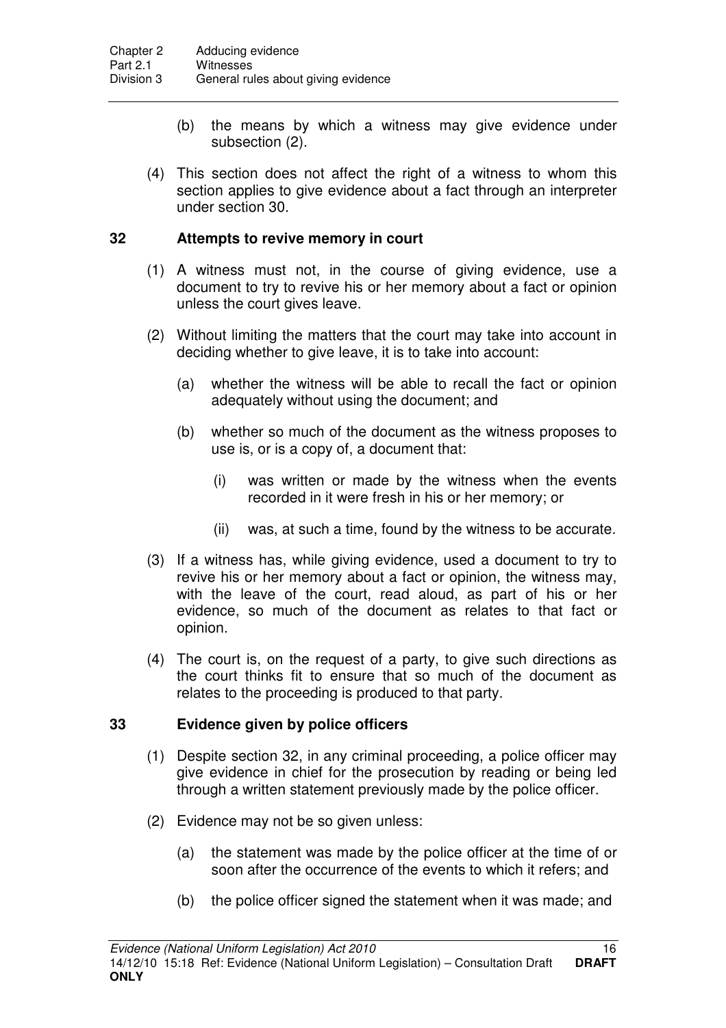(b) the means by which a witness may give evidence under subsection (2).

(4) This section does not affect the right of a witness to whom this section applies to give evidence about a fact through an interpreter under section 30.

## 32 Attempts to revive memory in court

(1) A witness must not, in the course of giving evidence, use a document to try to revive his or her memory about a fact or opinion unless the court gives leave.

(2) Without limiting the matters that the court may take into account in deciding whether to give leave, it is to take into account:

(a) whether the witness will be able to recall the fact or opinion adequately without using the document; and

(b) whether so much of the document as the witness proposes to use is, or is a copy of, a document that:

(i) was written or made by the witness when the events recorded in it were fresh in his or her memory; or

(ii) was, at such a time, found by the witness to be accurate.

(3) If a witness has, while giving evidence, used a document to try to revive his or her memory about a fact or opinion, the witness may, with the leave of the court, read aloud, as part of his or her evidence, so much of the document as relates to that fact or opinion.

(4) The court is, on the request of a party, to give such directions as the court thinks fit to ensure that so much of the document as relates to the proceeding is produced to that party.

## 33 Evidence given by police officers

(1) Despite section 32, in any criminal proceeding, a police officer may give evidence in chief for the prosecution by reading or being led through a written statement previously made by the police officer.

(2) Evidence may not be so given unless:

(a) the statement was made by the police officer at the time of or soon after the occurrence of the events to which it refers; and

(b) the police officer signed the statement when it was made; and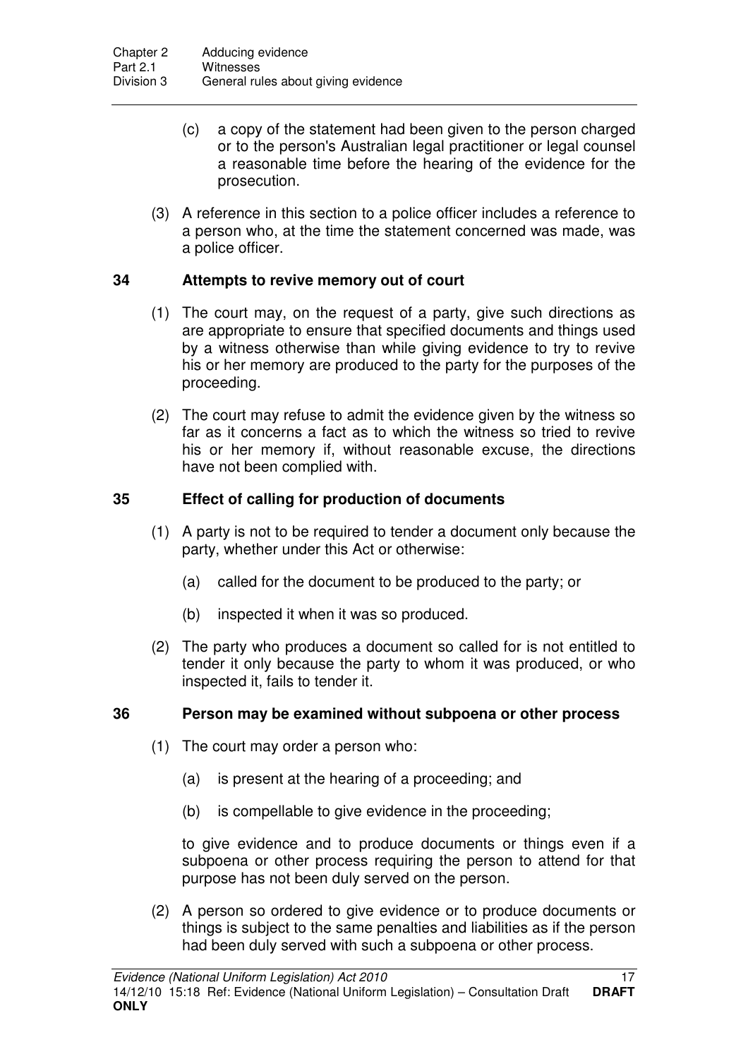(c) a copy of the statement had been given to the person charged or to the person's Australian legal practitioner or legal counsel a reasonable time before the hearing of the evidence for the prosecution.

(3) A reference in this section to a police officer includes a reference to a person who, at the time the statement concerned was made, was a police officer.

### 34 Attempts to revive memory out of court

(1) The court may, on the request of a party, give such directions as are appropriate to ensure that specified documents and things used by a witness otherwise than while giving evidence to try to revive his or her memory are produced to the party for the purposes of the proceeding.

(2) The court may refuse to admit the evidence given by the witness so far as it concerns a fact as to which the witness so tried to revive his or her memory if, without reasonable excuse, the directions have not been complied with.

### 35 Effect of calling for production of documents

(1) A party is not to be required to tender a document only because the party, whether under this Act or otherwise:

(a) called for the document to be produced to the party; or

(b) inspected it when it was so produced.

(2) The party who produces a document so called for is not entitled to tender it only because the party to whom it was produced, or who inspected it, fails to tender it.

### 36 Person may be examined without subpoena or other process

(1) The court may order a person who:

(a) is present at the hearing of a proceeding; and

(b) is compellable to give evidence in the proceeding;

to give evidence and to produce documents or things even if a subpoena or other process requiring the person to attend for that purpose has not been duly served on the person.

(2) A person so ordered to give evidence or to produce documents or things is subject to the same penalties and liabilities as if the person had been duly served with such a subpoena or other process.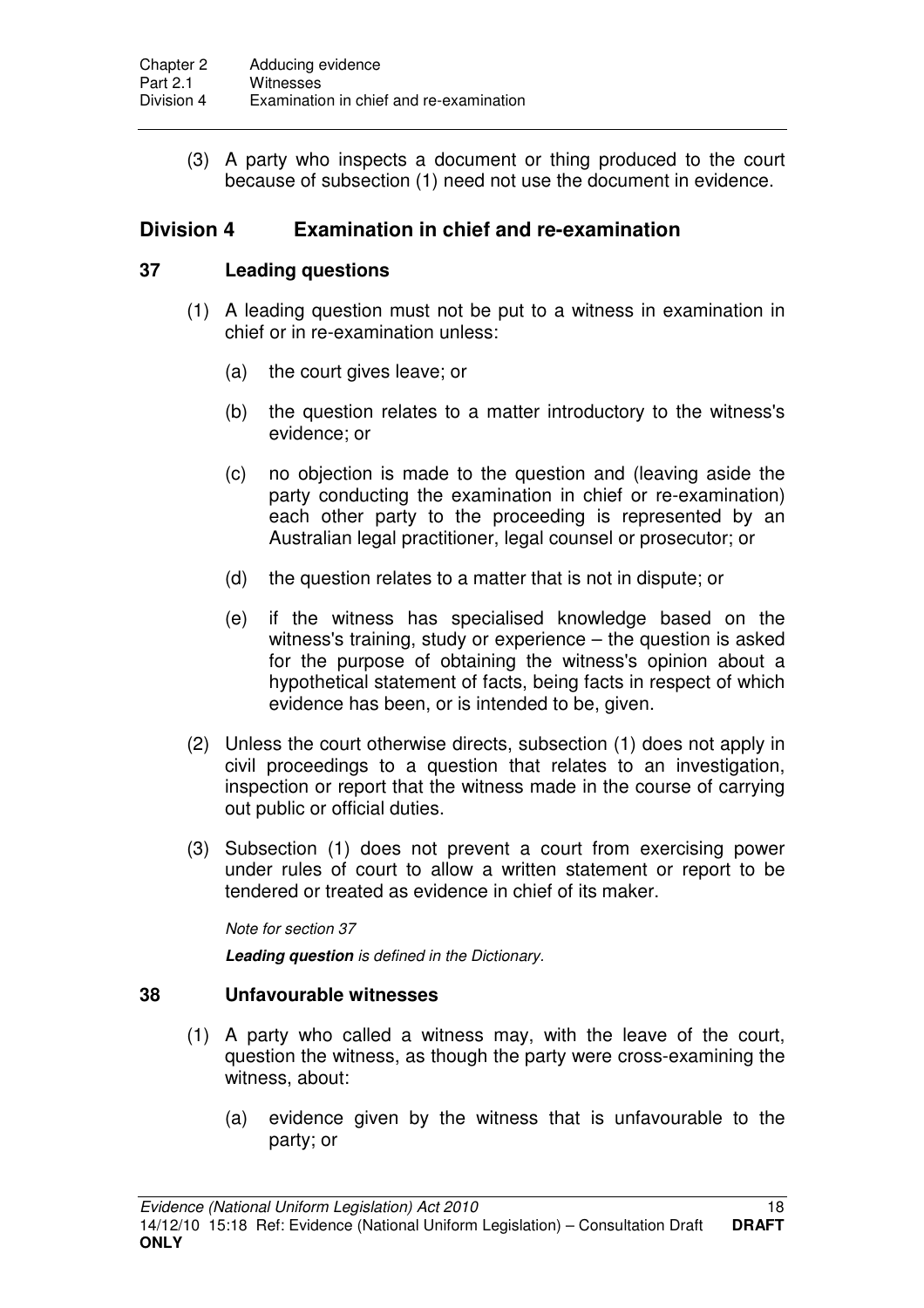(3) A party who inspects a document or thing produced to the court because of subsection (1) need not use the document in evidence.

## Division 4 Examination in chief and re-examination

### 37 Leading questions

(1) A leading question must not be put to a witness in examination in chief or in re-examination unless:

(a) the court gives leave; or

(b) the question relates to a matter introductory to the witness's evidence; or

(c) no objection is made to the question and (leaving aside the party conducting the examination in chief or re-examination) each other party to the proceeding is represented by an Australian legal practitioner, legal counsel or prosecutor; or

(d) the question relates to a matter that is not in dispute; or

(e) if the witness has specialised knowledge based on the witness's training, study or experience – the question is asked for the purpose of obtaining the witness's opinion about a hypothetical statement of facts, being facts in respect of which evidence has been, or is intended to be, given.

(2) Unless the court otherwise directs, subsection (1) does not apply in civil proceedings to a question that relates to an investigation, inspection or report that the witness made in the course of carrying out public or official duties.

(3) Subsection (1) does not prevent a court from exercising power under rules of court to allow a written statement or report to be tendered or treated as evidence in chief of its maker.

*Note for section 37*

***Leading question*** *is defined in the Dictionary.*

### 38 Unfavourable witnesses

(1) A party who called a witness may, with the leave of the court, question the witness, as though the party were cross-examining the witness, about:

(a) evidence given by the witness that is unfavourable to the party; or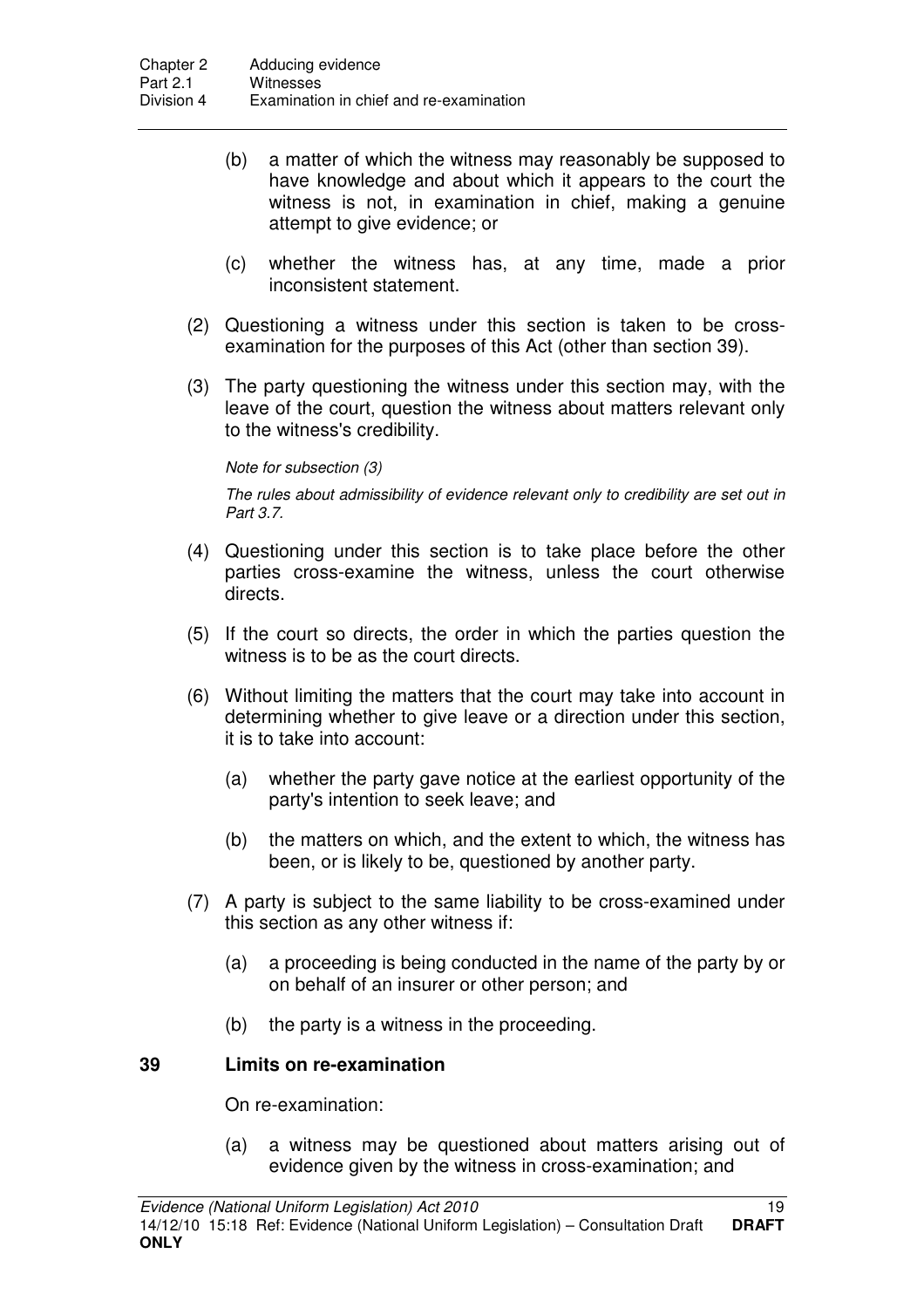(b) a matter of which the witness may reasonably be supposed to have knowledge and about which it appears to the court the witness is not, in examination in chief, making a genuine attempt to give evidence; or

(c) whether the witness has, at any time, made a prior inconsistent statement.

(2) Questioning a witness under this section is taken to be cross-examination for the purposes of this Act (other than section 39).

(3) The party questioning the witness under this section may, with the leave of the court, question the witness about matters relevant only to the witness's credibility.

*Note for subsection (3)*

*The rules about admissibility of evidence relevant only to credibility are set out in Part 3.7.*

(4) Questioning under this section is to take place before the other parties cross-examine the witness, unless the court otherwise directs.

(5) If the court so directs, the order in which the parties question the witness is to be as the court directs.

(6) Without limiting the matters that the court may take into account in determining whether to give leave or a direction under this section, it is to take into account:

(a) whether the party gave notice at the earliest opportunity of the party's intention to seek leave; and

(b) the matters on which, and the extent to which, the witness has been, or is likely to be, questioned by another party.

(7) A party is subject to the same liability to be cross-examined under this section as any other witness if:

(a) a proceeding is being conducted in the name of the party by or on behalf of an insurer or other person; and

(b) the party is a witness in the proceeding.

### 39 Limits on re-examination

On re-examination:

(a) a witness may be questioned about matters arising out of evidence given by the witness in cross-examination; and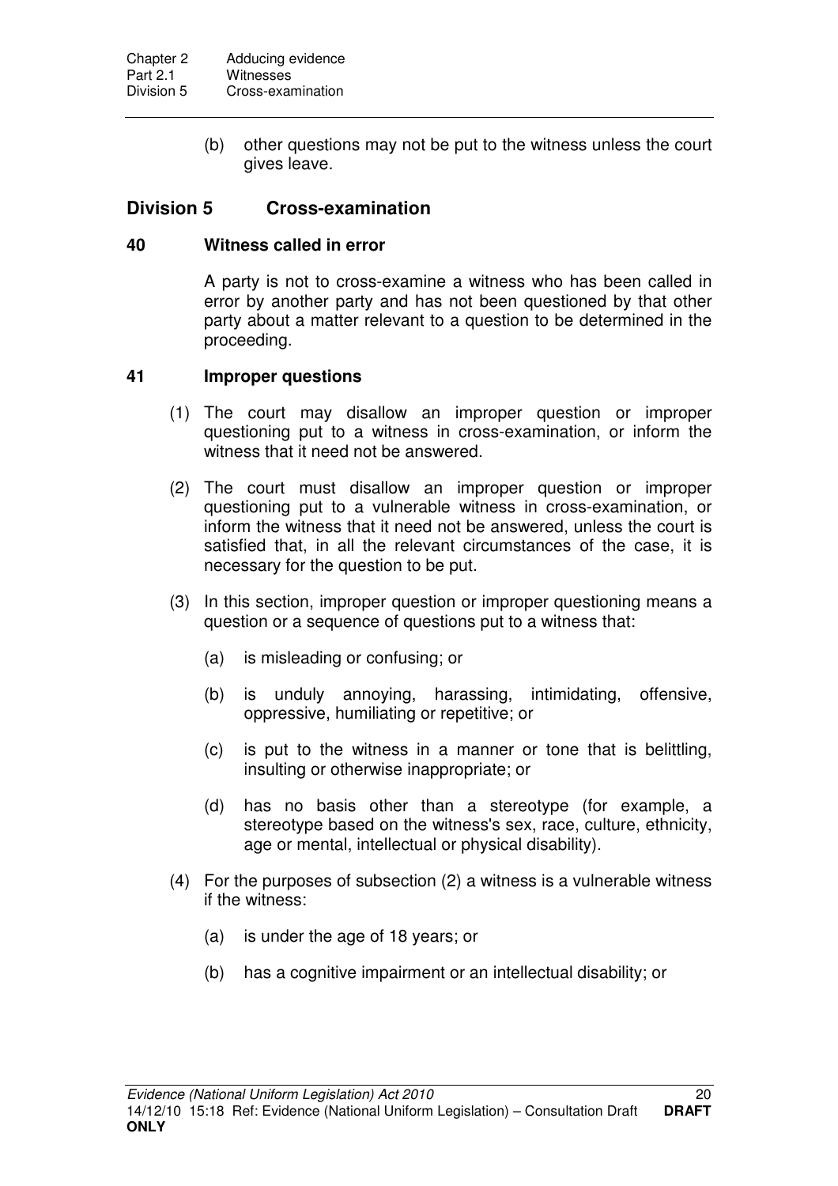(b) other questions may not be put to the witness unless the court gives leave.

## Division 5 Cross-examination

### 40 Witness called in error

A party is not to cross-examine a witness who has been called in error by another party and has not been questioned by that other party about a matter relevant to a question to be determined in the proceeding.

### 41 Improper questions

(1) The court may disallow an improper question or improper questioning put to a witness in cross-examination, or inform the witness that it need not be answered.

(2) The court must disallow an improper question or improper questioning put to a vulnerable witness in cross-examination, or inform the witness that it need not be answered, unless the court is satisfied that, in all the relevant circumstances of the case, it is necessary for the question to be put.

(3) In this section, improper question or improper questioning means a question or a sequence of questions put to a witness that:

(a) is misleading or confusing; or

(b) is unduly annoying, harassing, intimidating, offensive, oppressive, humiliating or repetitive; or

(c) is put to the witness in a manner or tone that is belittling, insulting or otherwise inappropriate; or

(d) has no basis other than a stereotype (for example, a stereotype based on the witness's sex, race, culture, ethnicity, age or mental, intellectual or physical disability).

(4) For the purposes of subsection (2) a witness is a vulnerable witness if the witness:

(a) is under the age of 18 years; or

(b) has a cognitive impairment or an intellectual disability; or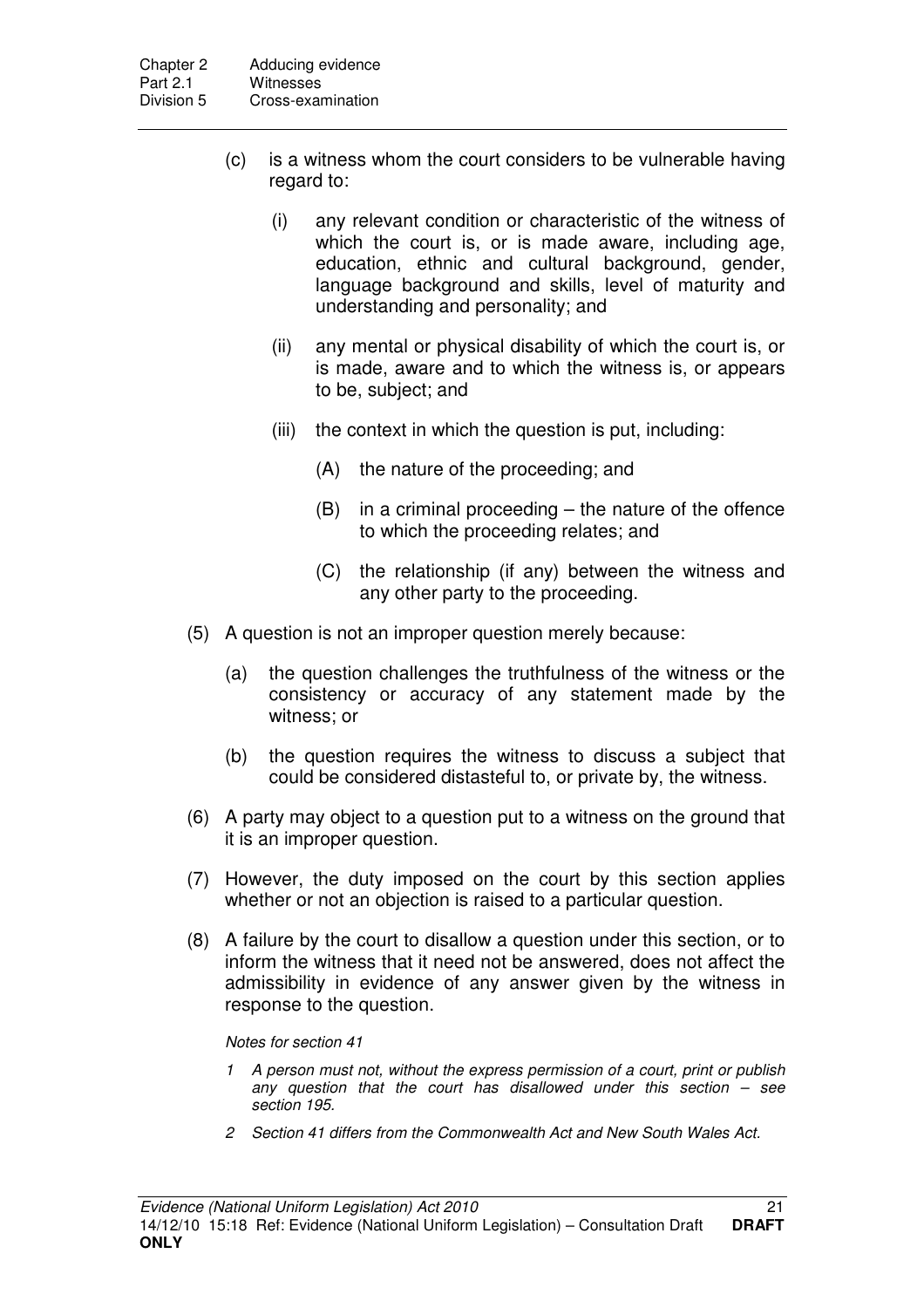(c) is a witness whom the court considers to be vulnerable having regard to:

(i) any relevant condition or characteristic of the witness of which the court is, or is made aware, including age, education, ethnic and cultural background, gender, language background and skills, level of maturity and understanding and personality; and

(ii) any mental or physical disability of which the court is, or is made, aware and to which the witness is, or appears to be, subject; and

(iii) the context in which the question is put, including:

(A) the nature of the proceeding; and

(B) in a criminal proceeding – the nature of the offence to which the proceeding relates; and

(C) the relationship (if any) between the witness and any other party to the proceeding.

(5) A question is not an improper question merely because:

(a) the question challenges the truthfulness of the witness or the consistency or accuracy of any statement made by the witness; or

(b) the question requires the witness to discuss a subject that could be considered distasteful to, or private by, the witness.

(6) A party may object to a question put to a witness on the ground that it is an improper question.

(7) However, the duty imposed on the court by this section applies whether or not an objection is raised to a particular question.

(8) A failure by the court to disallow a question under this section, or to inform the witness that it need not be answered, does not affect the admissibility in evidence of any answer given by the witness in response to the question.

*Notes for section 41*

*1 A person must not, without the express permission of a court, print or publish any question that the court has disallowed under this section – see section 195.*

*2 Section 41 differs from the Commonwealth Act and New South Wales Act.*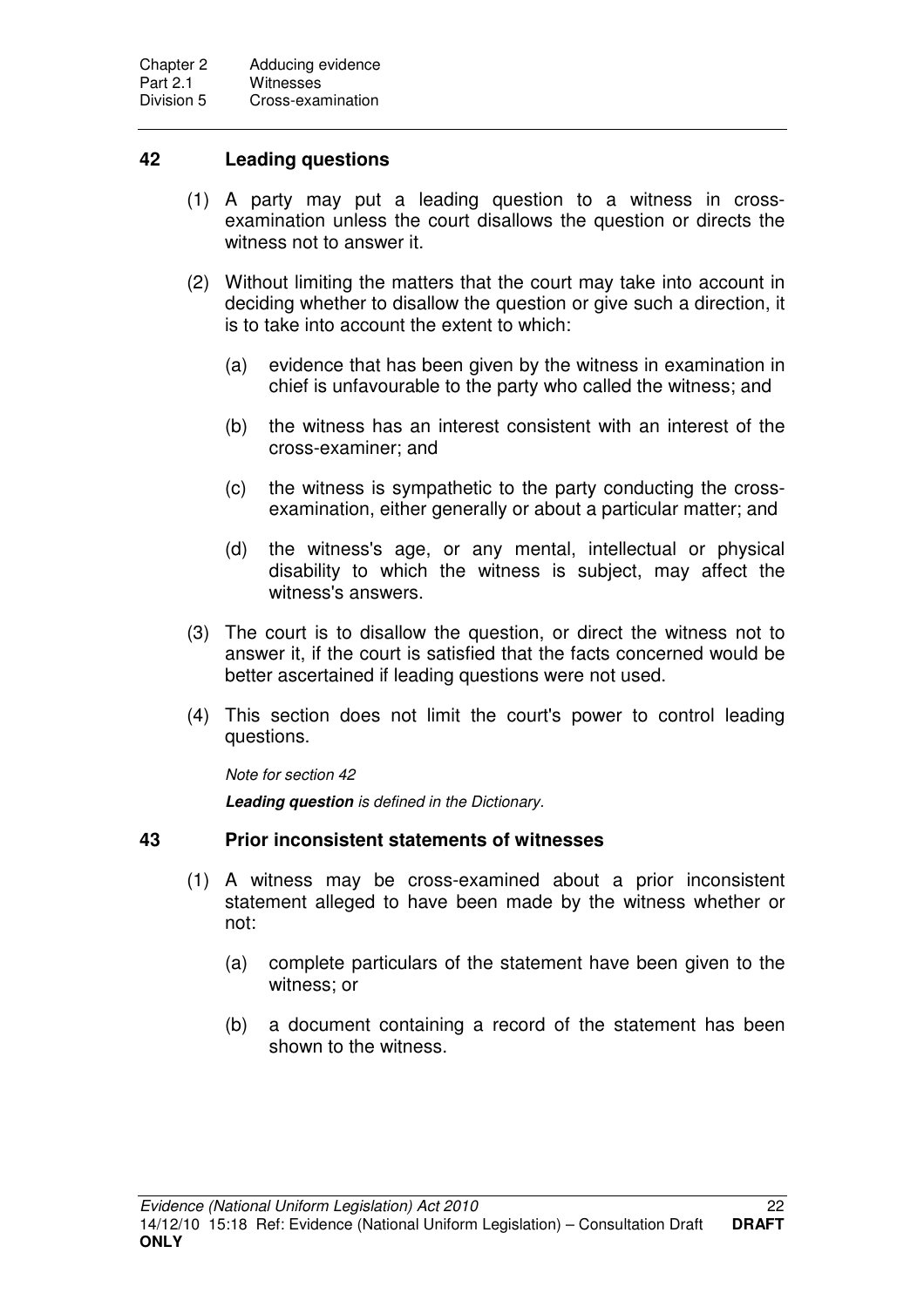## 42 Leading questions

(1) A party may put a leading question to a witness in cross-examination unless the court disallows the question or directs the witness not to answer it.

(2) Without limiting the matters that the court may take into account in deciding whether to disallow the question or give such a direction, it is to take into account the extent to which:

(a) evidence that has been given by the witness in examination in chief is unfavourable to the party who called the witness; and

(b) the witness has an interest consistent with an interest of the cross-examiner; and

(c) the witness is sympathetic to the party conducting the cross-examination, either generally or about a particular matter; and

(d) the witness's age, or any mental, intellectual or physical disability to which the witness is subject, may affect the witness's answers.

(3) The court is to disallow the question, or direct the witness not to answer it, if the court is satisfied that the facts concerned would be better ascertained if leading questions were not used.

(4) This section does not limit the court's power to control leading questions.

*Note for section 42*

***Leading question*** *is defined in the Dictionary.*

## 43 Prior inconsistent statements of witnesses

(1) A witness may be cross-examined about a prior inconsistent statement alleged to have been made by the witness whether or not:

(a) complete particulars of the statement have been given to the witness; or

(b) a document containing a record of the statement has been shown to the witness.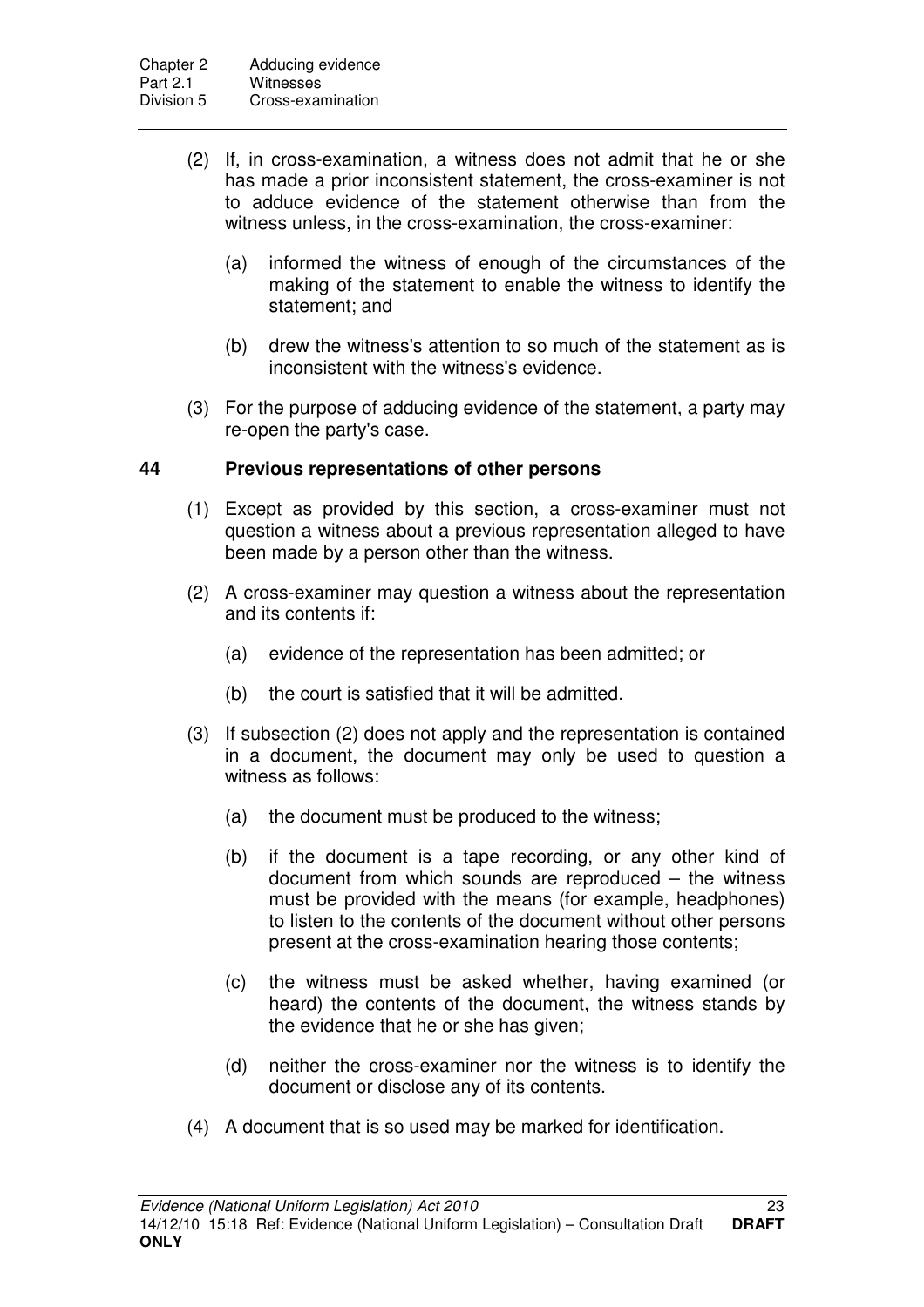(2) If, in cross-examination, a witness does not admit that he or she has made a prior inconsistent statement, the cross-examiner is not to adduce evidence of the statement otherwise than from the witness unless, in the cross-examination, the cross-examiner:

(a) informed the witness of enough of the circumstances of the making of the statement to enable the witness to identify the statement; and

(b) drew the witness's attention to so much of the statement as is inconsistent with the witness's evidence.

(3) For the purpose of adducing evidence of the statement, a party may re-open the party's case.

### 44 Previous representations of other persons

(1) Except as provided by this section, a cross-examiner must not question a witness about a previous representation alleged to have been made by a person other than the witness.

(2) A cross-examiner may question a witness about the representation and its contents if:

(a) evidence of the representation has been admitted; or

(b) the court is satisfied that it will be admitted.

(3) If subsection (2) does not apply and the representation is contained in a document, the document may only be used to question a witness as follows:

(a) the document must be produced to the witness;

(b) if the document is a tape recording, or any other kind of document from which sounds are reproduced – the witness must be provided with the means (for example, headphones) to listen to the contents of the document without other persons present at the cross-examination hearing those contents;

(c) the witness must be asked whether, having examined (or heard) the contents of the document, the witness stands by the evidence that he or she has given;

(d) neither the cross-examiner nor the witness is to identify the document or disclose any of its contents.

(4) A document that is so used may be marked for identification.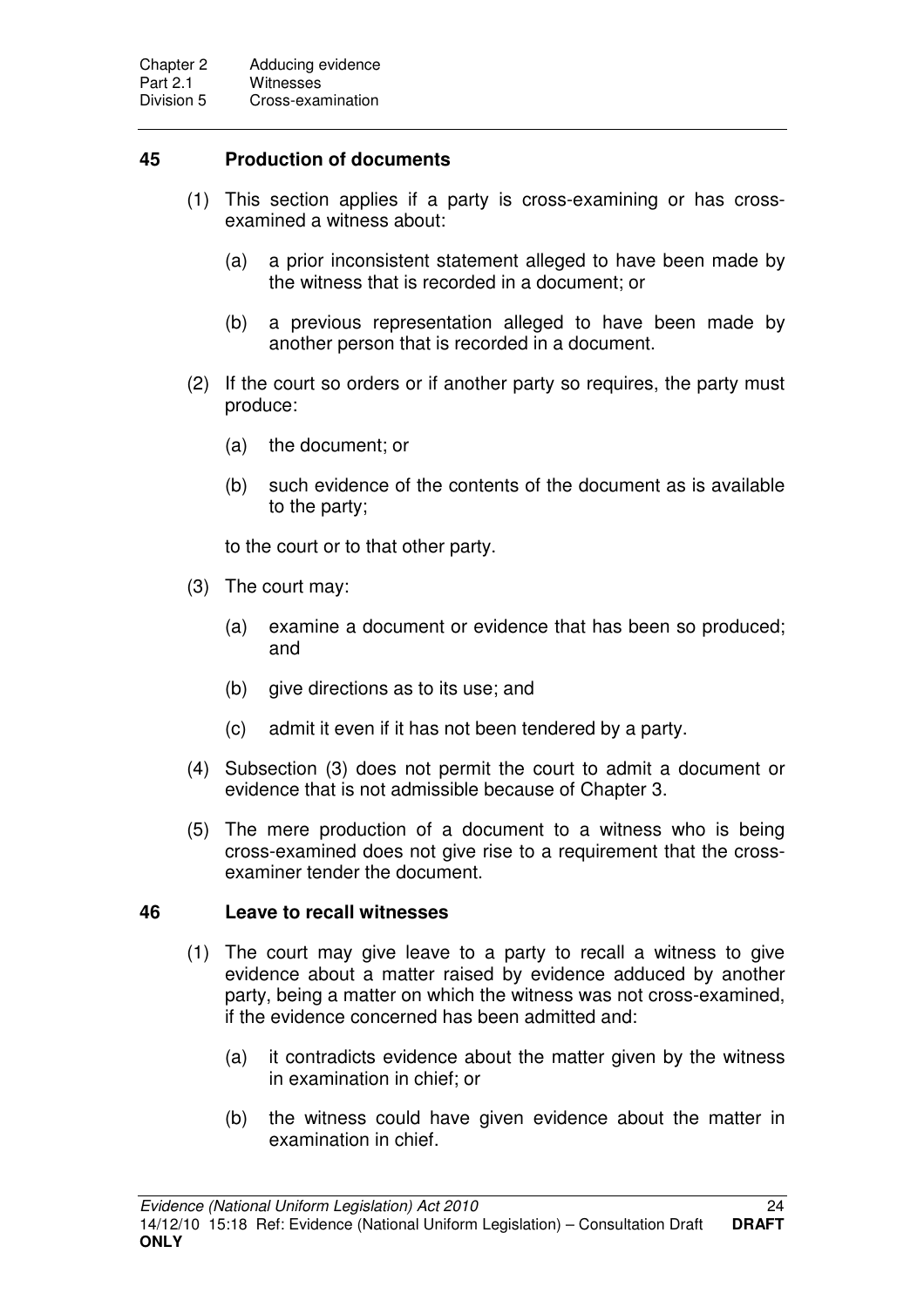## 45 Production of documents

(1) This section applies if a party is cross-examining or has cross-examined a witness about:

(a) a prior inconsistent statement alleged to have been made by the witness that is recorded in a document; or

(b) a previous representation alleged to have been made by another person that is recorded in a document.

(2) If the court so orders or if another party so requires, the party must produce:

(a) the document; or

(b) such evidence of the contents of the document as is available to the party;

to the court or to that other party.

(3) The court may:

(a) examine a document or evidence that has been so produced; and

(b) give directions as to its use; and

(c) admit it even if it has not been tendered by a party.

(4) Subsection (3) does not permit the court to admit a document or evidence that is not admissible because of Chapter 3.

(5) The mere production of a document to a witness who is being cross-examined does not give rise to a requirement that the cross-examiner tender the document.

## 46 Leave to recall witnesses

(1) The court may give leave to a party to recall a witness to give evidence about a matter raised by evidence adduced by another party, being a matter on which the witness was not cross-examined, if the evidence concerned has been admitted and:

(a) it contradicts evidence about the matter given by the witness in examination in chief; or

(b) the witness could have given evidence about the matter in examination in chief.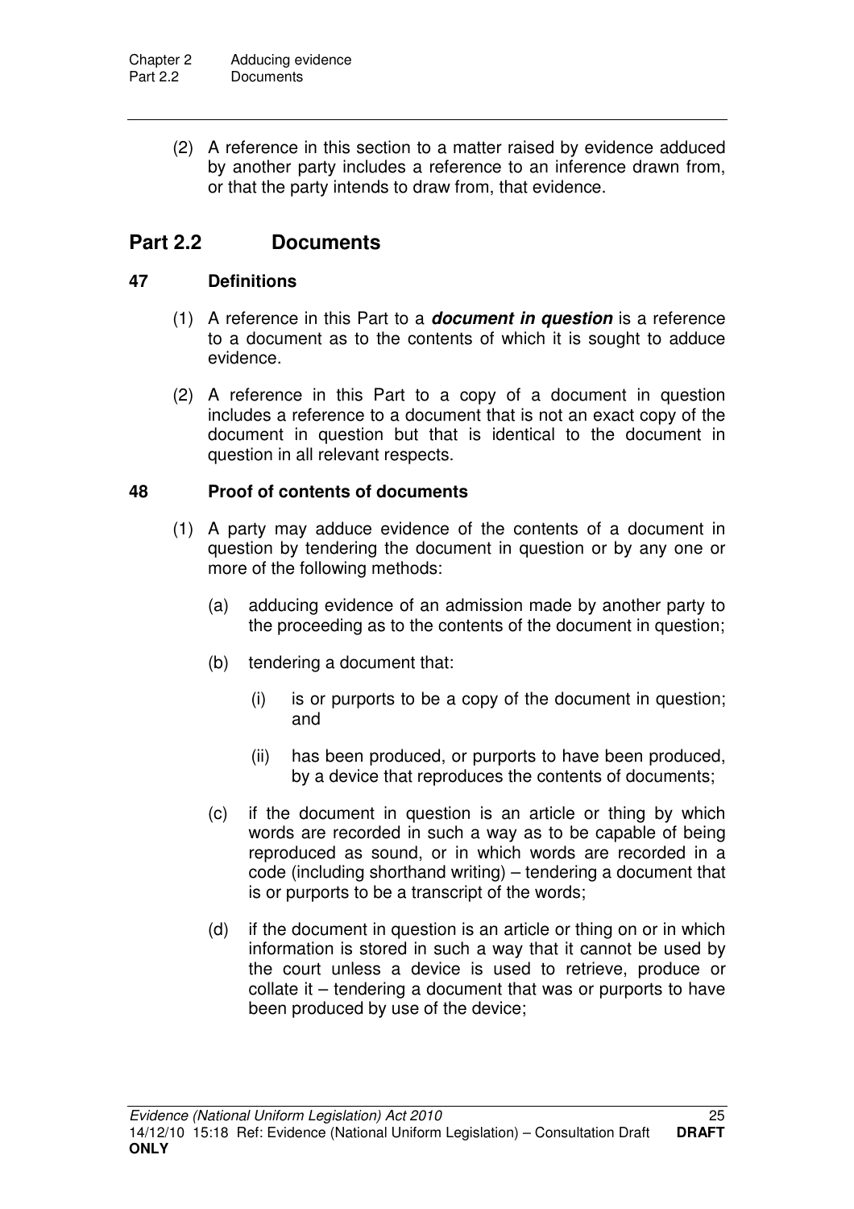(2) A reference in this section to a matter raised by evidence adduced by another party includes a reference to an inference drawn from, or that the party intends to draw from, that evidence.

## Part 2.2 Documents

### 47 Definitions

(1) A reference in this Part to a ***document in question*** is a reference to a document as to the contents of which it is sought to adduce evidence.

(2) A reference in this Part to a copy of a document in question includes a reference to a document that is not an exact copy of the document in question but that is identical to the document in question in all relevant respects.

### 48 Proof of contents of documents

(1) A party may adduce evidence of the contents of a document in question by tendering the document in question or by any one or more of the following methods:

(a) adducing evidence of an admission made by another party to the proceeding as to the contents of the document in question;

(b) tendering a document that:

(i) is or purports to be a copy of the document in question; and

(ii) has been produced, or purports to have been produced, by a device that reproduces the contents of documents;

(c) if the document in question is an article or thing by which words are recorded in such a way as to be capable of being reproduced as sound, or in which words are recorded in a code (including shorthand writing) – tendering a document that is or purports to be a transcript of the words;

(d) if the document in question is an article or thing on or in which information is stored in such a way that it cannot be used by the court unless a device is used to retrieve, produce or collate it – tendering a document that was or purports to have been produced by use of the device;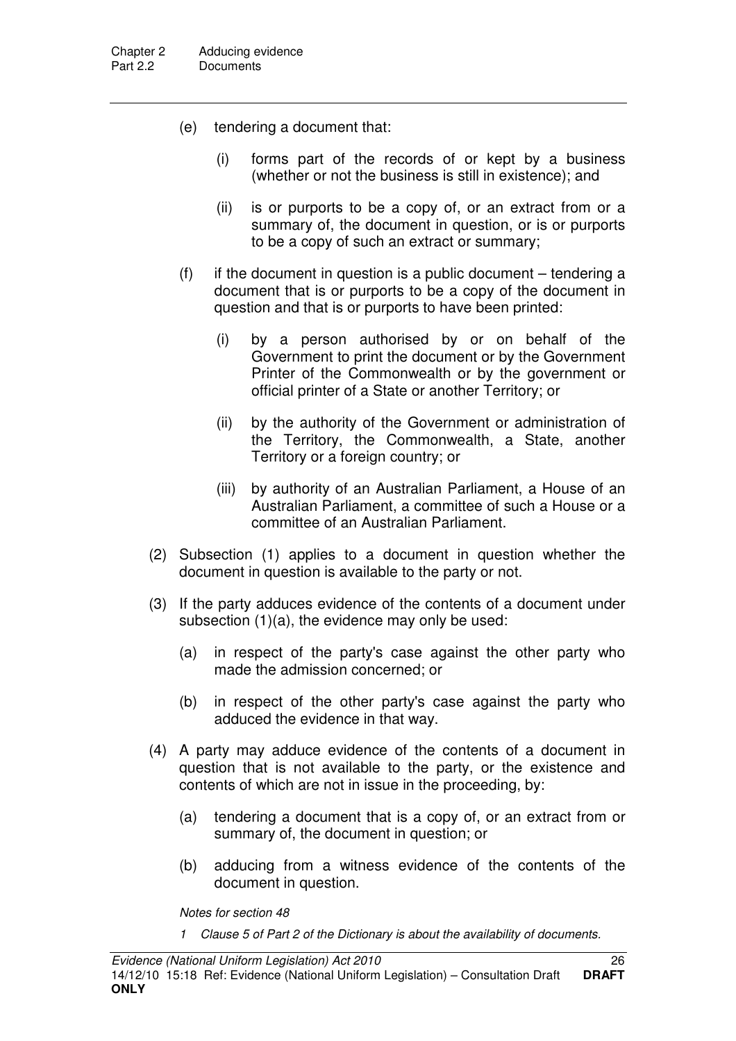(e) tendering a document that:

(i) forms part of the records of or kept by a business (whether or not the business is still in existence); and

(ii) is or purports to be a copy of, or an extract from or a summary of, the document in question, or is or purports to be a copy of such an extract or summary;

(f) if the document in question is a public document – tendering a document that is or purports to be a copy of the document in question and that is or purports to have been printed:

(i) by a person authorised by or on behalf of the Government to print the document or by the Government Printer of the Commonwealth or by the government or official printer of a State or another Territory; or

(ii) by the authority of the Government or administration of the Territory, the Commonwealth, a State, another Territory or a foreign country; or

(iii) by authority of an Australian Parliament, a House of an Australian Parliament, a committee of such a House or a committee of an Australian Parliament.

(2) Subsection (1) applies to a document in question whether the document in question is available to the party or not.

(3) If the party adduces evidence of the contents of a document under subsection (1)(a), the evidence may only be used:

(a) in respect of the party's case against the other party who made the admission concerned; or

(b) in respect of the other party's case against the party who adduced the evidence in that way.

(4) A party may adduce evidence of the contents of a document in question that is not available to the party, or the existence and contents of which are not in issue in the proceeding, by:

(a) tendering a document that is a copy of, or an extract from or summary of, the document in question; or

(b) adducing from a witness evidence of the contents of the document in question.

*Notes for section 48*

*1 Clause 5 of Part 2 of the Dictionary is about the availability of documents.*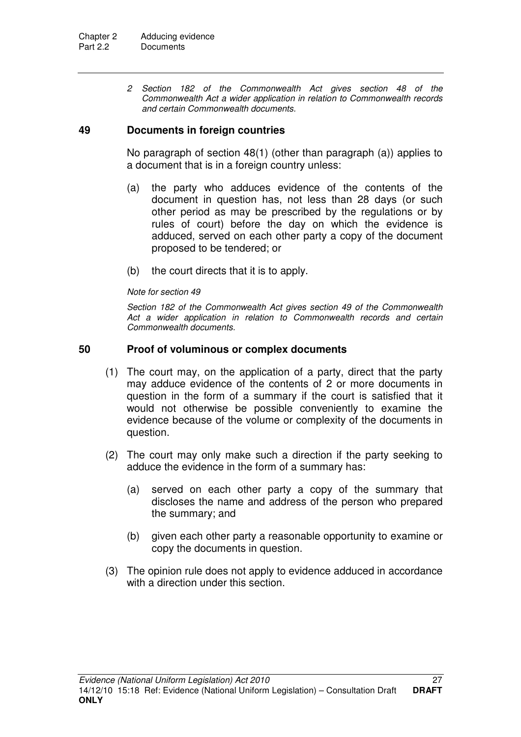*2 Section 182 of the Commonwealth Act gives section 48 of the Commonwealth Act a wider application in relation to Commonwealth records and certain Commonwealth documents.*

### 49 Documents in foreign countries

No paragraph of section 48(1) (other than paragraph (a)) applies to a document that is in a foreign country unless:

(a) the party who adduces evidence of the contents of the document in question has, not less than 28 days (or such other period as may be prescribed by the regulations or by rules of court) before the day on which the evidence is adduced, served on each other party a copy of the document proposed to be tendered; or

(b) the court directs that it is to apply.

*Note for section 49*

*Section 182 of the Commonwealth Act gives section 49 of the Commonwealth Act a wider application in relation to Commonwealth records and certain Commonwealth documents.*

### 50 Proof of voluminous or complex documents

(1) The court may, on the application of a party, direct that the party may adduce evidence of the contents of 2 or more documents in question in the form of a summary if the court is satisfied that it would not otherwise be possible conveniently to examine the evidence because of the volume or complexity of the documents in question.

(2) The court may only make such a direction if the party seeking to adduce the evidence in the form of a summary has:

(a) served on each other party a copy of the summary that discloses the name and address of the person who prepared the summary; and

(b) given each other party a reasonable opportunity to examine or copy the documents in question.

(3) The opinion rule does not apply to evidence adduced in accordance with a direction under this section.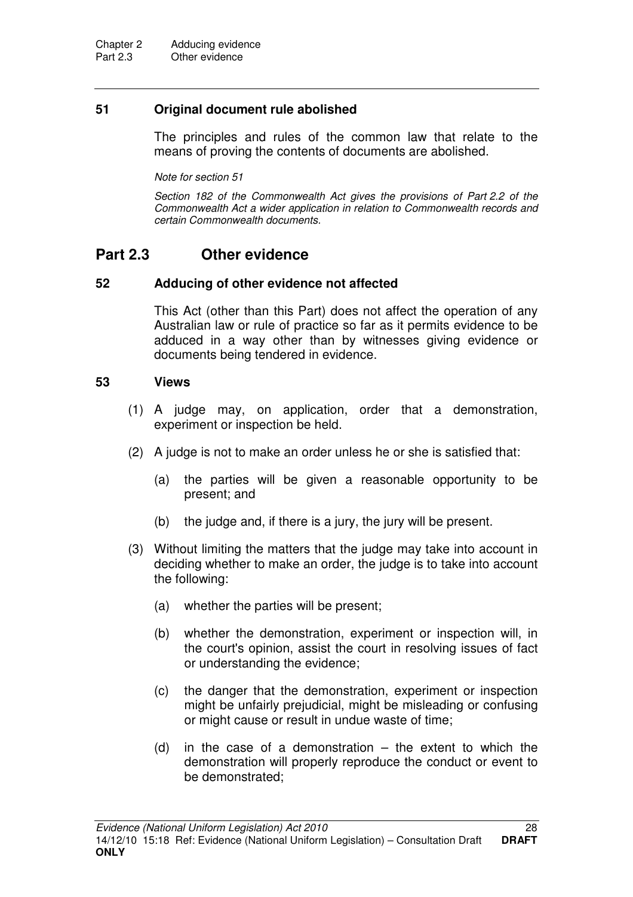### 51 Original document rule abolished

The principles and rules of the common law that relate to the means of proving the contents of documents are abolished.

*Note for section 51*

*Section 182 of the Commonwealth Act gives the provisions of Part 2.2 of the Commonwealth Act a wider application in relation to Commonwealth records and certain Commonwealth documents.*

## Part 2.3 Other evidence

### 52 Adducing of other evidence not affected

This Act (other than this Part) does not affect the operation of any Australian law or rule of practice so far as it permits evidence to be adduced in a way other than by witnesses giving evidence or documents being tendered in evidence.

### 53 Views

(1) A judge may, on application, order that a demonstration, experiment or inspection be held.

(2) A judge is not to make an order unless he or she is satisfied that:

(a) the parties will be given a reasonable opportunity to be present; and

(b) the judge and, if there is a jury, the jury will be present.

(3) Without limiting the matters that the judge may take into account in deciding whether to make an order, the judge is to take into account the following:

(a) whether the parties will be present;

(b) whether the demonstration, experiment or inspection will, in the court's opinion, assist the court in resolving issues of fact or understanding the evidence;

(c) the danger that the demonstration, experiment or inspection might be unfairly prejudicial, might be misleading or confusing or might cause or result in undue waste of time;

(d) in the case of a demonstration – the extent to which the demonstration will properly reproduce the conduct or event to be demonstrated;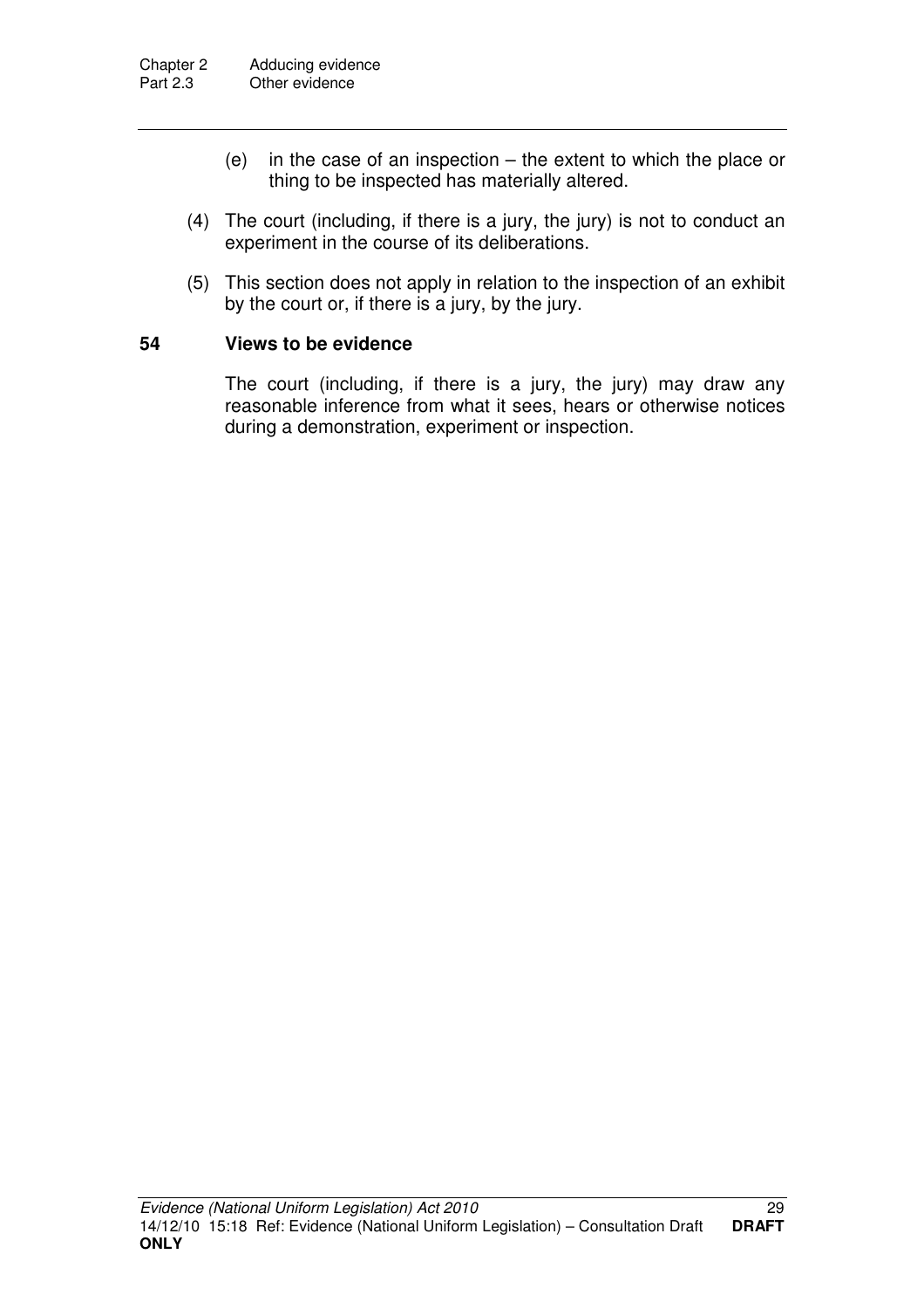(e) in the case of an inspection – the extent to which the place or thing to be inspected has materially altered.

(4) The court (including, if there is a jury, the jury) is not to conduct an experiment in the course of its deliberations.

(5) This section does not apply in relation to the inspection of an exhibit by the court or, if there is a jury, by the jury.

### 54 Views to be evidence

The court (including, if there is a jury, the jury) may draw any reasonable inference from what it sees, hears or otherwise notices during a demonstration, experiment or inspection.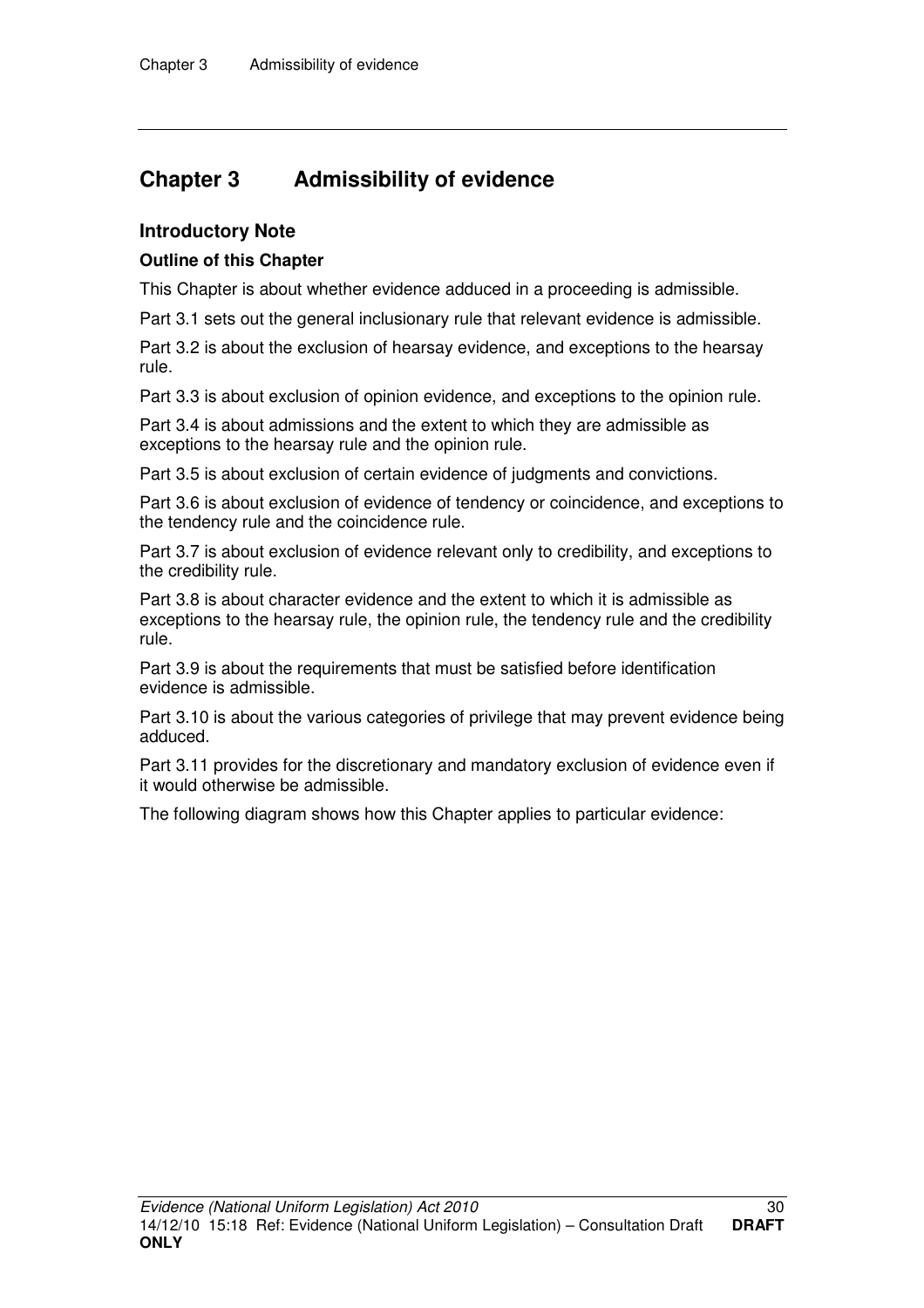# Chapter 3 Admissibility of evidence

## Introductory Note

### Outline of this Chapter

This Chapter is about whether evidence adduced in a proceeding is admissible.

Part 3.1 sets out the general inclusionary rule that relevant evidence is admissible.

Part 3.2 is about the exclusion of hearsay evidence, and exceptions to the hearsay rule.

Part 3.3 is about exclusion of opinion evidence, and exceptions to the opinion rule.

Part 3.4 is about admissions and the extent to which they are admissible as exceptions to the hearsay rule and the opinion rule.

Part 3.5 is about exclusion of certain evidence of judgments and convictions.

Part 3.6 is about exclusion of evidence of tendency or coincidence, and exceptions to the tendency rule and the coincidence rule.

Part 3.7 is about exclusion of evidence relevant only to credibility, and exceptions to the credibility rule.

Part 3.8 is about character evidence and the extent to which it is admissible as exceptions to the hearsay rule, the opinion rule, the tendency rule and the credibility rule.

Part 3.9 is about the requirements that must be satisfied before identification evidence is admissible.

Part 3.10 is about the various categories of privilege that may prevent evidence being adduced.

Part 3.11 provides for the discretionary and mandatory exclusion of evidence even if it would otherwise be admissible.

The following diagram shows how this Chapter applies to particular evidence: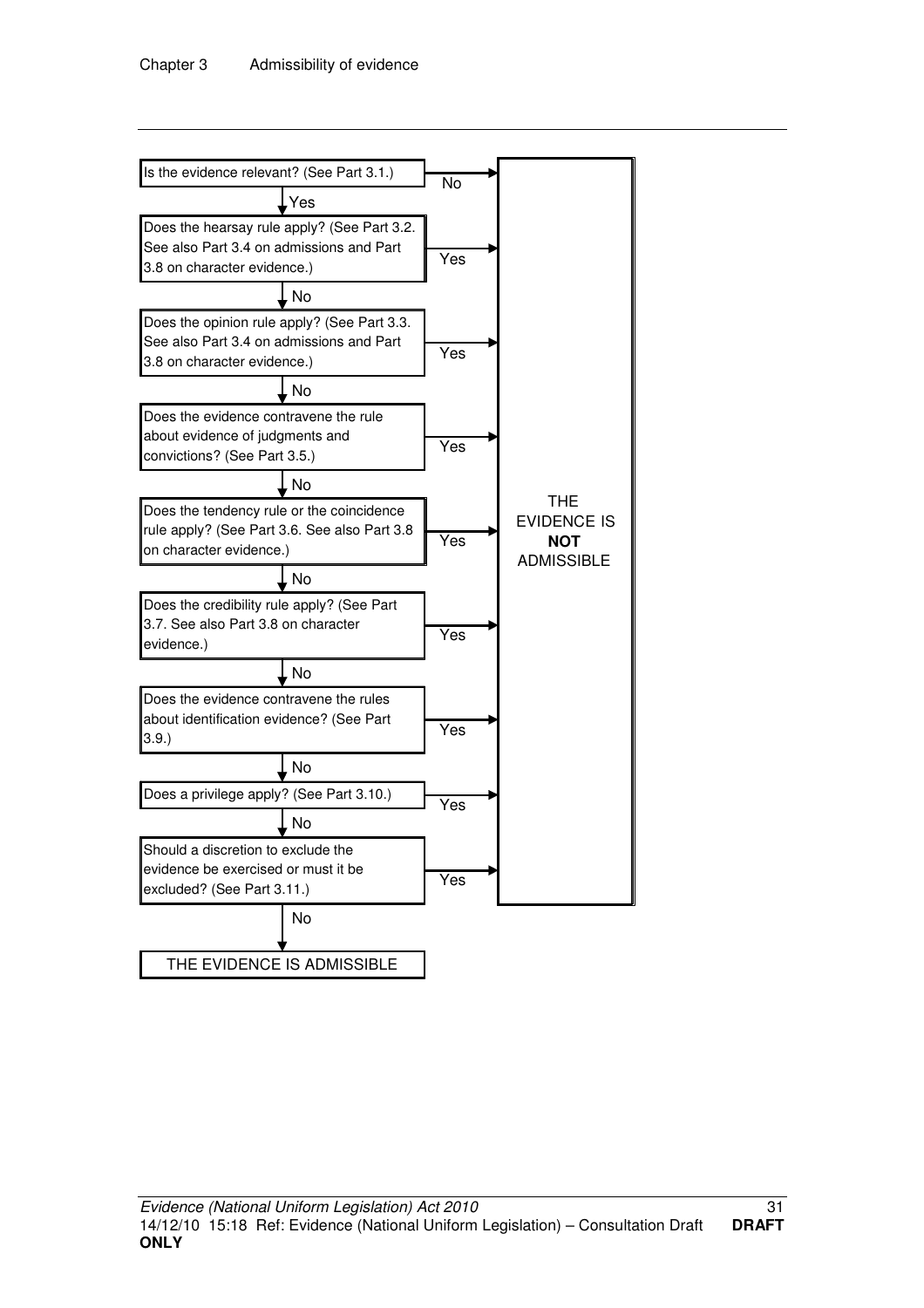Is the evidence relevant? (See Part 3.1.) — **No** → THE EVIDENCE IS **NOT** ADMISSIBLE

**Yes** ↓

Does the hearsay rule apply? (See Part 3.2. See also Part 3.4 on admissions and Part 3.8 on character evidence.) — **Yes** → THE EVIDENCE IS **NOT** ADMISSIBLE

**No** ↓

Does the opinion rule apply? (See Part 3.3. See also Part 3.4 on admissions and Part 3.8 on character evidence.) — **Yes** → THE EVIDENCE IS **NOT** ADMISSIBLE

**No** ↓

Does the evidence contravene the rule about evidence of judgments and convictions? (See Part 3.5.) — **Yes** → THE EVIDENCE IS **NOT** ADMISSIBLE

**No** ↓

Does the tendency rule or the coincidence rule apply? (See Part 3.6. See also Part 3.8 on character evidence.) — **Yes** → THE EVIDENCE IS **NOT** ADMISSIBLE

**No** ↓

Does the credibility rule apply? (See Part 3.7. See also Part 3.8 on character evidence.) — **Yes** → THE EVIDENCE IS **NOT** ADMISSIBLE

**No** ↓

Does the evidence contravene the rules about identification evidence? (See Part 3.9.) — **Yes** → THE EVIDENCE IS **NOT** ADMISSIBLE

**No** ↓

Does a privilege apply? (See Part 3.10.) — **Yes** → THE EVIDENCE IS **NOT** ADMISSIBLE

**No** ↓

Should a discretion to exclude the evidence be exercised or must it be excluded? (See Part 3.11.) — **Yes** → THE EVIDENCE IS **NOT** ADMISSIBLE

**No** ↓

THE EVIDENCE IS ADMISSIBLE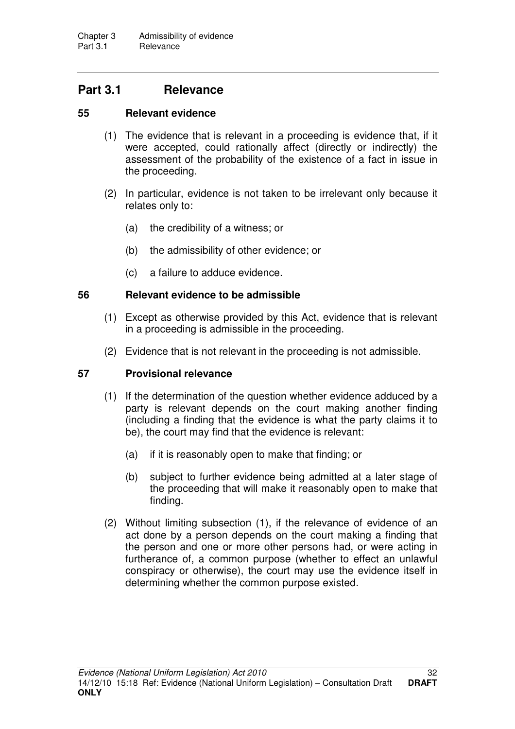## Part 3.1 Relevance

### 55 Relevant evidence

(1) The evidence that is relevant in a proceeding is evidence that, if it were accepted, could rationally affect (directly or indirectly) the assessment of the probability of the existence of a fact in issue in the proceeding.

(2) In particular, evidence is not taken to be irrelevant only because it relates only to:

(a) the credibility of a witness; or

(b) the admissibility of other evidence; or

(c) a failure to adduce evidence.

### 56 Relevant evidence to be admissible

(1) Except as otherwise provided by this Act, evidence that is relevant in a proceeding is admissible in the proceeding.

(2) Evidence that is not relevant in the proceeding is not admissible.

### 57 Provisional relevance

(1) If the determination of the question whether evidence adduced by a party is relevant depends on the court making another finding (including a finding that the evidence is what the party claims it to be), the court may find that the evidence is relevant:

(a) if it is reasonably open to make that finding; or

(b) subject to further evidence being admitted at a later stage of the proceeding that will make it reasonably open to make that finding.

(2) Without limiting subsection (1), if the relevance of evidence of an act done by a person depends on the court making a finding that the person and one or more other persons had, or were acting in furtherance of, a common purpose (whether to effect an unlawful conspiracy or otherwise), the court may use the evidence itself in determining whether the common purpose existed.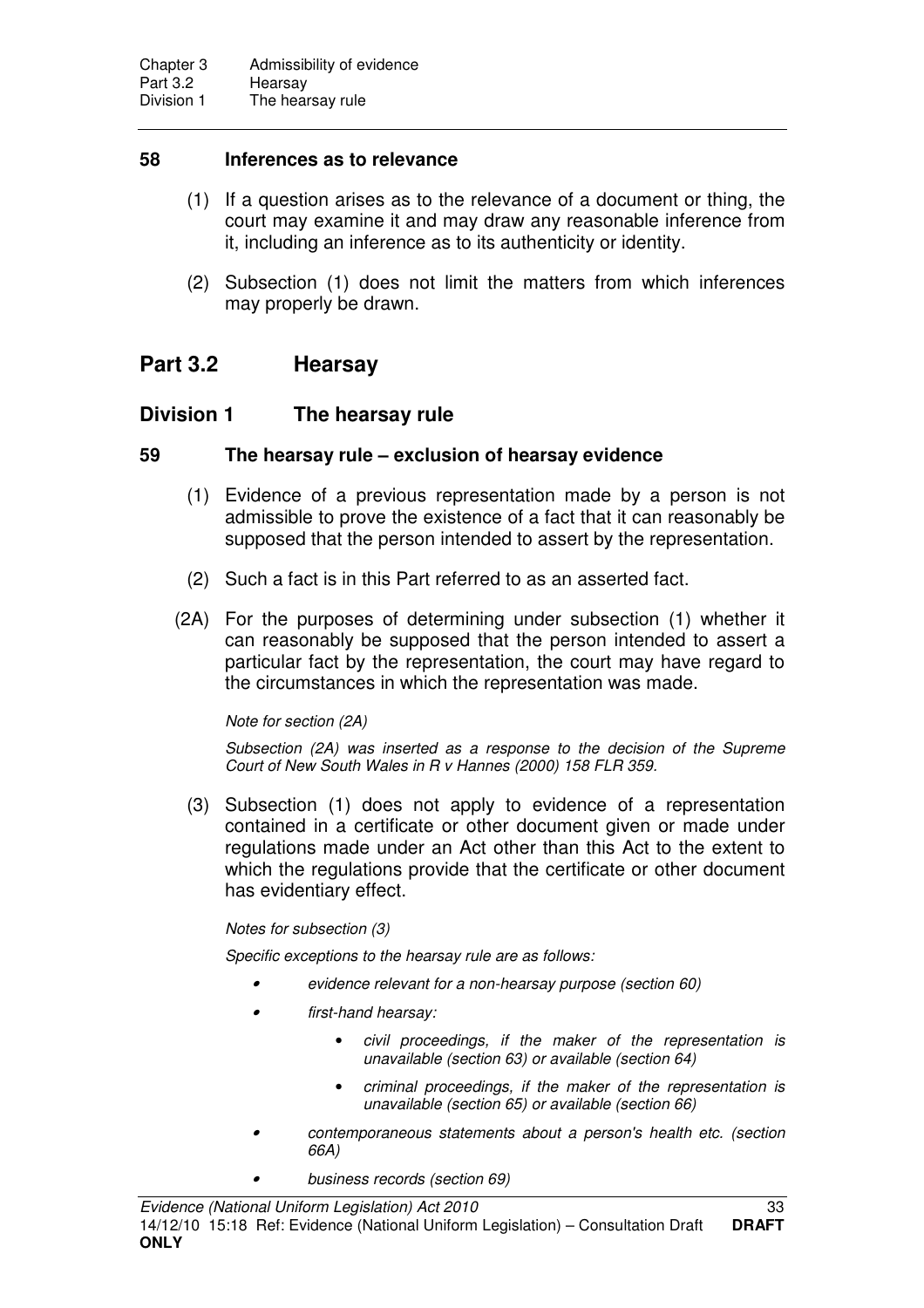**58 Inferences as to relevance**

(1) If a question arises as to the relevance of a document or thing, the court may examine it and may draw any reasonable inference from it, including an inference as to its authenticity or identity.

(2) Subsection (1) does not limit the matters from which inferences may properly be drawn.

## Part 3.2 Hearsay

### Division 1 The hearsay rule

**59 The hearsay rule – exclusion of hearsay evidence**

(1) Evidence of a previous representation made by a person is not admissible to prove the existence of a fact that it can reasonably be supposed that the person intended to assert by the representation.

(2) Such a fact is in this Part referred to as an asserted fact.

(2A) For the purposes of determining under subsection (1) whether it can reasonably be supposed that the person intended to assert a particular fact by the representation, the court may have regard to the circumstances in which the representation was made.

*Note for section (2A)*

*Subsection (2A) was inserted as a response to the decision of the Supreme Court of New South Wales in R v Hannes (2000) 158 FLR 359.*

(3) Subsection (1) does not apply to evidence of a representation contained in a certificate or other document given or made under regulations made under an Act other than this Act to the extent to which the regulations provide that the certificate or other document has evidentiary effect.

*Notes for subsection (3)*

*Specific exceptions to the hearsay rule are as follows:*

- *evidence relevant for a non-hearsay purpose (section 60)*
- *first-hand hearsay:*
  - *civil proceedings, if the maker of the representation is unavailable (section 63) or available (section 64)*
  - *criminal proceedings, if the maker of the representation is unavailable (section 65) or available (section 66)*
- *contemporaneous statements about a person's health etc. (section 66A)*
- *business records (section 69)*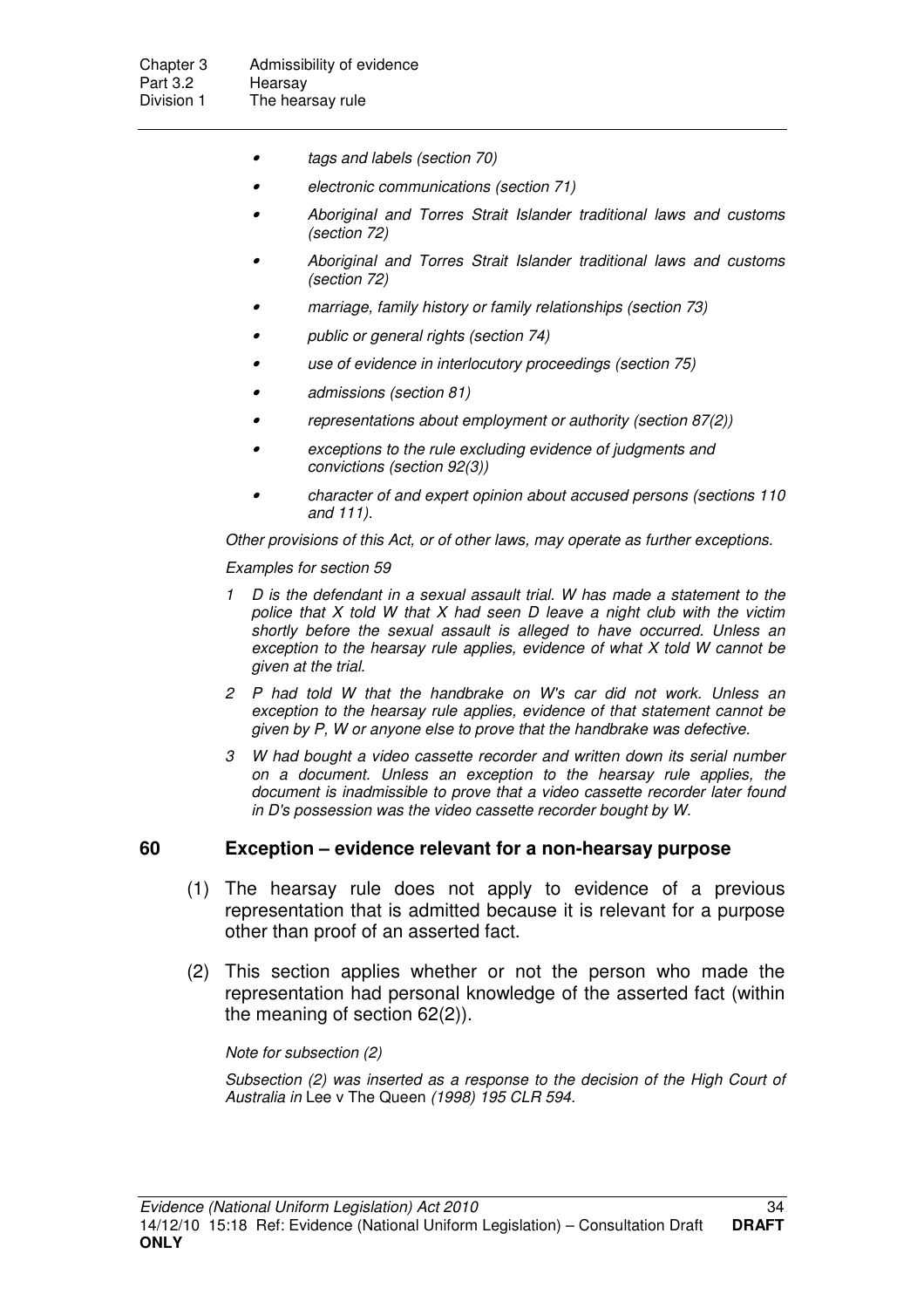- *tags and labels (section 70)*
- *electronic communications (section 71)*
- *Aboriginal and Torres Strait Islander traditional laws and customs (section 72)*
- *Aboriginal and Torres Strait Islander traditional laws and customs (section 72)*
- *marriage, family history or family relationships (section 73)*
- *public or general rights (section 74)*
- *use of evidence in interlocutory proceedings (section 75)*
- *admissions (section 81)*
- *representations about employment or authority (section 87(2))*
- *exceptions to the rule excluding evidence of judgments and convictions (section 92(3))*
- *character of and expert opinion about accused persons (sections 110 and 111).*

*Other provisions of this Act, or of other laws, may operate as further exceptions.*

*Examples for section 59*

1. *D is the defendant in a sexual assault trial. W has made a statement to the police that X told W that X had seen D leave a night club with the victim shortly before the sexual assault is alleged to have occurred. Unless an exception to the hearsay rule applies, evidence of what X told W cannot be given at the trial.*
2. *P had told W that the handbrake on W's car did not work. Unless an exception to the hearsay rule applies, evidence of that statement cannot be given by P, W or anyone else to prove that the handbrake was defective.*
3. *W had bought a video cassette recorder and written down its serial number on a document. Unless an exception to the hearsay rule applies, the document is inadmissible to prove that a video cassette recorder later found in D's possession was the video cassette recorder bought by W.*

## 60 Exception – evidence relevant for a non-hearsay purpose

(1) The hearsay rule does not apply to evidence of a previous representation that is admitted because it is relevant for a purpose other than proof of an asserted fact.

(2) This section applies whether or not the person who made the representation had personal knowledge of the asserted fact (within the meaning of section 62(2)).

*Note for subsection (2)*

*Subsection (2) was inserted as a response to the decision of the High Court of Australia in* Lee v The Queen *(1998) 195 CLR 594.*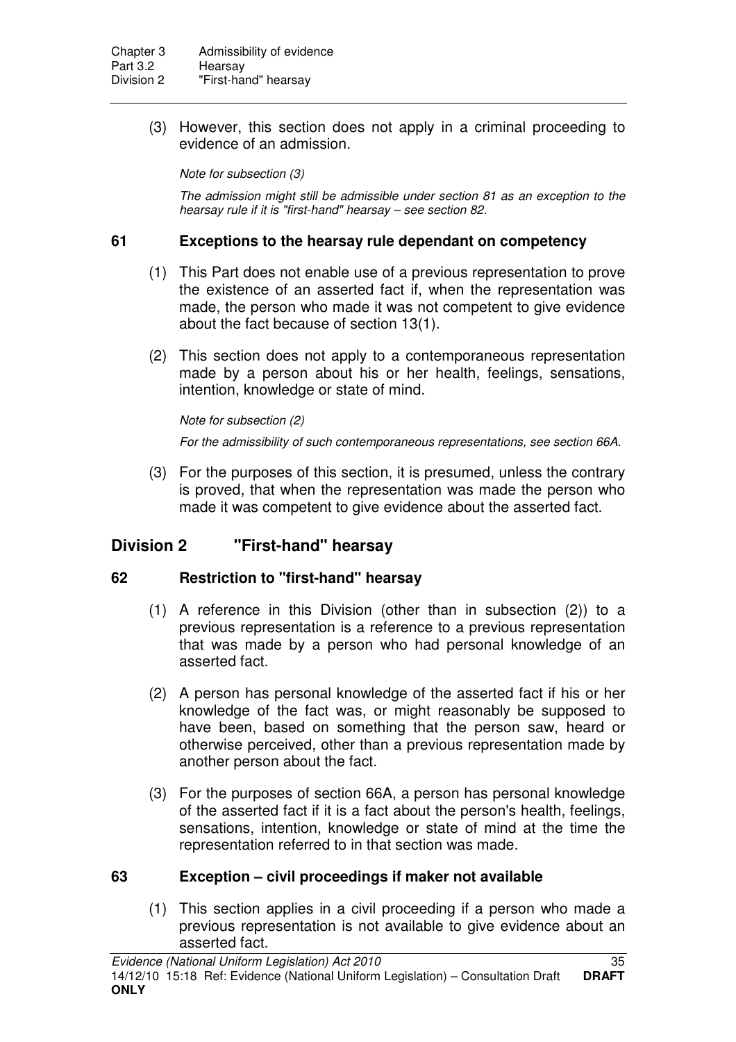(3) However, this section does not apply in a criminal proceeding to evidence of an admission.

*Note for subsection (3)*

*The admission might still be admissible under section 81 as an exception to the hearsay rule if it is "first-hand" hearsay – see section 82.*

### 61 Exceptions to the hearsay rule dependant on competency

(1) This Part does not enable use of a previous representation to prove the existence of an asserted fact if, when the representation was made, the person who made it was not competent to give evidence about the fact because of section 13(1).

(2) This section does not apply to a contemporaneous representation made by a person about his or her health, feelings, sensations, intention, knowledge or state of mind.

*Note for subsection (2)*

*For the admissibility of such contemporaneous representations, see section 66A.*

(3) For the purposes of this section, it is presumed, unless the contrary is proved, that when the representation was made the person who made it was competent to give evidence about the asserted fact.

## Division 2 "First-hand" hearsay

### 62 Restriction to "first-hand" hearsay

(1) A reference in this Division (other than in subsection (2)) to a previous representation is a reference to a previous representation that was made by a person who had personal knowledge of an asserted fact.

(2) A person has personal knowledge of the asserted fact if his or her knowledge of the fact was, or might reasonably be supposed to have been, based on something that the person saw, heard or otherwise perceived, other than a previous representation made by another person about the fact.

(3) For the purposes of section 66A, a person has personal knowledge of the asserted fact if it is a fact about the person's health, feelings, sensations, intention, knowledge or state of mind at the time the representation referred to in that section was made.

### 63 Exception – civil proceedings if maker not available

(1) This section applies in a civil proceeding if a person who made a previous representation is not available to give evidence about an asserted fact.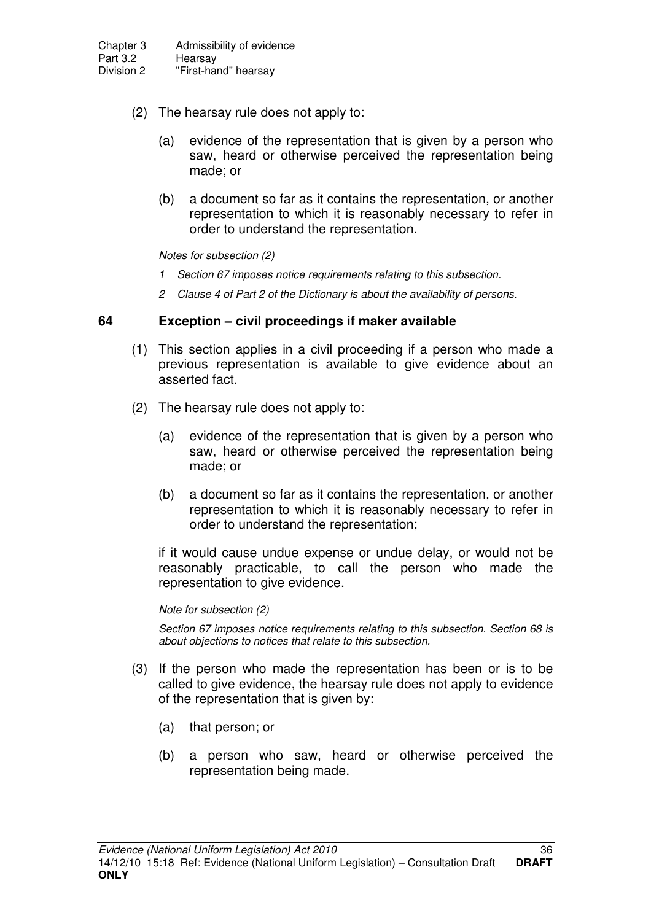(2) The hearsay rule does not apply to:

(a) evidence of the representation that is given by a person who saw, heard or otherwise perceived the representation being made; or

(b) a document so far as it contains the representation, or another representation to which it is reasonably necessary to refer in order to understand the representation.

*Notes for subsection (2)*

*1 Section 67 imposes notice requirements relating to this subsection.*

*2 Clause 4 of Part 2 of the Dictionary is about the availability of persons.*

### 64 Exception – civil proceedings if maker available

(1) This section applies in a civil proceeding if a person who made a previous representation is available to give evidence about an asserted fact.

(2) The hearsay rule does not apply to:

(a) evidence of the representation that is given by a person who saw, heard or otherwise perceived the representation being made; or

(b) a document so far as it contains the representation, or another representation to which it is reasonably necessary to refer in order to understand the representation;

if it would cause undue expense or undue delay, or would not be reasonably practicable, to call the person who made the representation to give evidence.

*Note for subsection (2)*

*Section 67 imposes notice requirements relating to this subsection. Section 68 is about objections to notices that relate to this subsection.*

(3) If the person who made the representation has been or is to be called to give evidence, the hearsay rule does not apply to evidence of the representation that is given by:

(a) that person; or

(b) a person who saw, heard or otherwise perceived the representation being made.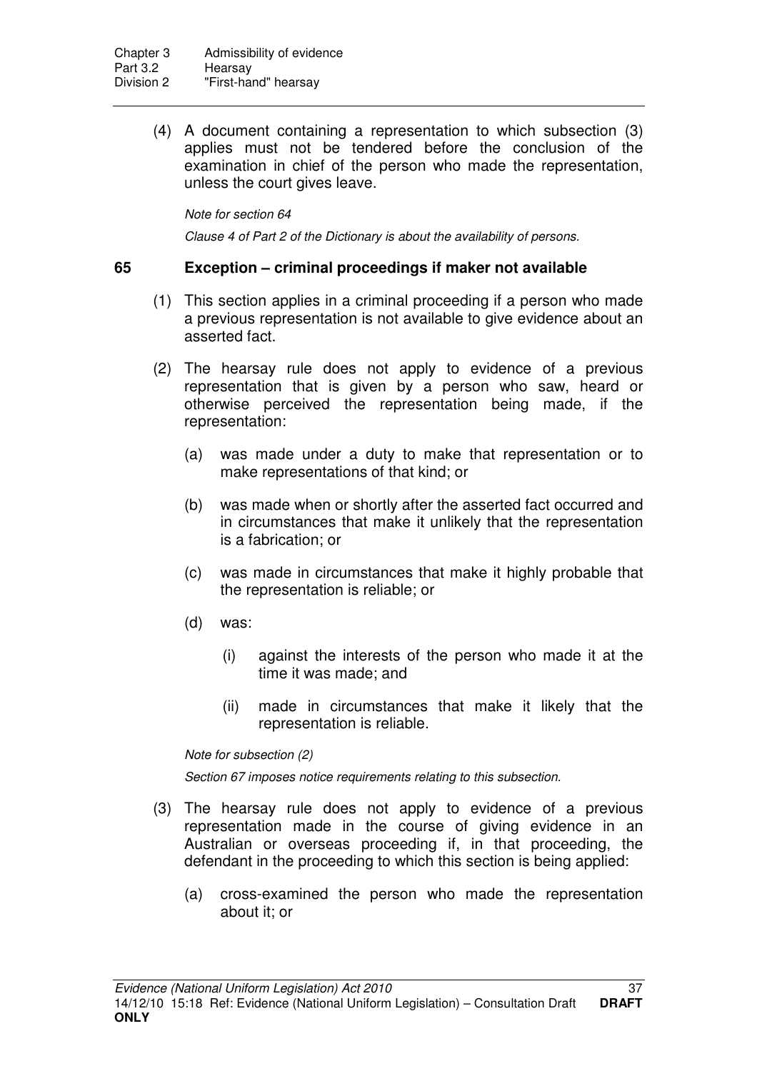(4) A document containing a representation to which subsection (3) applies must not be tendered before the conclusion of the examination in chief of the person who made the representation, unless the court gives leave.

*Note for section 64*

*Clause 4 of Part 2 of the Dictionary is about the availability of persons.*

## 65 Exception – criminal proceedings if maker not available

(1) This section applies in a criminal proceeding if a person who made a previous representation is not available to give evidence about an asserted fact.

(2) The hearsay rule does not apply to evidence of a previous representation that is given by a person who saw, heard or otherwise perceived the representation being made, if the representation:

- (a) was made under a duty to make that representation or to make representations of that kind; or
- (b) was made when or shortly after the asserted fact occurred and in circumstances that make it unlikely that the representation is a fabrication; or
- (c) was made in circumstances that make it highly probable that the representation is reliable; or
- (d) was:
  - (i) against the interests of the person who made it at the time it was made; and
  - (ii) made in circumstances that make it likely that the representation is reliable.

*Note for subsection (2)*

*Section 67 imposes notice requirements relating to this subsection.*

(3) The hearsay rule does not apply to evidence of a previous representation made in the course of giving evidence in an Australian or overseas proceeding if, in that proceeding, the defendant in the proceeding to which this section is being applied:

- (a) cross-examined the person who made the representation about it; or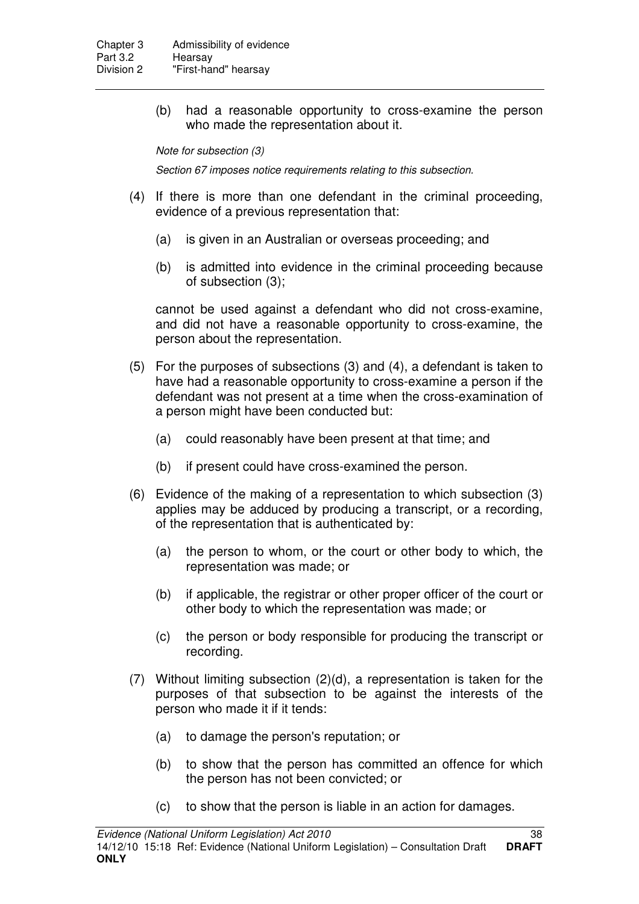(b) had a reasonable opportunity to cross-examine the person who made the representation about it.

*Note for subsection (3)*

*Section 67 imposes notice requirements relating to this subsection.*

(4) If there is more than one defendant in the criminal proceeding, evidence of a previous representation that:

(a) is given in an Australian or overseas proceeding; and

(b) is admitted into evidence in the criminal proceeding because of subsection (3);

cannot be used against a defendant who did not cross-examine, and did not have a reasonable opportunity to cross-examine, the person about the representation.

(5) For the purposes of subsections (3) and (4), a defendant is taken to have had a reasonable opportunity to cross-examine a person if the defendant was not present at a time when the cross-examination of a person might have been conducted but:

(a) could reasonably have been present at that time; and

(b) if present could have cross-examined the person.

(6) Evidence of the making of a representation to which subsection (3) applies may be adduced by producing a transcript, or a recording, of the representation that is authenticated by:

(a) the person to whom, or the court or other body to which, the representation was made; or

(b) if applicable, the registrar or other proper officer of the court or other body to which the representation was made; or

(c) the person or body responsible for producing the transcript or recording.

(7) Without limiting subsection (2)(d), a representation is taken for the purposes of that subsection to be against the interests of the person who made it if it tends:

(a) to damage the person's reputation; or

(b) to show that the person has committed an offence for which the person has not been convicted; or

(c) to show that the person is liable in an action for damages.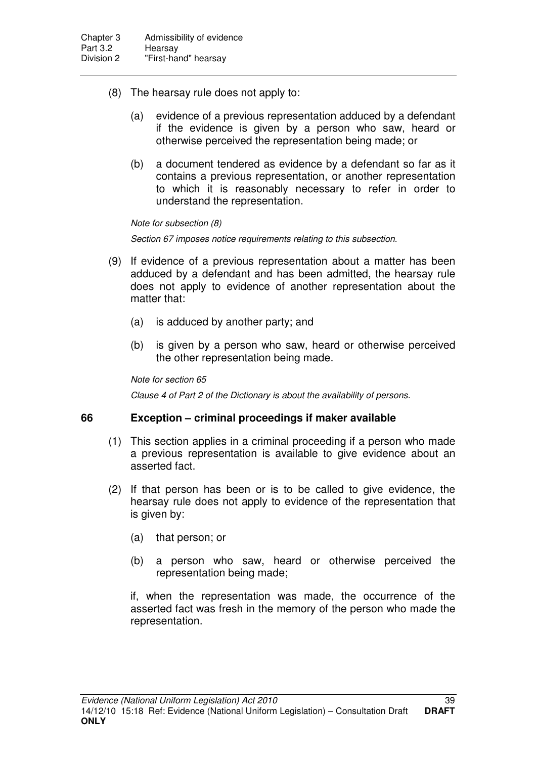(8) The hearsay rule does not apply to:

(a) evidence of a previous representation adduced by a defendant if the evidence is given by a person who saw, heard or otherwise perceived the representation being made; or

(b) a document tendered as evidence by a defendant so far as it contains a previous representation, or another representation to which it is reasonably necessary to refer in order to understand the representation.

*Note for subsection (8)*

*Section 67 imposes notice requirements relating to this subsection.*

(9) If evidence of a previous representation about a matter has been adduced by a defendant and has been admitted, the hearsay rule does not apply to evidence of another representation about the matter that:

(a) is adduced by another party; and

(b) is given by a person who saw, heard or otherwise perceived the other representation being made.

*Note for section 65*

*Clause 4 of Part 2 of the Dictionary is about the availability of persons.*

### 66 Exception – criminal proceedings if maker available

(1) This section applies in a criminal proceeding if a person who made a previous representation is available to give evidence about an asserted fact.

(2) If that person has been or is to be called to give evidence, the hearsay rule does not apply to evidence of the representation that is given by:

(a) that person; or

(b) a person who saw, heard or otherwise perceived the representation being made;

if, when the representation was made, the occurrence of the asserted fact was fresh in the memory of the person who made the representation.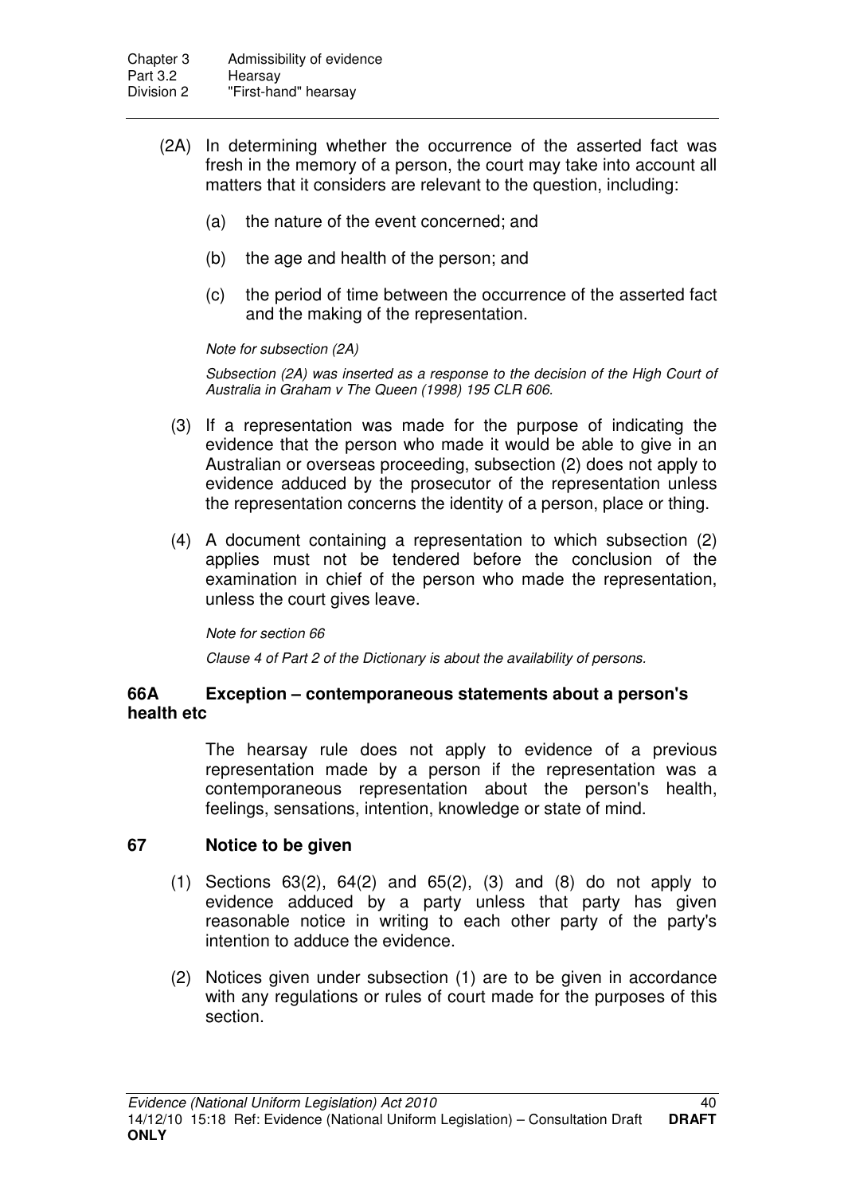(2A) In determining whether the occurrence of the asserted fact was fresh in the memory of a person, the court may take into account all matters that it considers are relevant to the question, including:

(a) the nature of the event concerned; and

(b) the age and health of the person; and

(c) the period of time between the occurrence of the asserted fact and the making of the representation.

*Note for subsection (2A)*

*Subsection (2A) was inserted as a response to the decision of the High Court of Australia in Graham v The Queen (1998) 195 CLR 606.*

(3) If a representation was made for the purpose of indicating the evidence that the person who made it would be able to give in an Australian or overseas proceeding, subsection (2) does not apply to evidence adduced by the prosecutor of the representation unless the representation concerns the identity of a person, place or thing.

(4) A document containing a representation to which subsection (2) applies must not be tendered before the conclusion of the examination in chief of the person who made the representation, unless the court gives leave.

*Note for section 66*

*Clause 4 of Part 2 of the Dictionary is about the availability of persons.*

### 66A Exception – contemporaneous statements about a person's health etc

The hearsay rule does not apply to evidence of a previous representation made by a person if the representation was a contemporaneous representation about the person's health, feelings, sensations, intention, knowledge or state of mind.

### 67 Notice to be given

(1) Sections 63(2), 64(2) and 65(2), (3) and (8) do not apply to evidence adduced by a party unless that party has given reasonable notice in writing to each other party of the party's intention to adduce the evidence.

(2) Notices given under subsection (1) are to be given in accordance with any regulations or rules of court made for the purposes of this section.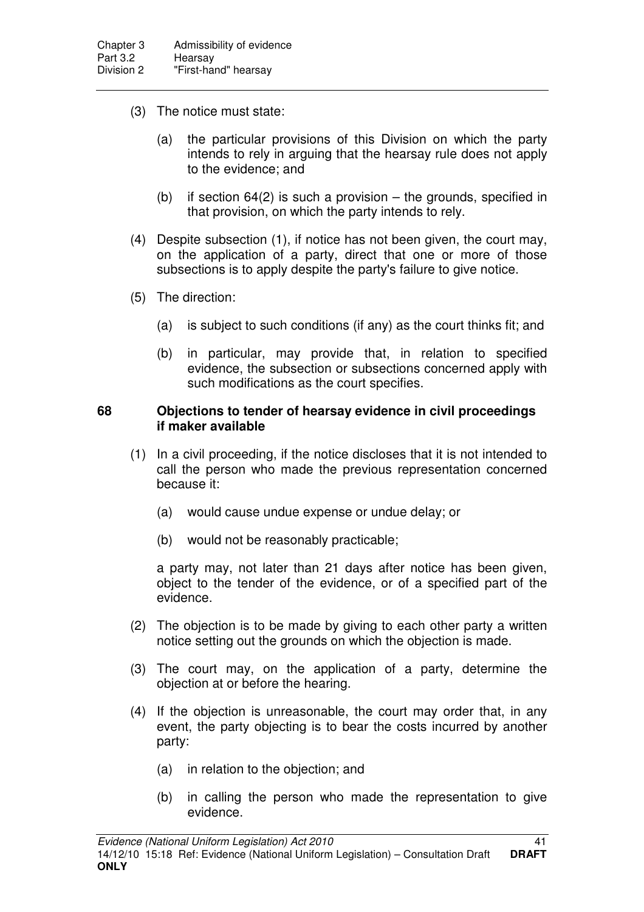(3) The notice must state:

(a) the particular provisions of this Division on which the party intends to rely in arguing that the hearsay rule does not apply to the evidence; and

(b) if section 64(2) is such a provision – the grounds, specified in that provision, on which the party intends to rely.

(4) Despite subsection (1), if notice has not been given, the court may, on the application of a party, direct that one or more of those subsections is to apply despite the party's failure to give notice.

(5) The direction:

(a) is subject to such conditions (if any) as the court thinks fit; and

(b) in particular, may provide that, in relation to specified evidence, the subsection or subsections concerned apply with such modifications as the court specifies.

**68 Objections to tender of hearsay evidence in civil proceedings if maker available**

(1) In a civil proceeding, if the notice discloses that it is not intended to call the person who made the previous representation concerned because it:

(a) would cause undue expense or undue delay; or

(b) would not be reasonably practicable;

a party may, not later than 21 days after notice has been given, object to the tender of the evidence, or of a specified part of the evidence.

(2) The objection is to be made by giving to each other party a written notice setting out the grounds on which the objection is made.

(3) The court may, on the application of a party, determine the objection at or before the hearing.

(4) If the objection is unreasonable, the court may order that, in any event, the party objecting is to bear the costs incurred by another party:

(a) in relation to the objection; and

(b) in calling the person who made the representation to give evidence.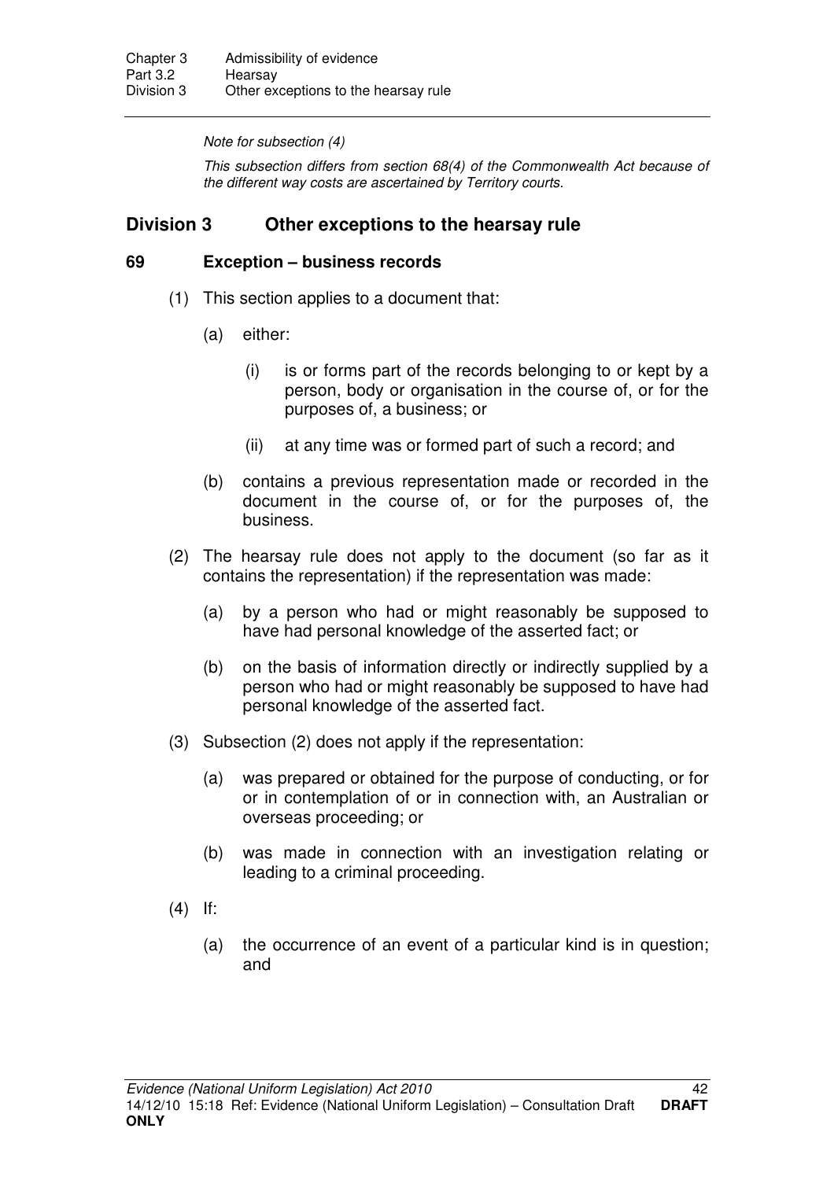*Note for subsection (4)*

*This subsection differs from section 68(4) of the Commonwealth Act because of the different way costs are ascertained by Territory courts.*

## Division 3 Other exceptions to the hearsay rule

### 69 Exception – business records

(1) This section applies to a document that:

(a) either:

(i) is or forms part of the records belonging to or kept by a person, body or organisation in the course of, or for the purposes of, a business; or

(ii) at any time was or formed part of such a record; and

(b) contains a previous representation made or recorded in the document in the course of, or for the purposes of, the business.

(2) The hearsay rule does not apply to the document (so far as it contains the representation) if the representation was made:

(a) by a person who had or might reasonably be supposed to have had personal knowledge of the asserted fact; or

(b) on the basis of information directly or indirectly supplied by a person who had or might reasonably be supposed to have had personal knowledge of the asserted fact.

(3) Subsection (2) does not apply if the representation:

(a) was prepared or obtained for the purpose of conducting, or for or in contemplation of or in connection with, an Australian or overseas proceeding; or

(b) was made in connection with an investigation relating or leading to a criminal proceeding.

(4) If:

(a) the occurrence of an event of a particular kind is in question; and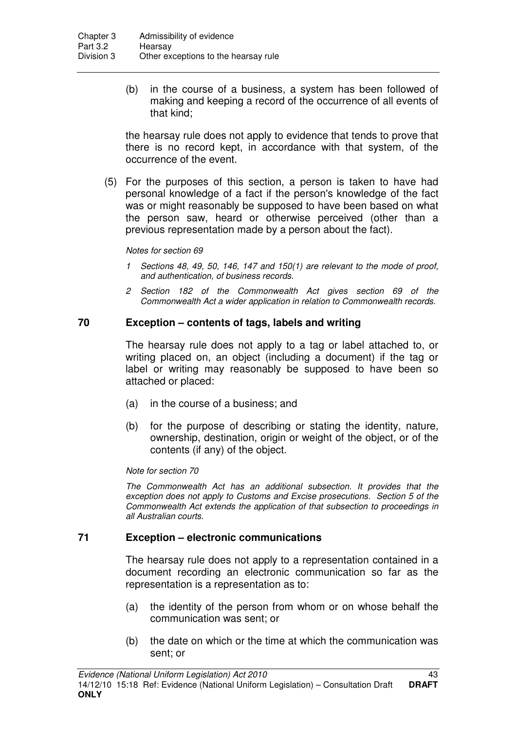(b) in the course of a business, a system has been followed of making and keeping a record of the occurrence of all events of that kind;

the hearsay rule does not apply to evidence that tends to prove that there is no record kept, in accordance with that system, of the occurrence of the event.

(5) For the purposes of this section, a person is taken to have had personal knowledge of a fact if the person's knowledge of the fact was or might reasonably be supposed to have been based on what the person saw, heard or otherwise perceived (other than a previous representation made by a person about the fact).

*Notes for section 69*

*1 Sections 48, 49, 50, 146, 147 and 150(1) are relevant to the mode of proof, and authentication, of business records.*

*2 Section 182 of the Commonwealth Act gives section 69 of the Commonwealth Act a wider application in relation to Commonwealth records.*

## 70 Exception – contents of tags, labels and writing

The hearsay rule does not apply to a tag or label attached to, or writing placed on, an object (including a document) if the tag or label or writing may reasonably be supposed to have been so attached or placed:

(a) in the course of a business; and

(b) for the purpose of describing or stating the identity, nature, ownership, destination, origin or weight of the object, or of the contents (if any) of the object.

*Note for section 70*

*The Commonwealth Act has an additional subsection. It provides that the exception does not apply to Customs and Excise prosecutions. Section 5 of the Commonwealth Act extends the application of that subsection to proceedings in all Australian courts.*

## 71 Exception – electronic communications

The hearsay rule does not apply to a representation contained in a document recording an electronic communication so far as the representation is a representation as to:

(a) the identity of the person from whom or on whose behalf the communication was sent; or

(b) the date on which or the time at which the communication was sent; or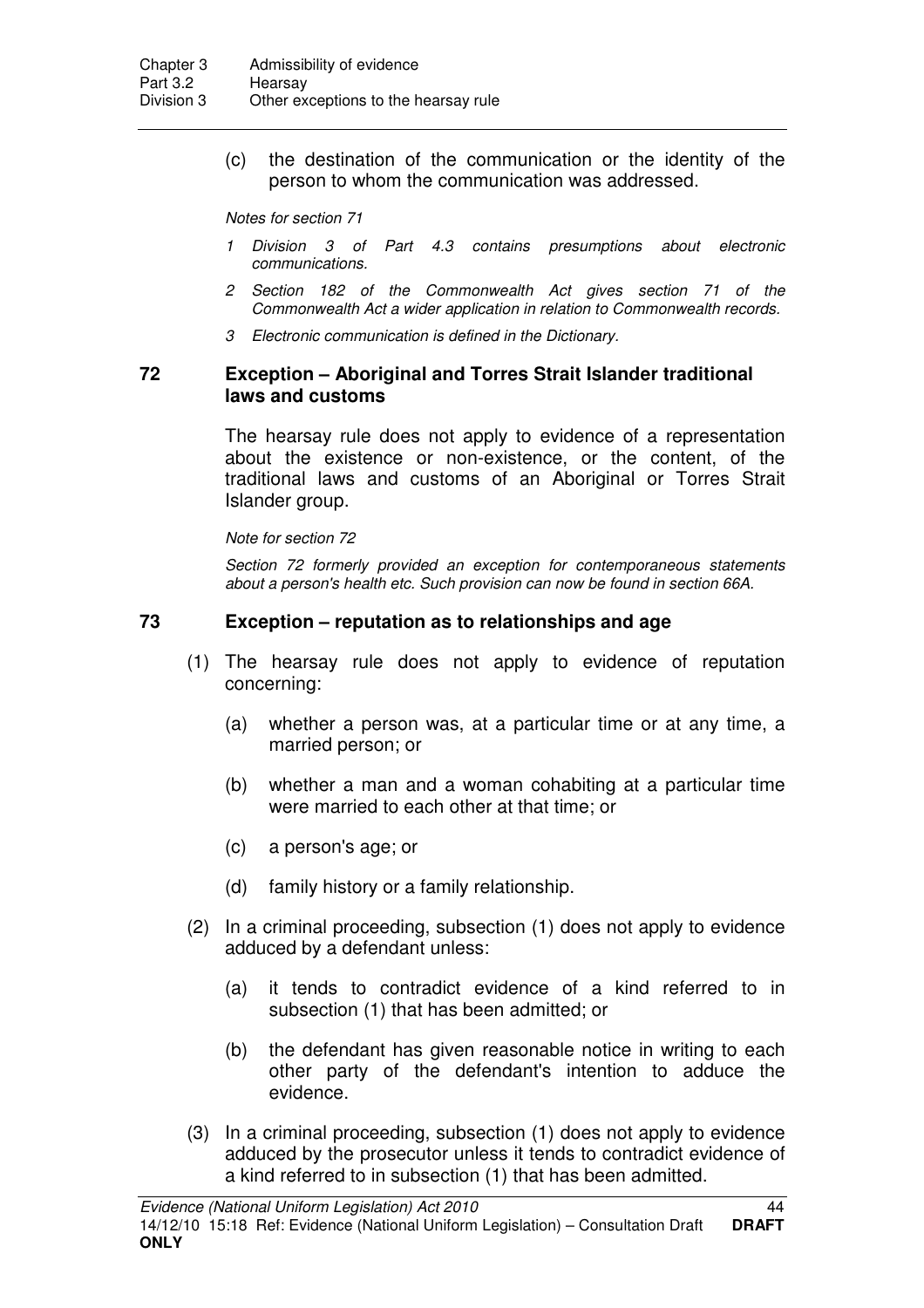(c) the destination of the communication or the identity of the person to whom the communication was addressed.

*Notes for section 71*

*1 Division 3 of Part 4.3 contains presumptions about electronic communications.*

*2 Section 182 of the Commonwealth Act gives section 71 of the Commonwealth Act a wider application in relation to Commonwealth records.*

*3 Electronic communication is defined in the Dictionary.*

### 72 Exception – Aboriginal and Torres Strait Islander traditional laws and customs

The hearsay rule does not apply to evidence of a representation about the existence or non-existence, or the content, of the traditional laws and customs of an Aboriginal or Torres Strait Islander group.

*Note for section 72*

*Section 72 formerly provided an exception for contemporaneous statements about a person's health etc. Such provision can now be found in section 66A.*

### 73 Exception – reputation as to relationships and age

(1) The hearsay rule does not apply to evidence of reputation concerning:

(a) whether a person was, at a particular time or at any time, a married person; or

(b) whether a man and a woman cohabiting at a particular time were married to each other at that time; or

(c) a person's age; or

(d) family history or a family relationship.

(2) In a criminal proceeding, subsection (1) does not apply to evidence adduced by a defendant unless:

(a) it tends to contradict evidence of a kind referred to in subsection (1) that has been admitted; or

(b) the defendant has given reasonable notice in writing to each other party of the defendant's intention to adduce the evidence.

(3) In a criminal proceeding, subsection (1) does not apply to evidence adduced by the prosecutor unless it tends to contradict evidence of a kind referred to in subsection (1) that has been admitted.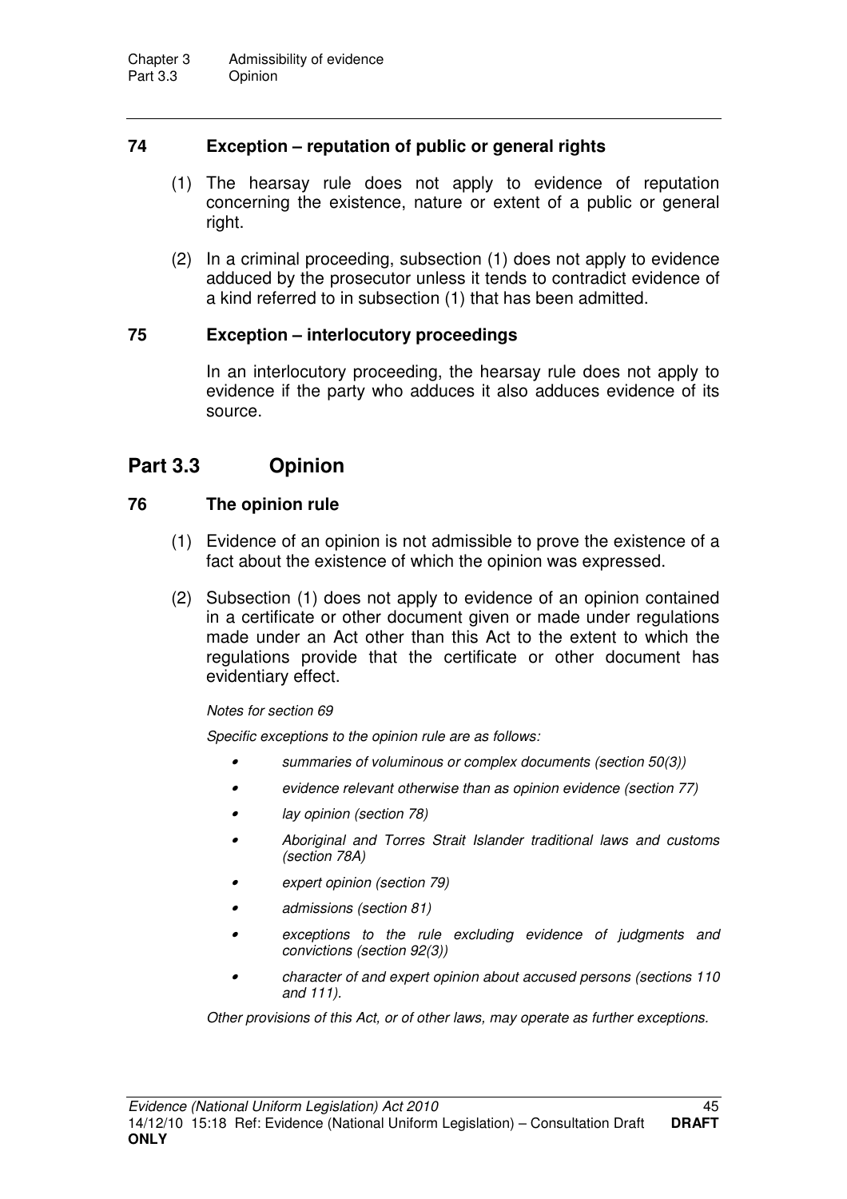### 74 Exception – reputation of public or general rights

(1) The hearsay rule does not apply to evidence of reputation concerning the existence, nature or extent of a public or general right.

(2) In a criminal proceeding, subsection (1) does not apply to evidence adduced by the prosecutor unless it tends to contradict evidence of a kind referred to in subsection (1) that has been admitted.

### 75 Exception – interlocutory proceedings

In an interlocutory proceeding, the hearsay rule does not apply to evidence if the party who adduces it also adduces evidence of its source.

## Part 3.3 Opinion

### 76 The opinion rule

(1) Evidence of an opinion is not admissible to prove the existence of a fact about the existence of which the opinion was expressed.

(2) Subsection (1) does not apply to evidence of an opinion contained in a certificate or other document given or made under regulations made under an Act other than this Act to the extent to which the regulations provide that the certificate or other document has evidentiary effect.

*Notes for section 69*

*Specific exceptions to the opinion rule are as follows:*

- *summaries of voluminous or complex documents (section 50(3))*
- *evidence relevant otherwise than as opinion evidence (section 77)*
- *lay opinion (section 78)*
- *Aboriginal and Torres Strait Islander traditional laws and customs (section 78A)*
- *expert opinion (section 79)*
- *admissions (section 81)*
- *exceptions to the rule excluding evidence of judgments and convictions (section 92(3))*
- *character of and expert opinion about accused persons (sections 110 and 111).*

*Other provisions of this Act, or of other laws, may operate as further exceptions.*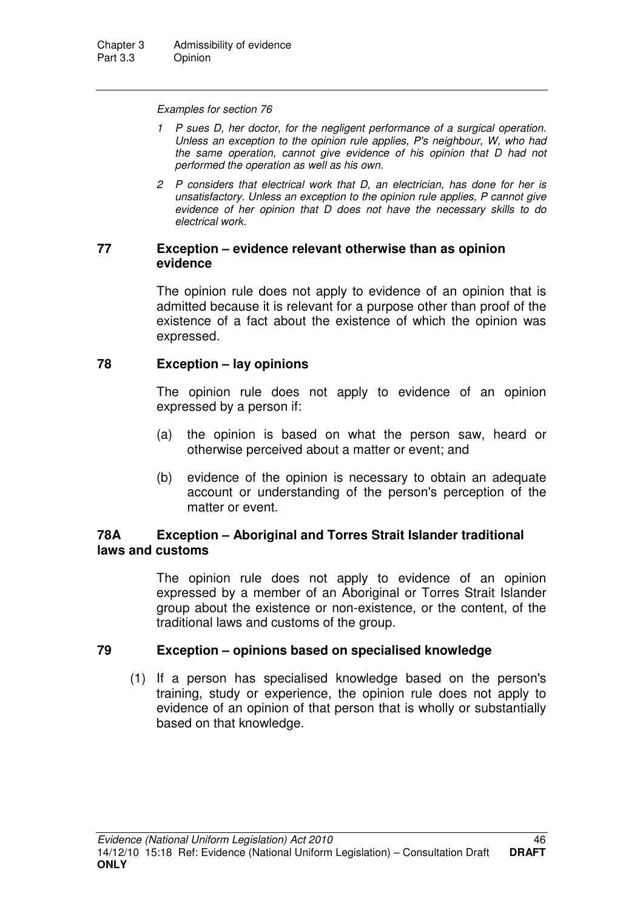*Examples for section 76*

1. *P sues D, her doctor, for the negligent performance of a surgical operation. Unless an exception to the opinion rule applies, P's neighbour, W, who had the same operation, cannot give evidence of his opinion that D had not performed the operation as well as his own.*
2. *P considers that electrical work that D, an electrician, has done for her is unsatisfactory. Unless an exception to the opinion rule applies, P cannot give evidence of her opinion that D does not have the necessary skills to do electrical work.*

### 77 Exception – evidence relevant otherwise than as opinion evidence

The opinion rule does not apply to evidence of an opinion that is admitted because it is relevant for a purpose other than proof of the existence of a fact about the existence of which the opinion was expressed.

### 78 Exception – lay opinions

The opinion rule does not apply to evidence of an opinion expressed by a person if:

(a) the opinion is based on what the person saw, heard or otherwise perceived about a matter or event; and

(b) evidence of the opinion is necessary to obtain an adequate account or understanding of the person's perception of the matter or event.

### 78A Exception – Aboriginal and Torres Strait Islander traditional laws and customs

The opinion rule does not apply to evidence of an opinion expressed by a member of an Aboriginal or Torres Strait Islander group about the existence or non-existence, or the content, of the traditional laws and customs of the group.

### 79 Exception – opinions based on specialised knowledge

(1) If a person has specialised knowledge based on the person's training, study or experience, the opinion rule does not apply to evidence of an opinion of that person that is wholly or substantially based on that knowledge.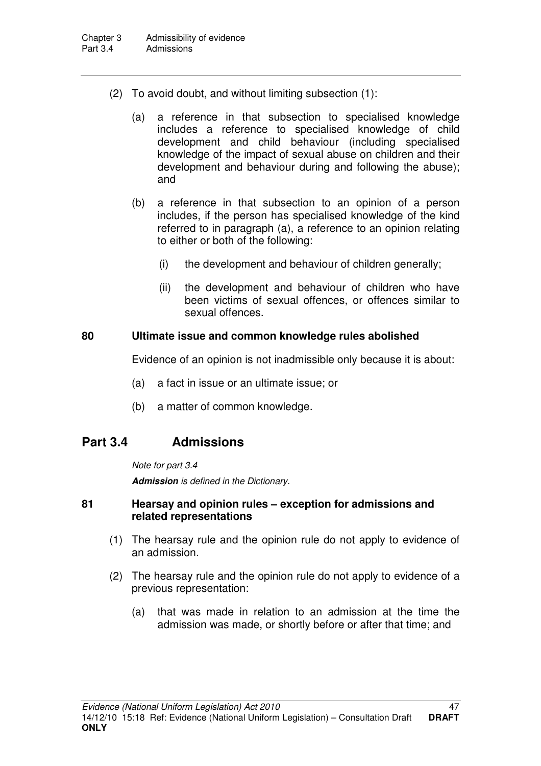(2) To avoid doubt, and without limiting subsection (1):

(a) a reference in that subsection to specialised knowledge includes a reference to specialised knowledge of child development and child behaviour (including specialised knowledge of the impact of sexual abuse on children and their development and behaviour during and following the abuse); and

(b) a reference in that subsection to an opinion of a person includes, if the person has specialised knowledge of the kind referred to in paragraph (a), a reference to an opinion relating to either or both of the following:

(i) the development and behaviour of children generally;

(ii) the development and behaviour of children who have been victims of sexual offences, or offences similar to sexual offences.

### 80 Ultimate issue and common knowledge rules abolished

Evidence of an opinion is not inadmissible only because it is about:

(a) a fact in issue or an ultimate issue; or

(b) a matter of common knowledge.

## Part 3.4 Admissions

*Note for part 3.4*

***Admission** is defined in the Dictionary.*

### 81 Hearsay and opinion rules – exception for admissions and related representations

(1) The hearsay rule and the opinion rule do not apply to evidence of an admission.

(2) The hearsay rule and the opinion rule do not apply to evidence of a previous representation:

(a) that was made in relation to an admission at the time the admission was made, or shortly before or after that time; and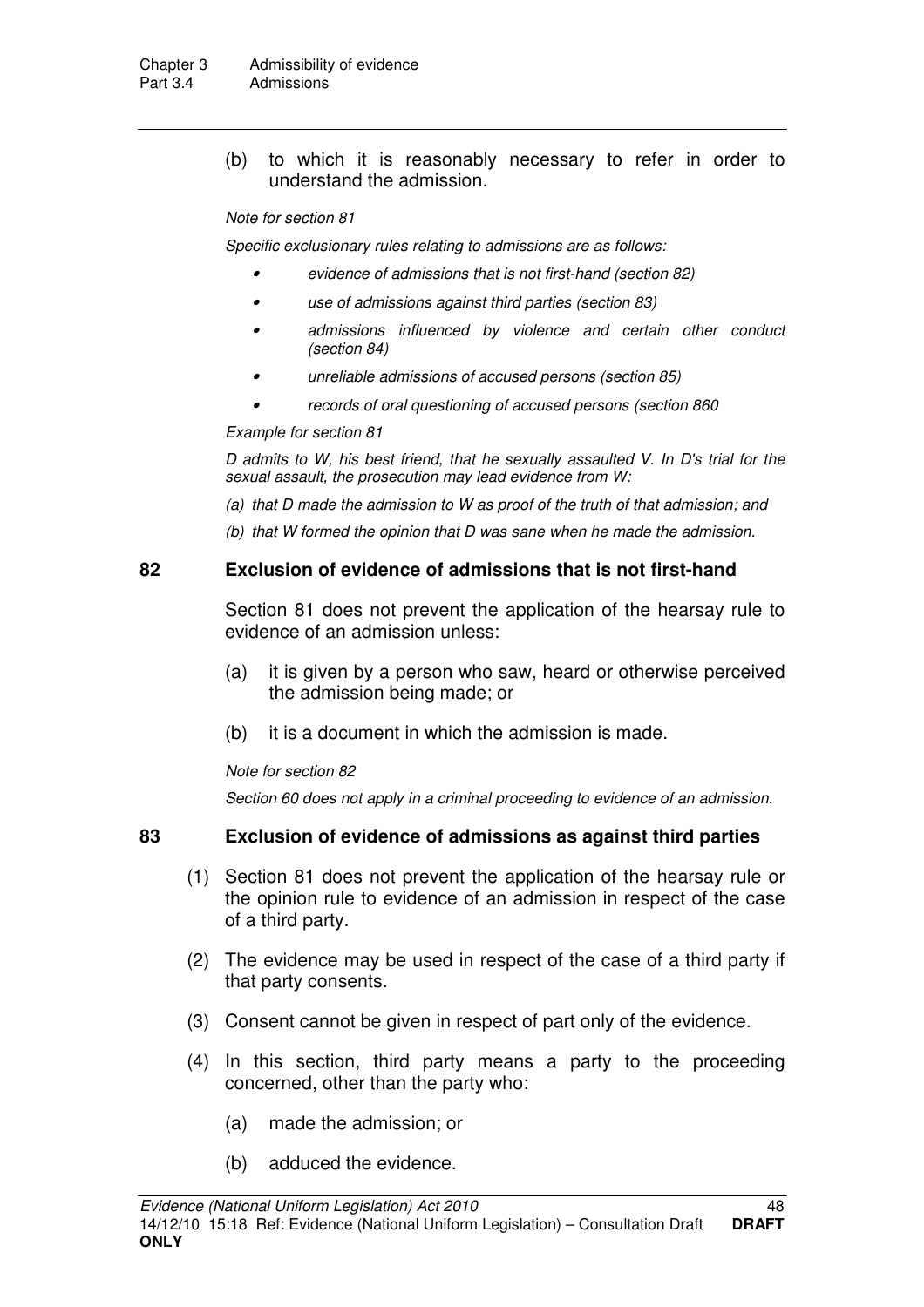(b) to which it is reasonably necessary to refer in order to understand the admission.

*Note for section 81*

*Specific exclusionary rules relating to admissions are as follows:*

- *evidence of admissions that is not first-hand (section 82)*
- *use of admissions against third parties (section 83)*
- *admissions influenced by violence and certain other conduct (section 84)*
- *unreliable admissions of accused persons (section 85)*
- *records of oral questioning of accused persons (section 860*

*Example for section 81*

*D admits to W, his best friend, that he sexually assaulted V. In D's trial for the sexual assault, the prosecution may lead evidence from W:*

*(a) that D made the admission to W as proof of the truth of that admission; and*

*(b) that W formed the opinion that D was sane when he made the admission.*

## 82 Exclusion of evidence of admissions that is not first-hand

Section 81 does not prevent the application of the hearsay rule to evidence of an admission unless:

(a) it is given by a person who saw, heard or otherwise perceived the admission being made; or

(b) it is a document in which the admission is made.

*Note for section 82*

*Section 60 does not apply in a criminal proceeding to evidence of an admission.*

## 83 Exclusion of evidence of admissions as against third parties

(1) Section 81 does not prevent the application of the hearsay rule or the opinion rule to evidence of an admission in respect of the case of a third party.

(2) The evidence may be used in respect of the case of a third party if that party consents.

(3) Consent cannot be given in respect of part only of the evidence.

(4) In this section, third party means a party to the proceeding concerned, other than the party who:

(a) made the admission; or

(b) adduced the evidence.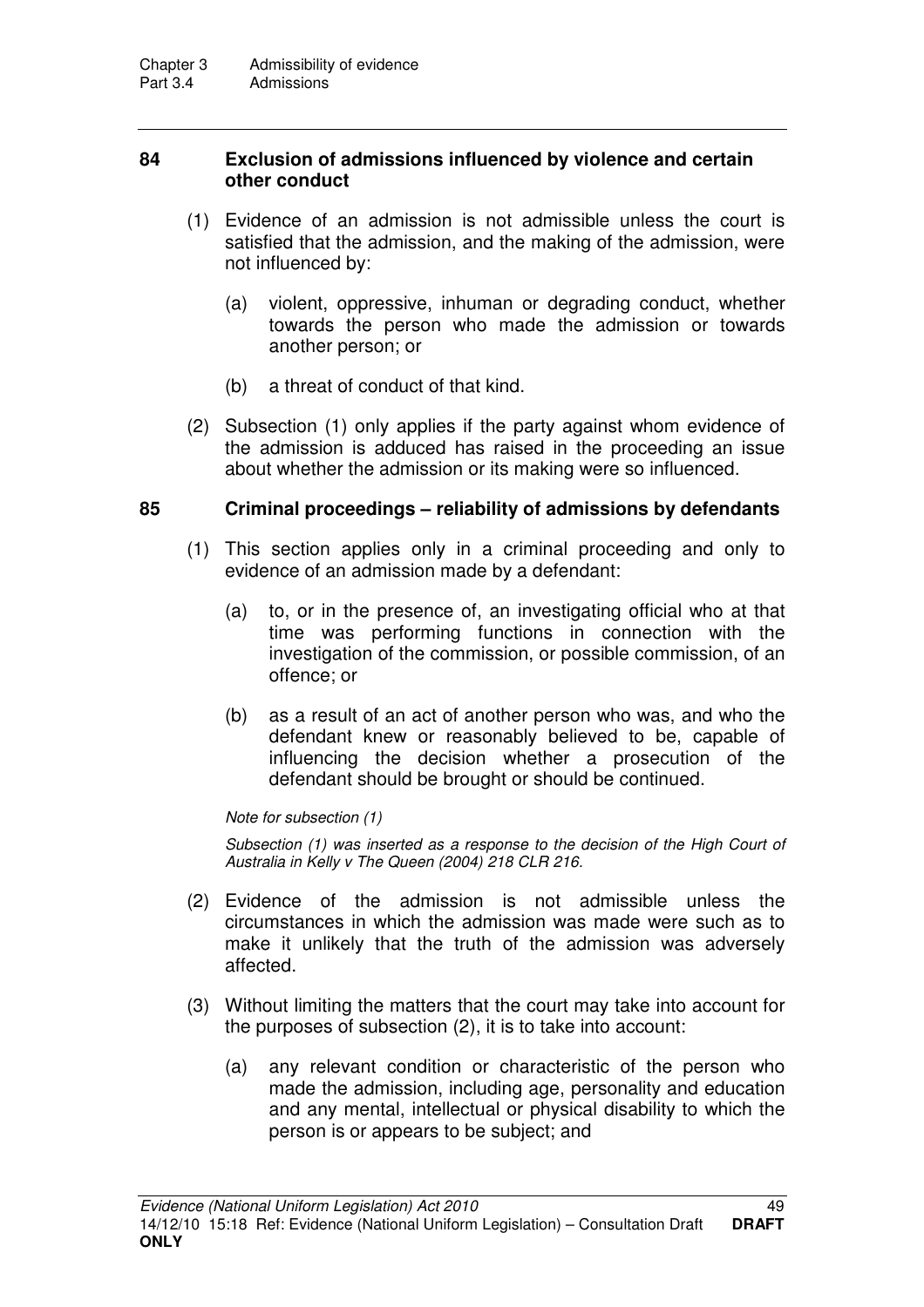### 84 Exclusion of admissions influenced by violence and certain other conduct

(1) Evidence of an admission is not admissible unless the court is satisfied that the admission, and the making of the admission, were not influenced by:

(a) violent, oppressive, inhuman or degrading conduct, whether towards the person who made the admission or towards another person; or

(b) a threat of conduct of that kind.

(2) Subsection (1) only applies if the party against whom evidence of the admission is adduced has raised in the proceeding an issue about whether the admission or its making were so influenced.

### 85 Criminal proceedings – reliability of admissions by defendants

(1) This section applies only in a criminal proceeding and only to evidence of an admission made by a defendant:

(a) to, or in the presence of, an investigating official who at that time was performing functions in connection with the investigation of the commission, or possible commission, of an offence; or

(b) as a result of an act of another person who was, and who the defendant knew or reasonably believed to be, capable of influencing the decision whether a prosecution of the defendant should be brought or should be continued.

*Note for subsection (1)*

*Subsection (1) was inserted as a response to the decision of the High Court of Australia in Kelly v The Queen (2004) 218 CLR 216.*

(2) Evidence of the admission is not admissible unless the circumstances in which the admission was made were such as to make it unlikely that the truth of the admission was adversely affected.

(3) Without limiting the matters that the court may take into account for the purposes of subsection (2), it is to take into account:

(a) any relevant condition or characteristic of the person who made the admission, including age, personality and education and any mental, intellectual or physical disability to which the person is or appears to be subject; and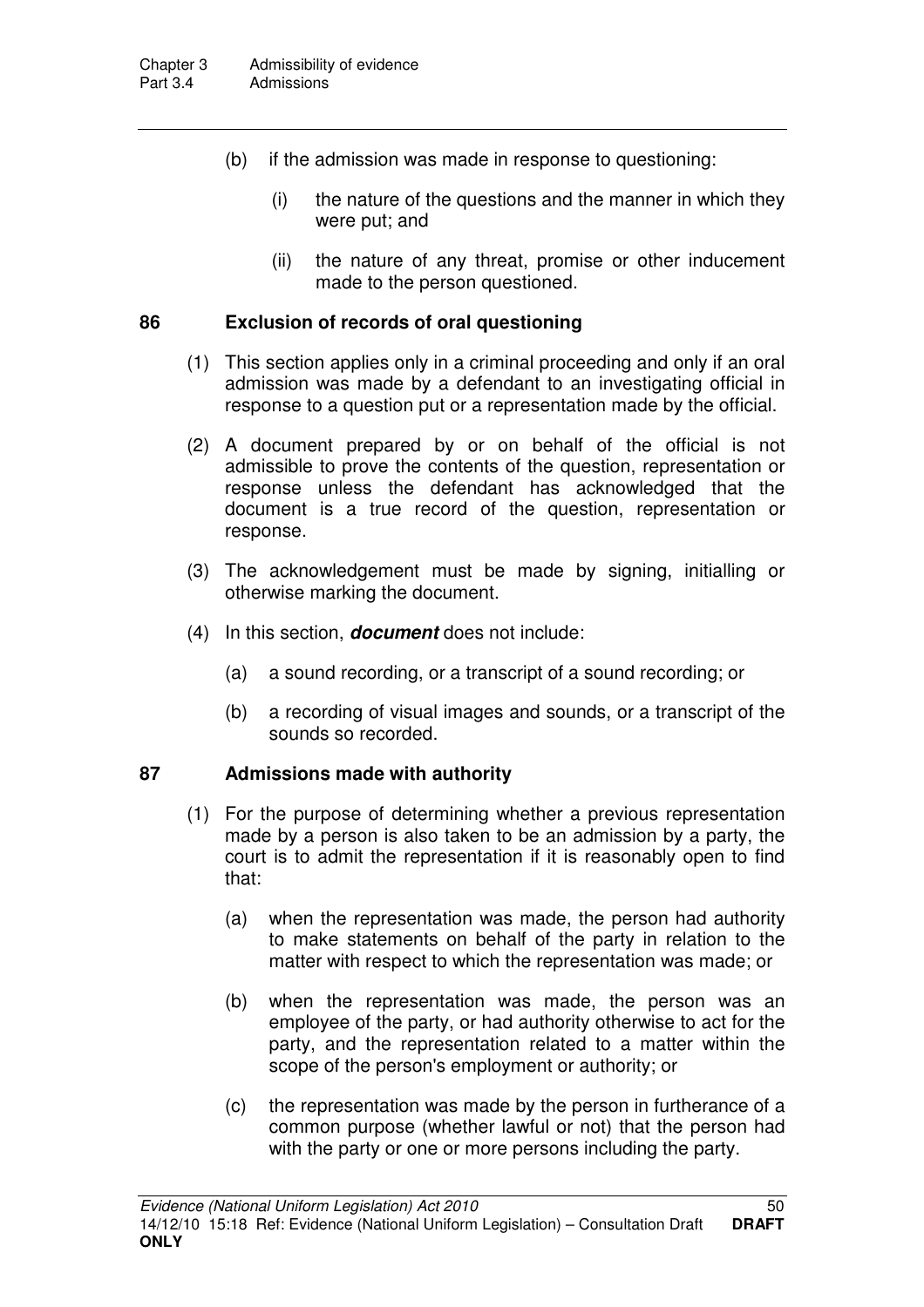(b) if the admission was made in response to questioning:

(i) the nature of the questions and the manner in which they were put; and

(ii) the nature of any threat, promise or other inducement made to the person questioned.

### 86 Exclusion of records of oral questioning

(1) This section applies only in a criminal proceeding and only if an oral admission was made by a defendant to an investigating official in response to a question put or a representation made by the official.

(2) A document prepared by or on behalf of the official is not admissible to prove the contents of the question, representation or response unless the defendant has acknowledged that the document is a true record of the question, representation or response.

(3) The acknowledgement must be made by signing, initialling or otherwise marking the document.

(4) In this section, ***document*** does not include:

(a) a sound recording, or a transcript of a sound recording; or

(b) a recording of visual images and sounds, or a transcript of the sounds so recorded.

### 87 Admissions made with authority

(1) For the purpose of determining whether a previous representation made by a person is also taken to be an admission by a party, the court is to admit the representation if it is reasonably open to find that:

(a) when the representation was made, the person had authority to make statements on behalf of the party in relation to the matter with respect to which the representation was made; or

(b) when the representation was made, the person was an employee of the party, or had authority otherwise to act for the party, and the representation related to a matter within the scope of the person's employment or authority; or

(c) the representation was made by the person in furtherance of a common purpose (whether lawful or not) that the person had with the party or one or more persons including the party.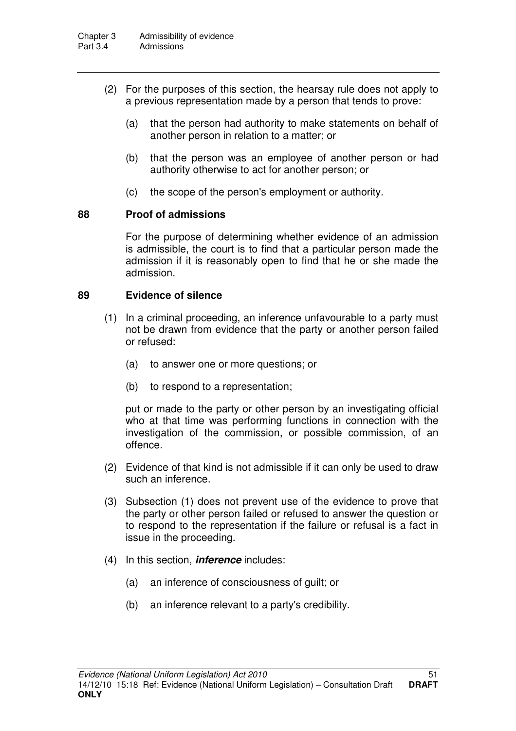(2) For the purposes of this section, the hearsay rule does not apply to a previous representation made by a person that tends to prove:

(a) that the person had authority to make statements on behalf of another person in relation to a matter; or

(b) that the person was an employee of another person or had authority otherwise to act for another person; or

(c) the scope of the person's employment or authority.

### 88 Proof of admissions

For the purpose of determining whether evidence of an admission is admissible, the court is to find that a particular person made the admission if it is reasonably open to find that he or she made the admission.

### 89 Evidence of silence

(1) In a criminal proceeding, an inference unfavourable to a party must not be drawn from evidence that the party or another person failed or refused:

(a) to answer one or more questions; or

(b) to respond to a representation;

put or made to the party or other person by an investigating official who at that time was performing functions in connection with the investigation of the commission, or possible commission, of an offence.

(2) Evidence of that kind is not admissible if it can only be used to draw such an inference.

(3) Subsection (1) does not prevent use of the evidence to prove that the party or other person failed or refused to answer the question or to respond to the representation if the failure or refusal is a fact in issue in the proceeding.

(4) In this section, ***inference*** includes:

(a) an inference of consciousness of guilt; or

(b) an inference relevant to a party's credibility.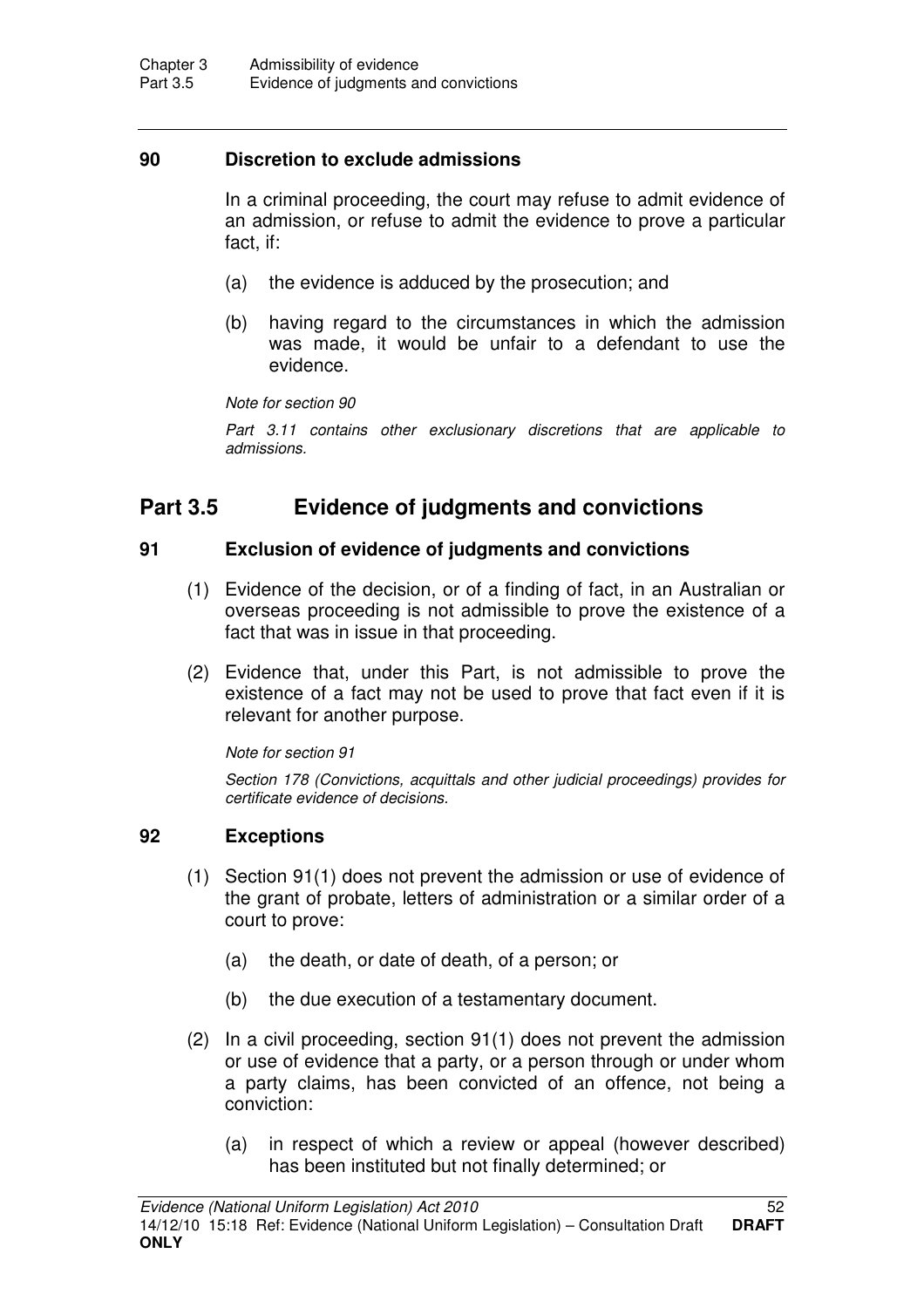### 90 Discretion to exclude admissions

In a criminal proceeding, the court may refuse to admit evidence of an admission, or refuse to admit the evidence to prove a particular fact, if:

(a) the evidence is adduced by the prosecution; and

(b) having regard to the circumstances in which the admission was made, it would be unfair to a defendant to use the evidence.

*Note for section 90*

*Part 3.11 contains other exclusionary discretions that are applicable to admissions.*

## Part 3.5 Evidence of judgments and convictions

### 91 Exclusion of evidence of judgments and convictions

(1) Evidence of the decision, or of a finding of fact, in an Australian or overseas proceeding is not admissible to prove the existence of a fact that was in issue in that proceeding.

(2) Evidence that, under this Part, is not admissible to prove the existence of a fact may not be used to prove that fact even if it is relevant for another purpose.

*Note for section 91*

*Section 178 (Convictions, acquittals and other judicial proceedings) provides for certificate evidence of decisions.*

### 92 Exceptions

(1) Section 91(1) does not prevent the admission or use of evidence of the grant of probate, letters of administration or a similar order of a court to prove:

(a) the death, or date of death, of a person; or

(b) the due execution of a testamentary document.

(2) In a civil proceeding, section 91(1) does not prevent the admission or use of evidence that a party, or a person through or under whom a party claims, has been convicted of an offence, not being a conviction:

(a) in respect of which a review or appeal (however described) has been instituted but not finally determined; or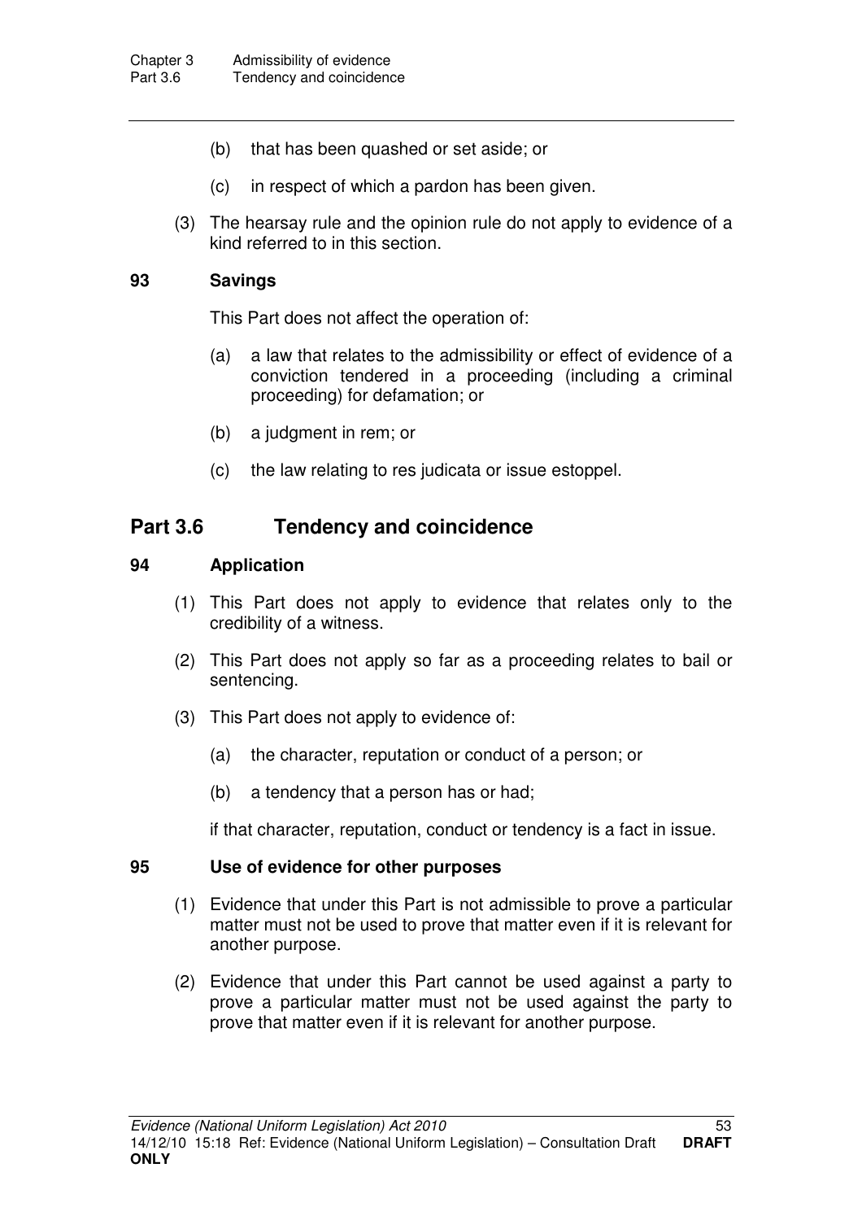(b) that has been quashed or set aside; or

(c) in respect of which a pardon has been given.

(3) The hearsay rule and the opinion rule do not apply to evidence of a kind referred to in this section.

### 93 Savings

This Part does not affect the operation of:

(a) a law that relates to the admissibility or effect of evidence of a conviction tendered in a proceeding (including a criminal proceeding) for defamation; or

(b) a judgment in rem; or

(c) the law relating to res judicata or issue estoppel.

## Part 3.6 Tendency and coincidence

### 94 Application

(1) This Part does not apply to evidence that relates only to the credibility of a witness.

(2) This Part does not apply so far as a proceeding relates to bail or sentencing.

(3) This Part does not apply to evidence of:

(a) the character, reputation or conduct of a person; or

(b) a tendency that a person has or had;

if that character, reputation, conduct or tendency is a fact in issue.

### 95 Use of evidence for other purposes

(1) Evidence that under this Part is not admissible to prove a particular matter must not be used to prove that matter even if it is relevant for another purpose.

(2) Evidence that under this Part cannot be used against a party to prove a particular matter must not be used against the party to prove that matter even if it is relevant for another purpose.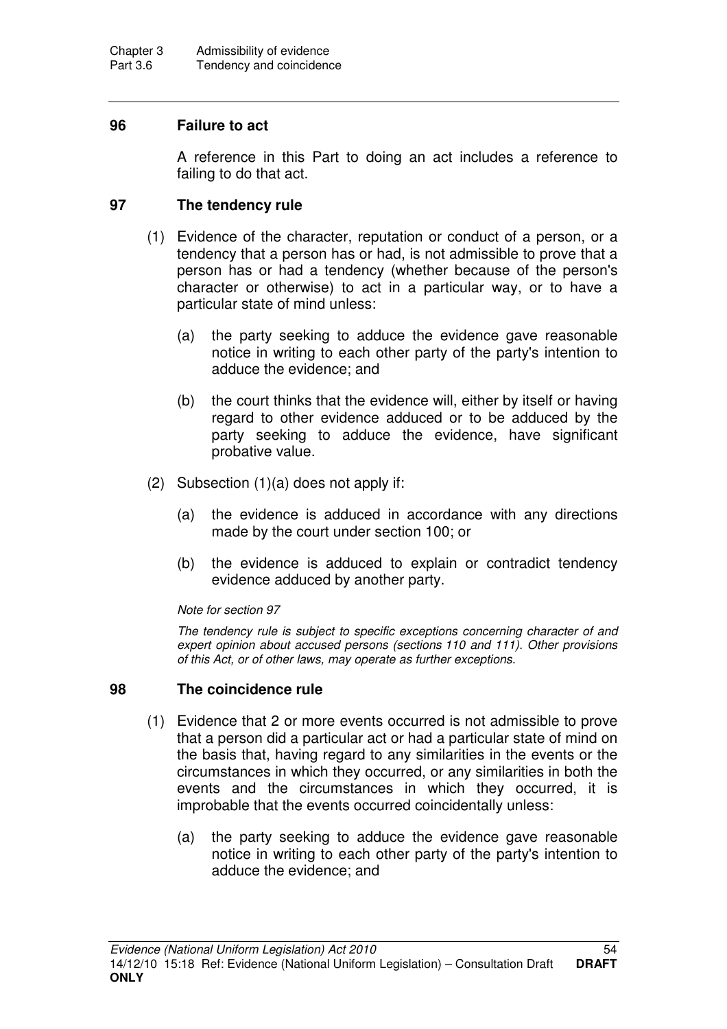## 96 Failure to act

A reference in this Part to doing an act includes a reference to failing to do that act.

## 97 The tendency rule

(1) Evidence of the character, reputation or conduct of a person, or a tendency that a person has or had, is not admissible to prove that a person has or had a tendency (whether because of the person's character or otherwise) to act in a particular way, or to have a particular state of mind unless:

   (a) the party seeking to adduce the evidence gave reasonable notice in writing to each other party of the party's intention to adduce the evidence; and

   (b) the court thinks that the evidence will, either by itself or having regard to other evidence adduced or to be adduced by the party seeking to adduce the evidence, have significant probative value.

(2) Subsection (1)(a) does not apply if:

   (a) the evidence is adduced in accordance with any directions made by the court under section 100; or

   (b) the evidence is adduced to explain or contradict tendency evidence adduced by another party.

*Note for section 97*

*The tendency rule is subject to specific exceptions concerning character of and expert opinion about accused persons (sections 110 and 111). Other provisions of this Act, or of other laws, may operate as further exceptions.*

## 98 The coincidence rule

(1) Evidence that 2 or more events occurred is not admissible to prove that a person did a particular act or had a particular state of mind on the basis that, having regard to any similarities in the events or the circumstances in which they occurred, or any similarities in both the events and the circumstances in which they occurred, it is improbable that the events occurred coincidentally unless:

   (a) the party seeking to adduce the evidence gave reasonable notice in writing to each other party of the party's intention to adduce the evidence; and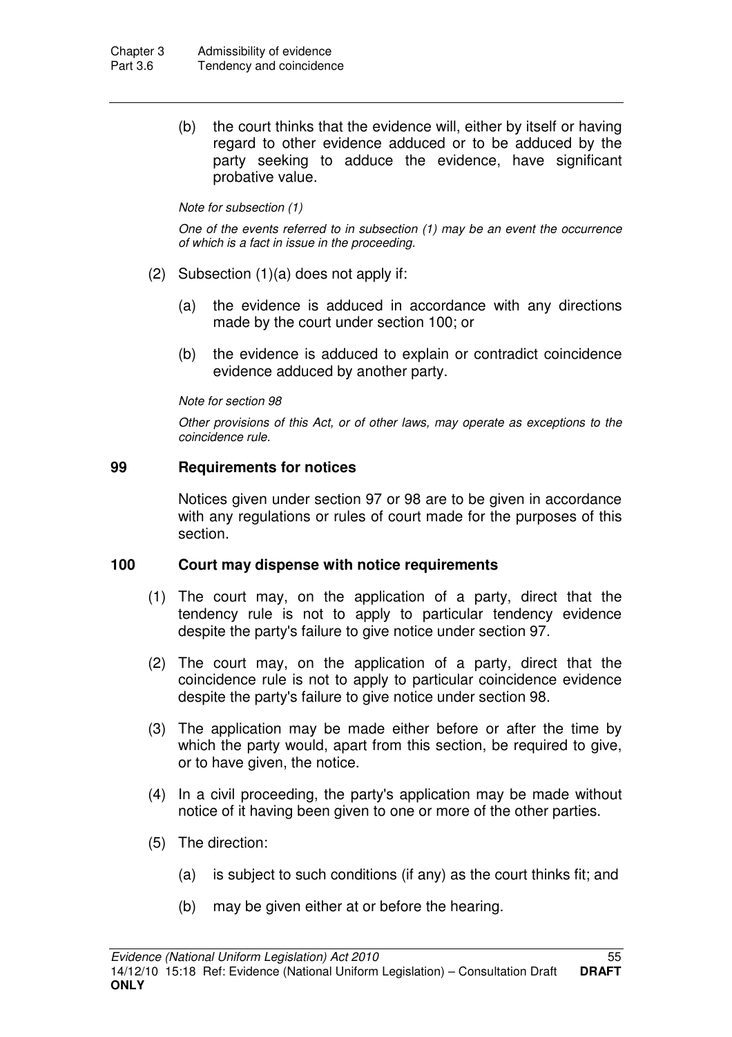(b) the court thinks that the evidence will, either by itself or having regard to other evidence adduced or to be adduced by the party seeking to adduce the evidence, have significant probative value.

*Note for subsection (1)*

*One of the events referred to in subsection (1) may be an event the occurrence of which is a fact in issue in the proceeding.*

(2) Subsection (1)(a) does not apply if:

(a) the evidence is adduced in accordance with any directions made by the court under section 100; or

(b) the evidence is adduced to explain or contradict coincidence evidence adduced by another party.

*Note for section 98*

*Other provisions of this Act, or of other laws, may operate as exceptions to the coincidence rule.*

### 99 Requirements for notices

Notices given under section 97 or 98 are to be given in accordance with any regulations or rules of court made for the purposes of this section.

### 100 Court may dispense with notice requirements

(1) The court may, on the application of a party, direct that the tendency rule is not to apply to particular tendency evidence despite the party's failure to give notice under section 97.

(2) The court may, on the application of a party, direct that the coincidence rule is not to apply to particular coincidence evidence despite the party's failure to give notice under section 98.

(3) The application may be made either before or after the time by which the party would, apart from this section, be required to give, or to have given, the notice.

(4) In a civil proceeding, the party's application may be made without notice of it having been given to one or more of the other parties.

(5) The direction:

(a) is subject to such conditions (if any) as the court thinks fit; and

(b) may be given either at or before the hearing.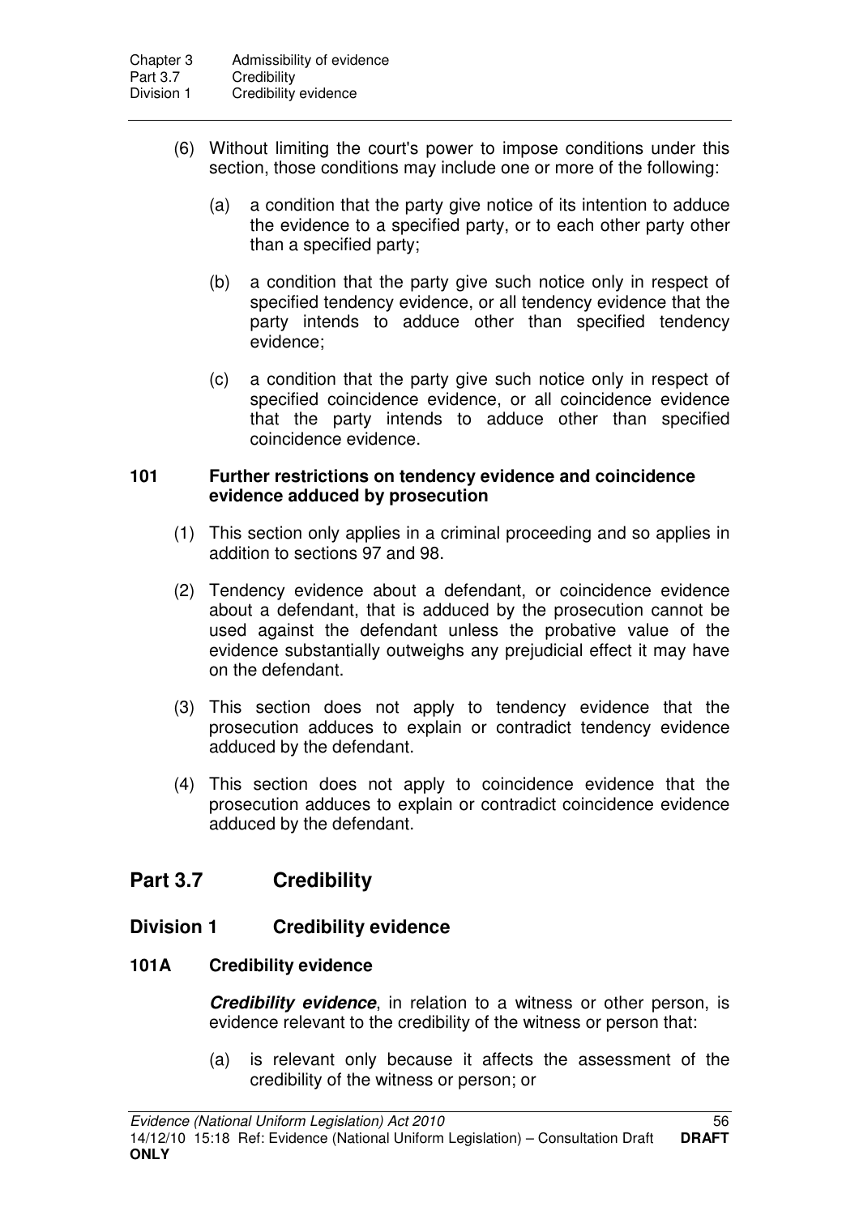(6) Without limiting the court's power to impose conditions under this section, those conditions may include one or more of the following:

  (a) a condition that the party give notice of its intention to adduce the evidence to a specified party, or to each other party other than a specified party;

  (b) a condition that the party give such notice only in respect of specified tendency evidence, or all tendency evidence that the party intends to adduce other than specified tendency evidence;

  (c) a condition that the party give such notice only in respect of specified coincidence evidence, or all coincidence evidence that the party intends to adduce other than specified coincidence evidence.

### 101 Further restrictions on tendency evidence and coincidence evidence adduced by prosecution

(1) This section only applies in a criminal proceeding and so applies in addition to sections 97 and 98.

(2) Tendency evidence about a defendant, or coincidence evidence about a defendant, that is adduced by the prosecution cannot be used against the defendant unless the probative value of the evidence substantially outweighs any prejudicial effect it may have on the defendant.

(3) This section does not apply to tendency evidence that the prosecution adduces to explain or contradict tendency evidence adduced by the defendant.

(4) This section does not apply to coincidence evidence that the prosecution adduces to explain or contradict coincidence evidence adduced by the defendant.

# Part 3.7 Credibility

## Division 1 Credibility evidence

### 101A Credibility evidence

***Credibility evidence***, in relation to a witness or other person, is evidence relevant to the credibility of the witness or person that:

  (a) is relevant only because it affects the assessment of the credibility of the witness or person; or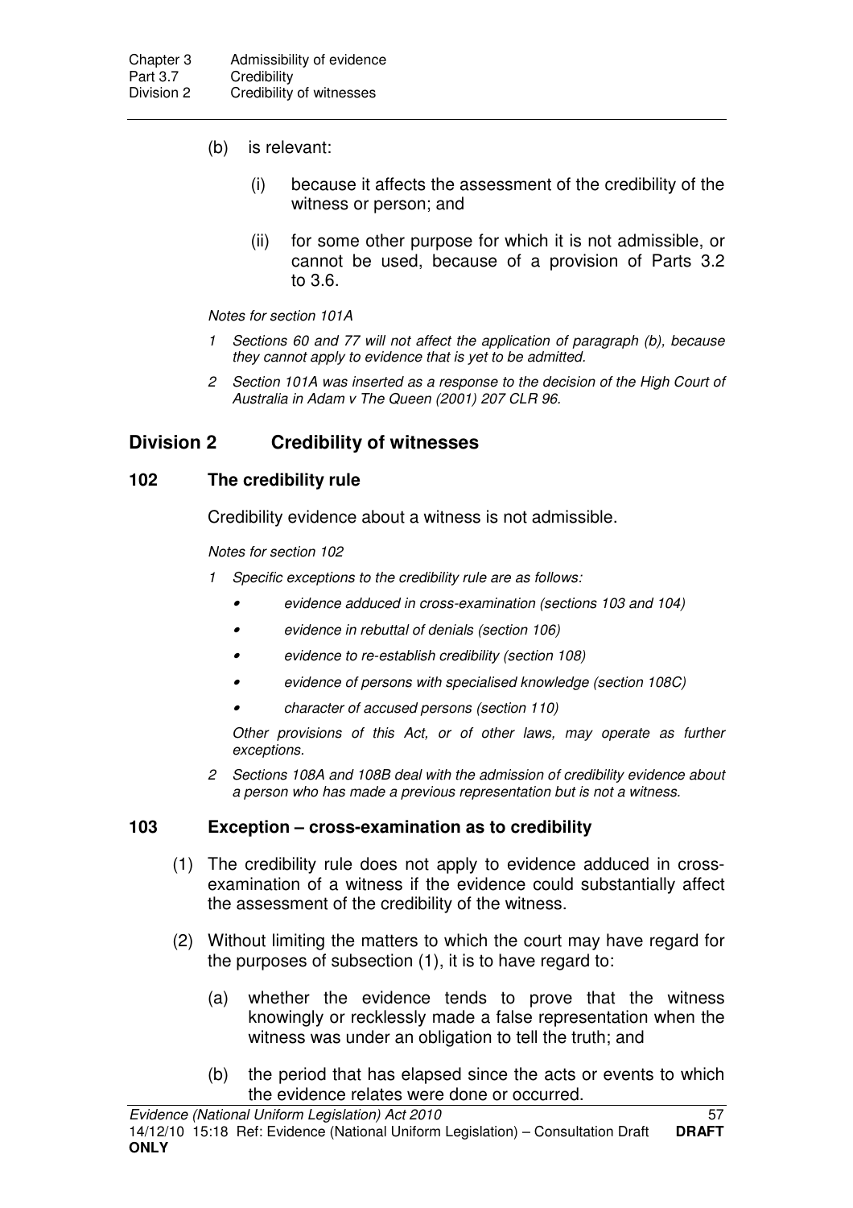(b) is relevant:

   (i) because it affects the assessment of the credibility of the witness or person; and

   (ii) for some other purpose for which it is not admissible, or cannot be used, because of a provision of Parts 3.2 to 3.6.

*Notes for section 101A*

*1 Sections 60 and 77 will not affect the application of paragraph (b), because they cannot apply to evidence that is yet to be admitted.*

*2 Section 101A was inserted as a response to the decision of the High Court of Australia in Adam v The Queen (2001) 207 CLR 96.*

## Division 2 Credibility of witnesses

### 102 The credibility rule

Credibility evidence about a witness is not admissible.

*Notes for section 102*

*1 Specific exceptions to the credibility rule are as follows:*

- *evidence adduced in cross-examination (sections 103 and 104)*
- *evidence in rebuttal of denials (section 106)*
- *evidence to re-establish credibility (section 108)*
- *evidence of persons with specialised knowledge (section 108C)*
- *character of accused persons (section 110)*

*Other provisions of this Act, or of other laws, may operate as further exceptions.*

*2 Sections 108A and 108B deal with the admission of credibility evidence about a person who has made a previous representation but is not a witness.*

### 103 Exception – cross-examination as to credibility

(1) The credibility rule does not apply to evidence adduced in cross-examination of a witness if the evidence could substantially affect the assessment of the credibility of the witness.

(2) Without limiting the matters to which the court may have regard for the purposes of subsection (1), it is to have regard to:

   (a) whether the evidence tends to prove that the witness knowingly or recklessly made a false representation when the witness was under an obligation to tell the truth; and

   (b) the period that has elapsed since the acts or events to which the evidence relates were done or occurred.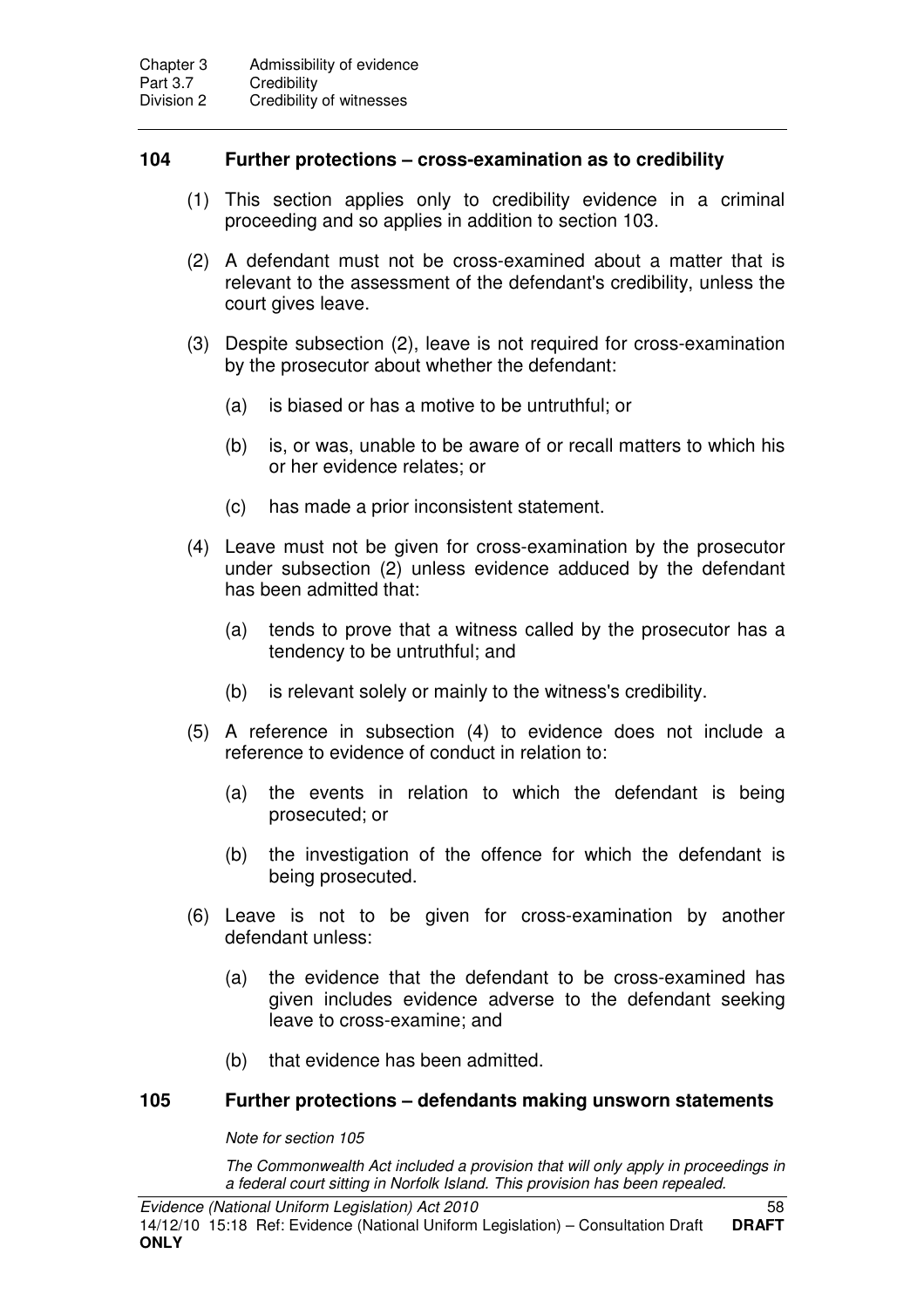### 104 Further protections – cross-examination as to credibility

(1) This section applies only to credibility evidence in a criminal proceeding and so applies in addition to section 103.

(2) A defendant must not be cross-examined about a matter that is relevant to the assessment of the defendant's credibility, unless the court gives leave.

(3) Despite subsection (2), leave is not required for cross-examination by the prosecutor about whether the defendant:

(a) is biased or has a motive to be untruthful; or

(b) is, or was, unable to be aware of or recall matters to which his or her evidence relates; or

(c) has made a prior inconsistent statement.

(4) Leave must not be given for cross-examination by the prosecutor under subsection (2) unless evidence adduced by the defendant has been admitted that:

(a) tends to prove that a witness called by the prosecutor has a tendency to be untruthful; and

(b) is relevant solely or mainly to the witness's credibility.

(5) A reference in subsection (4) to evidence does not include a reference to evidence of conduct in relation to:

(a) the events in relation to which the defendant is being prosecuted; or

(b) the investigation of the offence for which the defendant is being prosecuted.

(6) Leave is not to be given for cross-examination by another defendant unless:

(a) the evidence that the defendant to be cross-examined has given includes evidence adverse to the defendant seeking leave to cross-examine; and

(b) that evidence has been admitted.

### 105 Further protections – defendants making unsworn statements

*Note for section 105*

*The Commonwealth Act included a provision that will only apply in proceedings in a federal court sitting in Norfolk Island. This provision has been repealed.*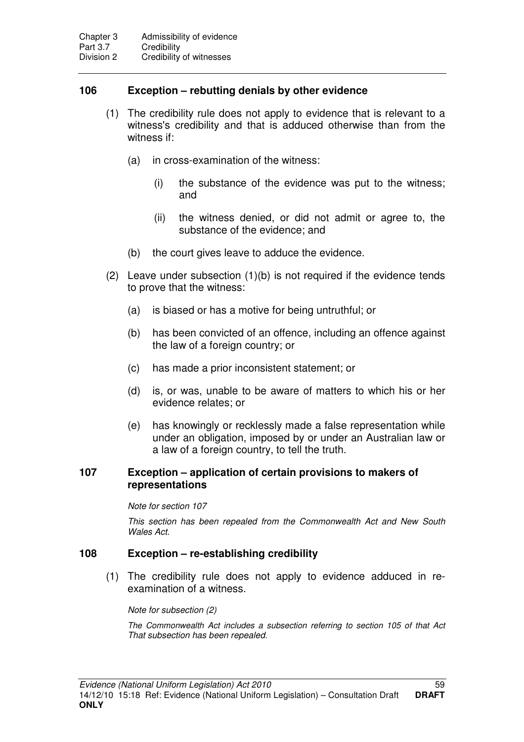## 106 Exception – rebutting denials by other evidence

(1) The credibility rule does not apply to evidence that is relevant to a witness's credibility and that is adduced otherwise than from the witness if:

(a) in cross-examination of the witness:

(i) the substance of the evidence was put to the witness; and

(ii) the witness denied, or did not admit or agree to, the substance of the evidence; and

(b) the court gives leave to adduce the evidence.

(2) Leave under subsection (1)(b) is not required if the evidence tends to prove that the witness:

(a) is biased or has a motive for being untruthful; or

(b) has been convicted of an offence, including an offence against the law of a foreign country; or

(c) has made a prior inconsistent statement; or

(d) is, or was, unable to be aware of matters to which his or her evidence relates; or

(e) has knowingly or recklessly made a false representation while under an obligation, imposed by or under an Australian law or a law of a foreign country, to tell the truth.

## 107 Exception – application of certain provisions to makers of representations

*Note for section 107*

*This section has been repealed from the Commonwealth Act and New South Wales Act.*

## 108 Exception – re-establishing credibility

(1) The credibility rule does not apply to evidence adduced in re-examination of a witness.

*Note for subsection (2)*

*The Commonwealth Act includes a subsection referring to section 105 of that Act That subsection has been repealed.*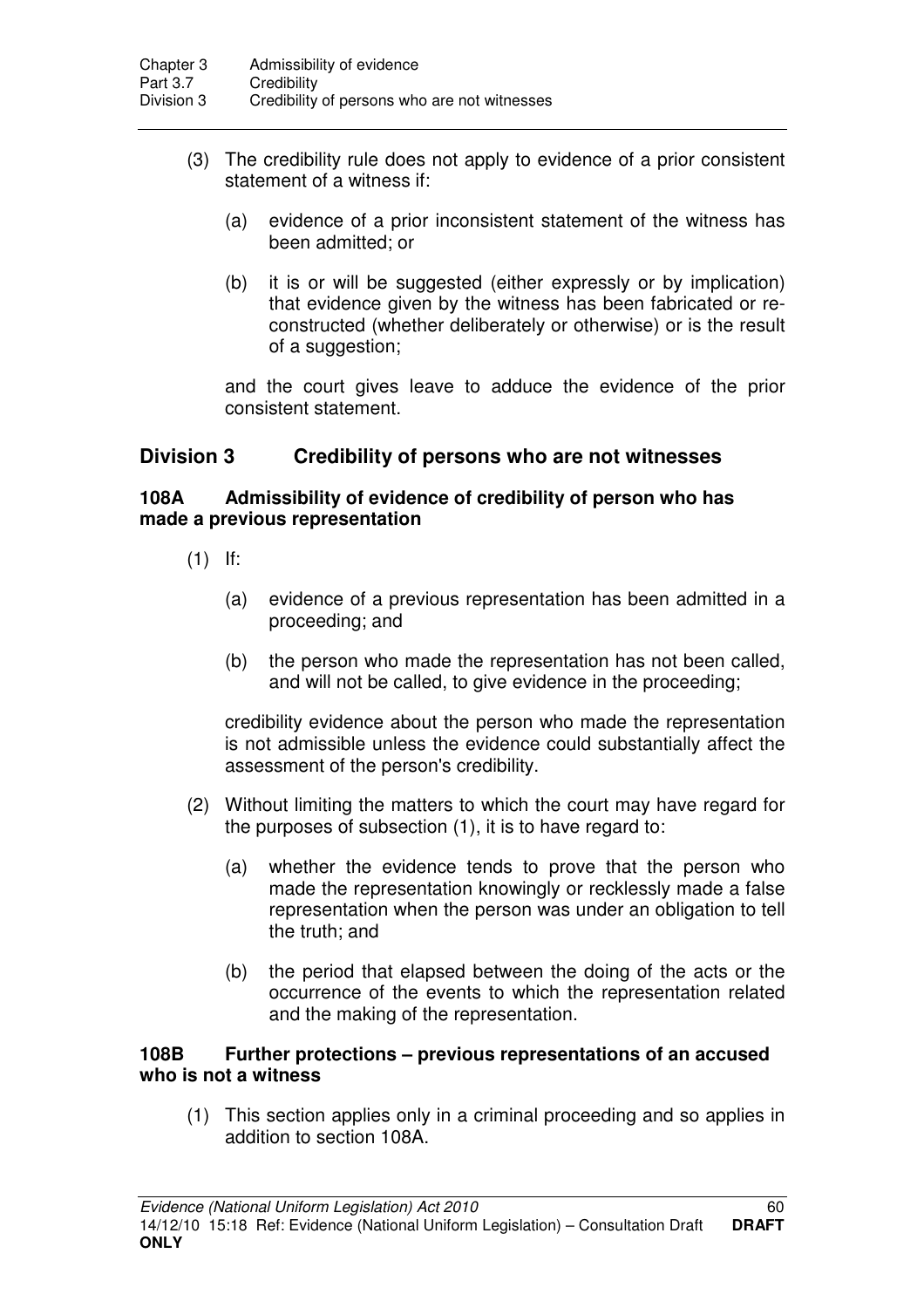(3) The credibility rule does not apply to evidence of a prior consistent statement of a witness if:

   (a) evidence of a prior inconsistent statement of the witness has been admitted; or

   (b) it is or will be suggested (either expressly or by implication) that evidence given by the witness has been fabricated or re-constructed (whether deliberately or otherwise) or is the result of a suggestion;

   and the court gives leave to adduce the evidence of the prior consistent statement.

## Division 3 Credibility of persons who are not witnesses

### 108A Admissibility of evidence of credibility of person who has made a previous representation

(1) If:

   (a) evidence of a previous representation has been admitted in a proceeding; and

   (b) the person who made the representation has not been called, and will not be called, to give evidence in the proceeding;

   credibility evidence about the person who made the representation is not admissible unless the evidence could substantially affect the assessment of the person's credibility.

(2) Without limiting the matters to which the court may have regard for the purposes of subsection (1), it is to have regard to:

   (a) whether the evidence tends to prove that the person who made the representation knowingly or recklessly made a false representation when the person was under an obligation to tell the truth; and

   (b) the period that elapsed between the doing of the acts or the occurrence of the events to which the representation related and the making of the representation.

### 108B Further protections – previous representations of an accused who is not a witness

(1) This section applies only in a criminal proceeding and so applies in addition to section 108A.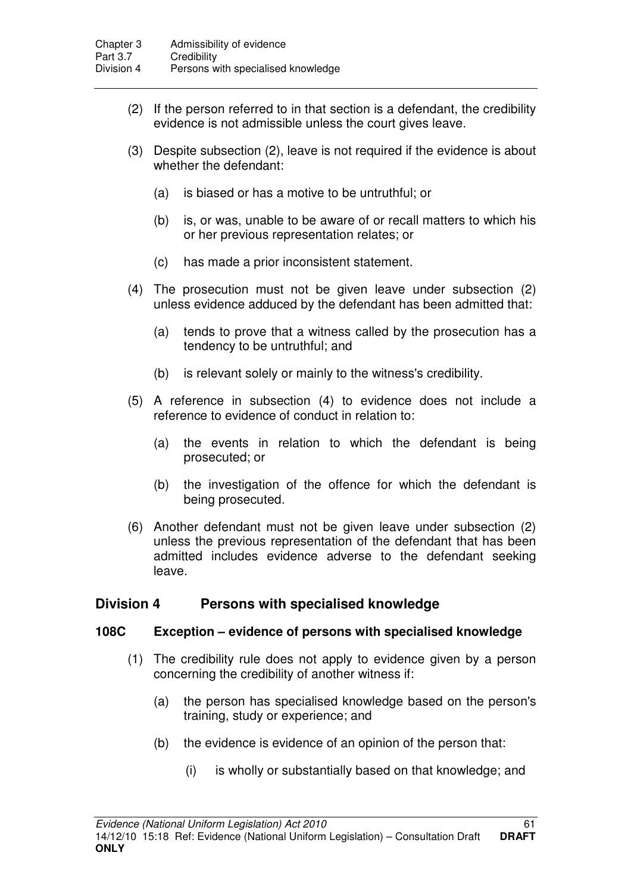(2) If the person referred to in that section is a defendant, the credibility evidence is not admissible unless the court gives leave.

(3) Despite subsection (2), leave is not required if the evidence is about whether the defendant:

(a) is biased or has a motive to be untruthful; or

(b) is, or was, unable to be aware of or recall matters to which his or her previous representation relates; or

(c) has made a prior inconsistent statement.

(4) The prosecution must not be given leave under subsection (2) unless evidence adduced by the defendant has been admitted that:

(a) tends to prove that a witness called by the prosecution has a tendency to be untruthful; and

(b) is relevant solely or mainly to the witness's credibility.

(5) A reference in subsection (4) to evidence does not include a reference to evidence of conduct in relation to:

(a) the events in relation to which the defendant is being prosecuted; or

(b) the investigation of the offence for which the defendant is being prosecuted.

(6) Another defendant must not be given leave under subsection (2) unless the previous representation of the defendant that has been admitted includes evidence adverse to the defendant seeking leave.

## Division 4 Persons with specialised knowledge

### 108C Exception – evidence of persons with specialised knowledge

(1) The credibility rule does not apply to evidence given by a person concerning the credibility of another witness if:

(a) the person has specialised knowledge based on the person's training, study or experience; and

(b) the evidence is evidence of an opinion of the person that:

(i) is wholly or substantially based on that knowledge; and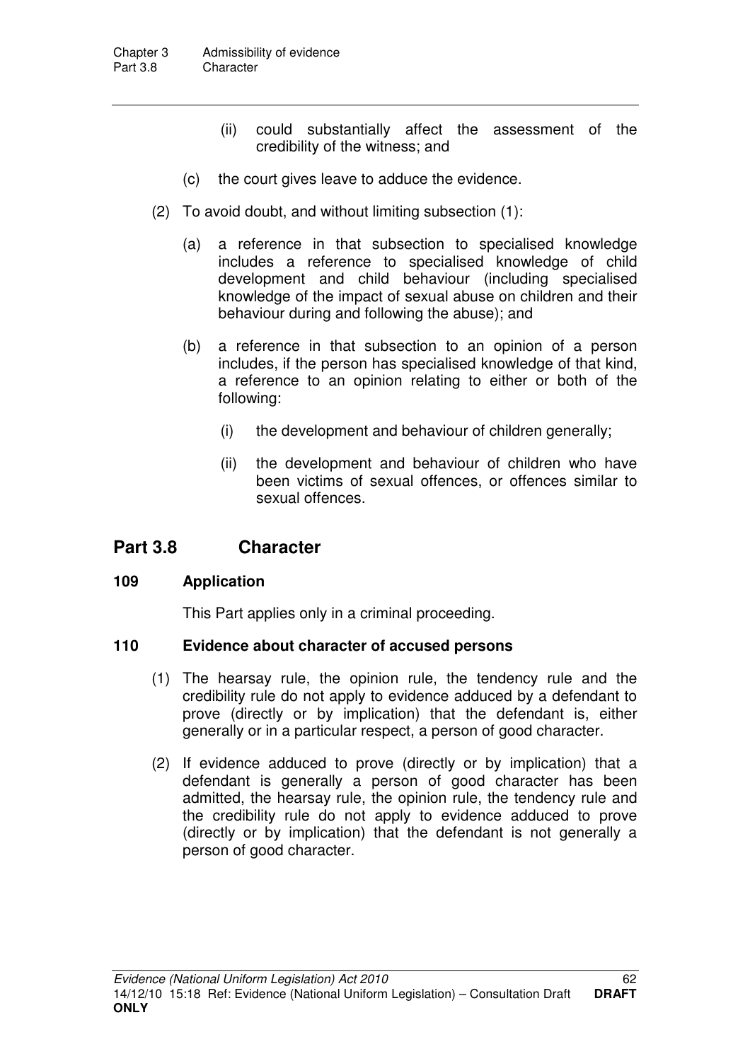(ii) could substantially affect the assessment of the credibility of the witness; and

(c) the court gives leave to adduce the evidence.

(2) To avoid doubt, and without limiting subsection (1):

(a) a reference in that subsection to specialised knowledge includes a reference to specialised knowledge of child development and child behaviour (including specialised knowledge of the impact of sexual abuse on children and their behaviour during and following the abuse); and

(b) a reference in that subsection to an opinion of a person includes, if the person has specialised knowledge of that kind, a reference to an opinion relating to either or both of the following:

(i) the development and behaviour of children generally;

(ii) the development and behaviour of children who have been victims of sexual offences, or offences similar to sexual offences.

## Part 3.8 Character

### 109 Application

This Part applies only in a criminal proceeding.

### 110 Evidence about character of accused persons

(1) The hearsay rule, the opinion rule, the tendency rule and the credibility rule do not apply to evidence adduced by a defendant to prove (directly or by implication) that the defendant is, either generally or in a particular respect, a person of good character.

(2) If evidence adduced to prove (directly or by implication) that a defendant is generally a person of good character has been admitted, the hearsay rule, the opinion rule, the tendency rule and the credibility rule do not apply to evidence adduced to prove (directly or by implication) that the defendant is not generally a person of good character.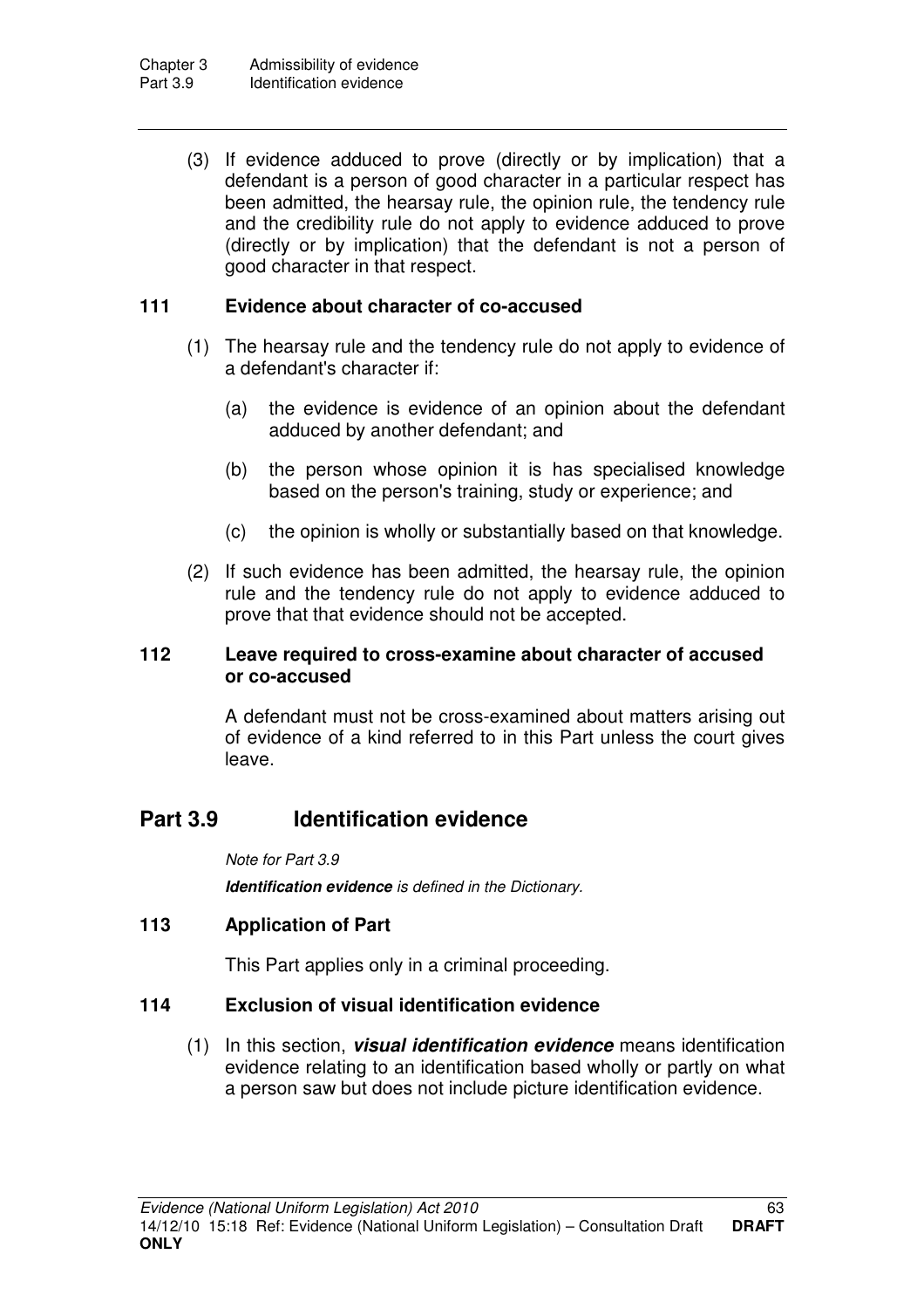(3) If evidence adduced to prove (directly or by implication) that a defendant is a person of good character in a particular respect has been admitted, the hearsay rule, the opinion rule, the tendency rule and the credibility rule do not apply to evidence adduced to prove (directly or by implication) that the defendant is not a person of good character in that respect.

### 111 Evidence about character of co-accused

(1) The hearsay rule and the tendency rule do not apply to evidence of a defendant's character if:

(a) the evidence is evidence of an opinion about the defendant adduced by another defendant; and

(b) the person whose opinion it is has specialised knowledge based on the person's training, study or experience; and

(c) the opinion is wholly or substantially based on that knowledge.

(2) If such evidence has been admitted, the hearsay rule, the opinion rule and the tendency rule do not apply to evidence adduced to prove that that evidence should not be accepted.

### 112 Leave required to cross-examine about character of accused or co-accused

A defendant must not be cross-examined about matters arising out of evidence of a kind referred to in this Part unless the court gives leave.

## Part 3.9 Identification evidence

*Note for Part 3.9*

***Identification evidence** is defined in the Dictionary.*

### 113 Application of Part

This Part applies only in a criminal proceeding.

### 114 Exclusion of visual identification evidence

(1) In this section, ***visual identification evidence*** means identification evidence relating to an identification based wholly or partly on what a person saw but does not include picture identification evidence.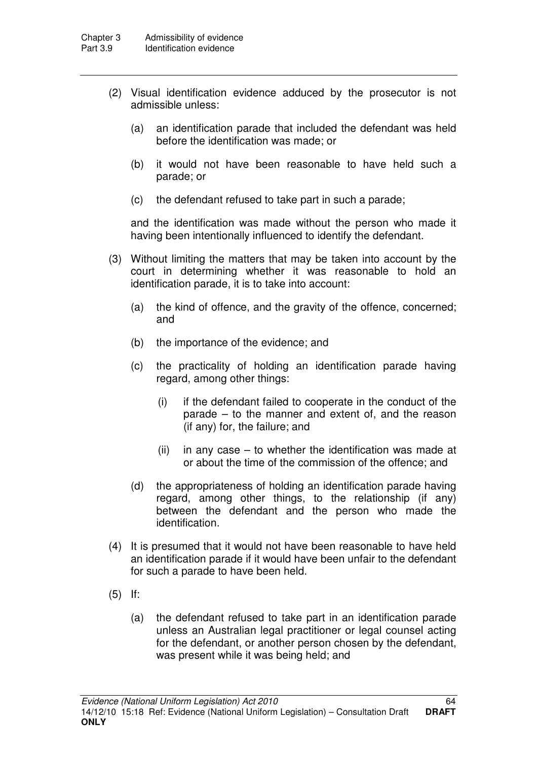(2) Visual identification evidence adduced by the prosecutor is not admissible unless:

(a) an identification parade that included the defendant was held before the identification was made; or

(b) it would not have been reasonable to have held such a parade; or

(c) the defendant refused to take part in such a parade;

and the identification was made without the person who made it having been intentionally influenced to identify the defendant.

(3) Without limiting the matters that may be taken into account by the court in determining whether it was reasonable to hold an identification parade, it is to take into account:

(a) the kind of offence, and the gravity of the offence, concerned; and

(b) the importance of the evidence; and

(c) the practicality of holding an identification parade having regard, among other things:

(i) if the defendant failed to cooperate in the conduct of the parade – to the manner and extent of, and the reason (if any) for, the failure; and

(ii) in any case – to whether the identification was made at or about the time of the commission of the offence; and

(d) the appropriateness of holding an identification parade having regard, among other things, to the relationship (if any) between the defendant and the person who made the identification.

(4) It is presumed that it would not have been reasonable to have held an identification parade if it would have been unfair to the defendant for such a parade to have been held.

(5) If:

(a) the defendant refused to take part in an identification parade unless an Australian legal practitioner or legal counsel acting for the defendant, or another person chosen by the defendant, was present while it was being held; and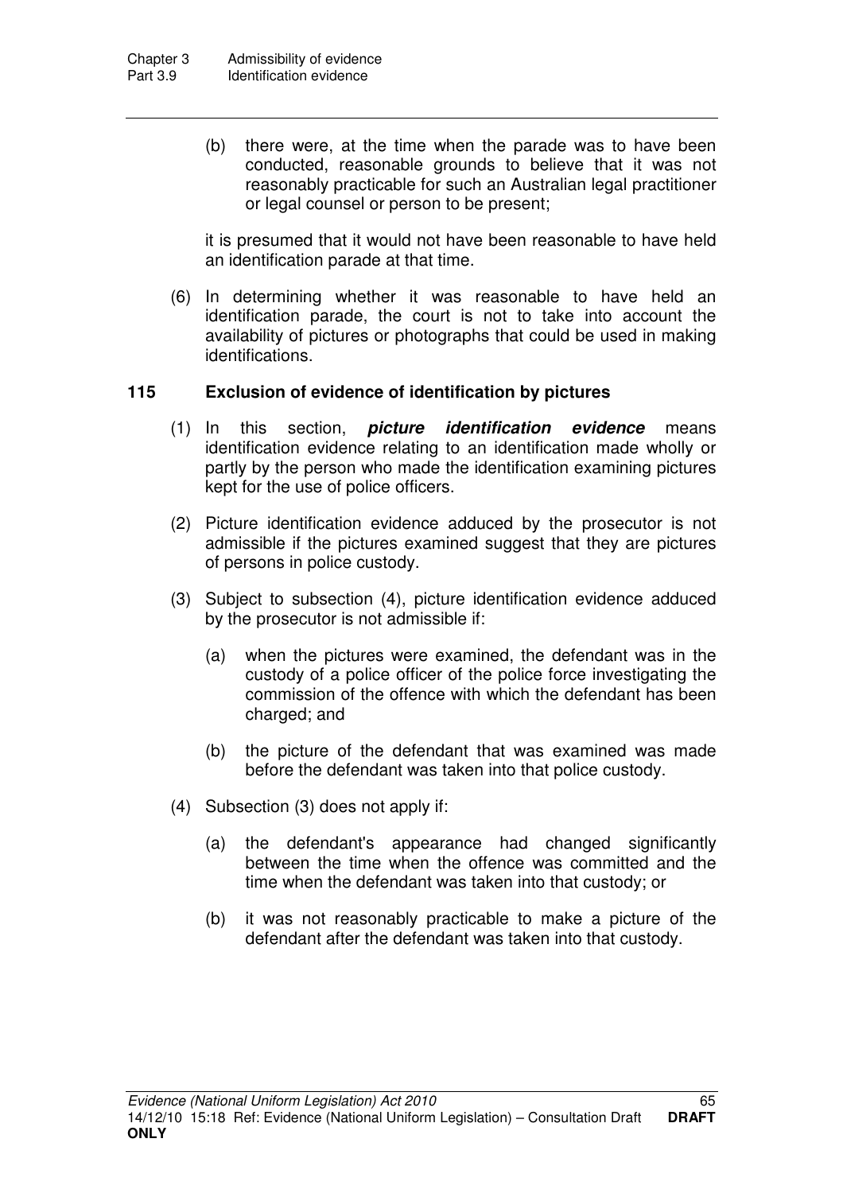(b) there were, at the time when the parade was to have been conducted, reasonable grounds to believe that it was not reasonably practicable for such an Australian legal practitioner or legal counsel or person to be present;

it is presumed that it would not have been reasonable to have held an identification parade at that time.

(6) In determining whether it was reasonable to have held an identification parade, the court is not to take into account the availability of pictures or photographs that could be used in making identifications.

### 115 Exclusion of evidence of identification by pictures

(1) In this section, ***picture identification evidence*** means identification evidence relating to an identification made wholly or partly by the person who made the identification examining pictures kept for the use of police officers.

(2) Picture identification evidence adduced by the prosecutor is not admissible if the pictures examined suggest that they are pictures of persons in police custody.

(3) Subject to subsection (4), picture identification evidence adduced by the prosecutor is not admissible if:

(a) when the pictures were examined, the defendant was in the custody of a police officer of the police force investigating the commission of the offence with which the defendant has been charged; and

(b) the picture of the defendant that was examined was made before the defendant was taken into that police custody.

(4) Subsection (3) does not apply if:

(a) the defendant's appearance had changed significantly between the time when the offence was committed and the time when the defendant was taken into that custody; or

(b) it was not reasonably practicable to make a picture of the defendant after the defendant was taken into that custody.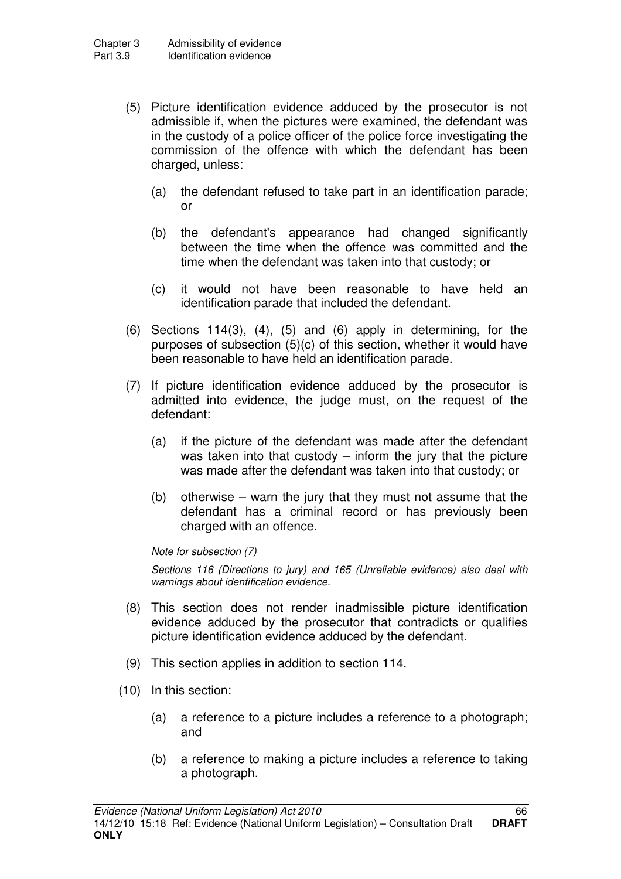(5) Picture identification evidence adduced by the prosecutor is not admissible if, when the pictures were examined, the defendant was in the custody of a police officer of the police force investigating the commission of the offence with which the defendant has been charged, unless:

   (a) the defendant refused to take part in an identification parade; or

   (b) the defendant's appearance had changed significantly between the time when the offence was committed and the time when the defendant was taken into that custody; or

   (c) it would not have been reasonable to have held an identification parade that included the defendant.

(6) Sections 114(3), (4), (5) and (6) apply in determining, for the purposes of subsection (5)(c) of this section, whether it would have been reasonable to have held an identification parade.

(7) If picture identification evidence adduced by the prosecutor is admitted into evidence, the judge must, on the request of the defendant:

   (a) if the picture of the defendant was made after the defendant was taken into that custody – inform the jury that the picture was made after the defendant was taken into that custody; or

   (b) otherwise – warn the jury that they must not assume that the defendant has a criminal record or has previously been charged with an offence.

*Note for subsection (7)*

*Sections 116 (Directions to jury) and 165 (Unreliable evidence) also deal with warnings about identification evidence.*

(8) This section does not render inadmissible picture identification evidence adduced by the prosecutor that contradicts or qualifies picture identification evidence adduced by the defendant.

(9) This section applies in addition to section 114.

(10) In this section:

   (a) a reference to a picture includes a reference to a photograph; and

   (b) a reference to making a picture includes a reference to taking a photograph.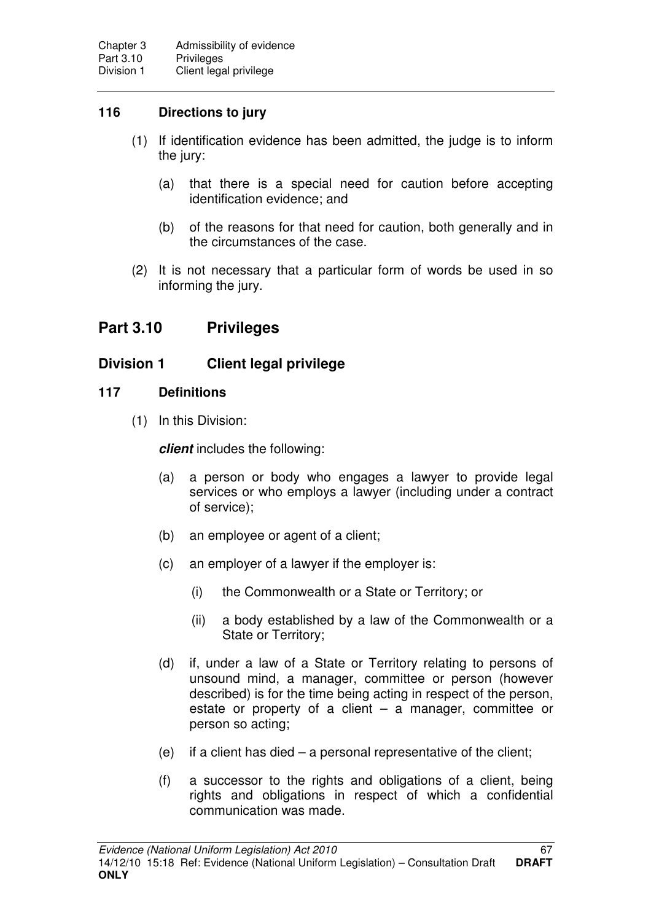### 116 Directions to jury

(1) If identification evidence has been admitted, the judge is to inform the jury:

(a) that there is a special need for caution before accepting identification evidence; and

(b) of the reasons for that need for caution, both generally and in the circumstances of the case.

(2) It is not necessary that a particular form of words be used in so informing the jury.

## Part 3.10 Privileges

## Division 1 Client legal privilege

### 117 Definitions

(1) In this Division:

***client*** includes the following:

(a) a person or body who engages a lawyer to provide legal services or who employs a lawyer (including under a contract of service);

(b) an employee or agent of a client;

(c) an employer of a lawyer if the employer is:

(i) the Commonwealth or a State or Territory; or

(ii) a body established by a law of the Commonwealth or a State or Territory;

(d) if, under a law of a State or Territory relating to persons of unsound mind, a manager, committee or person (however described) is for the time being acting in respect of the person, estate or property of a client – a manager, committee or person so acting;

(e) if a client has died – a personal representative of the client;

(f) a successor to the rights and obligations of a client, being rights and obligations in respect of which a confidential communication was made.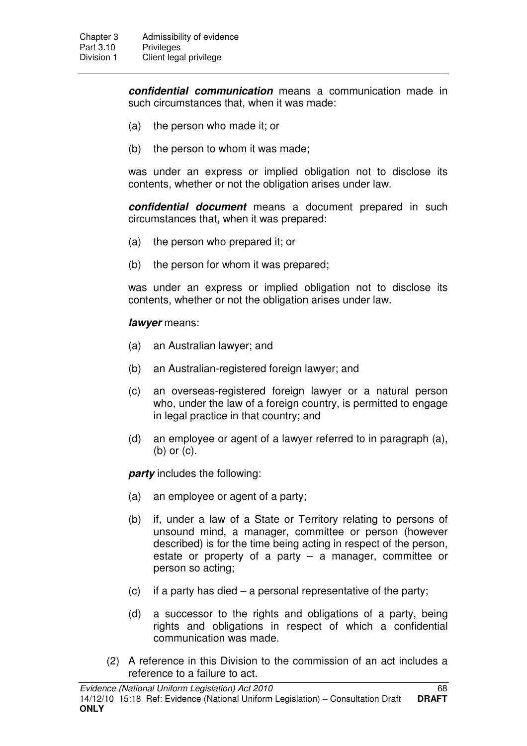***confidential communication*** means a communication made in such circumstances that, when it was made:

(a) the person who made it; or

(b) the person to whom it was made;

was under an express or implied obligation not to disclose its contents, whether or not the obligation arises under law.

***confidential document*** means a document prepared in such circumstances that, when it was prepared:

(a) the person who prepared it; or

(b) the person for whom it was prepared;

was under an express or implied obligation not to disclose its contents, whether or not the obligation arises under law.

***lawyer*** means:

(a) an Australian lawyer; and

(b) an Australian-registered foreign lawyer; and

(c) an overseas-registered foreign lawyer or a natural person who, under the law of a foreign country, is permitted to engage in legal practice in that country; and

(d) an employee or agent of a lawyer referred to in paragraph (a), (b) or (c).

***party*** includes the following:

(a) an employee or agent of a party;

(b) if, under a law of a State or Territory relating to persons of unsound mind, a manager, committee or person (however described) is for the time being acting in respect of the person, estate or property of a party – a manager, committee or person so acting;

(c) if a party has died – a personal representative of the party;

(d) a successor to the rights and obligations of a party, being rights and obligations in respect of which a confidential communication was made.

(2) A reference in this Division to the commission of an act includes a reference to a failure to act.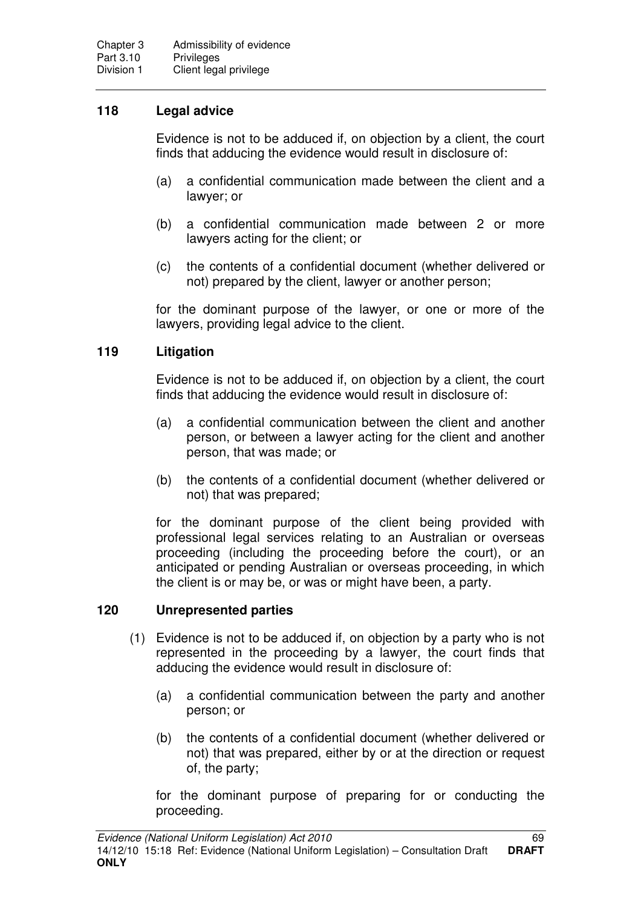## 118 Legal advice

Evidence is not to be adduced if, on objection by a client, the court finds that adducing the evidence would result in disclosure of:

(a) a confidential communication made between the client and a lawyer; or

(b) a confidential communication made between 2 or more lawyers acting for the client; or

(c) the contents of a confidential document (whether delivered or not) prepared by the client, lawyer or another person;

for the dominant purpose of the lawyer, or one or more of the lawyers, providing legal advice to the client.

## 119 Litigation

Evidence is not to be adduced if, on objection by a client, the court finds that adducing the evidence would result in disclosure of:

(a) a confidential communication between the client and another person, or between a lawyer acting for the client and another person, that was made; or

(b) the contents of a confidential document (whether delivered or not) that was prepared;

for the dominant purpose of the client being provided with professional legal services relating to an Australian or overseas proceeding (including the proceeding before the court), or an anticipated or pending Australian or overseas proceeding, in which the client is or may be, or was or might have been, a party.

## 120 Unrepresented parties

(1) Evidence is not to be adduced if, on objection by a party who is not represented in the proceeding by a lawyer, the court finds that adducing the evidence would result in disclosure of:

(a) a confidential communication between the party and another person; or

(b) the contents of a confidential document (whether delivered or not) that was prepared, either by or at the direction or request of, the party;

for the dominant purpose of preparing for or conducting the proceeding.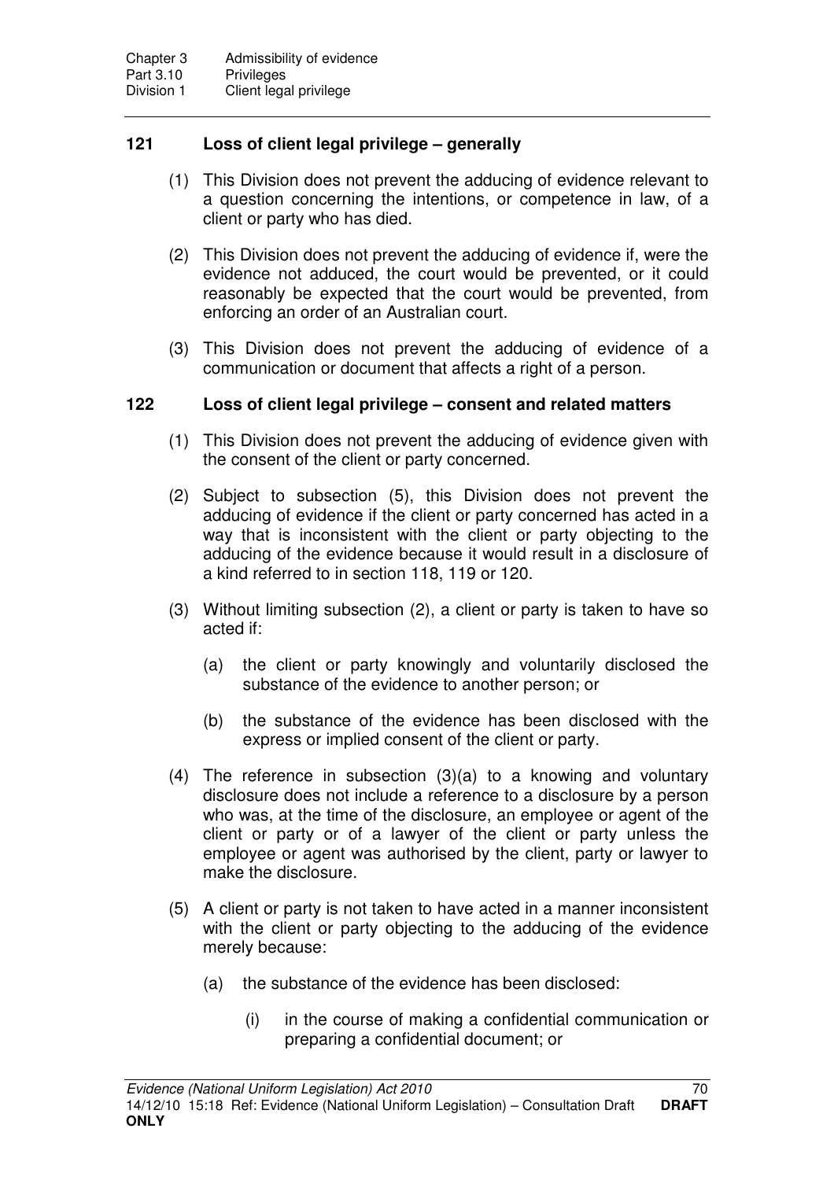### 121 Loss of client legal privilege – generally

(1) This Division does not prevent the adducing of evidence relevant to a question concerning the intentions, or competence in law, of a client or party who has died.

(2) This Division does not prevent the adducing of evidence if, were the evidence not adduced, the court would be prevented, or it could reasonably be expected that the court would be prevented, from enforcing an order of an Australian court.

(3) This Division does not prevent the adducing of evidence of a communication or document that affects a right of a person.

### 122 Loss of client legal privilege – consent and related matters

(1) This Division does not prevent the adducing of evidence given with the consent of the client or party concerned.

(2) Subject to subsection (5), this Division does not prevent the adducing of evidence if the client or party concerned has acted in a way that is inconsistent with the client or party objecting to the adducing of the evidence because it would result in a disclosure of a kind referred to in section 118, 119 or 120.

(3) Without limiting subsection (2), a client or party is taken to have so acted if:

- (a) the client or party knowingly and voluntarily disclosed the substance of the evidence to another person; or
- (b) the substance of the evidence has been disclosed with the express or implied consent of the client or party.

(4) The reference in subsection (3)(a) to a knowing and voluntary disclosure does not include a reference to a disclosure by a person who was, at the time of the disclosure, an employee or agent of the client or party or of a lawyer of the client or party unless the employee or agent was authorised by the client, party or lawyer to make the disclosure.

(5) A client or party is not taken to have acted in a manner inconsistent with the client or party objecting to the adducing of the evidence merely because:

- (a) the substance of the evidence has been disclosed:
  - (i) in the course of making a confidential communication or preparing a confidential document; or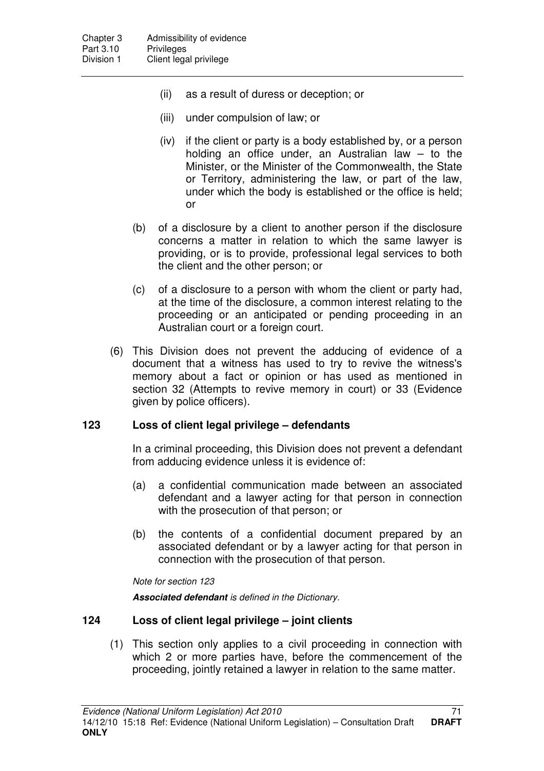(ii) as a result of duress or deception; or

(iii) under compulsion of law; or

(iv) if the client or party is a body established by, or a person holding an office under, an Australian law – to the Minister, or the Minister of the Commonwealth, the State or Territory, administering the law, or part of the law, under which the body is established or the office is held; or

(b) of a disclosure by a client to another person if the disclosure concerns a matter in relation to which the same lawyer is providing, or is to provide, professional legal services to both the client and the other person; or

(c) of a disclosure to a person with whom the client or party had, at the time of the disclosure, a common interest relating to the proceeding or an anticipated or pending proceeding in an Australian court or a foreign court.

(6) This Division does not prevent the adducing of evidence of a document that a witness has used to try to revive the witness's memory about a fact or opinion or has used as mentioned in section 32 (Attempts to revive memory in court) or 33 (Evidence given by police officers).

## 123 Loss of client legal privilege – defendants

In a criminal proceeding, this Division does not prevent a defendant from adducing evidence unless it is evidence of:

(a) a confidential communication made between an associated defendant and a lawyer acting for that person in connection with the prosecution of that person; or

(b) the contents of a confidential document prepared by an associated defendant or by a lawyer acting for that person in connection with the prosecution of that person.

*Note for section 123*

***Associated defendant*** *is defined in the Dictionary.*

## 124 Loss of client legal privilege – joint clients

(1) This section only applies to a civil proceeding in connection with which 2 or more parties have, before the commencement of the proceeding, jointly retained a lawyer in relation to the same matter.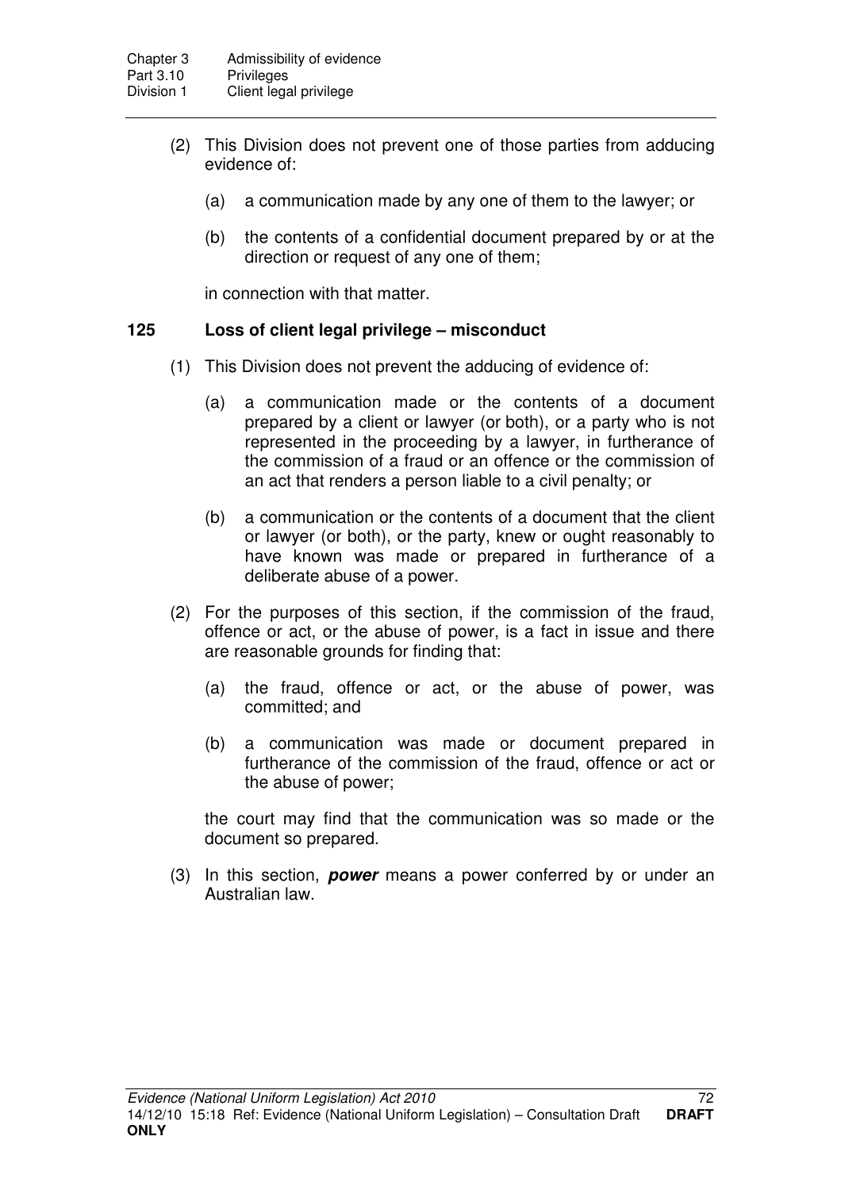(2) This Division does not prevent one of those parties from adducing evidence of:

(a) a communication made by any one of them to the lawyer; or

(b) the contents of a confidential document prepared by or at the direction or request of any one of them;

in connection with that matter.

### 125 Loss of client legal privilege – misconduct

(1) This Division does not prevent the adducing of evidence of:

(a) a communication made or the contents of a document prepared by a client or lawyer (or both), or a party who is not represented in the proceeding by a lawyer, in furtherance of the commission of a fraud or an offence or the commission of an act that renders a person liable to a civil penalty; or

(b) a communication or the contents of a document that the client or lawyer (or both), or the party, knew or ought reasonably to have known was made or prepared in furtherance of a deliberate abuse of a power.

(2) For the purposes of this section, if the commission of the fraud, offence or act, or the abuse of power, is a fact in issue and there are reasonable grounds for finding that:

(a) the fraud, offence or act, or the abuse of power, was committed; and

(b) a communication was made or document prepared in furtherance of the commission of the fraud, offence or act or the abuse of power;

the court may find that the communication was so made or the document so prepared.

(3) In this section, ***power*** means a power conferred by or under an Australian law.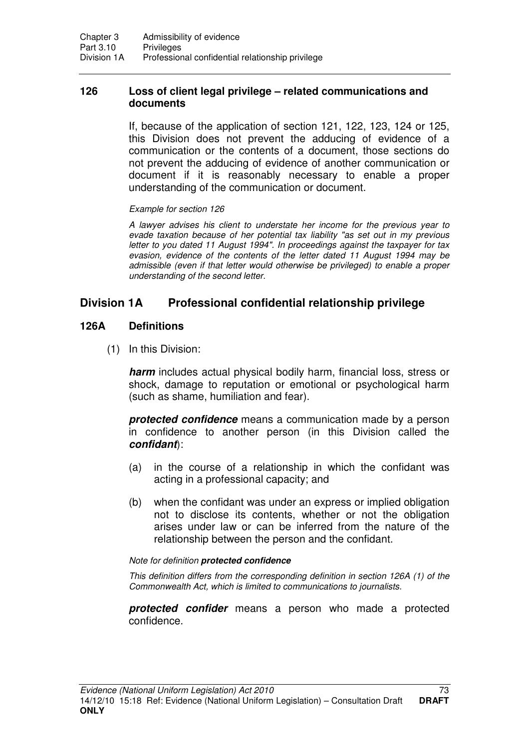### 126 Loss of client legal privilege – related communications and documents

If, because of the application of section 121, 122, 123, 124 or 125, this Division does not prevent the adducing of evidence of a communication or the contents of a document, those sections do not prevent the adducing of evidence of another communication or document if it is reasonably necessary to enable a proper understanding of the communication or document.

*Example for section 126*

*A lawyer advises his client to understate her income for the previous year to evade taxation because of her potential tax liability "as set out in my previous letter to you dated 11 August 1994". In proceedings against the taxpayer for tax evasion, evidence of the contents of the letter dated 11 August 1994 may be admissible (even if that letter would otherwise be privileged) to enable a proper understanding of the second letter.*

## Division 1A Professional confidential relationship privilege

### 126A Definitions

(1) In this Division:

***harm*** includes actual physical bodily harm, financial loss, stress or shock, damage to reputation or emotional or psychological harm (such as shame, humiliation and fear).

***protected confidence*** means a communication made by a person in confidence to another person (in this Division called the ***confidant***):

(a) in the course of a relationship in which the confidant was acting in a professional capacity; and

(b) when the confidant was under an express or implied obligation not to disclose its contents, whether or not the obligation arises under law or can be inferred from the nature of the relationship between the person and the confidant.

*Note for definition **protected confidence***

*This definition differs from the corresponding definition in section 126A (1) of the Commonwealth Act, which is limited to communications to journalists.*

***protected confider*** means a person who made a protected confidence.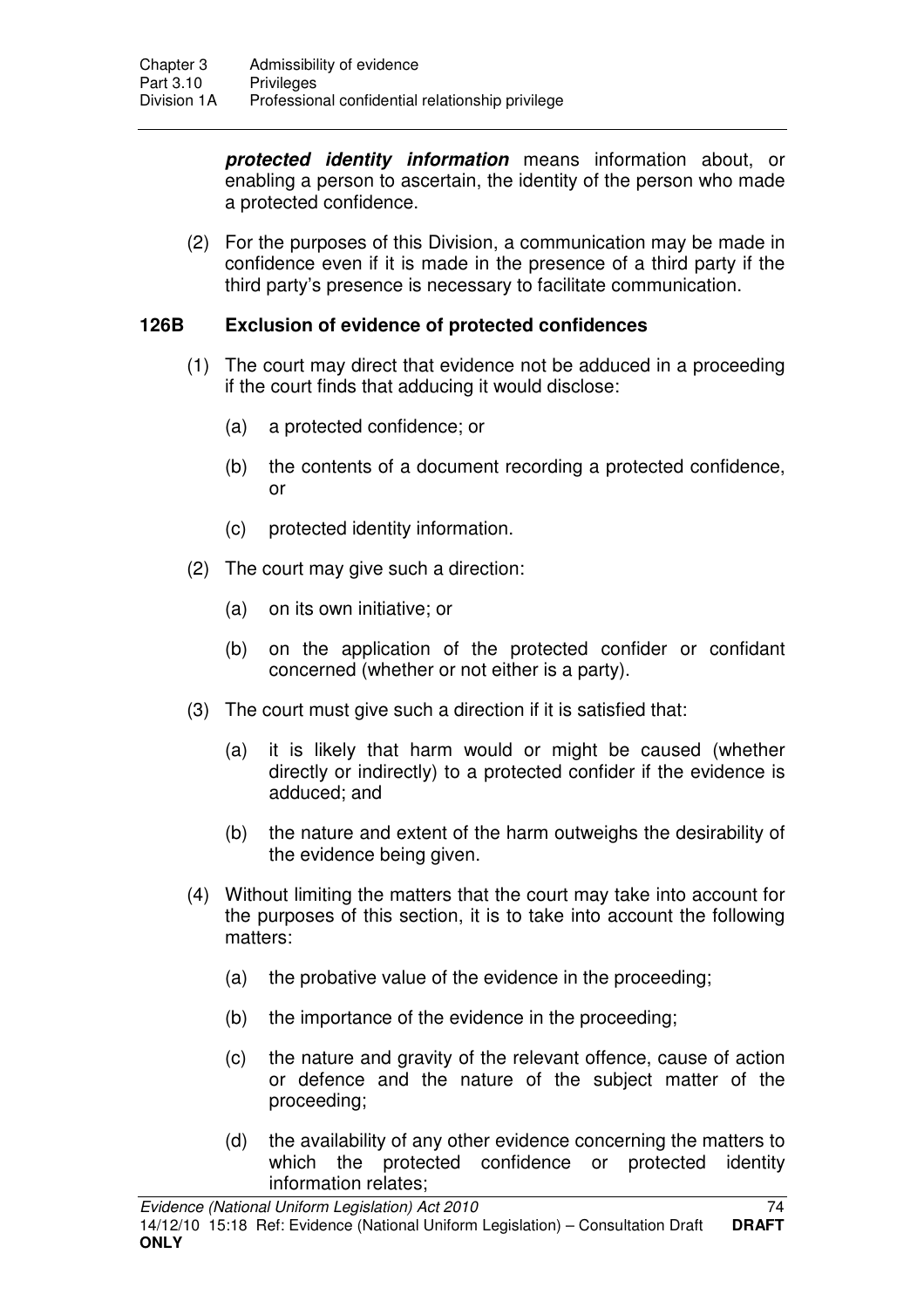***protected identity information*** means information about, or enabling a person to ascertain, the identity of the person who made a protected confidence.

(2) For the purposes of this Division, a communication may be made in confidence even if it is made in the presence of a third party if the third party's presence is necessary to facilitate communication.

### 126B Exclusion of evidence of protected confidences

(1) The court may direct that evidence not be adduced in a proceeding if the court finds that adducing it would disclose:

   (a) a protected confidence; or

   (b) the contents of a document recording a protected confidence, or

   (c) protected identity information.

(2) The court may give such a direction:

   (a) on its own initiative; or

   (b) on the application of the protected confider or confidant concerned (whether or not either is a party).

(3) The court must give such a direction if it is satisfied that:

   (a) it is likely that harm would or might be caused (whether directly or indirectly) to a protected confider if the evidence is adduced; and

   (b) the nature and extent of the harm outweighs the desirability of the evidence being given.

(4) Without limiting the matters that the court may take into account for the purposes of this section, it is to take into account the following matters:

   (a) the probative value of the evidence in the proceeding;

   (b) the importance of the evidence in the proceeding;

   (c) the nature and gravity of the relevant offence, cause of action or defence and the nature of the subject matter of the proceeding;

   (d) the availability of any other evidence concerning the matters to which the protected confidence or protected identity information relates;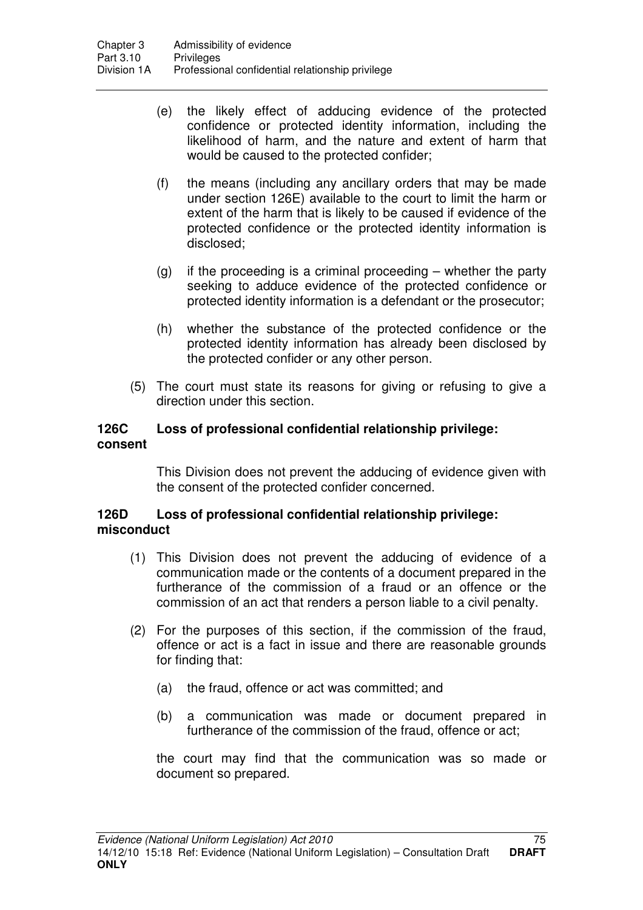(e) the likely effect of adducing evidence of the protected confidence or protected identity information, including the likelihood of harm, and the nature and extent of harm that would be caused to the protected confider;

(f) the means (including any ancillary orders that may be made under section 126E) available to the court to limit the harm or extent of the harm that is likely to be caused if evidence of the protected confidence or the protected identity information is disclosed;

(g) if the proceeding is a criminal proceeding – whether the party seeking to adduce evidence of the protected confidence or protected identity information is a defendant or the prosecutor;

(h) whether the substance of the protected confidence or the protected identity information has already been disclosed by the protected confider or any other person.

(5) The court must state its reasons for giving or refusing to give a direction under this section.

### 126C Loss of professional confidential relationship privilege: consent

This Division does not prevent the adducing of evidence given with the consent of the protected confider concerned.

### 126D Loss of professional confidential relationship privilege: misconduct

(1) This Division does not prevent the adducing of evidence of a communication made or the contents of a document prepared in the furtherance of the commission of a fraud or an offence or the commission of an act that renders a person liable to a civil penalty.

(2) For the purposes of this section, if the commission of the fraud, offence or act is a fact in issue and there are reasonable grounds for finding that:

(a) the fraud, offence or act was committed; and

(b) a communication was made or document prepared in furtherance of the commission of the fraud, offence or act;

the court may find that the communication was so made or document so prepared.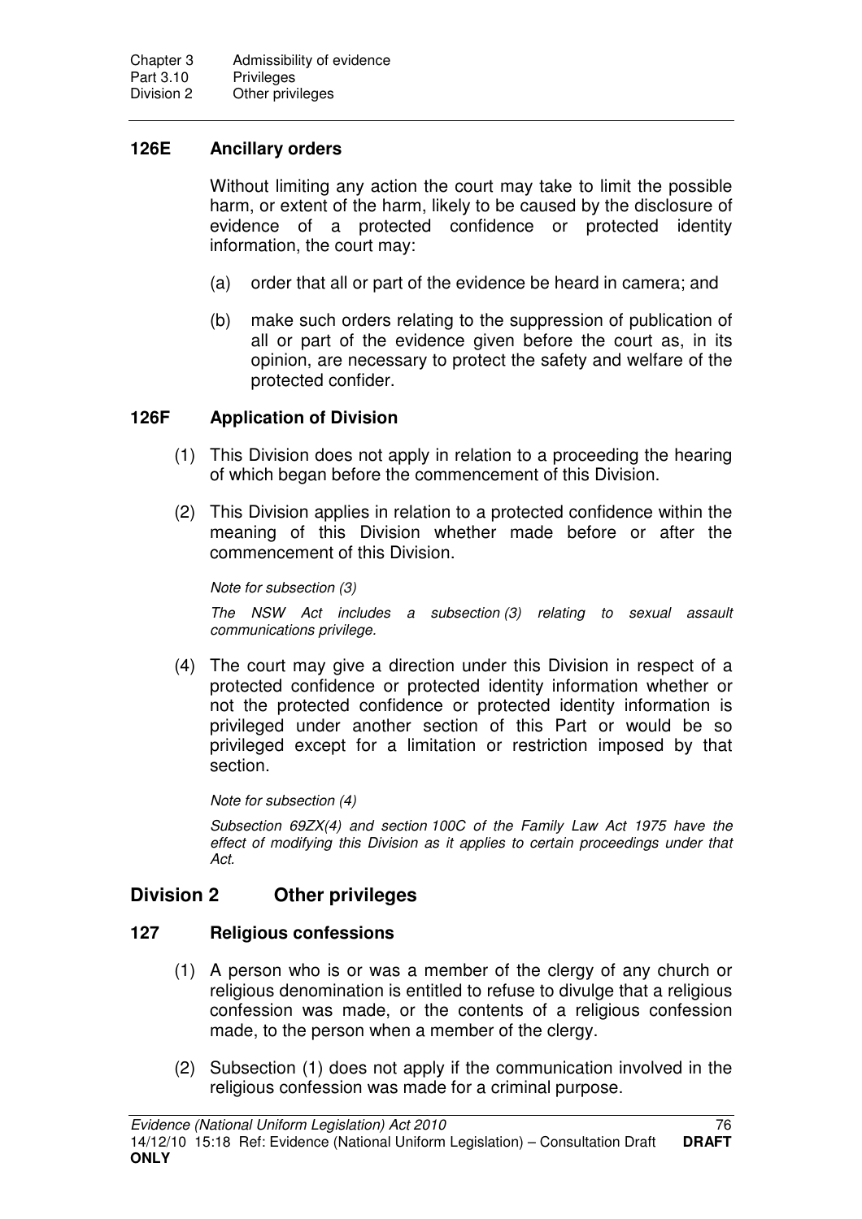### 126E Ancillary orders

Without limiting any action the court may take to limit the possible harm, or extent of the harm, likely to be caused by the disclosure of evidence of a protected confidence or protected identity information, the court may:

(a) order that all or part of the evidence be heard in camera; and

(b) make such orders relating to the suppression of publication of all or part of the evidence given before the court as, in its opinion, are necessary to protect the safety and welfare of the protected confider.

### 126F Application of Division

(1) This Division does not apply in relation to a proceeding the hearing of which began before the commencement of this Division.

(2) This Division applies in relation to a protected confidence within the meaning of this Division whether made before or after the commencement of this Division.

*Note for subsection (3)*

*The NSW Act includes a subsection (3) relating to sexual assault communications privilege.*

(4) The court may give a direction under this Division in respect of a protected confidence or protected identity information whether or not the protected confidence or protected identity information is privileged under another section of this Part or would be so privileged except for a limitation or restriction imposed by that section.

*Note for subsection (4)*

*Subsection 69ZX(4) and section 100C of the Family Law Act 1975 have the effect of modifying this Division as it applies to certain proceedings under that Act.*

## Division 2 Other privileges

### 127 Religious confessions

(1) A person who is or was a member of the clergy of any church or religious denomination is entitled to refuse to divulge that a religious confession was made, or the contents of a religious confession made, to the person when a member of the clergy.

(2) Subsection (1) does not apply if the communication involved in the religious confession was made for a criminal purpose.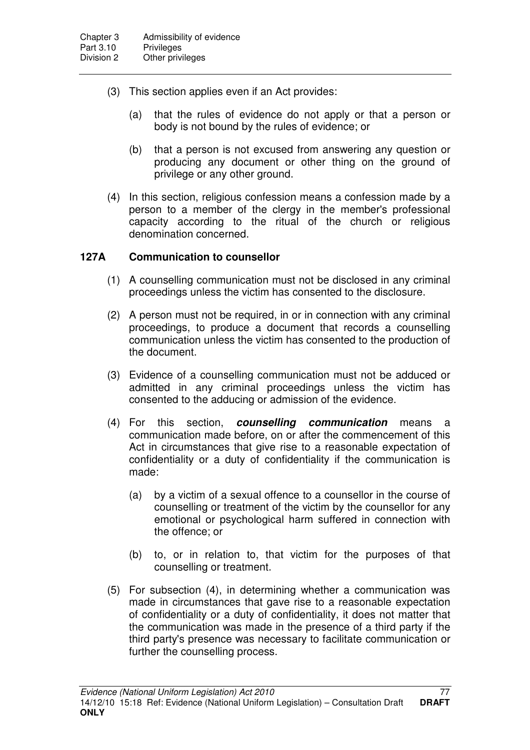(3) This section applies even if an Act provides:

(a) that the rules of evidence do not apply or that a person or body is not bound by the rules of evidence; or

(b) that a person is not excused from answering any question or producing any document or other thing on the ground of privilege or any other ground.

(4) In this section, religious confession means a confession made by a person to a member of the clergy in the member's professional capacity according to the ritual of the church or religious denomination concerned.

### 127A Communication to counsellor

(1) A counselling communication must not be disclosed in any criminal proceedings unless the victim has consented to the disclosure.

(2) A person must not be required, in or in connection with any criminal proceedings, to produce a document that records a counselling communication unless the victim has consented to the production of the document.

(3) Evidence of a counselling communication must not be adduced or admitted in any criminal proceedings unless the victim has consented to the adducing or admission of the evidence.

(4) For this section, ***counselling communication*** means a communication made before, on or after the commencement of this Act in circumstances that give rise to a reasonable expectation of confidentiality or a duty of confidentiality if the communication is made:

(a) by a victim of a sexual offence to a counsellor in the course of counselling or treatment of the victim by the counsellor for any emotional or psychological harm suffered in connection with the offence; or

(b) to, or in relation to, that victim for the purposes of that counselling or treatment.

(5) For subsection (4), in determining whether a communication was made in circumstances that gave rise to a reasonable expectation of confidentiality or a duty of confidentiality, it does not matter that the communication was made in the presence of a third party if the third party's presence was necessary to facilitate communication or further the counselling process.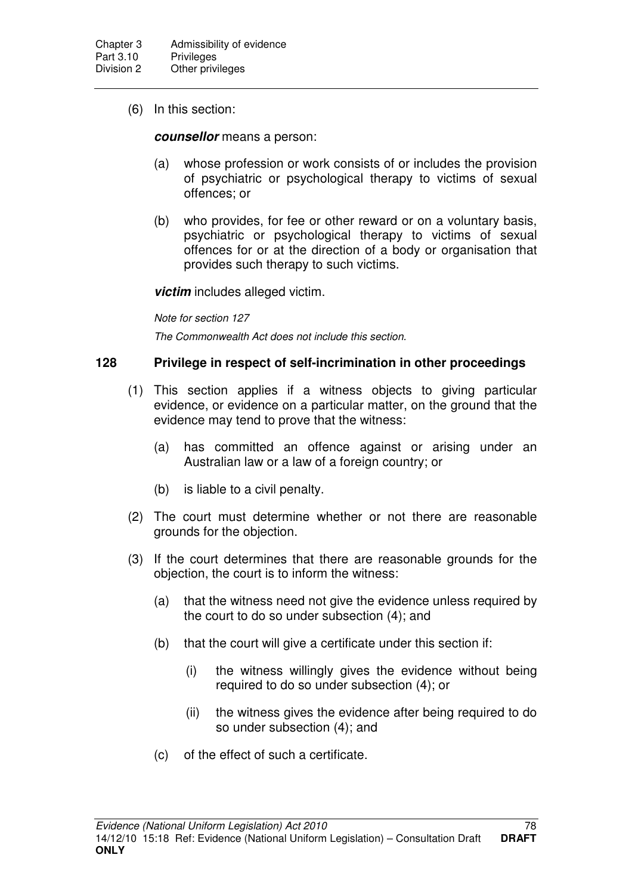(6) In this section:

***counsellor*** means a person:

(a) whose profession or work consists of or includes the provision of psychiatric or psychological therapy to victims of sexual offences; or

(b) who provides, for fee or other reward or on a voluntary basis, psychiatric or psychological therapy to victims of sexual offences for or at the direction of a body or organisation that provides such therapy to such victims.

***victim*** includes alleged victim.

*Note for section 127*

*The Commonwealth Act does not include this section.*

### 128 Privilege in respect of self-incrimination in other proceedings

(1) This section applies if a witness objects to giving particular evidence, or evidence on a particular matter, on the ground that the evidence may tend to prove that the witness:

(a) has committed an offence against or arising under an Australian law or a law of a foreign country; or

(b) is liable to a civil penalty.

(2) The court must determine whether or not there are reasonable grounds for the objection.

(3) If the court determines that there are reasonable grounds for the objection, the court is to inform the witness:

(a) that the witness need not give the evidence unless required by the court to do so under subsection (4); and

(b) that the court will give a certificate under this section if:

(i) the witness willingly gives the evidence without being required to do so under subsection (4); or

(ii) the witness gives the evidence after being required to do so under subsection (4); and

(c) of the effect of such a certificate.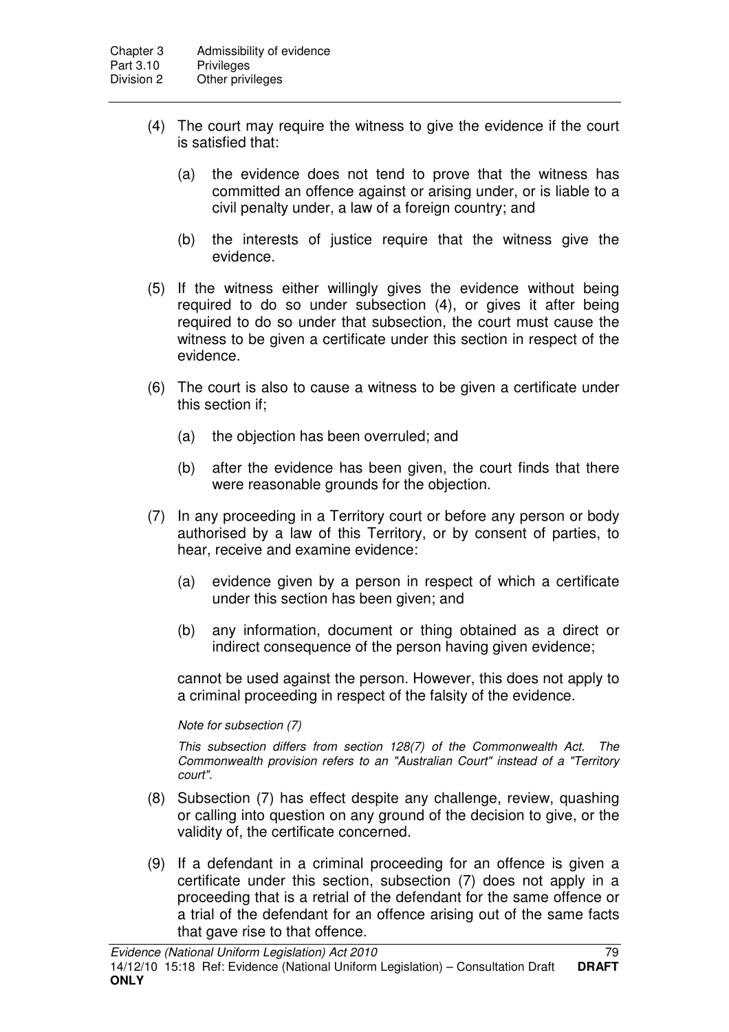(4) The court may require the witness to give the evidence if the court is satisfied that:

(a) the evidence does not tend to prove that the witness has committed an offence against or arising under, or is liable to a civil penalty under, a law of a foreign country; and

(b) the interests of justice require that the witness give the evidence.

(5) If the witness either willingly gives the evidence without being required to do so under subsection (4), or gives it after being required to do so under that subsection, the court must cause the witness to be given a certificate under this section in respect of the evidence.

(6) The court is also to cause a witness to be given a certificate under this section if;

(a) the objection has been overruled; and

(b) after the evidence has been given, the court finds that there were reasonable grounds for the objection.

(7) In any proceeding in a Territory court or before any person or body authorised by a law of this Territory, or by consent of parties, to hear, receive and examine evidence:

(a) evidence given by a person in respect of which a certificate under this section has been given; and

(b) any information, document or thing obtained as a direct or indirect consequence of the person having given evidence;

cannot be used against the person. However, this does not apply to a criminal proceeding in respect of the falsity of the evidence.

*Note for subsection (7)*

*This subsection differs from section 128(7) of the Commonwealth Act. The Commonwealth provision refers to an "Australian Court" instead of a "Territory court".*

(8) Subsection (7) has effect despite any challenge, review, quashing or calling into question on any ground of the decision to give, or the validity of, the certificate concerned.

(9) If a defendant in a criminal proceeding for an offence is given a certificate under this section, subsection (7) does not apply in a proceeding that is a retrial of the defendant for the same offence or a trial of the defendant for an offence arising out of the same facts that gave rise to that offence.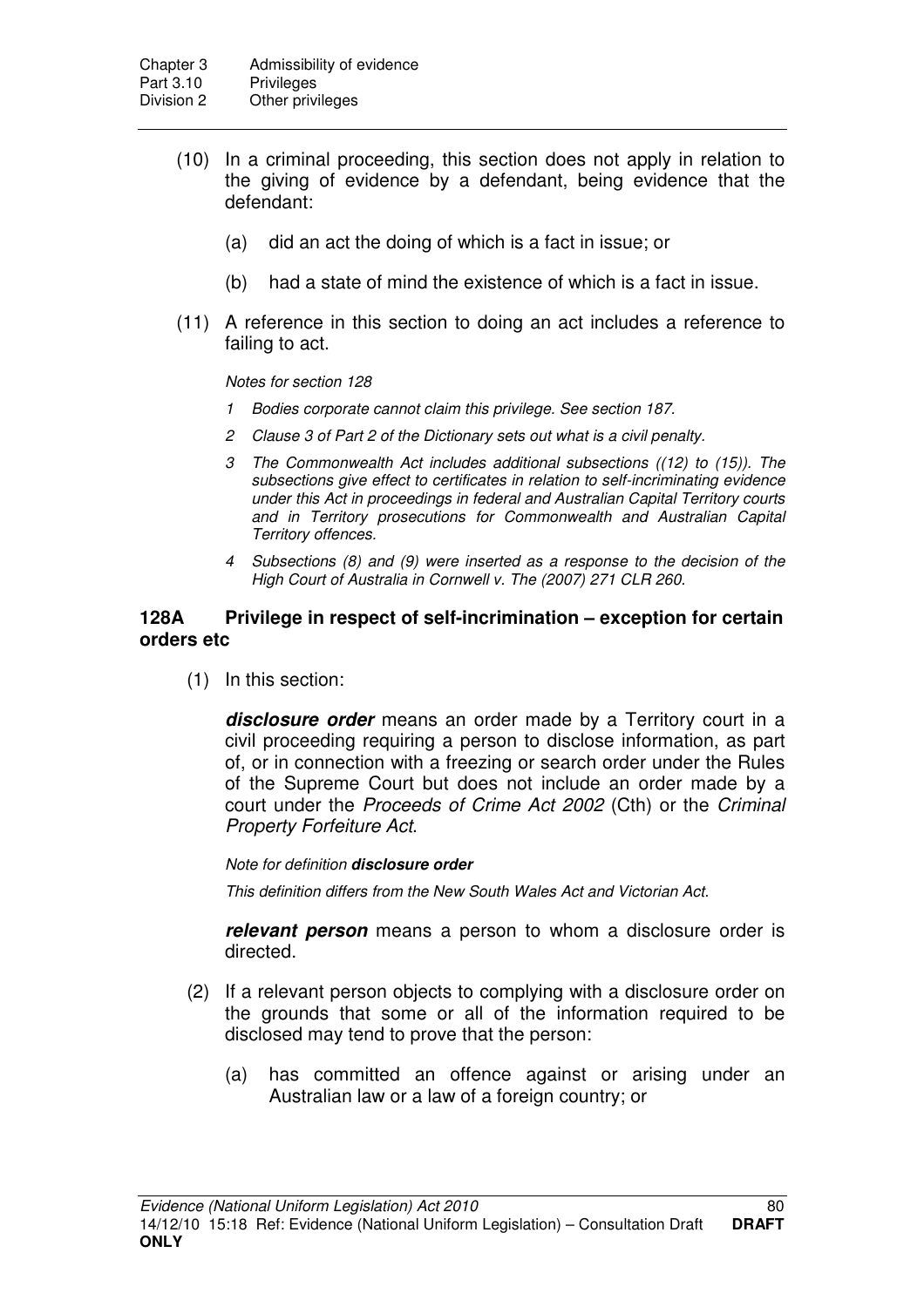(10) In a criminal proceeding, this section does not apply in relation to the giving of evidence by a defendant, being evidence that the defendant:

(a) did an act the doing of which is a fact in issue; or

(b) had a state of mind the existence of which is a fact in issue.

(11) A reference in this section to doing an act includes a reference to failing to act.

*Notes for section 128*

*1 Bodies corporate cannot claim this privilege. See section 187.*

*2 Clause 3 of Part 2 of the Dictionary sets out what is a civil penalty.*

*3 The Commonwealth Act includes additional subsections ((12) to (15)). The subsections give effect to certificates in relation to self-incriminating evidence under this Act in proceedings in federal and Australian Capital Territory courts and in Territory prosecutions for Commonwealth and Australian Capital Territory offences.*

*4 Subsections (8) and (9) were inserted as a response to the decision of the High Court of Australia in Cornwell v. The (2007) 271 CLR 260.*

### 128A Privilege in respect of self-incrimination – exception for certain orders etc

(1) In this section:

***disclosure order*** means an order made by a Territory court in a civil proceeding requiring a person to disclose information, as part of, or in connection with a freezing or search order under the Rules of the Supreme Court but does not include an order made by a court under the *Proceeds of Crime Act 2002* (Cth) or the *Criminal Property Forfeiture Act*.

*Note for definition **disclosure order***

*This definition differs from the New South Wales Act and Victorian Act.*

***relevant person*** means a person to whom a disclosure order is directed.

(2) If a relevant person objects to complying with a disclosure order on the grounds that some or all of the information required to be disclosed may tend to prove that the person:

(a) has committed an offence against or arising under an Australian law or a law of a foreign country; or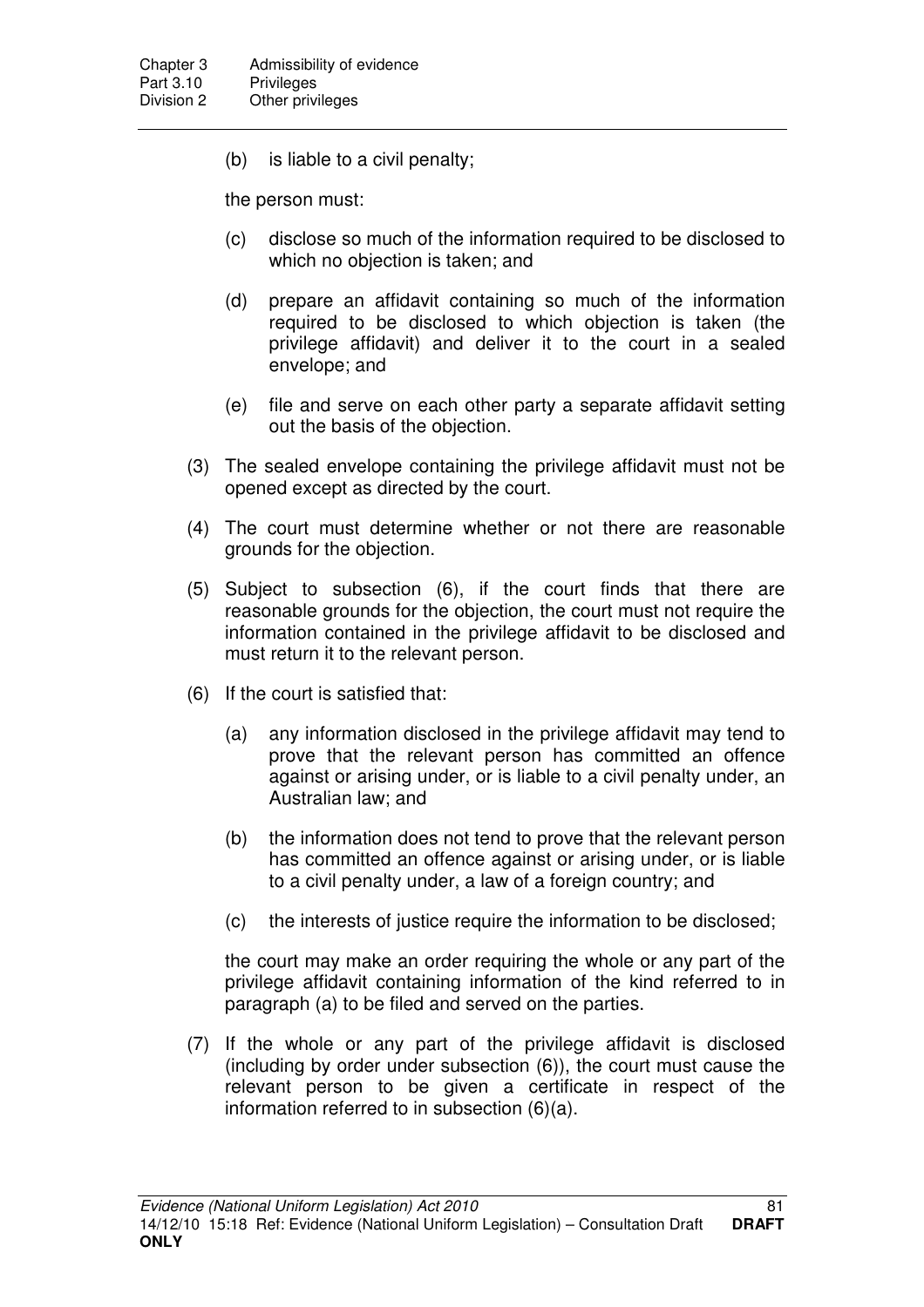(b) is liable to a civil penalty;

the person must:

(c) disclose so much of the information required to be disclosed to which no objection is taken; and

(d) prepare an affidavit containing so much of the information required to be disclosed to which objection is taken (the privilege affidavit) and deliver it to the court in a sealed envelope; and

(e) file and serve on each other party a separate affidavit setting out the basis of the objection.

(3) The sealed envelope containing the privilege affidavit must not be opened except as directed by the court.

(4) The court must determine whether or not there are reasonable grounds for the objection.

(5) Subject to subsection (6), if the court finds that there are reasonable grounds for the objection, the court must not require the information contained in the privilege affidavit to be disclosed and must return it to the relevant person.

(6) If the court is satisfied that:

(a) any information disclosed in the privilege affidavit may tend to prove that the relevant person has committed an offence against or arising under, or is liable to a civil penalty under, an Australian law; and

(b) the information does not tend to prove that the relevant person has committed an offence against or arising under, or is liable to a civil penalty under, a law of a foreign country; and

(c) the interests of justice require the information to be disclosed;

the court may make an order requiring the whole or any part of the privilege affidavit containing information of the kind referred to in paragraph (a) to be filed and served on the parties.

(7) If the whole or any part of the privilege affidavit is disclosed (including by order under subsection (6)), the court must cause the relevant person to be given a certificate in respect of the information referred to in subsection (6)(a).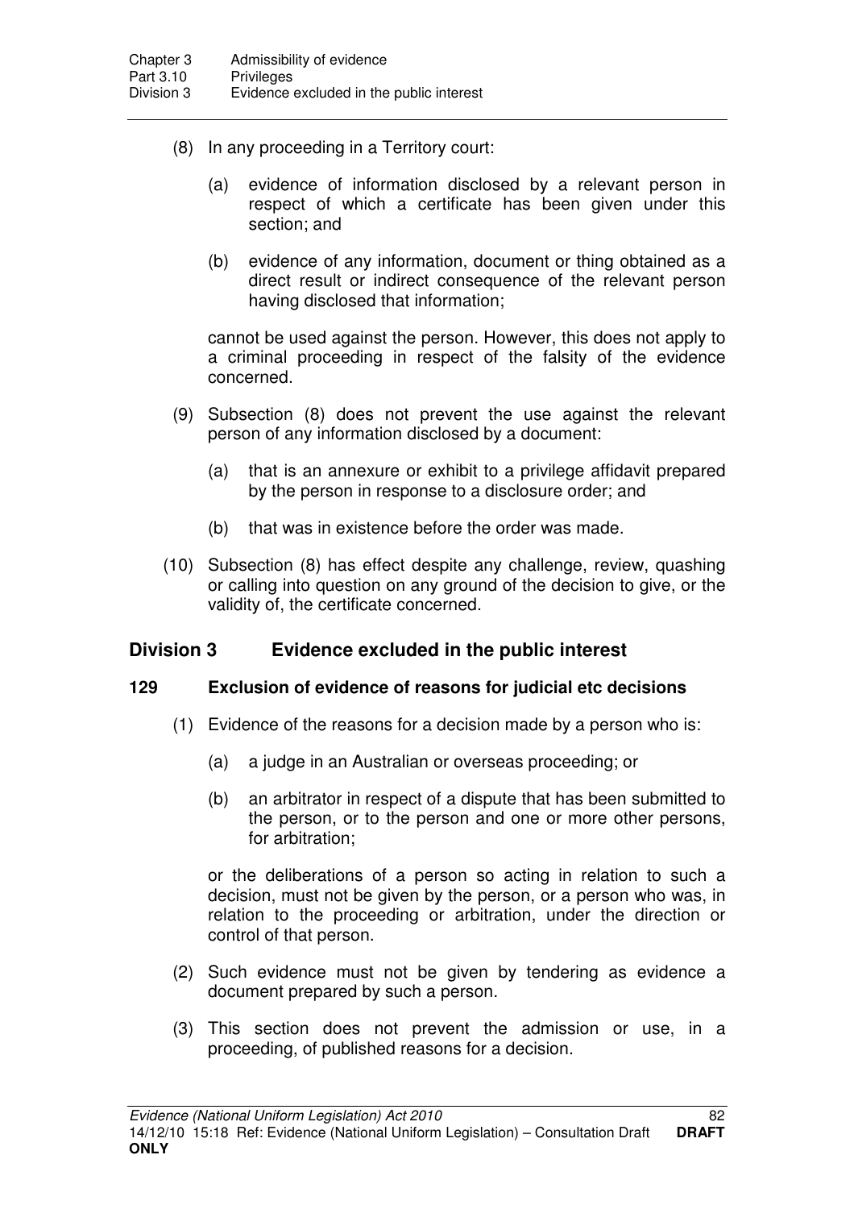(8) In any proceeding in a Territory court:

(a) evidence of information disclosed by a relevant person in respect of which a certificate has been given under this section; and

(b) evidence of any information, document or thing obtained as a direct result or indirect consequence of the relevant person having disclosed that information;

cannot be used against the person. However, this does not apply to a criminal proceeding in respect of the falsity of the evidence concerned.

(9) Subsection (8) does not prevent the use against the relevant person of any information disclosed by a document:

(a) that is an annexure or exhibit to a privilege affidavit prepared by the person in response to a disclosure order; and

(b) that was in existence before the order was made.

(10) Subsection (8) has effect despite any challenge, review, quashing or calling into question on any ground of the decision to give, or the validity of, the certificate concerned.

## Division 3 Evidence excluded in the public interest

### 129 Exclusion of evidence of reasons for judicial etc decisions

(1) Evidence of the reasons for a decision made by a person who is:

(a) a judge in an Australian or overseas proceeding; or

(b) an arbitrator in respect of a dispute that has been submitted to the person, or to the person and one or more other persons, for arbitration;

or the deliberations of a person so acting in relation to such a decision, must not be given by the person, or a person who was, in relation to the proceeding or arbitration, under the direction or control of that person.

(2) Such evidence must not be given by tendering as evidence a document prepared by such a person.

(3) This section does not prevent the admission or use, in a proceeding, of published reasons for a decision.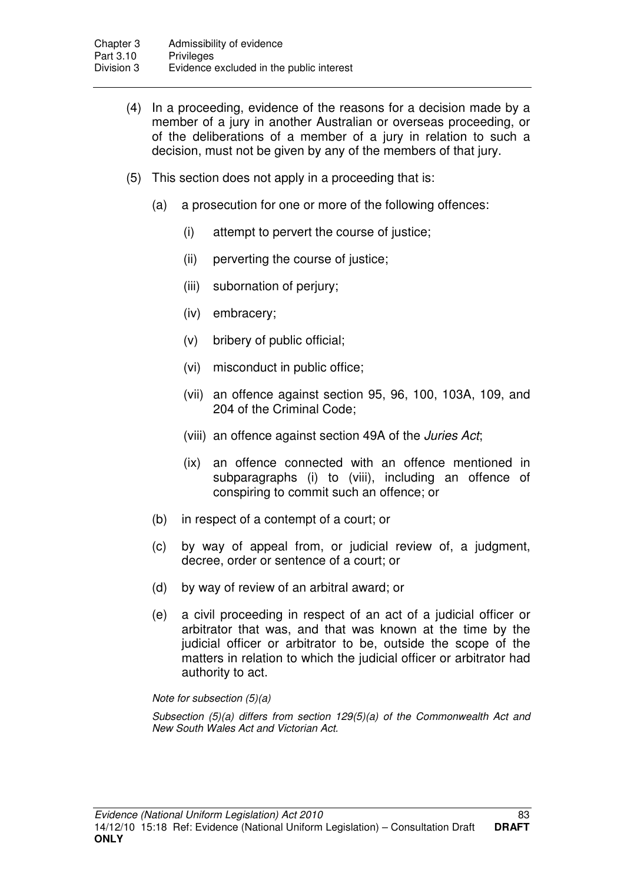(4) In a proceeding, evidence of the reasons for a decision made by a member of a jury in another Australian or overseas proceeding, or of the deliberations of a member of a jury in relation to such a decision, must not be given by any of the members of that jury.

(5) This section does not apply in a proceeding that is:

(a) a prosecution for one or more of the following offences:

(i) attempt to pervert the course of justice;

(ii) perverting the course of justice;

(iii) subornation of perjury;

(iv) embracery;

(v) bribery of public official;

(vi) misconduct in public office;

(vii) an offence against section 95, 96, 100, 103A, 109, and 204 of the Criminal Code;

(viii) an offence against section 49A of the *Juries Act*;

(ix) an offence connected with an offence mentioned in subparagraphs (i) to (viii), including an offence of conspiring to commit such an offence; or

(b) in respect of a contempt of a court; or

(c) by way of appeal from, or judicial review of, a judgment, decree, order or sentence of a court; or

(d) by way of review of an arbitral award; or

(e) a civil proceeding in respect of an act of a judicial officer or arbitrator that was, and that was known at the time by the judicial officer or arbitrator to be, outside the scope of the matters in relation to which the judicial officer or arbitrator had authority to act.

*Note for subsection (5)(a)*

*Subsection (5)(a) differs from section 129(5)(a) of the Commonwealth Act and New South Wales Act and Victorian Act.*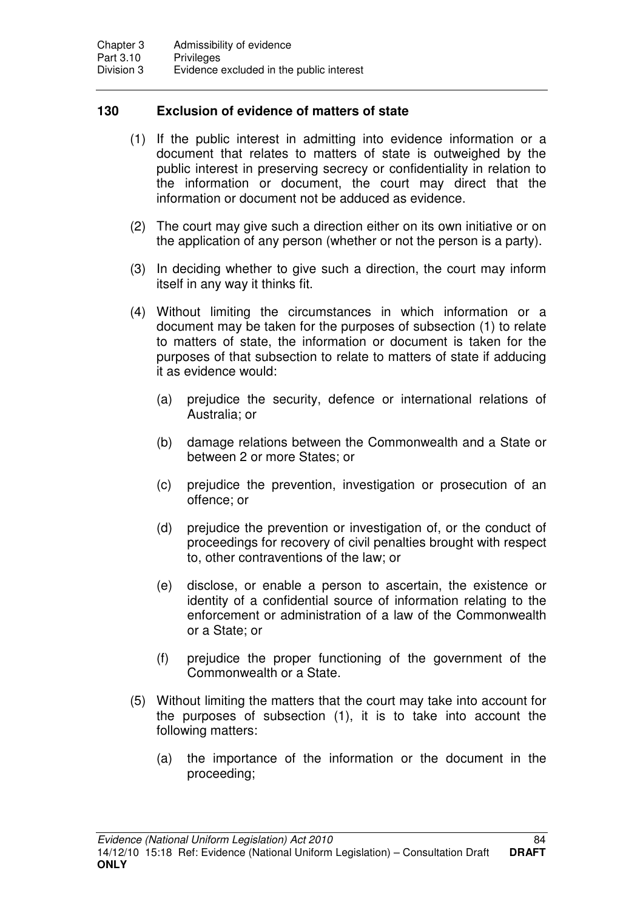## 130 Exclusion of evidence of matters of state

(1) If the public interest in admitting into evidence information or a document that relates to matters of state is outweighed by the public interest in preserving secrecy or confidentiality in relation to the information or document, the court may direct that the information or document not be adduced as evidence.

(2) The court may give such a direction either on its own initiative or on the application of any person (whether or not the person is a party).

(3) In deciding whether to give such a direction, the court may inform itself in any way it thinks fit.

(4) Without limiting the circumstances in which information or a document may be taken for the purposes of subsection (1) to relate to matters of state, the information or document is taken for the purposes of that subsection to relate to matters of state if adducing it as evidence would:

(a) prejudice the security, defence or international relations of Australia; or

(b) damage relations between the Commonwealth and a State or between 2 or more States; or

(c) prejudice the prevention, investigation or prosecution of an offence; or

(d) prejudice the prevention or investigation of, or the conduct of proceedings for recovery of civil penalties brought with respect to, other contraventions of the law; or

(e) disclose, or enable a person to ascertain, the existence or identity of a confidential source of information relating to the enforcement or administration of a law of the Commonwealth or a State; or

(f) prejudice the proper functioning of the government of the Commonwealth or a State.

(5) Without limiting the matters that the court may take into account for the purposes of subsection (1), it is to take into account the following matters:

(a) the importance of the information or the document in the proceeding;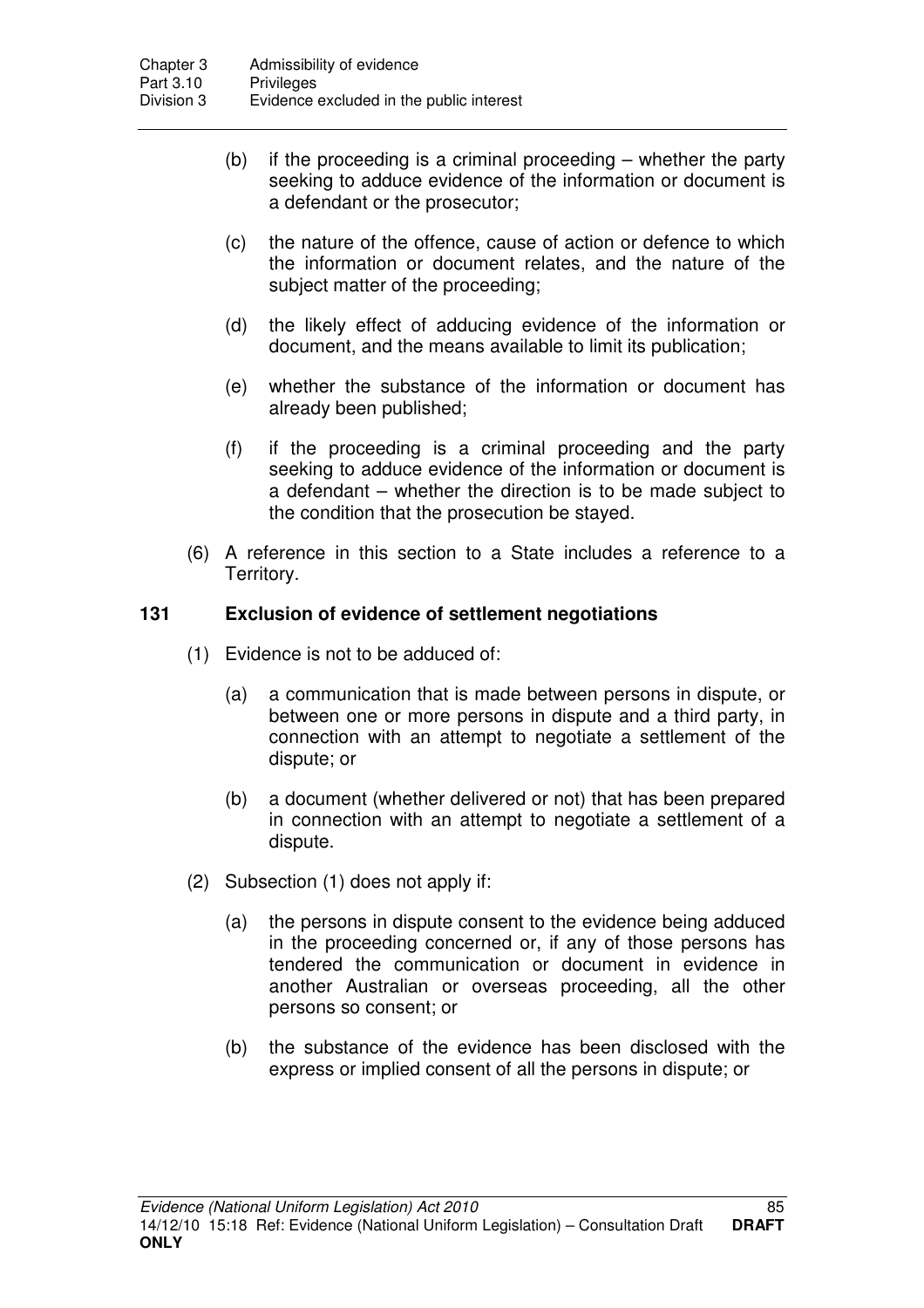(b) if the proceeding is a criminal proceeding – whether the party seeking to adduce evidence of the information or document is a defendant or the prosecutor;

(c) the nature of the offence, cause of action or defence to which the information or document relates, and the nature of the subject matter of the proceeding;

(d) the likely effect of adducing evidence of the information or document, and the means available to limit its publication;

(e) whether the substance of the information or document has already been published;

(f) if the proceeding is a criminal proceeding and the party seeking to adduce evidence of the information or document is a defendant – whether the direction is to be made subject to the condition that the prosecution be stayed.

(6) A reference in this section to a State includes a reference to a Territory.

### 131 Exclusion of evidence of settlement negotiations

(1) Evidence is not to be adduced of:

(a) a communication that is made between persons in dispute, or between one or more persons in dispute and a third party, in connection with an attempt to negotiate a settlement of the dispute; or

(b) a document (whether delivered or not) that has been prepared in connection with an attempt to negotiate a settlement of a dispute.

(2) Subsection (1) does not apply if:

(a) the persons in dispute consent to the evidence being adduced in the proceeding concerned or, if any of those persons has tendered the communication or document in evidence in another Australian or overseas proceeding, all the other persons so consent; or

(b) the substance of the evidence has been disclosed with the express or implied consent of all the persons in dispute; or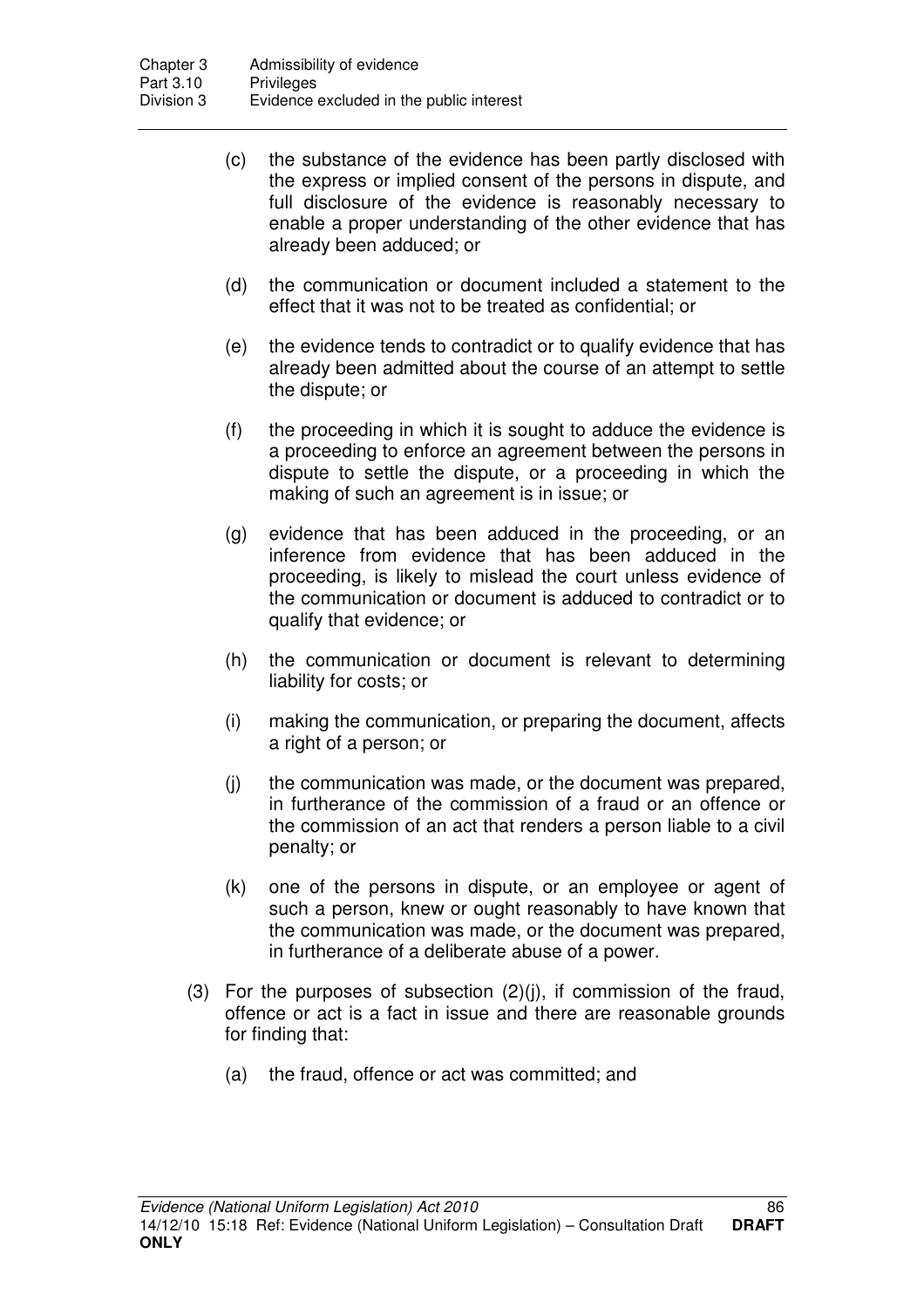(c) the substance of the evidence has been partly disclosed with the express or implied consent of the persons in dispute, and full disclosure of the evidence is reasonably necessary to enable a proper understanding of the other evidence that has already been adduced; or

(d) the communication or document included a statement to the effect that it was not to be treated as confidential; or

(e) the evidence tends to contradict or to qualify evidence that has already been admitted about the course of an attempt to settle the dispute; or

(f) the proceeding in which it is sought to adduce the evidence is a proceeding to enforce an agreement between the persons in dispute to settle the dispute, or a proceeding in which the making of such an agreement is in issue; or

(g) evidence that has been adduced in the proceeding, or an inference from evidence that has been adduced in the proceeding, is likely to mislead the court unless evidence of the communication or document is adduced to contradict or to qualify that evidence; or

(h) the communication or document is relevant to determining liability for costs; or

(i) making the communication, or preparing the document, affects a right of a person; or

(j) the communication was made, or the document was prepared, in furtherance of the commission of a fraud or an offence or the commission of an act that renders a person liable to a civil penalty; or

(k) one of the persons in dispute, or an employee or agent of such a person, knew or ought reasonably to have known that the communication was made, or the document was prepared, in furtherance of a deliberate abuse of a power.

(3) For the purposes of subsection (2)(j), if commission of the fraud, offence or act is a fact in issue and there are reasonable grounds for finding that:

(a) the fraud, offence or act was committed; and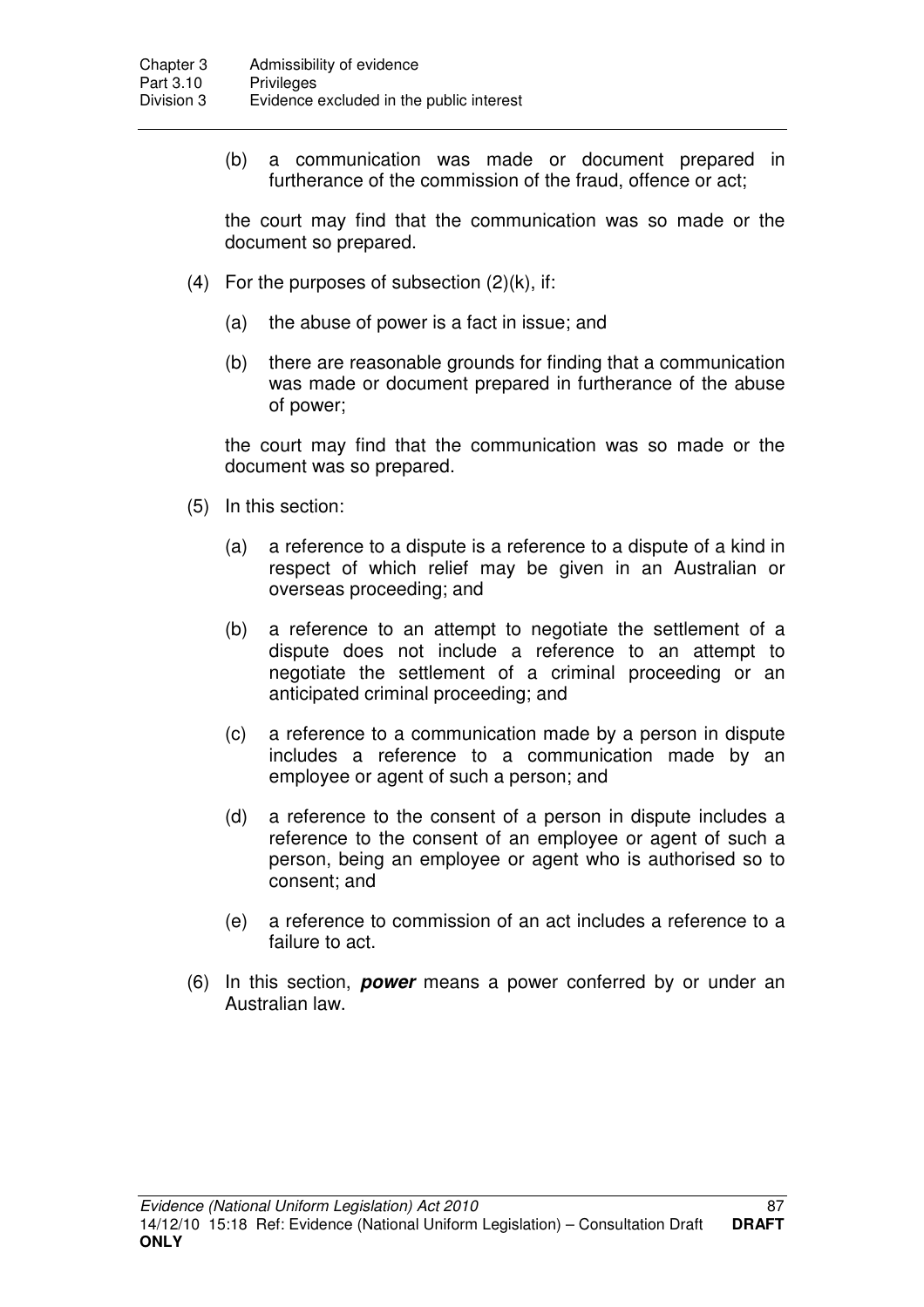(b) a communication was made or document prepared in furtherance of the commission of the fraud, offence or act;

the court may find that the communication was so made or the document so prepared.

(4) For the purposes of subsection (2)(k), if:

(a) the abuse of power is a fact in issue; and

(b) there are reasonable grounds for finding that a communication was made or document prepared in furtherance of the abuse of power;

the court may find that the communication was so made or the document was so prepared.

(5) In this section:

(a) a reference to a dispute is a reference to a dispute of a kind in respect of which relief may be given in an Australian or overseas proceeding; and

(b) a reference to an attempt to negotiate the settlement of a dispute does not include a reference to an attempt to negotiate the settlement of a criminal proceeding or an anticipated criminal proceeding; and

(c) a reference to a communication made by a person in dispute includes a reference to a communication made by an employee or agent of such a person; and

(d) a reference to the consent of a person in dispute includes a reference to the consent of an employee or agent of such a person, being an employee or agent who is authorised so to consent; and

(e) a reference to commission of an act includes a reference to a failure to act.

(6) In this section, ***power*** means a power conferred by or under an Australian law.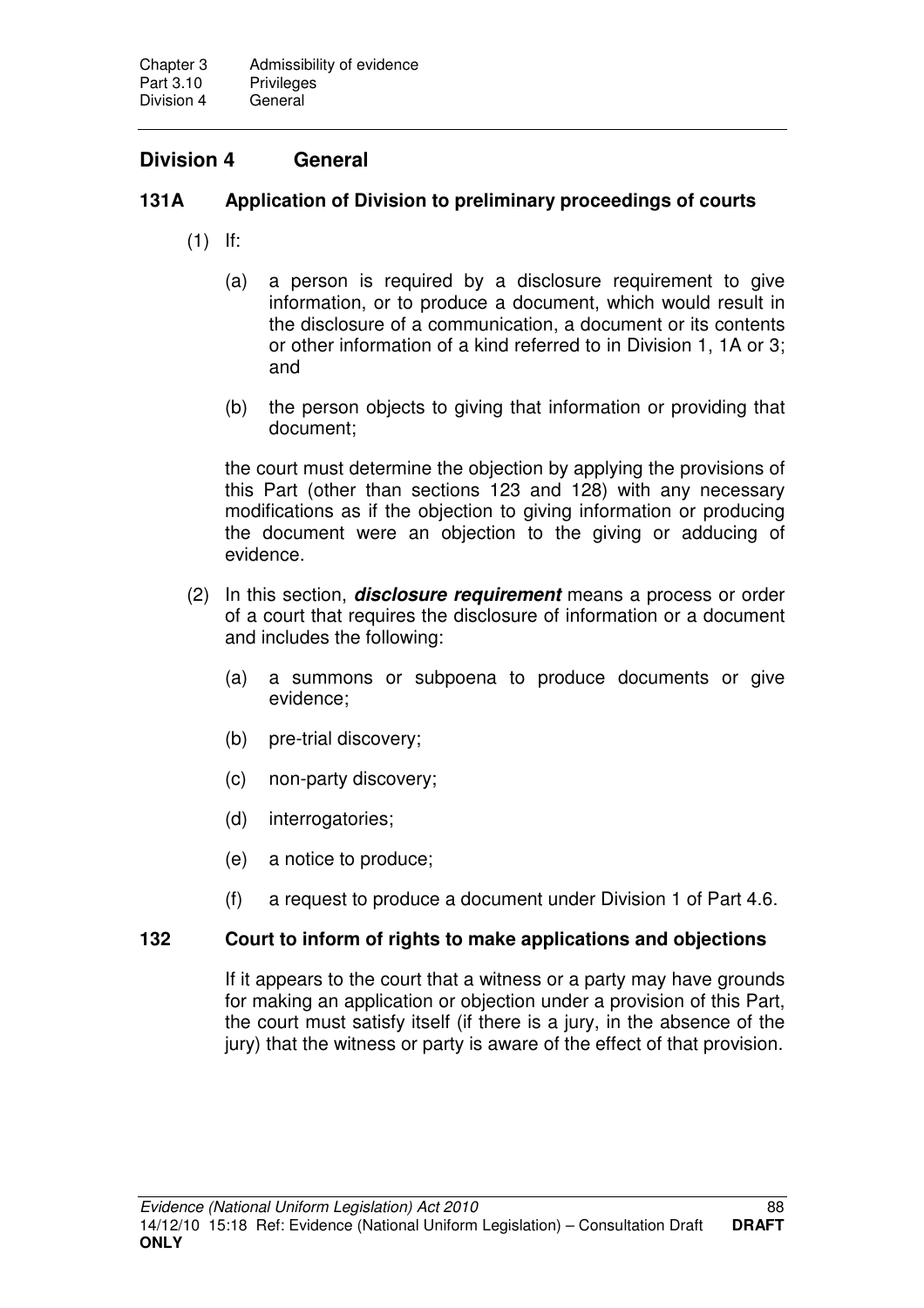## Division 4 General

### 131A Application of Division to preliminary proceedings of courts

(1) If:

(a) a person is required by a disclosure requirement to give information, or to produce a document, which would result in the disclosure of a communication, a document or its contents or other information of a kind referred to in Division 1, 1A or 3; and

(b) the person objects to giving that information or providing that document;

the court must determine the objection by applying the provisions of this Part (other than sections 123 and 128) with any necessary modifications as if the objection to giving information or producing the document were an objection to the giving or adducing of evidence.

(2) In this section, ***disclosure requirement*** means a process or order of a court that requires the disclosure of information or a document and includes the following:

(a) a summons or subpoena to produce documents or give evidence;

(b) pre-trial discovery;

(c) non-party discovery;

(d) interrogatories;

(e) a notice to produce;

(f) a request to produce a document under Division 1 of Part 4.6.

### 132 Court to inform of rights to make applications and objections

If it appears to the court that a witness or a party may have grounds for making an application or objection under a provision of this Part, the court must satisfy itself (if there is a jury, in the absence of the jury) that the witness or party is aware of the effect of that provision.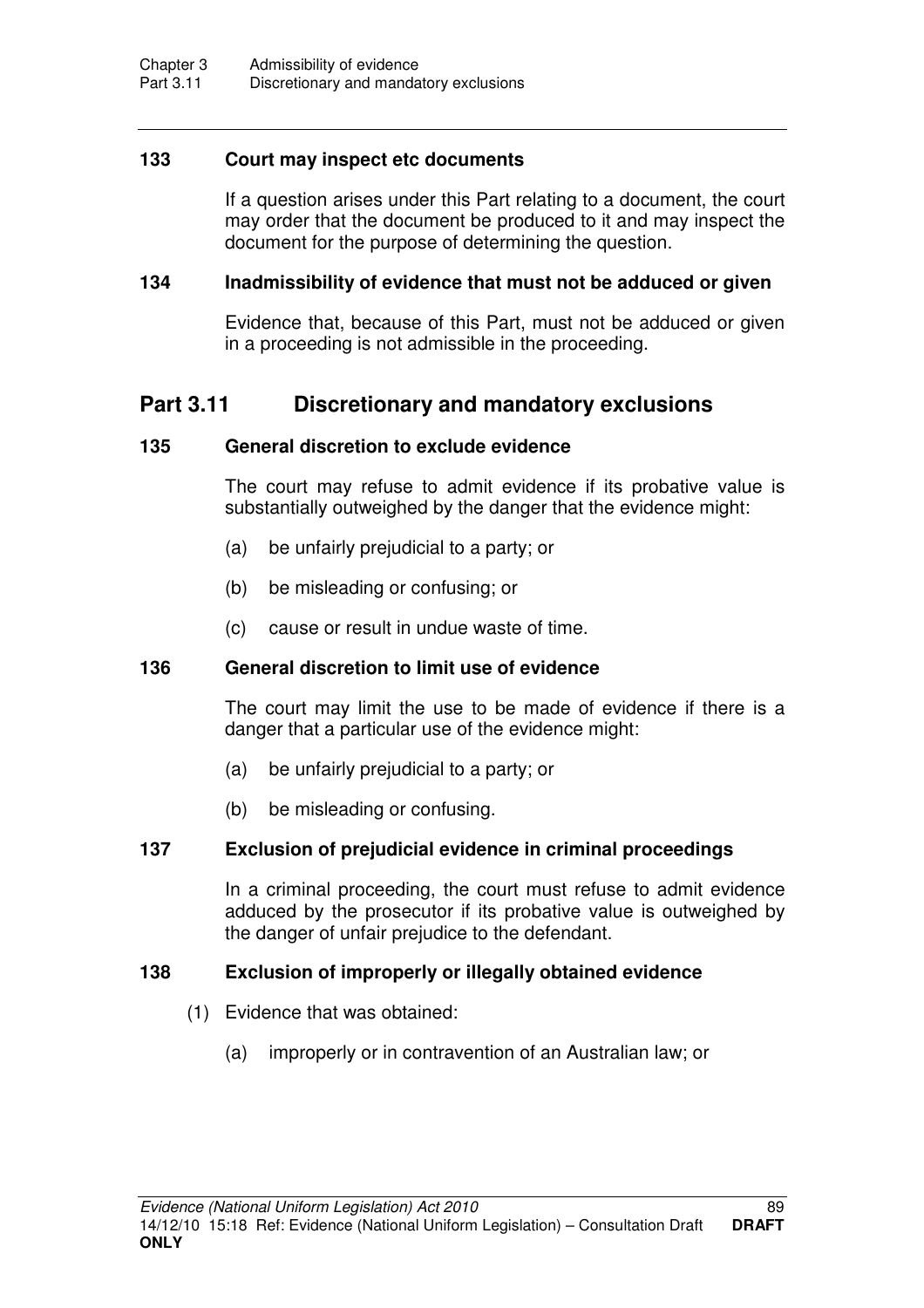### 133 Court may inspect etc documents

If a question arises under this Part relating to a document, the court may order that the document be produced to it and may inspect the document for the purpose of determining the question.

### 134 Inadmissibility of evidence that must not be adduced or given

Evidence that, because of this Part, must not be adduced or given in a proceeding is not admissible in the proceeding.

## Part 3.11 Discretionary and mandatory exclusions

### 135 General discretion to exclude evidence

The court may refuse to admit evidence if its probative value is substantially outweighed by the danger that the evidence might:

(a) be unfairly prejudicial to a party; or

(b) be misleading or confusing; or

(c) cause or result in undue waste of time.

### 136 General discretion to limit use of evidence

The court may limit the use to be made of evidence if there is a danger that a particular use of the evidence might:

(a) be unfairly prejudicial to a party; or

(b) be misleading or confusing.

### 137 Exclusion of prejudicial evidence in criminal proceedings

In a criminal proceeding, the court must refuse to admit evidence adduced by the prosecutor if its probative value is outweighed by the danger of unfair prejudice to the defendant.

### 138 Exclusion of improperly or illegally obtained evidence

(1) Evidence that was obtained:

(a) improperly or in contravention of an Australian law; or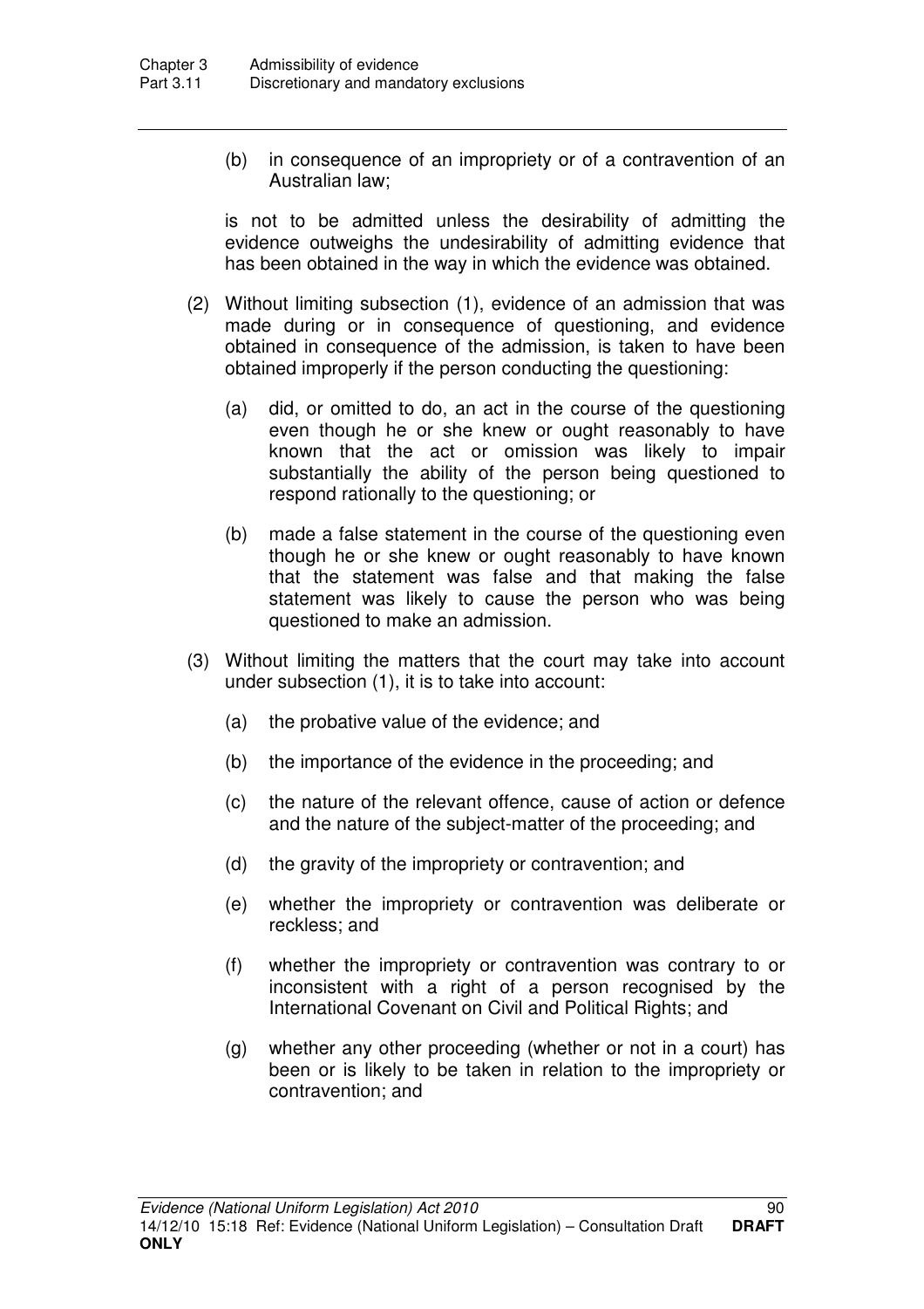(b) in consequence of an impropriety or of a contravention of an Australian law;

is not to be admitted unless the desirability of admitting the evidence outweighs the undesirability of admitting evidence that has been obtained in the way in which the evidence was obtained.

(2) Without limiting subsection (1), evidence of an admission that was made during or in consequence of questioning, and evidence obtained in consequence of the admission, is taken to have been obtained improperly if the person conducting the questioning:

(a) did, or omitted to do, an act in the course of the questioning even though he or she knew or ought reasonably to have known that the act or omission was likely to impair substantially the ability of the person being questioned to respond rationally to the questioning; or

(b) made a false statement in the course of the questioning even though he or she knew or ought reasonably to have known that the statement was false and that making the false statement was likely to cause the person who was being questioned to make an admission.

(3) Without limiting the matters that the court may take into account under subsection (1), it is to take into account:

(a) the probative value of the evidence; and

(b) the importance of the evidence in the proceeding; and

(c) the nature of the relevant offence, cause of action or defence and the nature of the subject-matter of the proceeding; and

(d) the gravity of the impropriety or contravention; and

(e) whether the impropriety or contravention was deliberate or reckless; and

(f) whether the impropriety or contravention was contrary to or inconsistent with a right of a person recognised by the International Covenant on Civil and Political Rights; and

(g) whether any other proceeding (whether or not in a court) has been or is likely to be taken in relation to the impropriety or contravention; and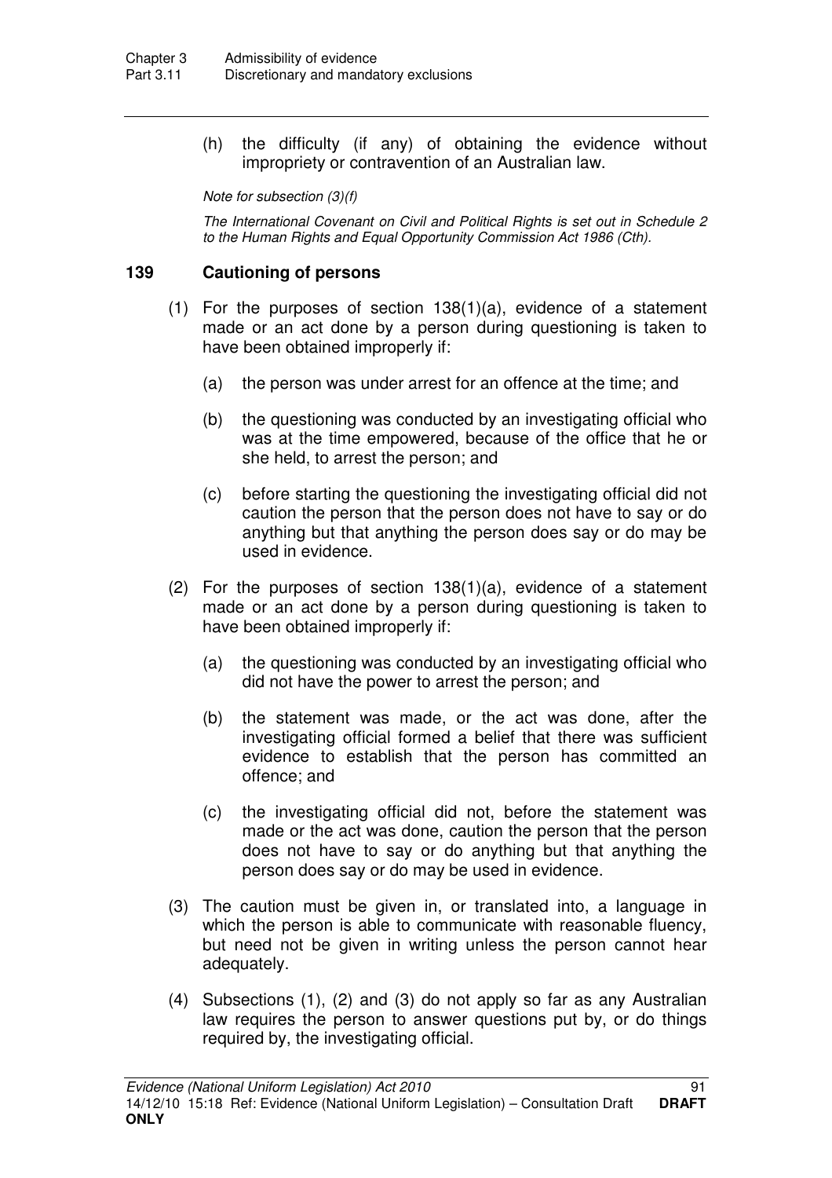(h) the difficulty (if any) of obtaining the evidence without impropriety or contravention of an Australian law.

*Note for subsection (3)(f)*

*The International Covenant on Civil and Political Rights is set out in Schedule 2 to the Human Rights and Equal Opportunity Commission Act 1986 (Cth).*

## 139 Cautioning of persons

(1) For the purposes of section 138(1)(a), evidence of a statement made or an act done by a person during questioning is taken to have been obtained improperly if:

(a) the person was under arrest for an offence at the time; and

(b) the questioning was conducted by an investigating official who was at the time empowered, because of the office that he or she held, to arrest the person; and

(c) before starting the questioning the investigating official did not caution the person that the person does not have to say or do anything but that anything the person does say or do may be used in evidence.

(2) For the purposes of section 138(1)(a), evidence of a statement made or an act done by a person during questioning is taken to have been obtained improperly if:

(a) the questioning was conducted by an investigating official who did not have the power to arrest the person; and

(b) the statement was made, or the act was done, after the investigating official formed a belief that there was sufficient evidence to establish that the person has committed an offence; and

(c) the investigating official did not, before the statement was made or the act was done, caution the person that the person does not have to say or do anything but that anything the person does say or do may be used in evidence.

(3) The caution must be given in, or translated into, a language in which the person is able to communicate with reasonable fluency, but need not be given in writing unless the person cannot hear adequately.

(4) Subsections (1), (2) and (3) do not apply so far as any Australian law requires the person to answer questions put by, or do things required by, the investigating official.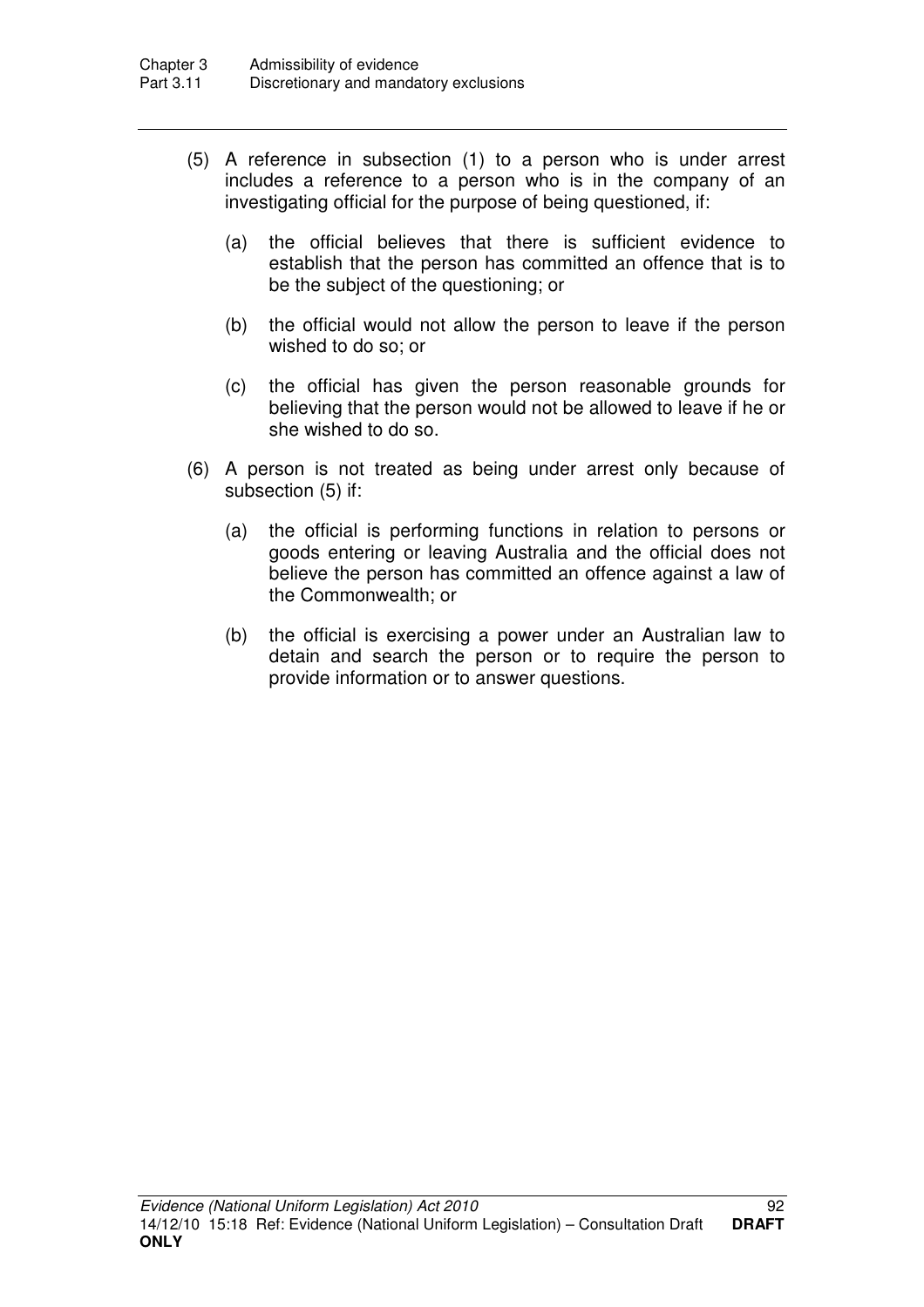(5) A reference in subsection (1) to a person who is under arrest includes a reference to a person who is in the company of an investigating official for the purpose of being questioned, if:

   (a) the official believes that there is sufficient evidence to establish that the person has committed an offence that is to be the subject of the questioning; or

   (b) the official would not allow the person to leave if the person wished to do so; or

   (c) the official has given the person reasonable grounds for believing that the person would not be allowed to leave if he or she wished to do so.

(6) A person is not treated as being under arrest only because of subsection (5) if:

   (a) the official is performing functions in relation to persons or goods entering or leaving Australia and the official does not believe the person has committed an offence against a law of the Commonwealth; or

   (b) the official is exercising a power under an Australian law to detain and search the person or to require the person to provide information or to answer questions.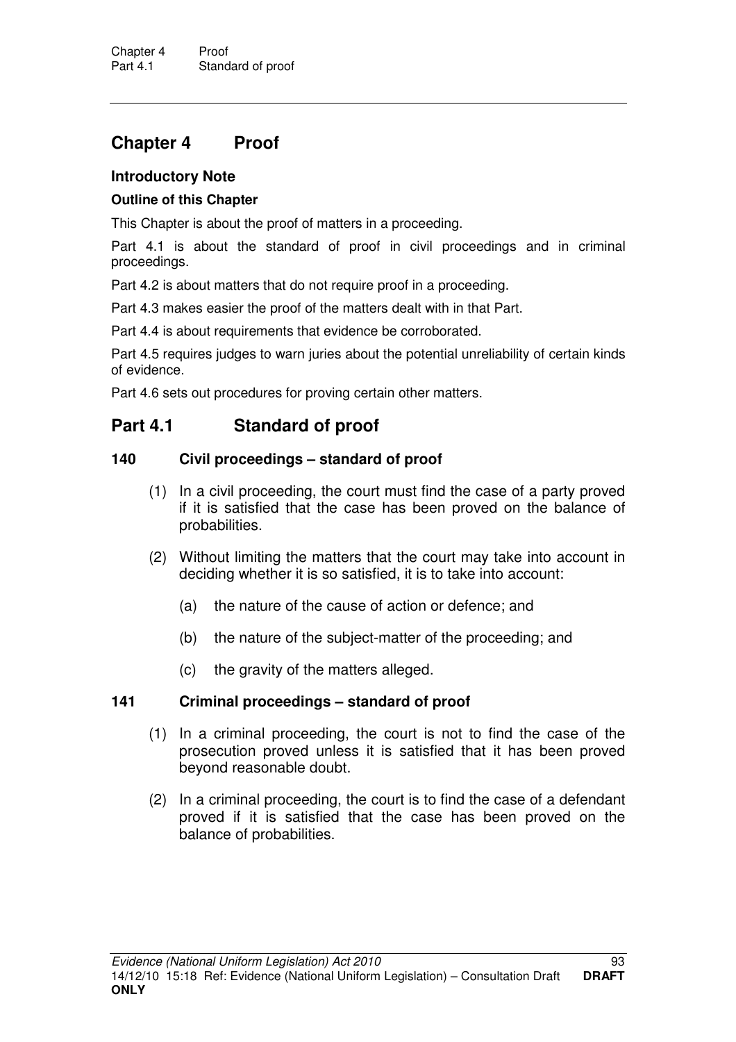# Chapter 4 Proof

### Introductory Note

#### Outline of this Chapter

This Chapter is about the proof of matters in a proceeding.

Part 4.1 is about the standard of proof in civil proceedings and in criminal proceedings.

Part 4.2 is about matters that do not require proof in a proceeding.

Part 4.3 makes easier the proof of the matters dealt with in that Part.

Part 4.4 is about requirements that evidence be corroborated.

Part 4.5 requires judges to warn juries about the potential unreliability of certain kinds of evidence.

Part 4.6 sets out procedures for proving certain other matters.

## Part 4.1 Standard of proof

### 140 Civil proceedings – standard of proof

(1) In a civil proceeding, the court must find the case of a party proved if it is satisfied that the case has been proved on the balance of probabilities.

(2) Without limiting the matters that the court may take into account in deciding whether it is so satisfied, it is to take into account:

   (a) the nature of the cause of action or defence; and

   (b) the nature of the subject-matter of the proceeding; and

   (c) the gravity of the matters alleged.

### 141 Criminal proceedings – standard of proof

(1) In a criminal proceeding, the court is not to find the case of the prosecution proved unless it is satisfied that it has been proved beyond reasonable doubt.

(2) In a criminal proceeding, the court is to find the case of a defendant proved if it is satisfied that the case has been proved on the balance of probabilities.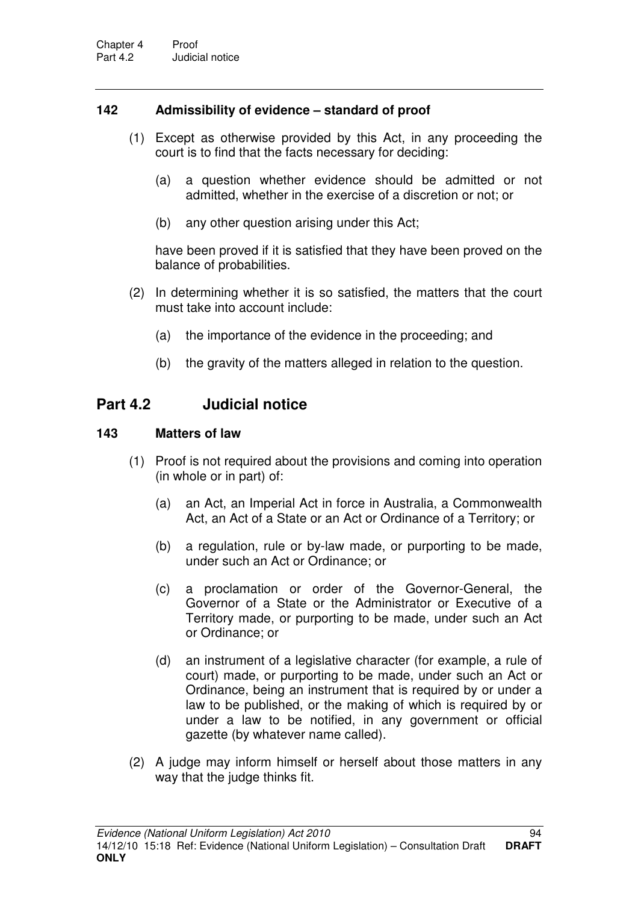### 142 Admissibility of evidence – standard of proof

(1) Except as otherwise provided by this Act, in any proceeding the court is to find that the facts necessary for deciding:

(a) a question whether evidence should be admitted or not admitted, whether in the exercise of a discretion or not; or

(b) any other question arising under this Act;

have been proved if it is satisfied that they have been proved on the balance of probabilities.

(2) In determining whether it is so satisfied, the matters that the court must take into account include:

(a) the importance of the evidence in the proceeding; and

(b) the gravity of the matters alleged in relation to the question.

## Part 4.2 Judicial notice

### 143 Matters of law

(1) Proof is not required about the provisions and coming into operation (in whole or in part) of:

(a) an Act, an Imperial Act in force in Australia, a Commonwealth Act, an Act of a State or an Act or Ordinance of a Territory; or

(b) a regulation, rule or by-law made, or purporting to be made, under such an Act or Ordinance; or

(c) a proclamation or order of the Governor-General, the Governor of a State or the Administrator or Executive of a Territory made, or purporting to be made, under such an Act or Ordinance; or

(d) an instrument of a legislative character (for example, a rule of court) made, or purporting to be made, under such an Act or Ordinance, being an instrument that is required by or under a law to be published, or the making of which is required by or under a law to be notified, in any government or official gazette (by whatever name called).

(2) A judge may inform himself or herself about those matters in any way that the judge thinks fit.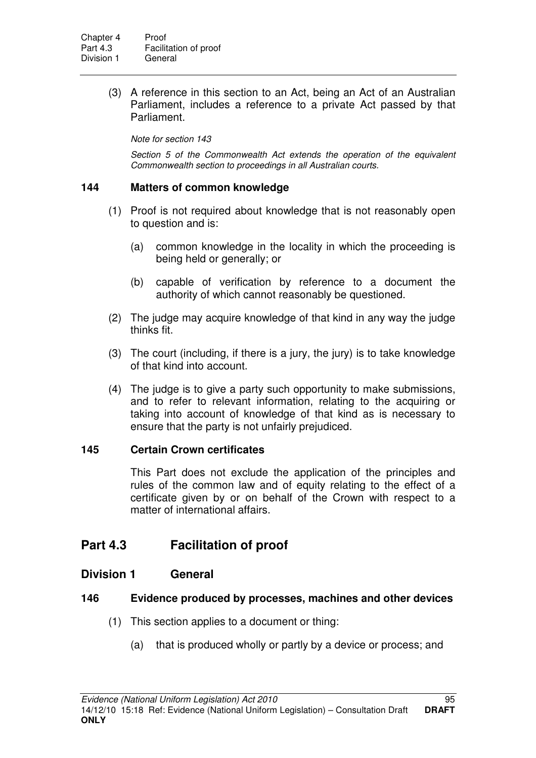(3) A reference in this section to an Act, being an Act of an Australian Parliament, includes a reference to a private Act passed by that Parliament.

*Note for section 143*

*Section 5 of the Commonwealth Act extends the operation of the equivalent Commonwealth section to proceedings in all Australian courts.*

### 144 Matters of common knowledge

(1) Proof is not required about knowledge that is not reasonably open to question and is:

(a) common knowledge in the locality in which the proceeding is being held or generally; or

(b) capable of verification by reference to a document the authority of which cannot reasonably be questioned.

(2) The judge may acquire knowledge of that kind in any way the judge thinks fit.

(3) The court (including, if there is a jury, the jury) is to take knowledge of that kind into account.

(4) The judge is to give a party such opportunity to make submissions, and to refer to relevant information, relating to the acquiring or taking into account of knowledge of that kind as is necessary to ensure that the party is not unfairly prejudiced.

### 145 Certain Crown certificates

This Part does not exclude the application of the principles and rules of the common law and of equity relating to the effect of a certificate given by or on behalf of the Crown with respect to a matter of international affairs.

# Part 4.3 Facilitation of proof

## Division 1 General

### 146 Evidence produced by processes, machines and other devices

(1) This section applies to a document or thing:

(a) that is produced wholly or partly by a device or process; and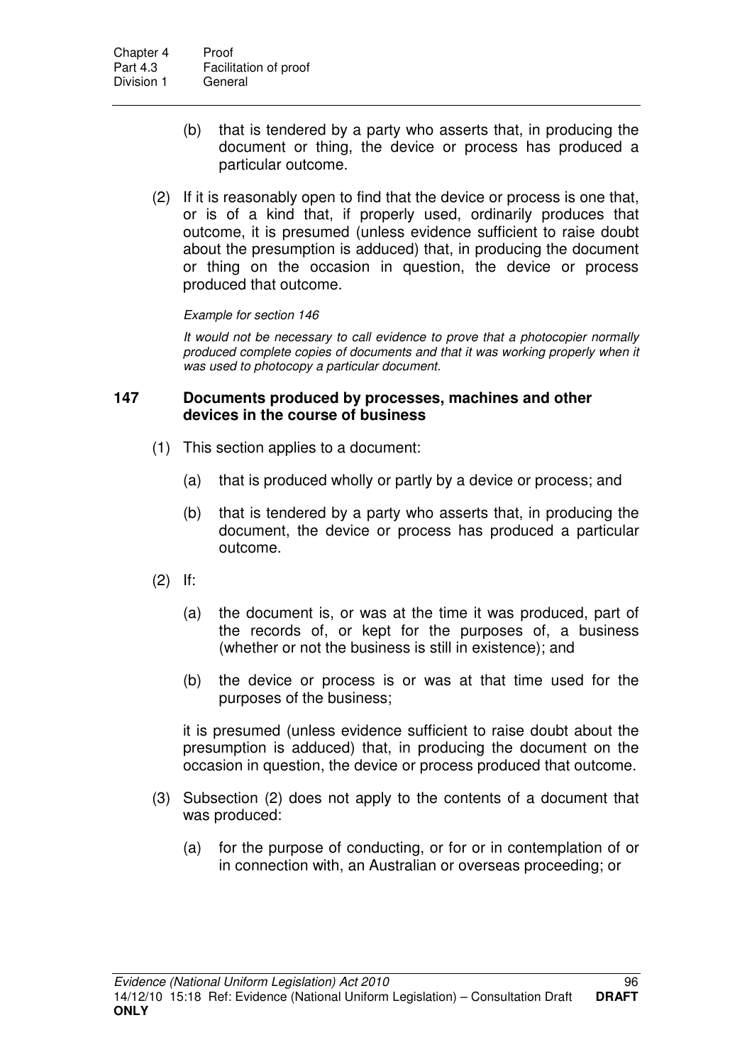(b) that is tendered by a party who asserts that, in producing the document or thing, the device or process has produced a particular outcome.

(2) If it is reasonably open to find that the device or process is one that, or is of a kind that, if properly used, ordinarily produces that outcome, it is presumed (unless evidence sufficient to raise doubt about the presumption is adduced) that, in producing the document or thing on the occasion in question, the device or process produced that outcome.

*Example for section 146*

*It would not be necessary to call evidence to prove that a photocopier normally produced complete copies of documents and that it was working properly when it was used to photocopy a particular document.*

### 147 Documents produced by processes, machines and other devices in the course of business

(1) This section applies to a document:

(a) that is produced wholly or partly by a device or process; and

(b) that is tendered by a party who asserts that, in producing the document, the device or process has produced a particular outcome.

(2) If:

(a) the document is, or was at the time it was produced, part of the records of, or kept for the purposes of, a business (whether or not the business is still in existence); and

(b) the device or process is or was at that time used for the purposes of the business;

it is presumed (unless evidence sufficient to raise doubt about the presumption is adduced) that, in producing the document on the occasion in question, the device or process produced that outcome.

(3) Subsection (2) does not apply to the contents of a document that was produced:

(a) for the purpose of conducting, or for or in contemplation of or in connection with, an Australian or overseas proceeding; or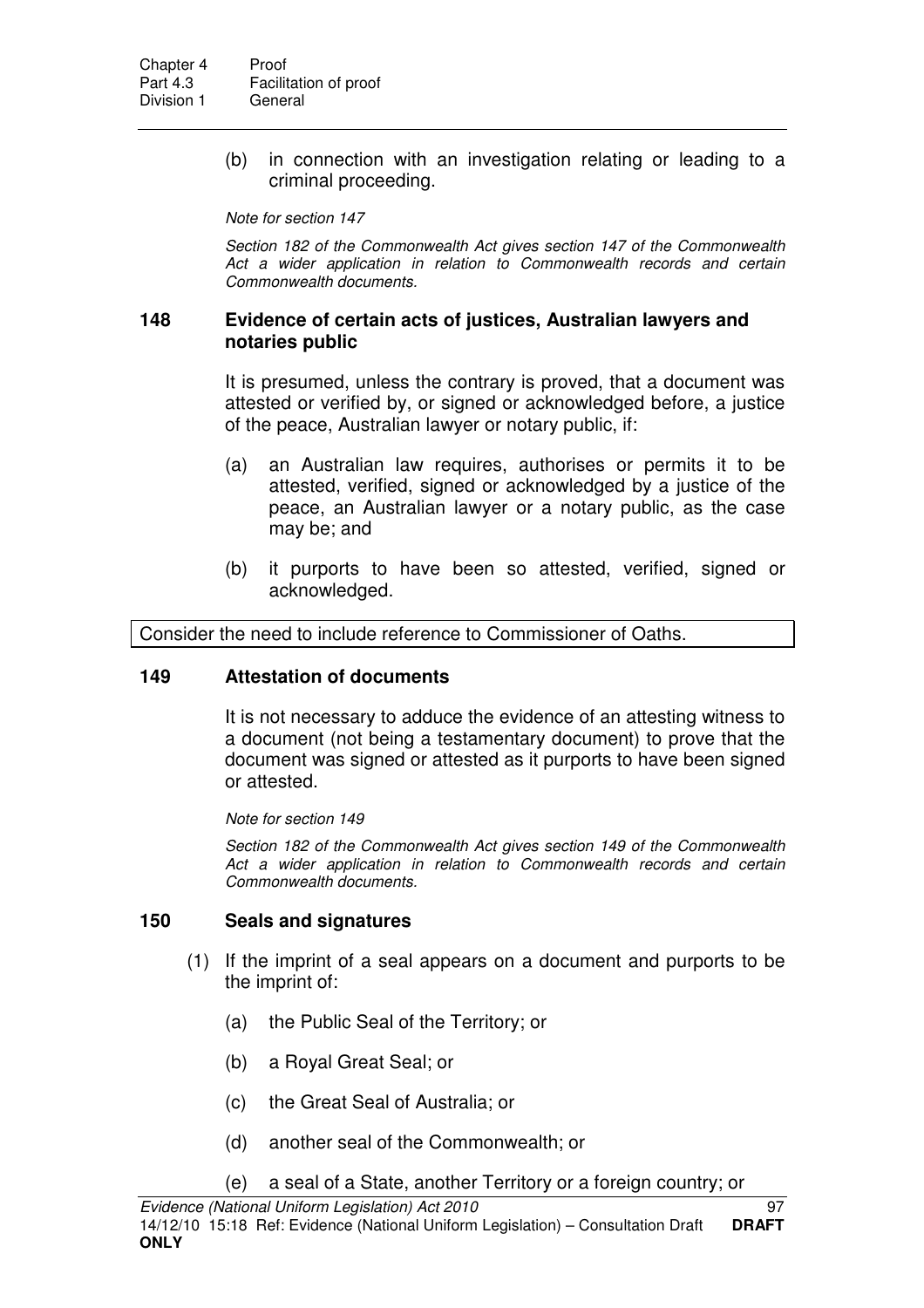(b) in connection with an investigation relating or leading to a criminal proceeding.

*Note for section 147*

*Section 182 of the Commonwealth Act gives section 147 of the Commonwealth Act a wider application in relation to Commonwealth records and certain Commonwealth documents.*

### 148 Evidence of certain acts of justices, Australian lawyers and notaries public

It is presumed, unless the contrary is proved, that a document was attested or verified by, or signed or acknowledged before, a justice of the peace, Australian lawyer or notary public, if:

(a) an Australian law requires, authorises or permits it to be attested, verified, signed or acknowledged by a justice of the peace, an Australian lawyer or a notary public, as the case may be; and

(b) it purports to have been so attested, verified, signed or acknowledged.

Consider the need to include reference to Commissioner of Oaths.

### 149 Attestation of documents

It is not necessary to adduce the evidence of an attesting witness to a document (not being a testamentary document) to prove that the document was signed or attested as it purports to have been signed or attested.

*Note for section 149*

*Section 182 of the Commonwealth Act gives section 149 of the Commonwealth Act a wider application in relation to Commonwealth records and certain Commonwealth documents.*

### 150 Seals and signatures

(1) If the imprint of a seal appears on a document and purports to be the imprint of:

(a) the Public Seal of the Territory; or

(b) a Royal Great Seal; or

(c) the Great Seal of Australia; or

(d) another seal of the Commonwealth; or

(e) a seal of a State, another Territory or a foreign country; or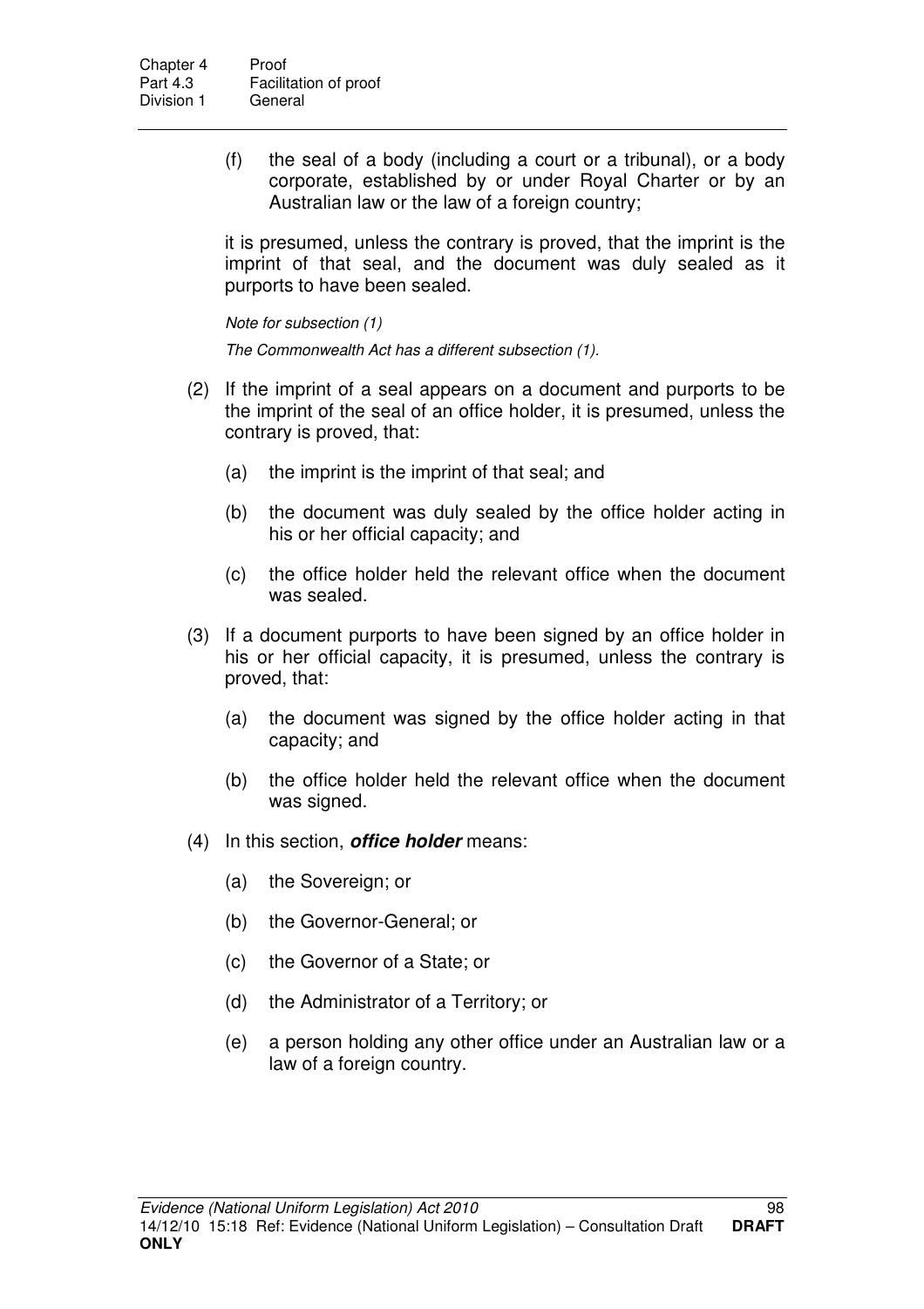(f) the seal of a body (including a court or a tribunal), or a body corporate, established by or under Royal Charter or by an Australian law or the law of a foreign country;

it is presumed, unless the contrary is proved, that the imprint is the imprint of that seal, and the document was duly sealed as it purports to have been sealed.

*Note for subsection (1)*

*The Commonwealth Act has a different subsection (1).*

(2) If the imprint of a seal appears on a document and purports to be the imprint of the seal of an office holder, it is presumed, unless the contrary is proved, that:

(a) the imprint is the imprint of that seal; and

(b) the document was duly sealed by the office holder acting in his or her official capacity; and

(c) the office holder held the relevant office when the document was sealed.

(3) If a document purports to have been signed by an office holder in his or her official capacity, it is presumed, unless the contrary is proved, that:

(a) the document was signed by the office holder acting in that capacity; and

(b) the office holder held the relevant office when the document was signed.

(4) In this section, ***office holder*** means:

(a) the Sovereign; or

(b) the Governor-General; or

(c) the Governor of a State; or

(d) the Administrator of a Territory; or

(e) a person holding any other office under an Australian law or a law of a foreign country.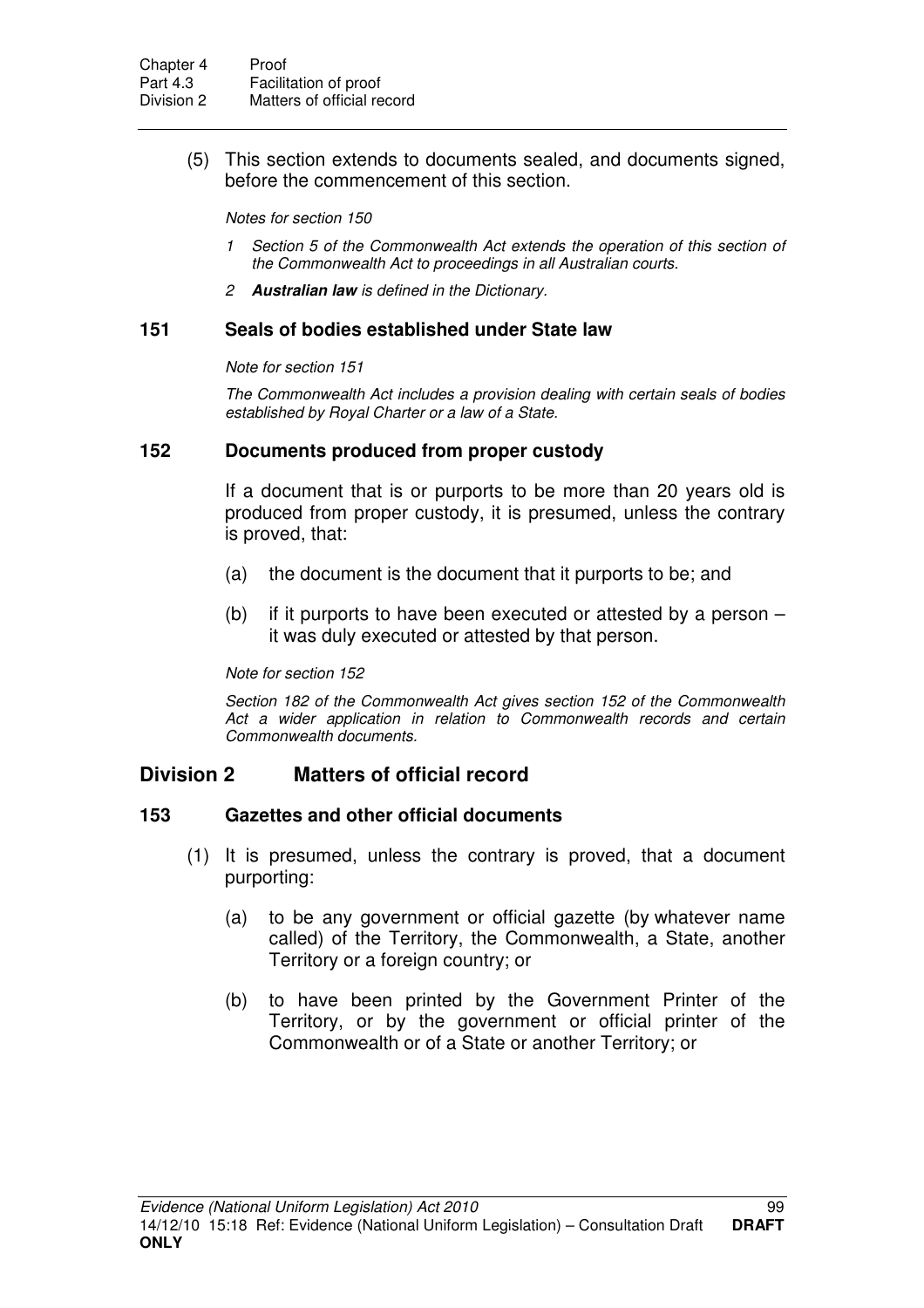(5) This section extends to documents sealed, and documents signed, before the commencement of this section.

*Notes for section 150*

1. *Section 5 of the Commonwealth Act extends the operation of this section of the Commonwealth Act to proceedings in all Australian courts.*
2. ***Australian law** is defined in the Dictionary.*

### 151 Seals of bodies established under State law

*Note for section 151*

*The Commonwealth Act includes a provision dealing with certain seals of bodies established by Royal Charter or a law of a State.*

### 152 Documents produced from proper custody

If a document that is or purports to be more than 20 years old is produced from proper custody, it is presumed, unless the contrary is proved, that:

(a) the document is the document that it purports to be; and

(b) if it purports to have been executed or attested by a person – it was duly executed or attested by that person.

*Note for section 152*

*Section 182 of the Commonwealth Act gives section 152 of the Commonwealth Act a wider application in relation to Commonwealth records and certain Commonwealth documents.*

## Division 2 Matters of official record

### 153 Gazettes and other official documents

(1) It is presumed, unless the contrary is proved, that a document purporting:

(a) to be any government or official gazette (by whatever name called) of the Territory, the Commonwealth, a State, another Territory or a foreign country; or

(b) to have been printed by the Government Printer of the Territory, or by the government or official printer of the Commonwealth or of a State or another Territory; or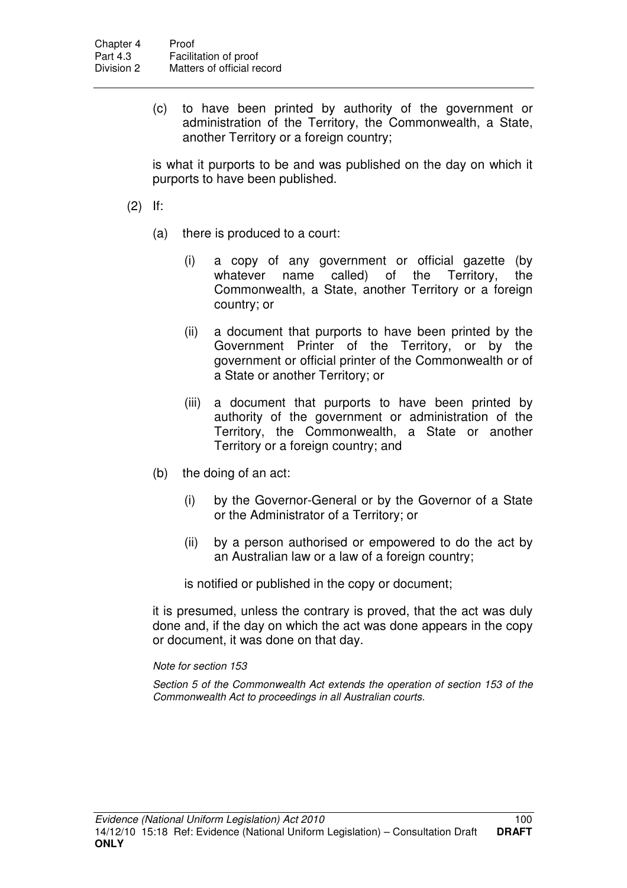(c) to have been printed by authority of the government or administration of the Territory, the Commonwealth, a State, another Territory or a foreign country;

is what it purports to be and was published on the day on which it purports to have been published.

(2) If:

(a) there is produced to a court:

(i) a copy of any government or official gazette (by whatever name called) of the Territory, the Commonwealth, a State, another Territory or a foreign country; or

(ii) a document that purports to have been printed by the Government Printer of the Territory, or by the government or official printer of the Commonwealth or of a State or another Territory; or

(iii) a document that purports to have been printed by authority of the government or administration of the Territory, the Commonwealth, a State or another Territory or a foreign country; and

(b) the doing of an act:

(i) by the Governor-General or by the Governor of a State or the Administrator of a Territory; or

(ii) by a person authorised or empowered to do the act by an Australian law or a law of a foreign country;

is notified or published in the copy or document;

it is presumed, unless the contrary is proved, that the act was duly done and, if the day on which the act was done appears in the copy or document, it was done on that day.

*Note for section 153*

*Section 5 of the Commonwealth Act extends the operation of section 153 of the Commonwealth Act to proceedings in all Australian courts.*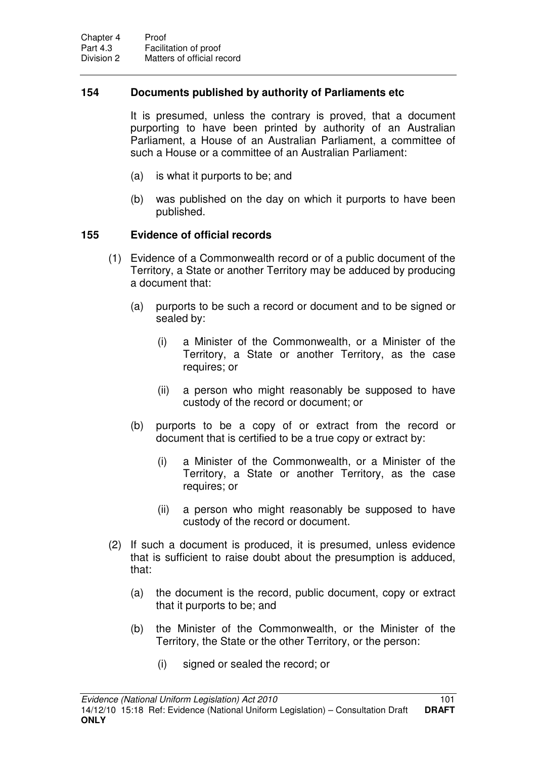### 154 Documents published by authority of Parliaments etc

It is presumed, unless the contrary is proved, that a document purporting to have been printed by authority of an Australian Parliament, a House of an Australian Parliament, a committee of such a House or a committee of an Australian Parliament:

(a) is what it purports to be; and

(b) was published on the day on which it purports to have been published.

### 155 Evidence of official records

(1) Evidence of a Commonwealth record or of a public document of the Territory, a State or another Territory may be adduced by producing a document that:

(a) purports to be such a record or document and to be signed or sealed by:

(i) a Minister of the Commonwealth, or a Minister of the Territory, a State or another Territory, as the case requires; or

(ii) a person who might reasonably be supposed to have custody of the record or document; or

(b) purports to be a copy of or extract from the record or document that is certified to be a true copy or extract by:

(i) a Minister of the Commonwealth, or a Minister of the Territory, a State or another Territory, as the case requires; or

(ii) a person who might reasonably be supposed to have custody of the record or document.

(2) If such a document is produced, it is presumed, unless evidence that is sufficient to raise doubt about the presumption is adduced, that:

(a) the document is the record, public document, copy or extract that it purports to be; and

(b) the Minister of the Commonwealth, or the Minister of the Territory, the State or the other Territory, or the person:

(i) signed or sealed the record; or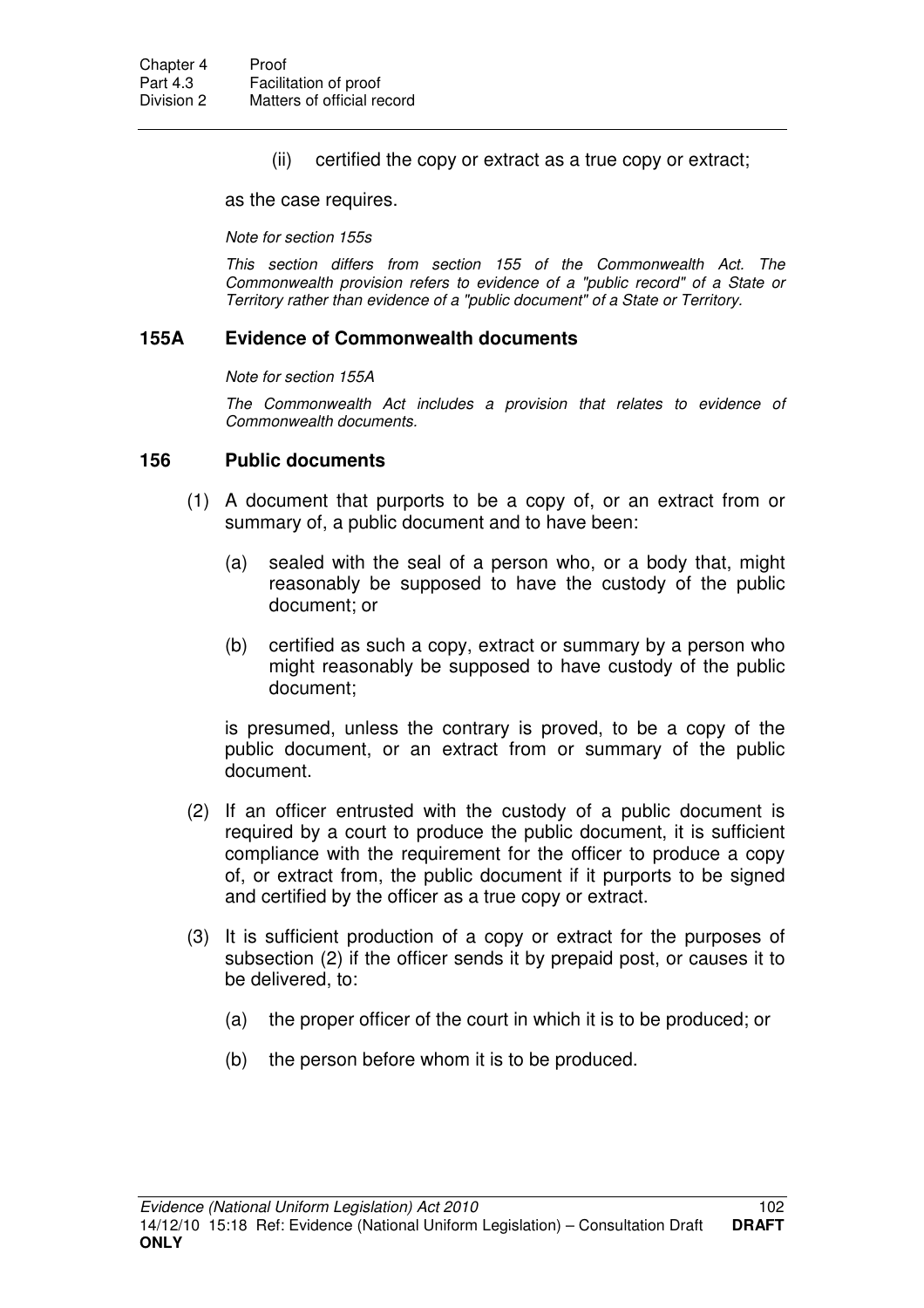(ii) certified the copy or extract as a true copy or extract;

as the case requires.

*Note for section 155s*

*This section differs from section 155 of the Commonwealth Act. The Commonwealth provision refers to evidence of a "public record" of a State or Territory rather than evidence of a "public document" of a State or Territory.*

### 155A Evidence of Commonwealth documents

*Note for section 155A*

*The Commonwealth Act includes a provision that relates to evidence of Commonwealth documents.*

### 156 Public documents

(1) A document that purports to be a copy of, or an extract from or summary of, a public document and to have been:

(a) sealed with the seal of a person who, or a body that, might reasonably be supposed to have the custody of the public document; or

(b) certified as such a copy, extract or summary by a person who might reasonably be supposed to have custody of the public document;

is presumed, unless the contrary is proved, to be a copy of the public document, or an extract from or summary of the public document.

(2) If an officer entrusted with the custody of a public document is required by a court to produce the public document, it is sufficient compliance with the requirement for the officer to produce a copy of, or extract from, the public document if it purports to be signed and certified by the officer as a true copy or extract.

(3) It is sufficient production of a copy or extract for the purposes of subsection (2) if the officer sends it by prepaid post, or causes it to be delivered, to:

(a) the proper officer of the court in which it is to be produced; or

(b) the person before whom it is to be produced.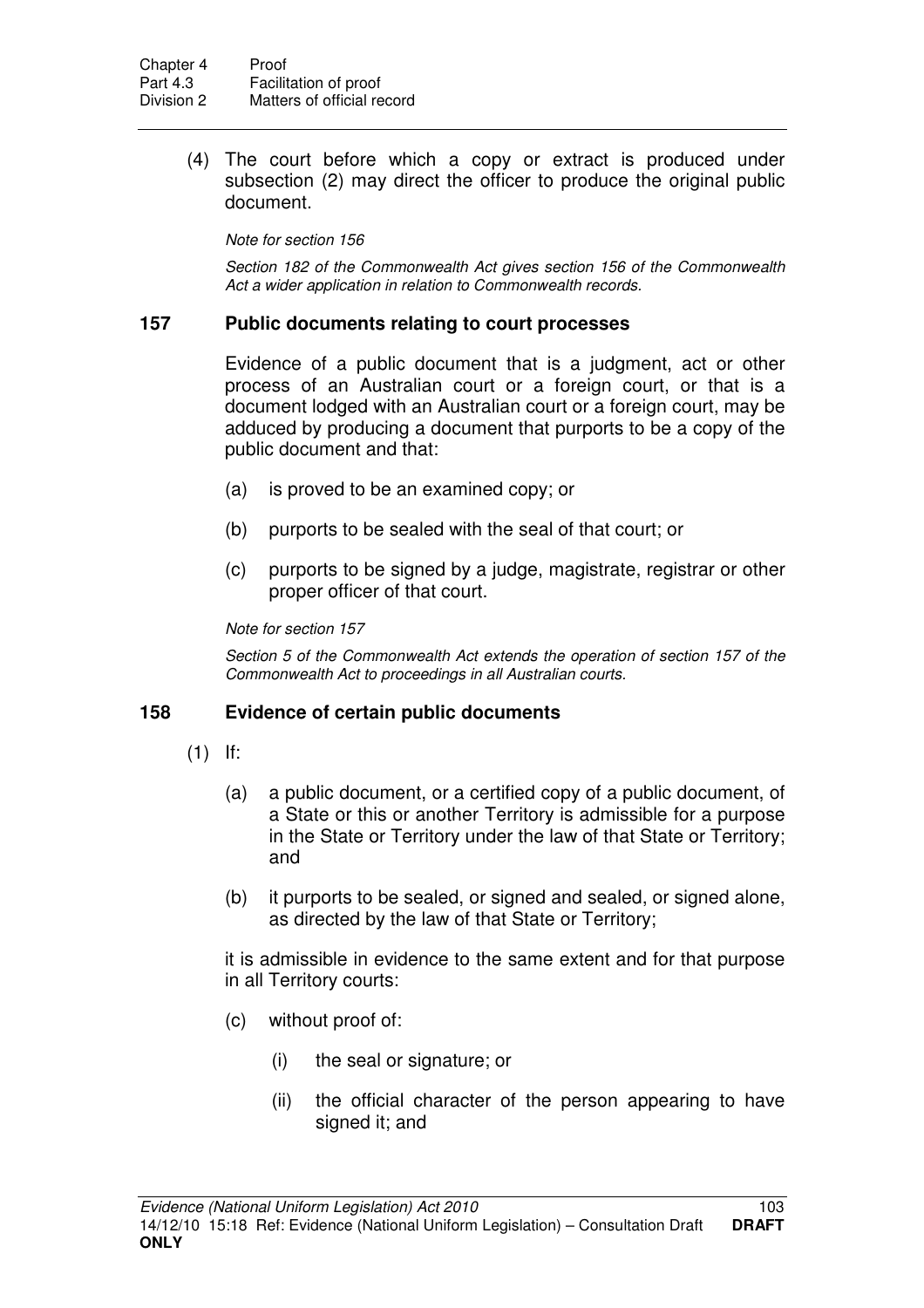(4) The court before which a copy or extract is produced under subsection (2) may direct the officer to produce the original public document.

*Note for section 156*

*Section 182 of the Commonwealth Act gives section 156 of the Commonwealth Act a wider application in relation to Commonwealth records.*

### 157 Public documents relating to court processes

Evidence of a public document that is a judgment, act or other process of an Australian court or a foreign court, or that is a document lodged with an Australian court or a foreign court, may be adduced by producing a document that purports to be a copy of the public document and that:

(a) is proved to be an examined copy; or

(b) purports to be sealed with the seal of that court; or

(c) purports to be signed by a judge, magistrate, registrar or other proper officer of that court.

*Note for section 157*

*Section 5 of the Commonwealth Act extends the operation of section 157 of the Commonwealth Act to proceedings in all Australian courts.*

### 158 Evidence of certain public documents

(1) If:

(a) a public document, or a certified copy of a public document, of a State or this or another Territory is admissible for a purpose in the State or Territory under the law of that State or Territory; and

(b) it purports to be sealed, or signed and sealed, or signed alone, as directed by the law of that State or Territory;

it is admissible in evidence to the same extent and for that purpose in all Territory courts:

(c) without proof of:

(i) the seal or signature; or

(ii) the official character of the person appearing to have signed it; and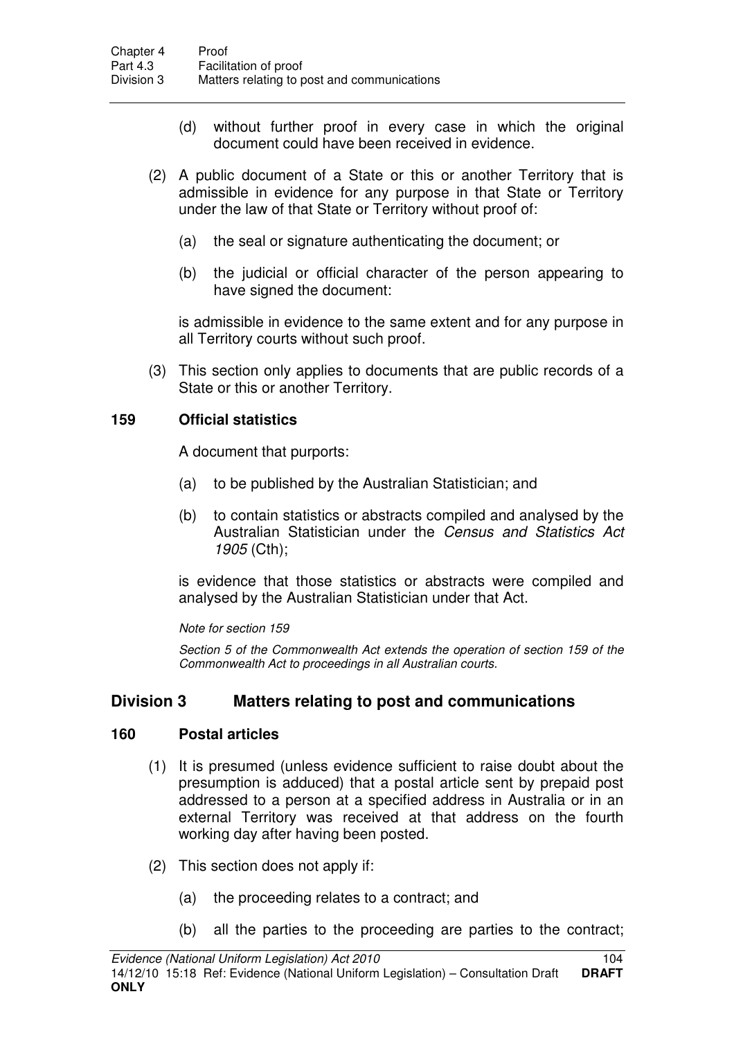(d) without further proof in every case in which the original document could have been received in evidence.

(2) A public document of a State or this or another Territory that is admissible in evidence for any purpose in that State or Territory under the law of that State or Territory without proof of:

(a) the seal or signature authenticating the document; or

(b) the judicial or official character of the person appearing to have signed the document:

is admissible in evidence to the same extent and for any purpose in all Territory courts without such proof.

(3) This section only applies to documents that are public records of a State or this or another Territory.

### 159 Official statistics

A document that purports:

(a) to be published by the Australian Statistician; and

(b) to contain statistics or abstracts compiled and analysed by the Australian Statistician under the *Census and Statistics Act 1905* (Cth);

is evidence that those statistics or abstracts were compiled and analysed by the Australian Statistician under that Act.

*Note for section 159*

*Section 5 of the Commonwealth Act extends the operation of section 159 of the Commonwealth Act to proceedings in all Australian courts.*

## Division 3 Matters relating to post and communications

### 160 Postal articles

(1) It is presumed (unless evidence sufficient to raise doubt about the presumption is adduced) that a postal article sent by prepaid post addressed to a person at a specified address in Australia or in an external Territory was received at that address on the fourth working day after having been posted.

(2) This section does not apply if:

(a) the proceeding relates to a contract; and

(b) all the parties to the proceeding are parties to the contract;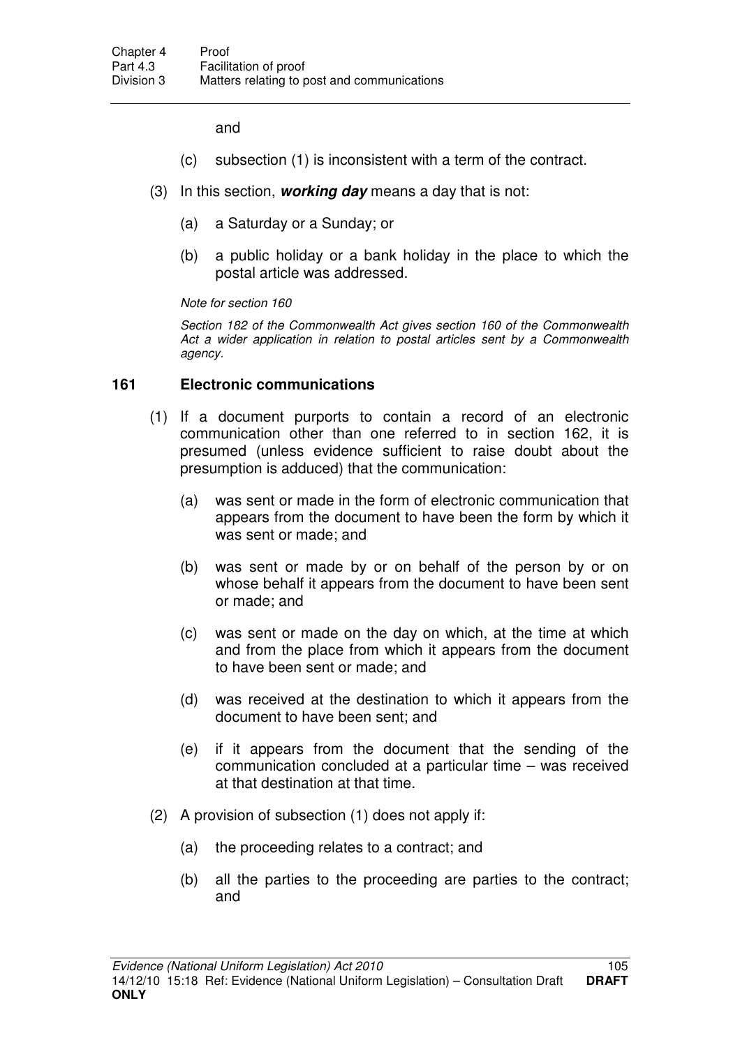and

(c) subsection (1) is inconsistent with a term of the contract.

(3) In this section, ***working day*** means a day that is not:

(a) a Saturday or a Sunday; or

(b) a public holiday or a bank holiday in the place to which the postal article was addressed.

*Note for section 160*

*Section 182 of the Commonwealth Act gives section 160 of the Commonwealth Act a wider application in relation to postal articles sent by a Commonwealth agency.*

### 161 Electronic communications

(1) If a document purports to contain a record of an electronic communication other than one referred to in section 162, it is presumed (unless evidence sufficient to raise doubt about the presumption is adduced) that the communication:

(a) was sent or made in the form of electronic communication that appears from the document to have been the form by which it was sent or made; and

(b) was sent or made by or on behalf of the person by or on whose behalf it appears from the document to have been sent or made; and

(c) was sent or made on the day on which, at the time at which and from the place from which it appears from the document to have been sent or made; and

(d) was received at the destination to which it appears from the document to have been sent; and

(e) if it appears from the document that the sending of the communication concluded at a particular time – was received at that destination at that time.

(2) A provision of subsection (1) does not apply if:

(a) the proceeding relates to a contract; and

(b) all the parties to the proceeding are parties to the contract; and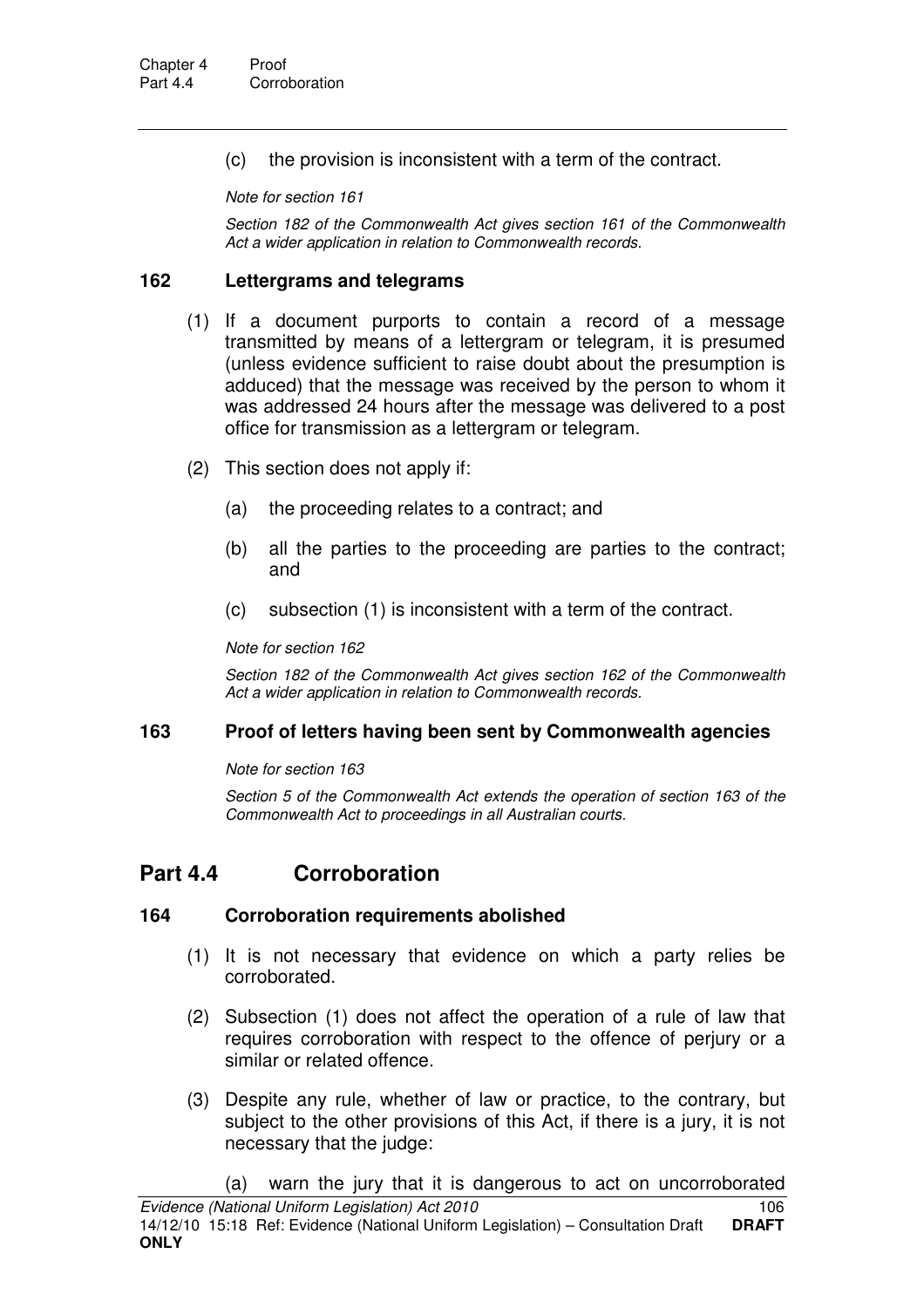(c) the provision is inconsistent with a term of the contract.

*Note for section 161*

*Section 182 of the Commonwealth Act gives section 161 of the Commonwealth Act a wider application in relation to Commonwealth records.*

### 162 Lettergrams and telegrams

(1) If a document purports to contain a record of a message transmitted by means of a lettergram or telegram, it is presumed (unless evidence sufficient to raise doubt about the presumption is adduced) that the message was received by the person to whom it was addressed 24 hours after the message was delivered to a post office for transmission as a lettergram or telegram.

(2) This section does not apply if:

(a) the proceeding relates to a contract; and

(b) all the parties to the proceeding are parties to the contract; and

(c) subsection (1) is inconsistent with a term of the contract.

*Note for section 162*

*Section 182 of the Commonwealth Act gives section 162 of the Commonwealth Act a wider application in relation to Commonwealth records.*

### 163 Proof of letters having been sent by Commonwealth agencies

*Note for section 163*

*Section 5 of the Commonwealth Act extends the operation of section 163 of the Commonwealth Act to proceedings in all Australian courts.*

## Part 4.4 Corroboration

### 164 Corroboration requirements abolished

(1) It is not necessary that evidence on which a party relies be corroborated.

(2) Subsection (1) does not affect the operation of a rule of law that requires corroboration with respect to the offence of perjury or a similar or related offence.

(3) Despite any rule, whether of law or practice, to the contrary, but subject to the other provisions of this Act, if there is a jury, it is not necessary that the judge:

(a) warn the jury that it is dangerous to act on uncorroborated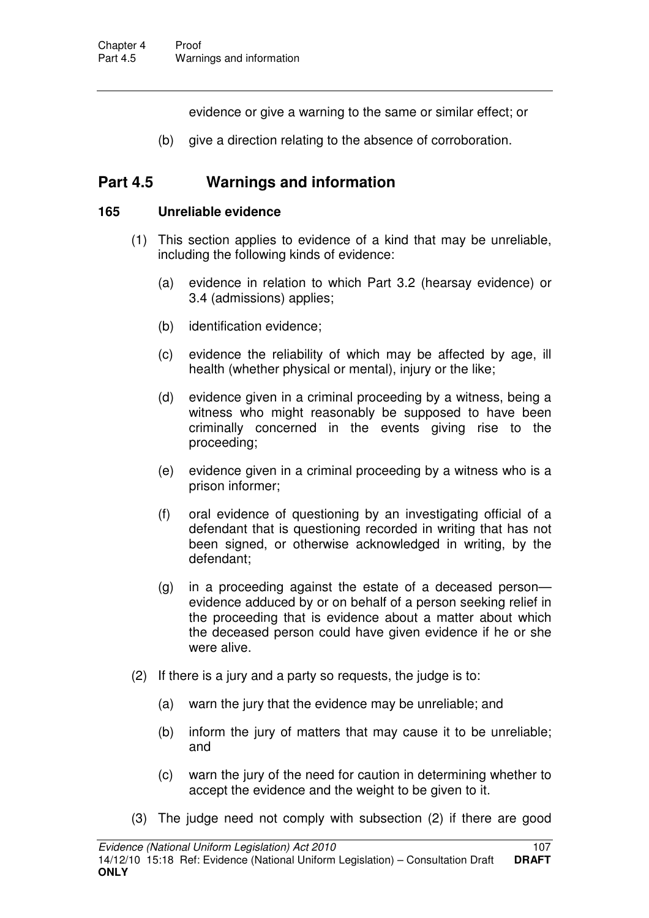evidence or give a warning to the same or similar effect; or

(b) give a direction relating to the absence of corroboration.

## Part 4.5 Warnings and information

### 165 Unreliable evidence

(1) This section applies to evidence of a kind that may be unreliable, including the following kinds of evidence:

(a) evidence in relation to which Part 3.2 (hearsay evidence) or 3.4 (admissions) applies;

(b) identification evidence;

(c) evidence the reliability of which may be affected by age, ill health (whether physical or mental), injury or the like;

(d) evidence given in a criminal proceeding by a witness, being a witness who might reasonably be supposed to have been criminally concerned in the events giving rise to the proceeding;

(e) evidence given in a criminal proceeding by a witness who is a prison informer;

(f) oral evidence of questioning by an investigating official of a defendant that is questioning recorded in writing that has not been signed, or otherwise acknowledged in writing, by the defendant;

(g) in a proceeding against the estate of a deceased person—evidence adduced by or on behalf of a person seeking relief in the proceeding that is evidence about a matter about which the deceased person could have given evidence if he or she were alive.

(2) If there is a jury and a party so requests, the judge is to:

(a) warn the jury that the evidence may be unreliable; and

(b) inform the jury of matters that may cause it to be unreliable; and

(c) warn the jury of the need for caution in determining whether to accept the evidence and the weight to be given to it.

(3) The judge need not comply with subsection (2) if there are good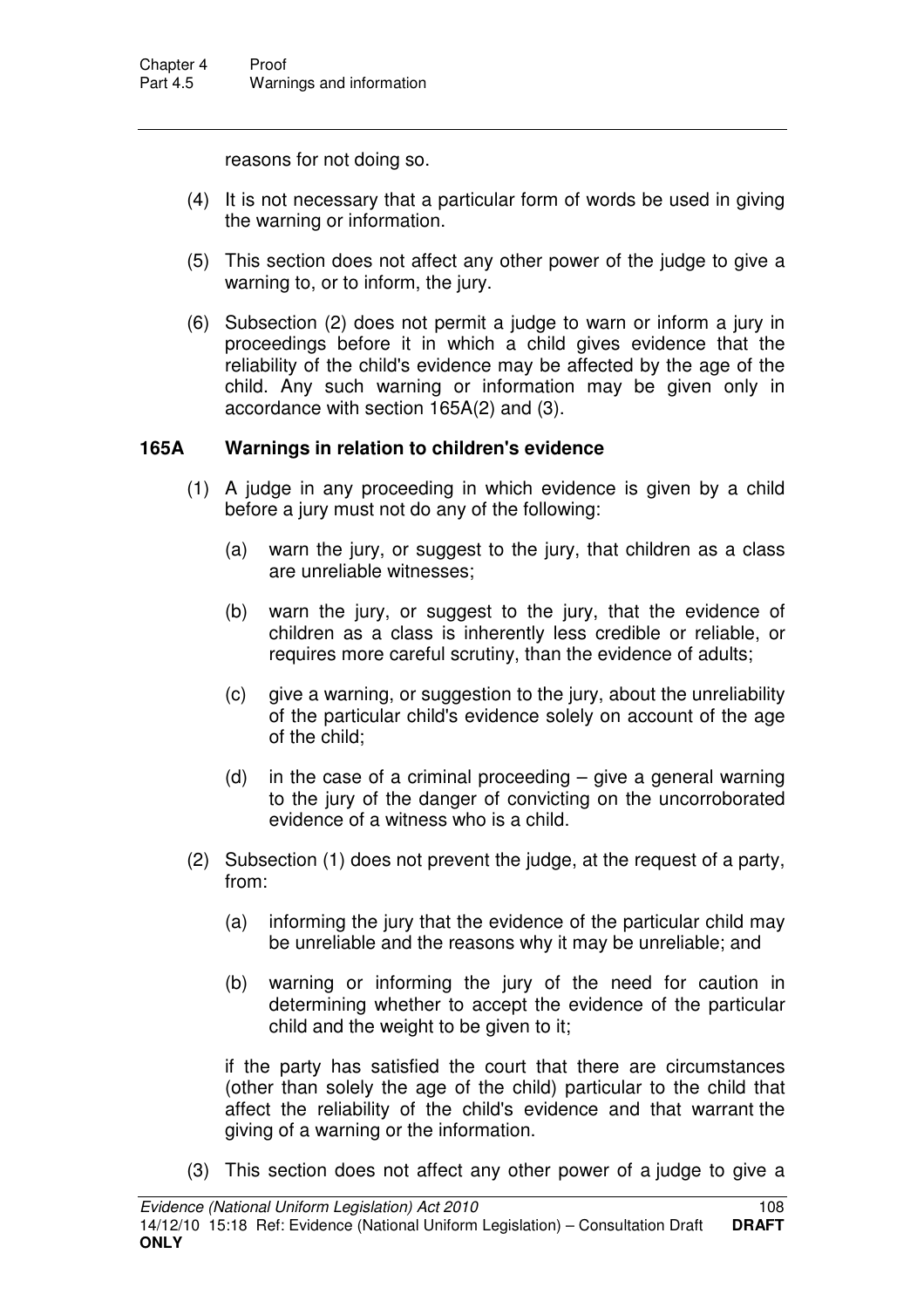reasons for not doing so.

(4) It is not necessary that a particular form of words be used in giving the warning or information.

(5) This section does not affect any other power of the judge to give a warning to, or to inform, the jury.

(6) Subsection (2) does not permit a judge to warn or inform a jury in proceedings before it in which a child gives evidence that the reliability of the child's evidence may be affected by the age of the child. Any such warning or information may be given only in accordance with section 165A(2) and (3).

### 165A Warnings in relation to children's evidence

(1) A judge in any proceeding in which evidence is given by a child before a jury must not do any of the following:

- (a) warn the jury, or suggest to the jury, that children as a class are unreliable witnesses;
- (b) warn the jury, or suggest to the jury, that the evidence of children as a class is inherently less credible or reliable, or requires more careful scrutiny, than the evidence of adults;
- (c) give a warning, or suggestion to the jury, about the unreliability of the particular child's evidence solely on account of the age of the child;
- (d) in the case of a criminal proceeding – give a general warning to the jury of the danger of convicting on the uncorroborated evidence of a witness who is a child.

(2) Subsection (1) does not prevent the judge, at the request of a party, from:

- (a) informing the jury that the evidence of the particular child may be unreliable and the reasons why it may be unreliable; and
- (b) warning or informing the jury of the need for caution in determining whether to accept the evidence of the particular child and the weight to be given to it;

if the party has satisfied the court that there are circumstances (other than solely the age of the child) particular to the child that affect the reliability of the child's evidence and that warrant the giving of a warning or the information.

(3) This section does not affect any other power of a judge to give a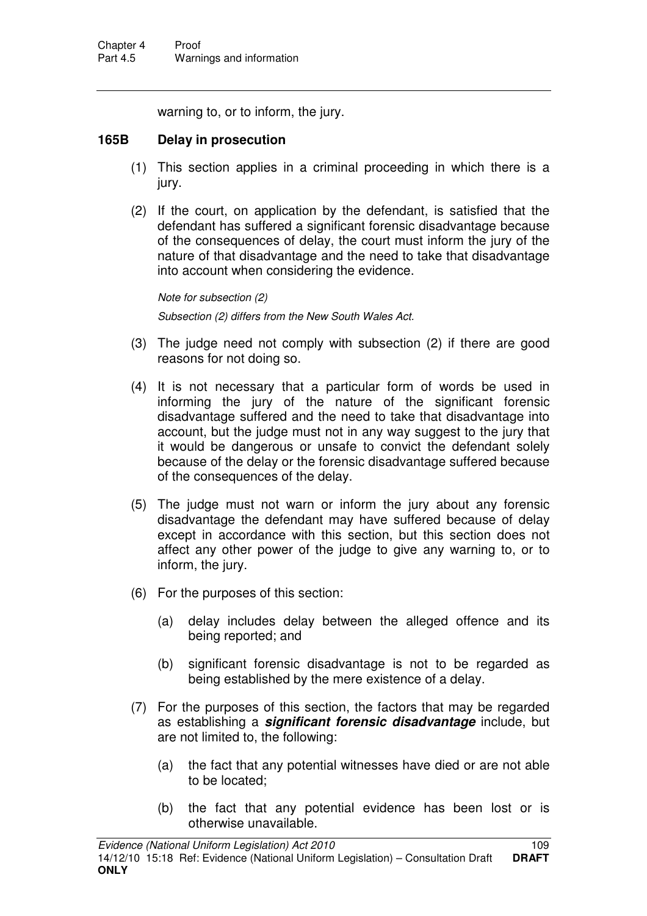warning to, or to inform, the jury.

### 165B Delay in prosecution

(1) This section applies in a criminal proceeding in which there is a jury.

(2) If the court, on application by the defendant, is satisfied that the defendant has suffered a significant forensic disadvantage because of the consequences of delay, the court must inform the jury of the nature of that disadvantage and the need to take that disadvantage into account when considering the evidence.

*Note for subsection (2)*

*Subsection (2) differs from the New South Wales Act.*

(3) The judge need not comply with subsection (2) if there are good reasons for not doing so.

(4) It is not necessary that a particular form of words be used in informing the jury of the nature of the significant forensic disadvantage suffered and the need to take that disadvantage into account, but the judge must not in any way suggest to the jury that it would be dangerous or unsafe to convict the defendant solely because of the delay or the forensic disadvantage suffered because of the consequences of the delay.

(5) The judge must not warn or inform the jury about any forensic disadvantage the defendant may have suffered because of delay except in accordance with this section, but this section does not affect any other power of the judge to give any warning to, or to inform, the jury.

(6) For the purposes of this section:

(a) delay includes delay between the alleged offence and its being reported; and

(b) significant forensic disadvantage is not to be regarded as being established by the mere existence of a delay.

(7) For the purposes of this section, the factors that may be regarded as establishing a ***significant forensic disadvantage*** include, but are not limited to, the following:

(a) the fact that any potential witnesses have died or are not able to be located;

(b) the fact that any potential evidence has been lost or is otherwise unavailable.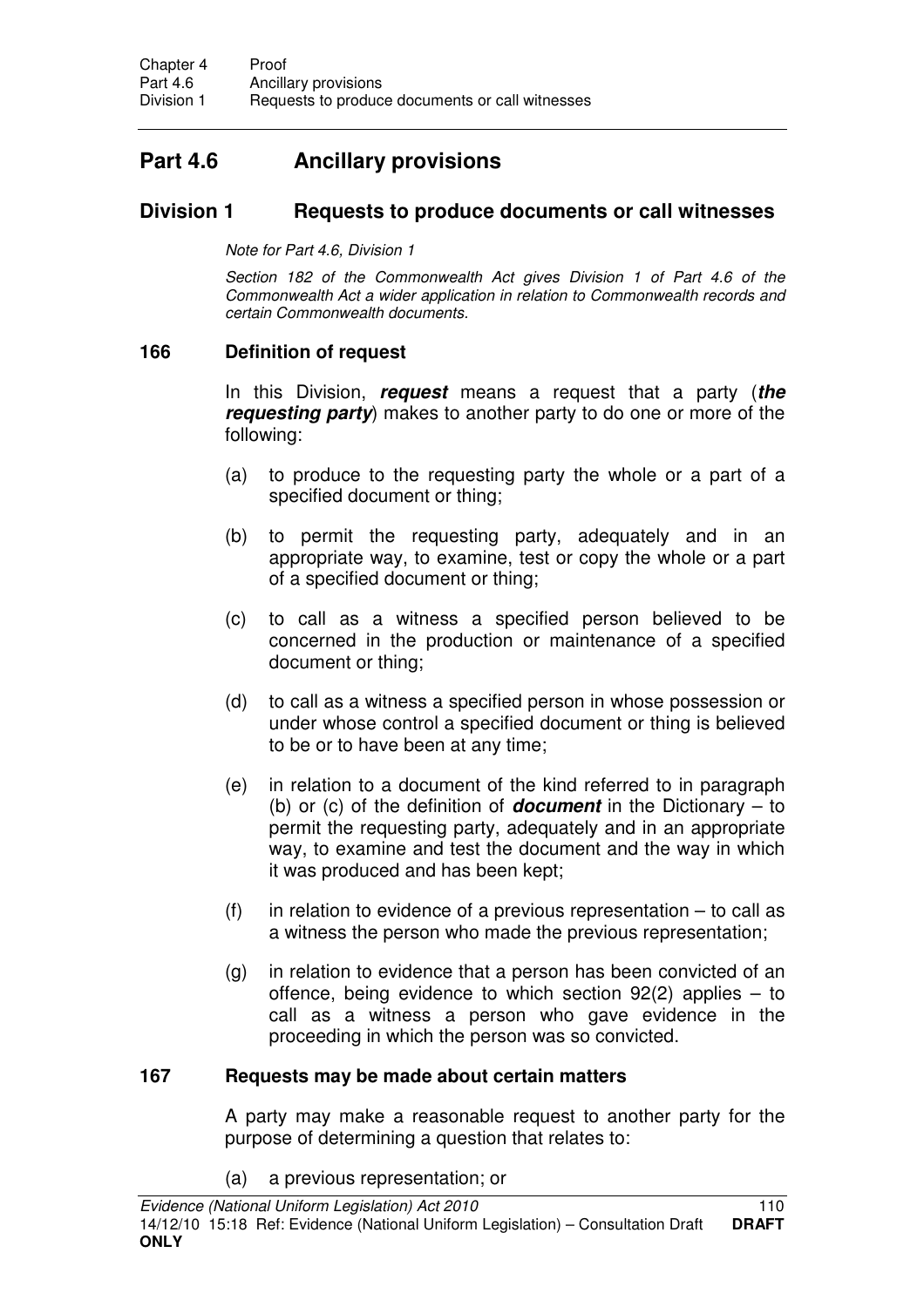# Part 4.6 Ancillary provisions

## Division 1 Requests to produce documents or call witnesses

*Note for Part 4.6, Division 1*

*Section 182 of the Commonwealth Act gives Division 1 of Part 4.6 of the Commonwealth Act a wider application in relation to Commonwealth records and certain Commonwealth documents.*

### 166 Definition of request

In this Division, ***request*** means a request that a party (***the requesting party***) makes to another party to do one or more of the following:

(a) to produce to the requesting party the whole or a part of a specified document or thing;

(b) to permit the requesting party, adequately and in an appropriate way, to examine, test or copy the whole or a part of a specified document or thing;

(c) to call as a witness a specified person believed to be concerned in the production or maintenance of a specified document or thing;

(d) to call as a witness a specified person in whose possession or under whose control a specified document or thing is believed to be or to have been at any time;

(e) in relation to a document of the kind referred to in paragraph (b) or (c) of the definition of ***document*** in the Dictionary – to permit the requesting party, adequately and in an appropriate way, to examine and test the document and the way in which it was produced and has been kept;

(f) in relation to evidence of a previous representation – to call as a witness the person who made the previous representation;

(g) in relation to evidence that a person has been convicted of an offence, being evidence to which section 92(2) applies – to call as a witness a person who gave evidence in the proceeding in which the person was so convicted.

### 167 Requests may be made about certain matters

A party may make a reasonable request to another party for the purpose of determining a question that relates to:

(a) a previous representation; or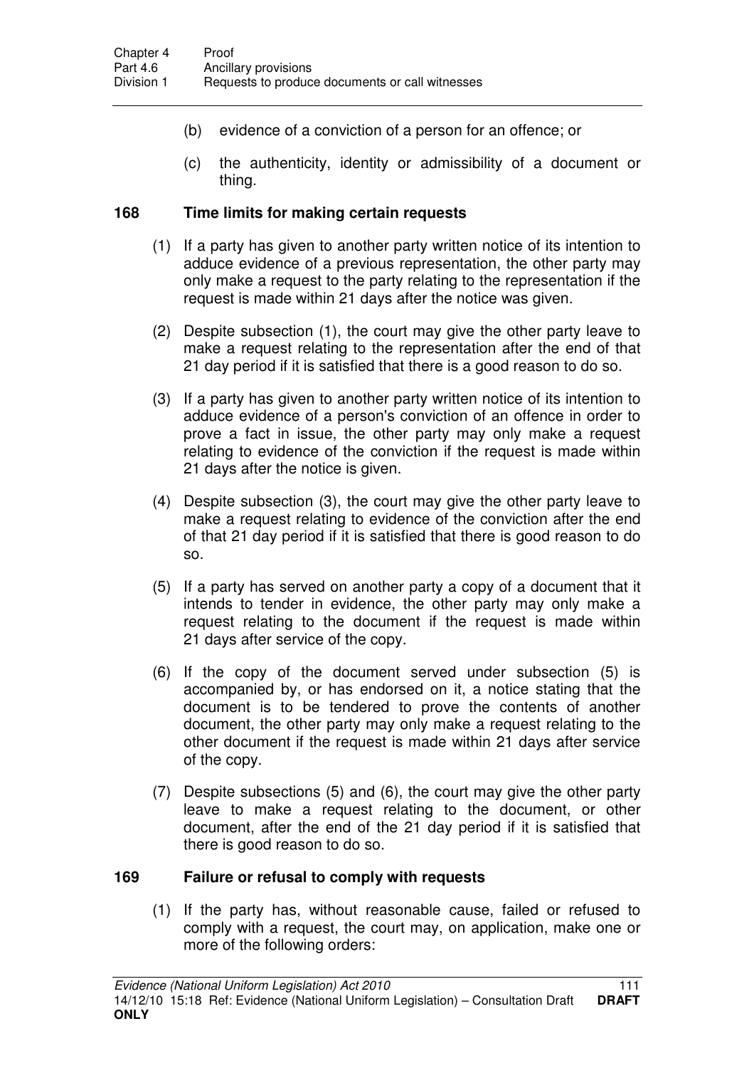(b) evidence of a conviction of a person for an offence; or

(c) the authenticity, identity or admissibility of a document or thing.

### 168 Time limits for making certain requests

(1) If a party has given to another party written notice of its intention to adduce evidence of a previous representation, the other party may only make a request to the party relating to the representation if the request is made within 21 days after the notice was given.

(2) Despite subsection (1), the court may give the other party leave to make a request relating to the representation after the end of that 21 day period if it is satisfied that there is a good reason to do so.

(3) If a party has given to another party written notice of its intention to adduce evidence of a person's conviction of an offence in order to prove a fact in issue, the other party may only make a request relating to evidence of the conviction if the request is made within 21 days after the notice is given.

(4) Despite subsection (3), the court may give the other party leave to make a request relating to evidence of the conviction after the end of that 21 day period if it is satisfied that there is good reason to do so.

(5) If a party has served on another party a copy of a document that it intends to tender in evidence, the other party may only make a request relating to the document if the request is made within 21 days after service of the copy.

(6) If the copy of the document served under subsection (5) is accompanied by, or has endorsed on it, a notice stating that the document is to be tendered to prove the contents of another document, the other party may only make a request relating to the other document if the request is made within 21 days after service of the copy.

(7) Despite subsections (5) and (6), the court may give the other party leave to make a request relating to the document, or other document, after the end of the 21 day period if it is satisfied that there is good reason to do so.

### 169 Failure or refusal to comply with requests

(1) If the party has, without reasonable cause, failed or refused to comply with a request, the court may, on application, make one or more of the following orders: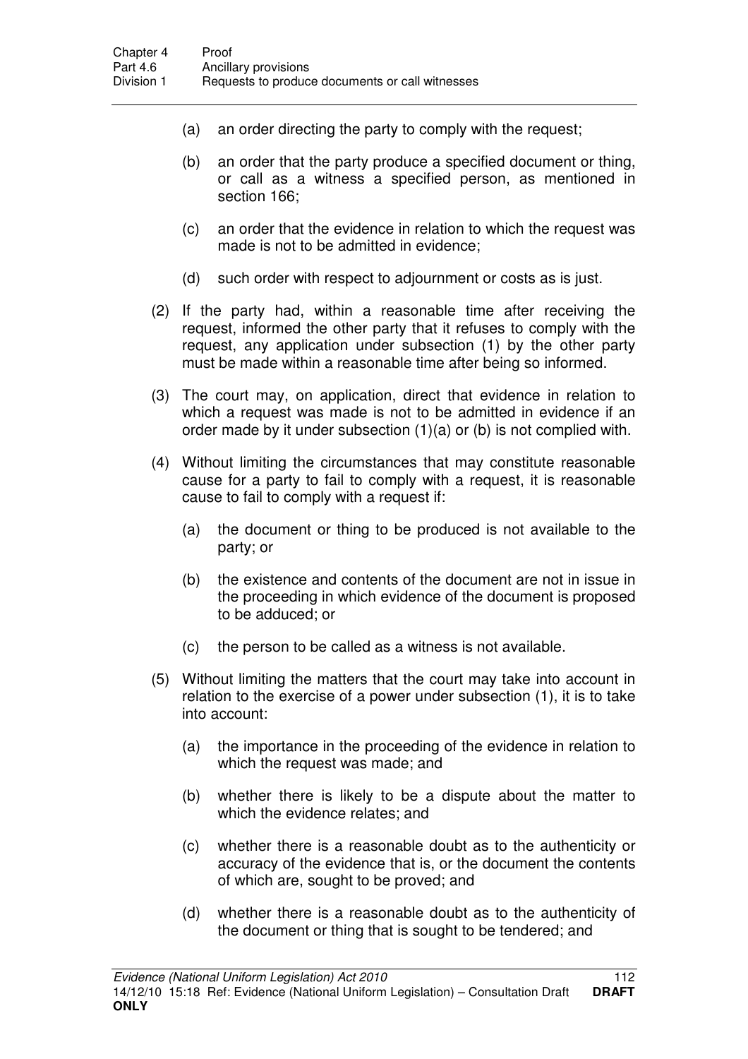(a) an order directing the party to comply with the request;

(b) an order that the party produce a specified document or thing, or call as a witness a specified person, as mentioned in section 166;

(c) an order that the evidence in relation to which the request was made is not to be admitted in evidence;

(d) such order with respect to adjournment or costs as is just.

(2) If the party had, within a reasonable time after receiving the request, informed the other party that it refuses to comply with the request, any application under subsection (1) by the other party must be made within a reasonable time after being so informed.

(3) The court may, on application, direct that evidence in relation to which a request was made is not to be admitted in evidence if an order made by it under subsection (1)(a) or (b) is not complied with.

(4) Without limiting the circumstances that may constitute reasonable cause for a party to fail to comply with a request, it is reasonable cause to fail to comply with a request if:

(a) the document or thing to be produced is not available to the party; or

(b) the existence and contents of the document are not in issue in the proceeding in which evidence of the document is proposed to be adduced; or

(c) the person to be called as a witness is not available.

(5) Without limiting the matters that the court may take into account in relation to the exercise of a power under subsection (1), it is to take into account:

(a) the importance in the proceeding of the evidence in relation to which the request was made; and

(b) whether there is likely to be a dispute about the matter to which the evidence relates; and

(c) whether there is a reasonable doubt as to the authenticity or accuracy of the evidence that is, or the document the contents of which are, sought to be proved; and

(d) whether there is a reasonable doubt as to the authenticity of the document or thing that is sought to be tendered; and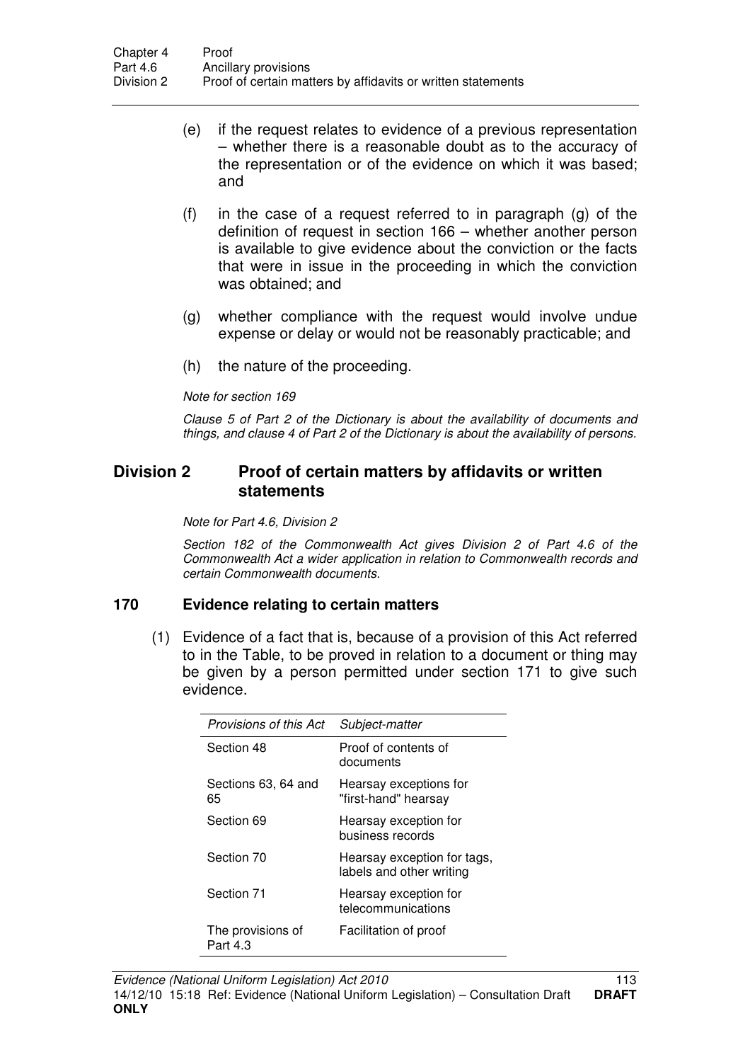(e) if the request relates to evidence of a previous representation – whether there is a reasonable doubt as to the accuracy of the representation or of the evidence on which it was based; and

(f) in the case of a request referred to in paragraph (g) of the definition of request in section 166 – whether another person is available to give evidence about the conviction or the facts that were in issue in the proceeding in which the conviction was obtained; and

(g) whether compliance with the request would involve undue expense or delay or would not be reasonably practicable; and

(h) the nature of the proceeding.

*Note for section 169*

*Clause 5 of Part 2 of the Dictionary is about the availability of documents and things, and clause 4 of Part 2 of the Dictionary is about the availability of persons.*

## Division 2 Proof of certain matters by affidavits or written statements

*Note for Part 4.6, Division 2*

*Section 182 of the Commonwealth Act gives Division 2 of Part 4.6 of the Commonwealth Act a wider application in relation to Commonwealth records and certain Commonwealth documents.*

### 170 Evidence relating to certain matters

(1) Evidence of a fact that is, because of a provision of this Act referred to in the Table, to be proved in relation to a document or thing may be given by a person permitted under section 171 to give such evidence.

| *Provisions of this Act* | *Subject-matter* |
|---|---|
| Section 48 | Proof of contents of documents |
| Sections 63, 64 and 65 | Hearsay exceptions for "first-hand" hearsay |
| Section 69 | Hearsay exception for business records |
| Section 70 | Hearsay exception for tags, labels and other writing |
| Section 71 | Hearsay exception for telecommunications |
| The provisions of Part 4.3 | Facilitation of proof |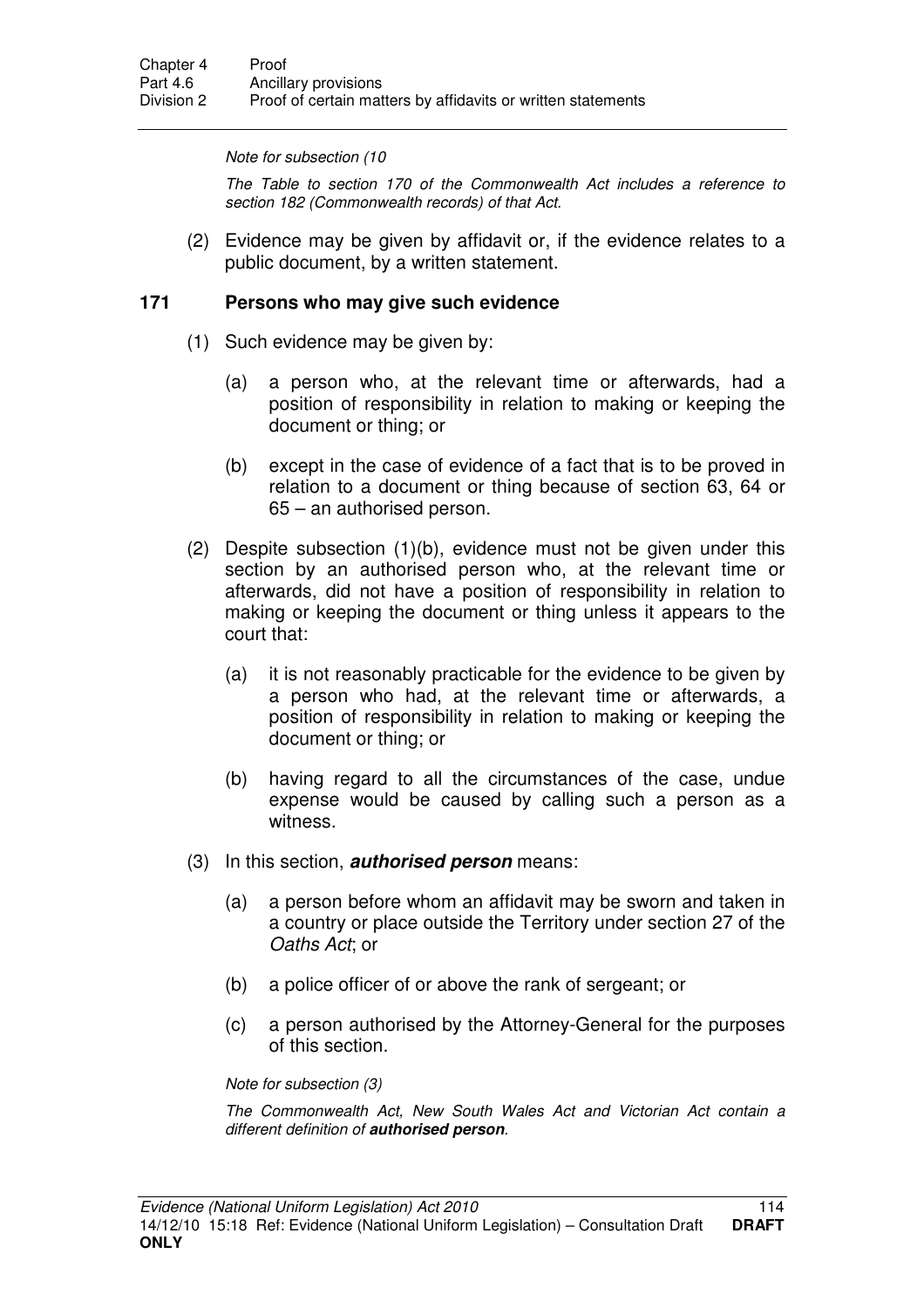*Note for subsection (10*

*The Table to section 170 of the Commonwealth Act includes a reference to section 182 (Commonwealth records) of that Act.*

(2) Evidence may be given by affidavit or, if the evidence relates to a public document, by a written statement.

### 171 Persons who may give such evidence

(1) Such evidence may be given by:

(a) a person who, at the relevant time or afterwards, had a position of responsibility in relation to making or keeping the document or thing; or

(b) except in the case of evidence of a fact that is to be proved in relation to a document or thing because of section 63, 64 or 65 – an authorised person.

(2) Despite subsection (1)(b), evidence must not be given under this section by an authorised person who, at the relevant time or afterwards, did not have a position of responsibility in relation to making or keeping the document or thing unless it appears to the court that:

(a) it is not reasonably practicable for the evidence to be given by a person who had, at the relevant time or afterwards, a position of responsibility in relation to making or keeping the document or thing; or

(b) having regard to all the circumstances of the case, undue expense would be caused by calling such a person as a witness.

(3) In this section, ***authorised person*** means:

(a) a person before whom an affidavit may be sworn and taken in a country or place outside the Territory under section 27 of the *Oaths Act*; or

(b) a police officer of or above the rank of sergeant; or

(c) a person authorised by the Attorney-General for the purposes of this section.

*Note for subsection (3)*

*The Commonwealth Act, New South Wales Act and Victorian Act contain a different definition of **authorised person**.*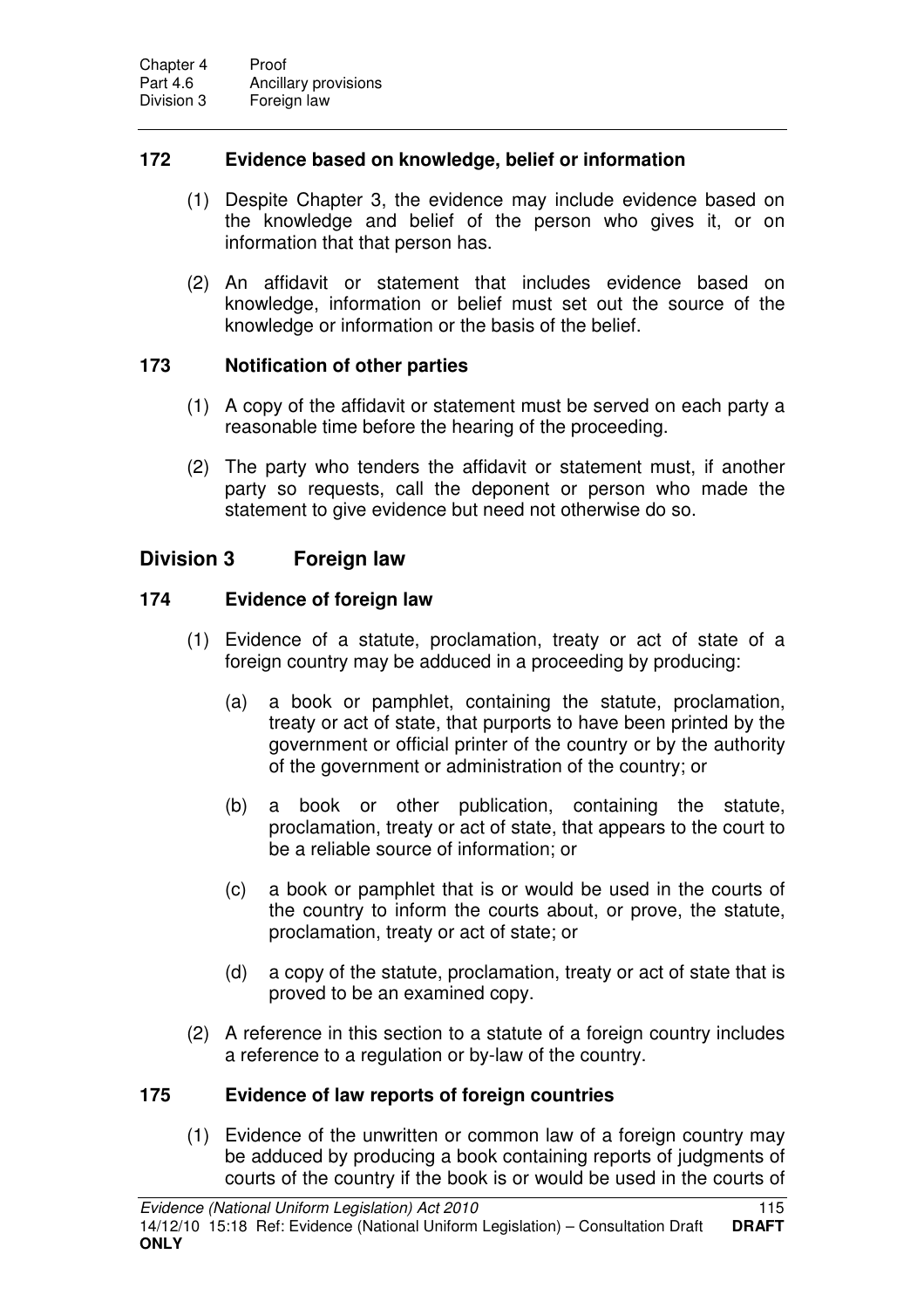### 172 Evidence based on knowledge, belief or information

(1) Despite Chapter 3, the evidence may include evidence based on the knowledge and belief of the person who gives it, or on information that that person has.

(2) An affidavit or statement that includes evidence based on knowledge, information or belief must set out the source of the knowledge or information or the basis of the belief.

### 173 Notification of other parties

(1) A copy of the affidavit or statement must be served on each party a reasonable time before the hearing of the proceeding.

(2) The party who tenders the affidavit or statement must, if another party so requests, call the deponent or person who made the statement to give evidence but need not otherwise do so.

## Division 3 Foreign law

### 174 Evidence of foreign law

(1) Evidence of a statute, proclamation, treaty or act of state of a foreign country may be adduced in a proceeding by producing:

(a) a book or pamphlet, containing the statute, proclamation, treaty or act of state, that purports to have been printed by the government or official printer of the country or by the authority of the government or administration of the country; or

(b) a book or other publication, containing the statute, proclamation, treaty or act of state, that appears to the court to be a reliable source of information; or

(c) a book or pamphlet that is or would be used in the courts of the country to inform the courts about, or prove, the statute, proclamation, treaty or act of state; or

(d) a copy of the statute, proclamation, treaty or act of state that is proved to be an examined copy.

(2) A reference in this section to a statute of a foreign country includes a reference to a regulation or by-law of the country.

### 175 Evidence of law reports of foreign countries

(1) Evidence of the unwritten or common law of a foreign country may be adduced by producing a book containing reports of judgments of courts of the country if the book is or would be used in the courts of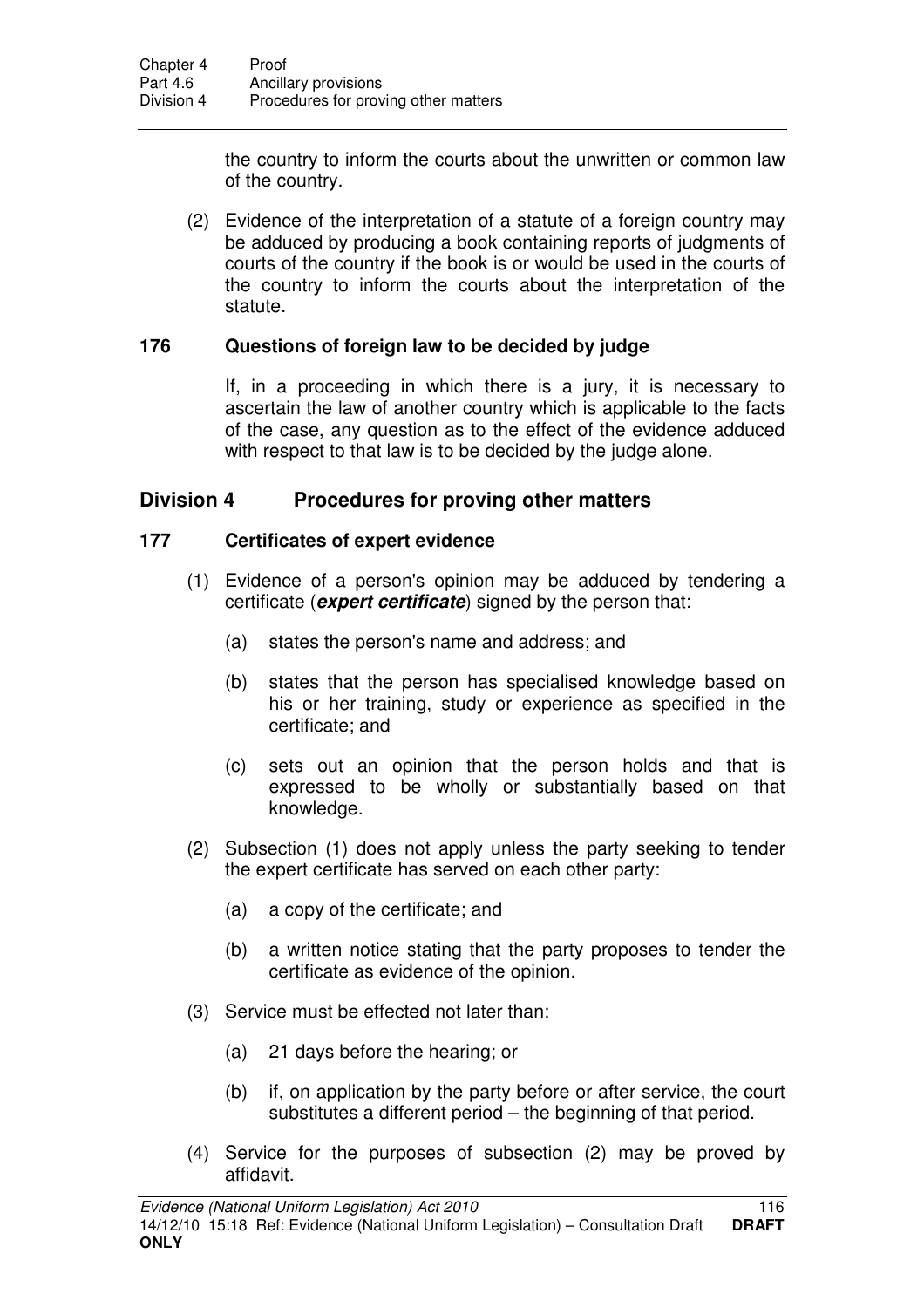the country to inform the courts about the unwritten or common law of the country.

(2) Evidence of the interpretation of a statute of a foreign country may be adduced by producing a book containing reports of judgments of courts of the country if the book is or would be used in the courts of the country to inform the courts about the interpretation of the statute.

### 176 Questions of foreign law to be decided by judge

If, in a proceeding in which there is a jury, it is necessary to ascertain the law of another country which is applicable to the facts of the case, any question as to the effect of the evidence adduced with respect to that law is to be decided by the judge alone.

## Division 4 Procedures for proving other matters

### 177 Certificates of expert evidence

(1) Evidence of a person's opinion may be adduced by tendering a certificate (***expert certificate***) signed by the person that:

(a) states the person's name and address; and

(b) states that the person has specialised knowledge based on his or her training, study or experience as specified in the certificate; and

(c) sets out an opinion that the person holds and that is expressed to be wholly or substantially based on that knowledge.

(2) Subsection (1) does not apply unless the party seeking to tender the expert certificate has served on each other party:

(a) a copy of the certificate; and

(b) a written notice stating that the party proposes to tender the certificate as evidence of the opinion.

(3) Service must be effected not later than:

(a) 21 days before the hearing; or

(b) if, on application by the party before or after service, the court substitutes a different period – the beginning of that period.

(4) Service for the purposes of subsection (2) may be proved by affidavit.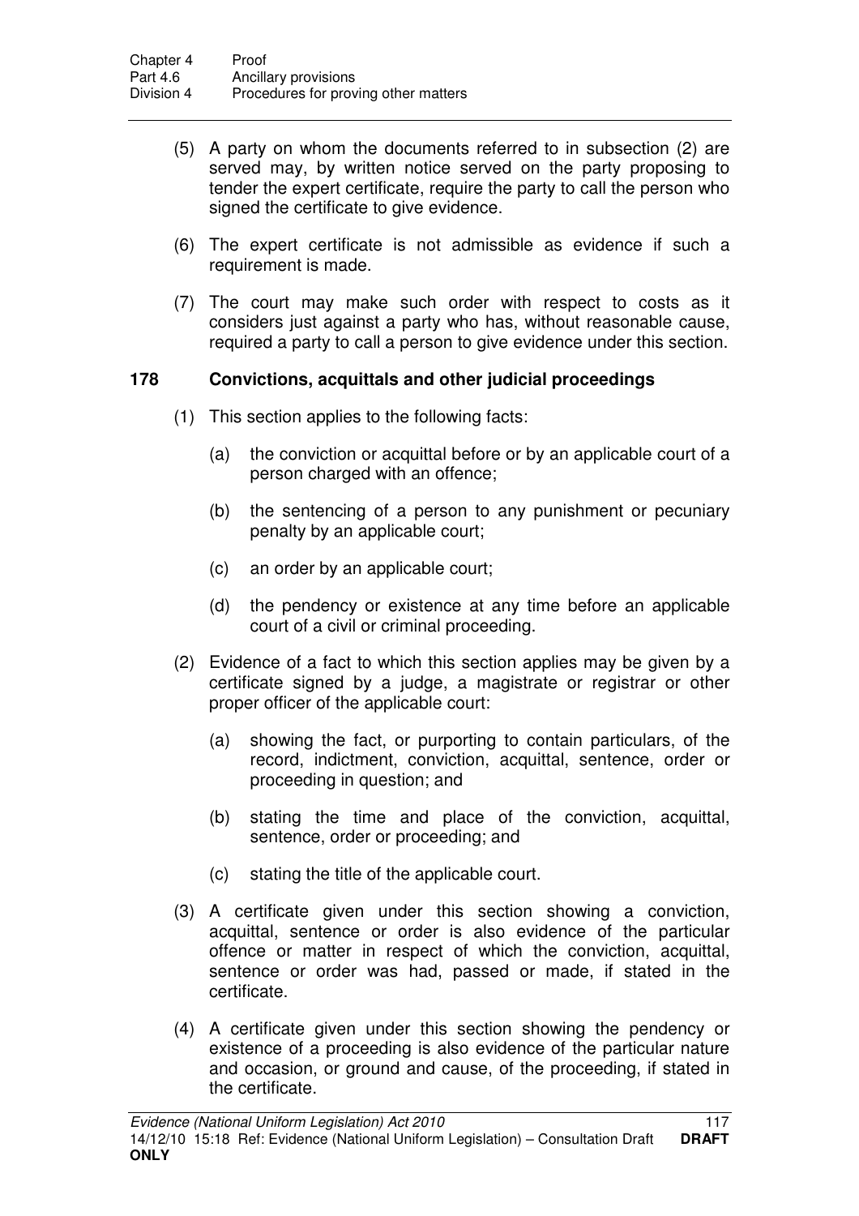(5) A party on whom the documents referred to in subsection (2) are served may, by written notice served on the party proposing to tender the expert certificate, require the party to call the person who signed the certificate to give evidence.

(6) The expert certificate is not admissible as evidence if such a requirement is made.

(7) The court may make such order with respect to costs as it considers just against a party who has, without reasonable cause, required a party to call a person to give evidence under this section.

### 178 Convictions, acquittals and other judicial proceedings

(1) This section applies to the following facts:

(a) the conviction or acquittal before or by an applicable court of a person charged with an offence;

(b) the sentencing of a person to any punishment or pecuniary penalty by an applicable court;

(c) an order by an applicable court;

(d) the pendency or existence at any time before an applicable court of a civil or criminal proceeding.

(2) Evidence of a fact to which this section applies may be given by a certificate signed by a judge, a magistrate or registrar or other proper officer of the applicable court:

(a) showing the fact, or purporting to contain particulars, of the record, indictment, conviction, acquittal, sentence, order or proceeding in question; and

(b) stating the time and place of the conviction, acquittal, sentence, order or proceeding; and

(c) stating the title of the applicable court.

(3) A certificate given under this section showing a conviction, acquittal, sentence or order is also evidence of the particular offence or matter in respect of which the conviction, acquittal, sentence or order was had, passed or made, if stated in the certificate.

(4) A certificate given under this section showing the pendency or existence of a proceeding is also evidence of the particular nature and occasion, or ground and cause, of the proceeding, if stated in the certificate.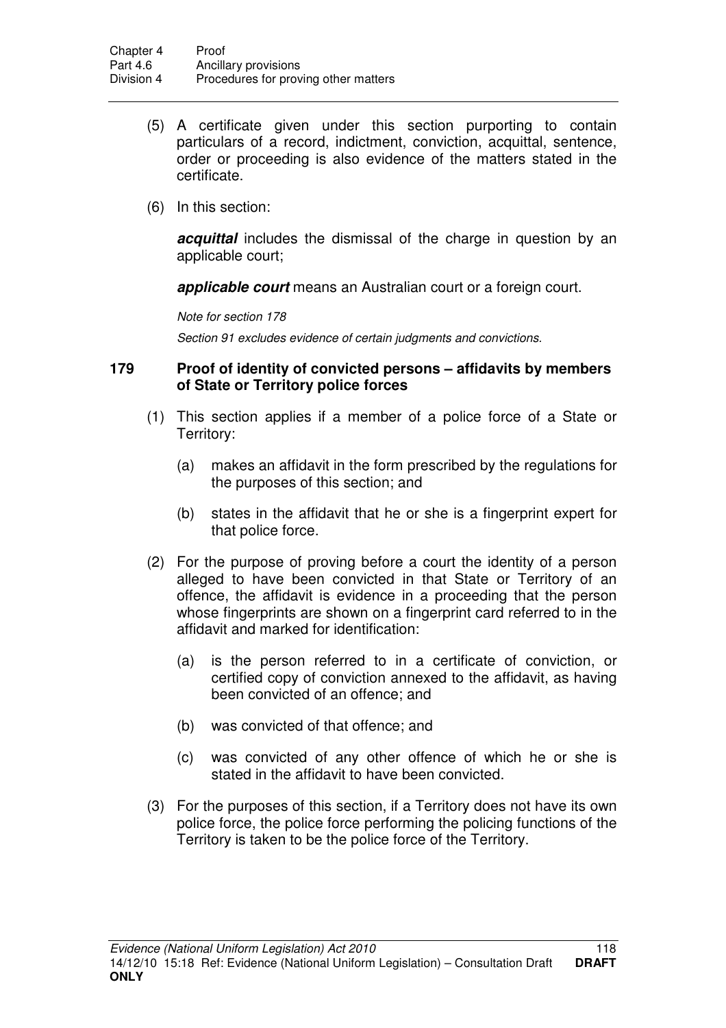(5) A certificate given under this section purporting to contain particulars of a record, indictment, conviction, acquittal, sentence, order or proceeding is also evidence of the matters stated in the certificate.

(6) In this section:

***acquittal*** includes the dismissal of the charge in question by an applicable court;

***applicable court*** means an Australian court or a foreign court.

*Note for section 178*

*Section 91 excludes evidence of certain judgments and convictions.*

### 179 Proof of identity of convicted persons – affidavits by members of State or Territory police forces

(1) This section applies if a member of a police force of a State or Territory:

(a) makes an affidavit in the form prescribed by the regulations for the purposes of this section; and

(b) states in the affidavit that he or she is a fingerprint expert for that police force.

(2) For the purpose of proving before a court the identity of a person alleged to have been convicted in that State or Territory of an offence, the affidavit is evidence in a proceeding that the person whose fingerprints are shown on a fingerprint card referred to in the affidavit and marked for identification:

(a) is the person referred to in a certificate of conviction, or certified copy of conviction annexed to the affidavit, as having been convicted of an offence; and

(b) was convicted of that offence; and

(c) was convicted of any other offence of which he or she is stated in the affidavit to have been convicted.

(3) For the purposes of this section, if a Territory does not have its own police force, the police force performing the policing functions of the Territory is taken to be the police force of the Territory.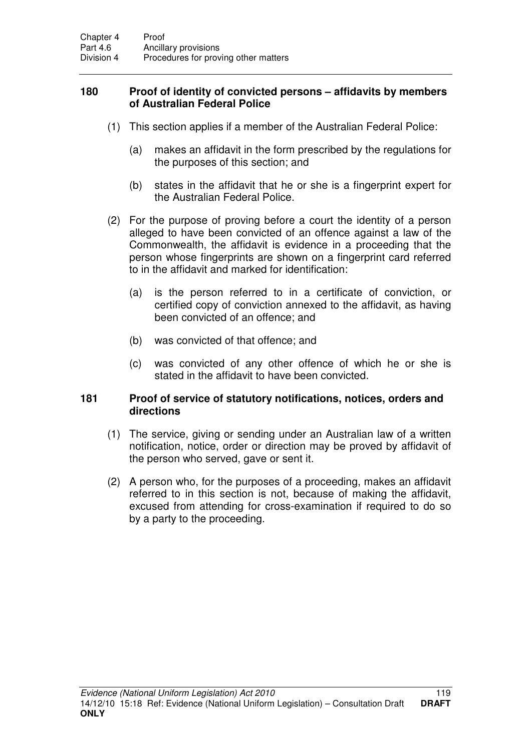## 180 Proof of identity of convicted persons – affidavits by members of Australian Federal Police

(1) This section applies if a member of the Australian Federal Police:

(a) makes an affidavit in the form prescribed by the regulations for the purposes of this section; and

(b) states in the affidavit that he or she is a fingerprint expert for the Australian Federal Police.

(2) For the purpose of proving before a court the identity of a person alleged to have been convicted of an offence against a law of the Commonwealth, the affidavit is evidence in a proceeding that the person whose fingerprints are shown on a fingerprint card referred to in the affidavit and marked for identification:

(a) is the person referred to in a certificate of conviction, or certified copy of conviction annexed to the affidavit, as having been convicted of an offence; and

(b) was convicted of that offence; and

(c) was convicted of any other offence of which he or she is stated in the affidavit to have been convicted.

## 181 Proof of service of statutory notifications, notices, orders and directions

(1) The service, giving or sending under an Australian law of a written notification, notice, order or direction may be proved by affidavit of the person who served, gave or sent it.

(2) A person who, for the purposes of a proceeding, makes an affidavit referred to in this section is not, because of making the affidavit, excused from attending for cross-examination if required to do so by a party to the proceeding.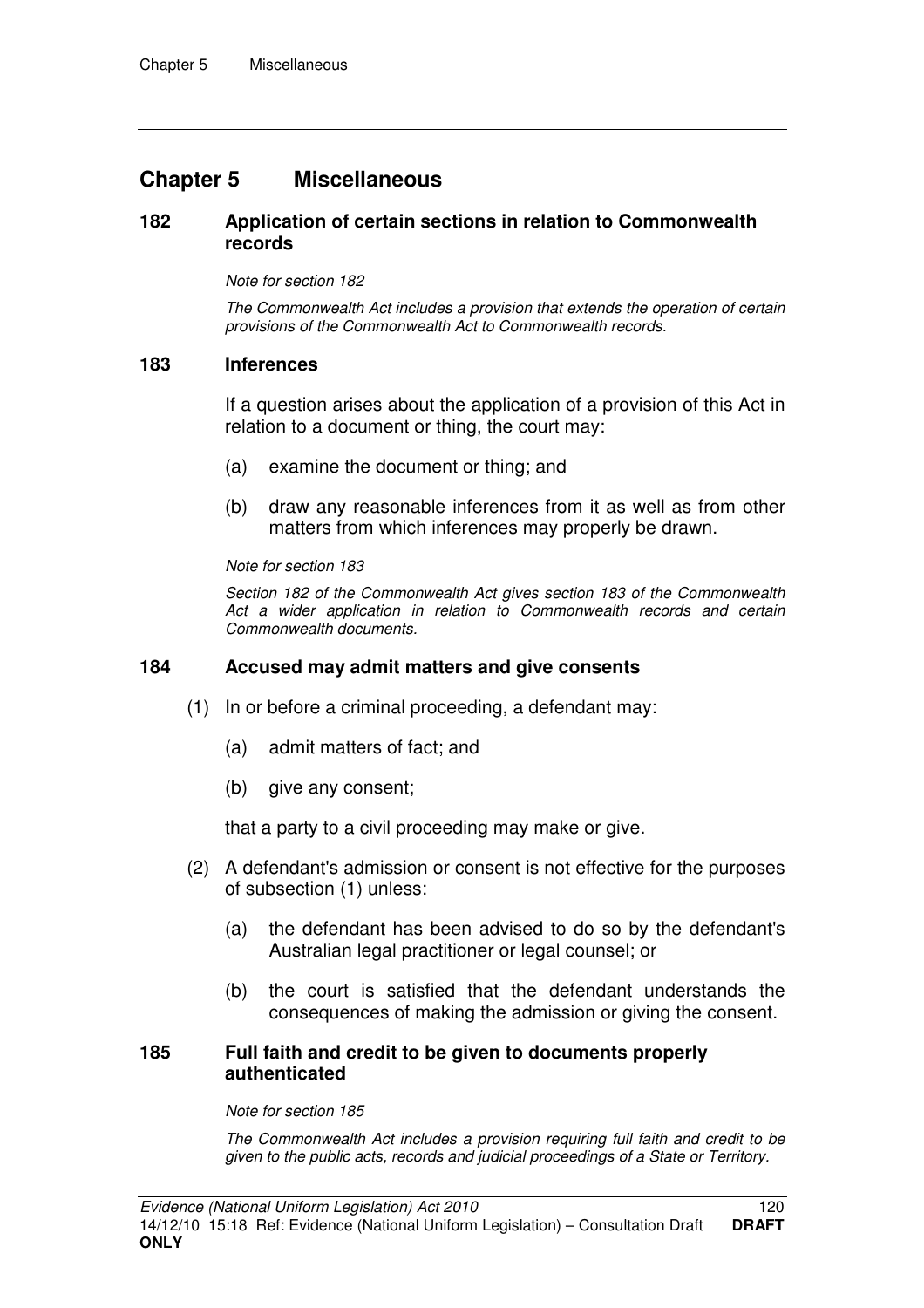# Chapter 5 Miscellaneous

## 182 Application of certain sections in relation to Commonwealth records

*Note for section 182*

*The Commonwealth Act includes a provision that extends the operation of certain provisions of the Commonwealth Act to Commonwealth records.*

## 183 Inferences

If a question arises about the application of a provision of this Act in relation to a document or thing, the court may:

(a) examine the document or thing; and

(b) draw any reasonable inferences from it as well as from other matters from which inferences may properly be drawn.

*Note for section 183*

*Section 182 of the Commonwealth Act gives section 183 of the Commonwealth Act a wider application in relation to Commonwealth records and certain Commonwealth documents.*

## 184 Accused may admit matters and give consents

(1) In or before a criminal proceeding, a defendant may:

(a) admit matters of fact; and

(b) give any consent;

that a party to a civil proceeding may make or give.

(2) A defendant's admission or consent is not effective for the purposes of subsection (1) unless:

(a) the defendant has been advised to do so by the defendant's Australian legal practitioner or legal counsel; or

(b) the court is satisfied that the defendant understands the consequences of making the admission or giving the consent.

## 185 Full faith and credit to be given to documents properly authenticated

*Note for section 185*

*The Commonwealth Act includes a provision requiring full faith and credit to be given to the public acts, records and judicial proceedings of a State or Territory.*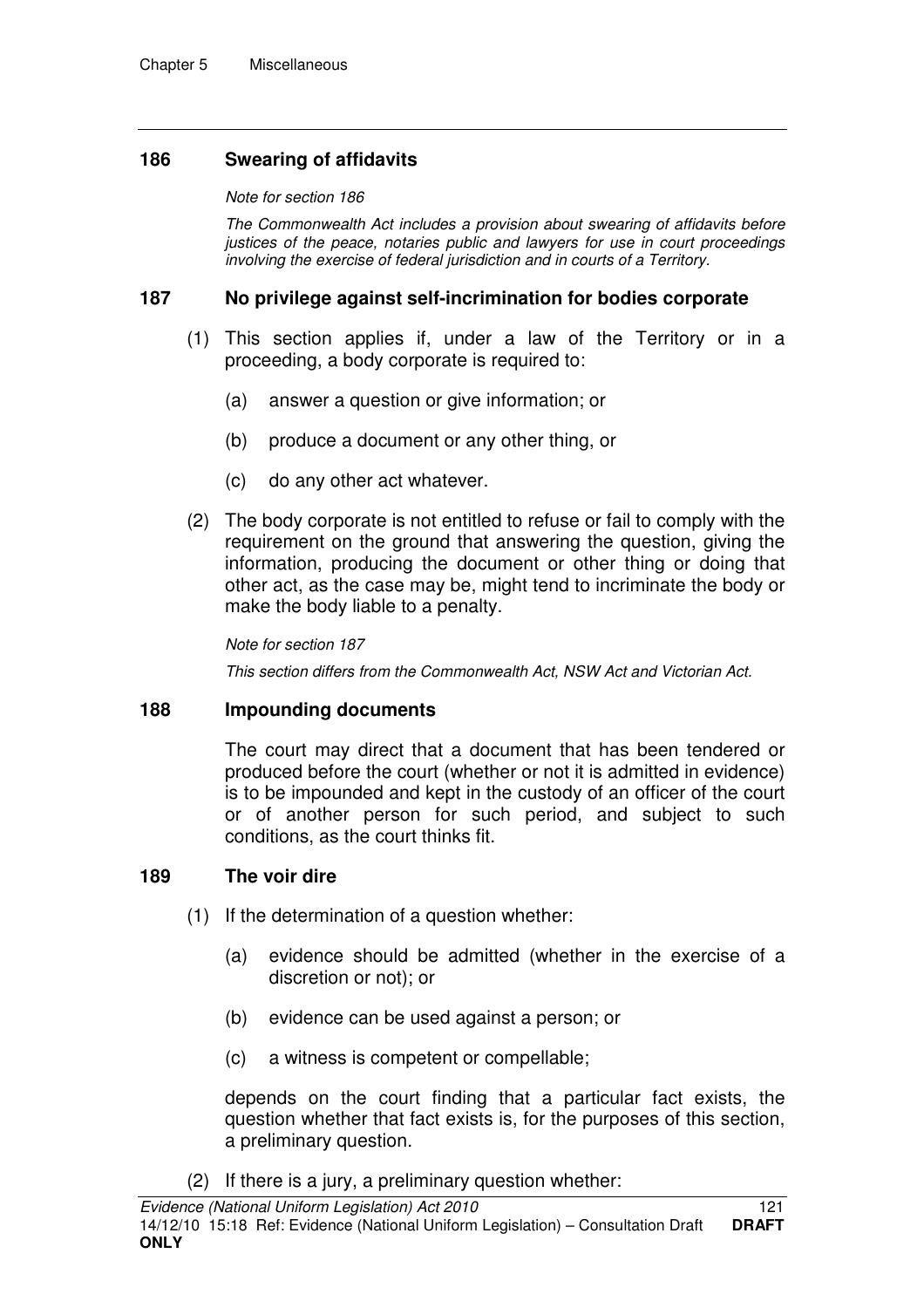### 186 Swearing of affidavits

*Note for section 186*

*The Commonwealth Act includes a provision about swearing of affidavits before justices of the peace, notaries public and lawyers for use in court proceedings involving the exercise of federal jurisdiction and in courts of a Territory.*

### 187 No privilege against self-incrimination for bodies corporate

(1) This section applies if, under a law of the Territory or in a proceeding, a body corporate is required to:

(a) answer a question or give information; or

(b) produce a document or any other thing, or

(c) do any other act whatever.

(2) The body corporate is not entitled to refuse or fail to comply with the requirement on the ground that answering the question, giving the information, producing the document or other thing or doing that other act, as the case may be, might tend to incriminate the body or make the body liable to a penalty.

*Note for section 187*

*This section differs from the Commonwealth Act, NSW Act and Victorian Act.*

### 188 Impounding documents

The court may direct that a document that has been tendered or produced before the court (whether or not it is admitted in evidence) is to be impounded and kept in the custody of an officer of the court or of another person for such period, and subject to such conditions, as the court thinks fit.

### 189 The voir dire

(1) If the determination of a question whether:

(a) evidence should be admitted (whether in the exercise of a discretion or not); or

(b) evidence can be used against a person; or

(c) a witness is competent or compellable;

depends on the court finding that a particular fact exists, the question whether that fact exists is, for the purposes of this section, a preliminary question.

(2) If there is a jury, a preliminary question whether: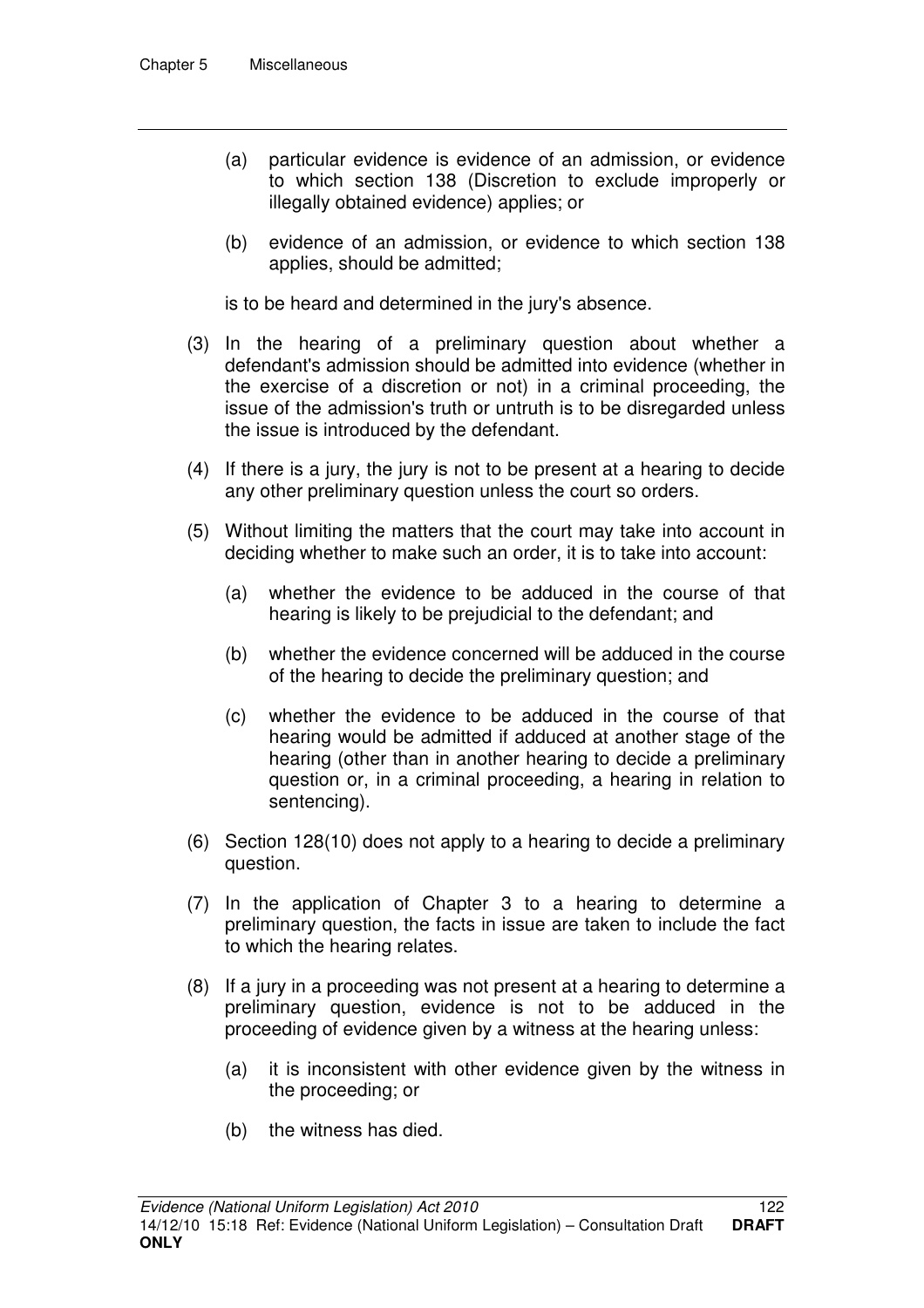(a) particular evidence is evidence of an admission, or evidence to which section 138 (Discretion to exclude improperly or illegally obtained evidence) applies; or

(b) evidence of an admission, or evidence to which section 138 applies, should be admitted;

is to be heard and determined in the jury's absence.

(3) In the hearing of a preliminary question about whether a defendant's admission should be admitted into evidence (whether in the exercise of a discretion or not) in a criminal proceeding, the issue of the admission's truth or untruth is to be disregarded unless the issue is introduced by the defendant.

(4) If there is a jury, the jury is not to be present at a hearing to decide any other preliminary question unless the court so orders.

(5) Without limiting the matters that the court may take into account in deciding whether to make such an order, it is to take into account:

(a) whether the evidence to be adduced in the course of that hearing is likely to be prejudicial to the defendant; and

(b) whether the evidence concerned will be adduced in the course of the hearing to decide the preliminary question; and

(c) whether the evidence to be adduced in the course of that hearing would be admitted if adduced at another stage of the hearing (other than in another hearing to decide a preliminary question or, in a criminal proceeding, a hearing in relation to sentencing).

(6) Section 128(10) does not apply to a hearing to decide a preliminary question.

(7) In the application of Chapter 3 to a hearing to determine a preliminary question, the facts in issue are taken to include the fact to which the hearing relates.

(8) If a jury in a proceeding was not present at a hearing to determine a preliminary question, evidence is not to be adduced in the proceeding of evidence given by a witness at the hearing unless:

(a) it is inconsistent with other evidence given by the witness in the proceeding; or

(b) the witness has died.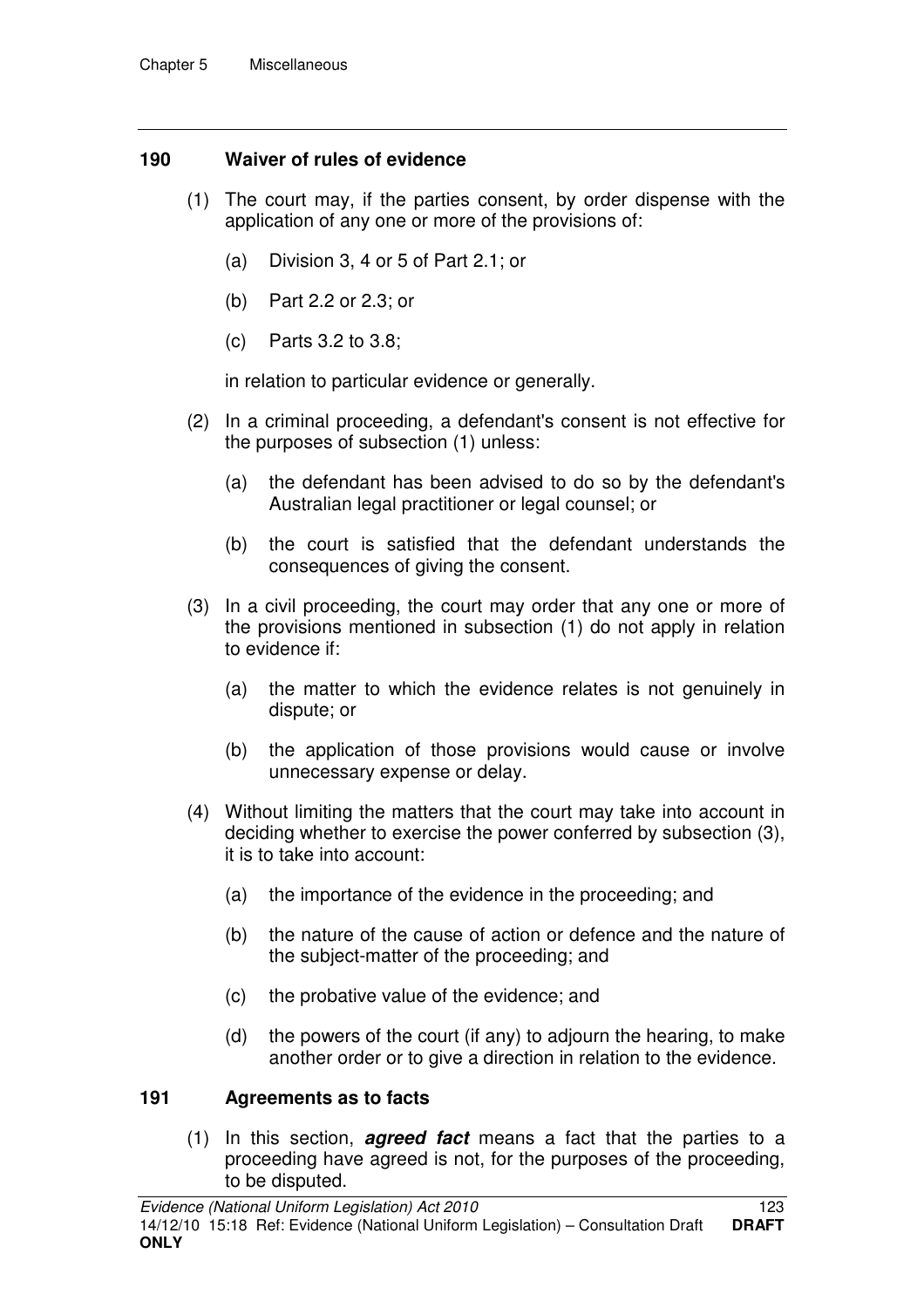### 190 Waiver of rules of evidence

(1) The court may, if the parties consent, by order dispense with the application of any one or more of the provisions of:

(a) Division 3, 4 or 5 of Part 2.1; or

(b) Part 2.2 or 2.3; or

(c) Parts 3.2 to 3.8;

in relation to particular evidence or generally.

(2) In a criminal proceeding, a defendant's consent is not effective for the purposes of subsection (1) unless:

(a) the defendant has been advised to do so by the defendant's Australian legal practitioner or legal counsel; or

(b) the court is satisfied that the defendant understands the consequences of giving the consent.

(3) In a civil proceeding, the court may order that any one or more of the provisions mentioned in subsection (1) do not apply in relation to evidence if:

(a) the matter to which the evidence relates is not genuinely in dispute; or

(b) the application of those provisions would cause or involve unnecessary expense or delay.

(4) Without limiting the matters that the court may take into account in deciding whether to exercise the power conferred by subsection (3), it is to take into account:

(a) the importance of the evidence in the proceeding; and

(b) the nature of the cause of action or defence and the nature of the subject-matter of the proceeding; and

(c) the probative value of the evidence; and

(d) the powers of the court (if any) to adjourn the hearing, to make another order or to give a direction in relation to the evidence.

### 191 Agreements as to facts

(1) In this section, ***agreed fact*** means a fact that the parties to a proceeding have agreed is not, for the purposes of the proceeding, to be disputed.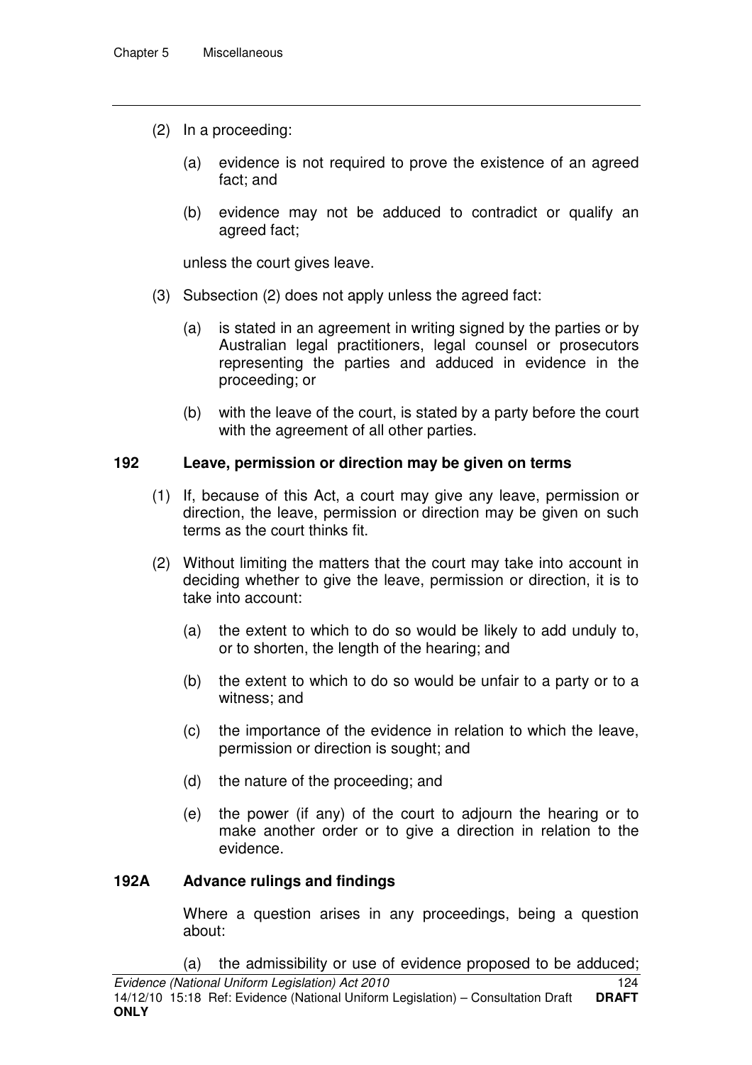(2) In a proceeding:

(a) evidence is not required to prove the existence of an agreed fact; and

(b) evidence may not be adduced to contradict or qualify an agreed fact;

unless the court gives leave.

(3) Subsection (2) does not apply unless the agreed fact:

(a) is stated in an agreement in writing signed by the parties or by Australian legal practitioners, legal counsel or prosecutors representing the parties and adduced in evidence in the proceeding; or

(b) with the leave of the court, is stated by a party before the court with the agreement of all other parties.

### 192 Leave, permission or direction may be given on terms

(1) If, because of this Act, a court may give any leave, permission or direction, the leave, permission or direction may be given on such terms as the court thinks fit.

(2) Without limiting the matters that the court may take into account in deciding whether to give the leave, permission or direction, it is to take into account:

(a) the extent to which to do so would be likely to add unduly to, or to shorten, the length of the hearing; and

(b) the extent to which to do so would be unfair to a party or to a witness; and

(c) the importance of the evidence in relation to which the leave, permission or direction is sought; and

(d) the nature of the proceeding; and

(e) the power (if any) of the court to adjourn the hearing or to make another order or to give a direction in relation to the evidence.

### 192A Advance rulings and findings

Where a question arises in any proceedings, being a question about:

(a) the admissibility or use of evidence proposed to be adduced;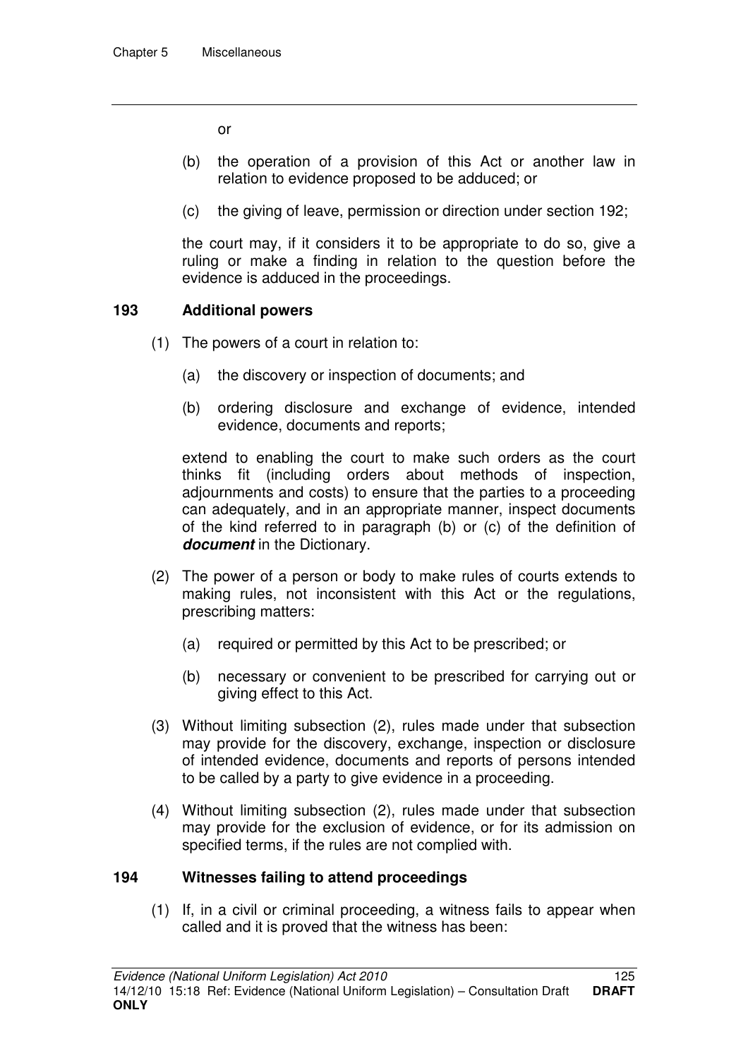or

(b) the operation of a provision of this Act or another law in relation to evidence proposed to be adduced; or

(c) the giving of leave, permission or direction under section 192;

the court may, if it considers it to be appropriate to do so, give a ruling or make a finding in relation to the question before the evidence is adduced in the proceedings.

### 193 Additional powers

(1) The powers of a court in relation to:

(a) the discovery or inspection of documents; and

(b) ordering disclosure and exchange of evidence, intended evidence, documents and reports;

extend to enabling the court to make such orders as the court thinks fit (including orders about methods of inspection, adjournments and costs) to ensure that the parties to a proceeding can adequately, and in an appropriate manner, inspect documents of the kind referred to in paragraph (b) or (c) of the definition of ***document*** in the Dictionary.

(2) The power of a person or body to make rules of courts extends to making rules, not inconsistent with this Act or the regulations, prescribing matters:

(a) required or permitted by this Act to be prescribed; or

(b) necessary or convenient to be prescribed for carrying out or giving effect to this Act.

(3) Without limiting subsection (2), rules made under that subsection may provide for the discovery, exchange, inspection or disclosure of intended evidence, documents and reports of persons intended to be called by a party to give evidence in a proceeding.

(4) Without limiting subsection (2), rules made under that subsection may provide for the exclusion of evidence, or for its admission on specified terms, if the rules are not complied with.

### 194 Witnesses failing to attend proceedings

(1) If, in a civil or criminal proceeding, a witness fails to appear when called and it is proved that the witness has been: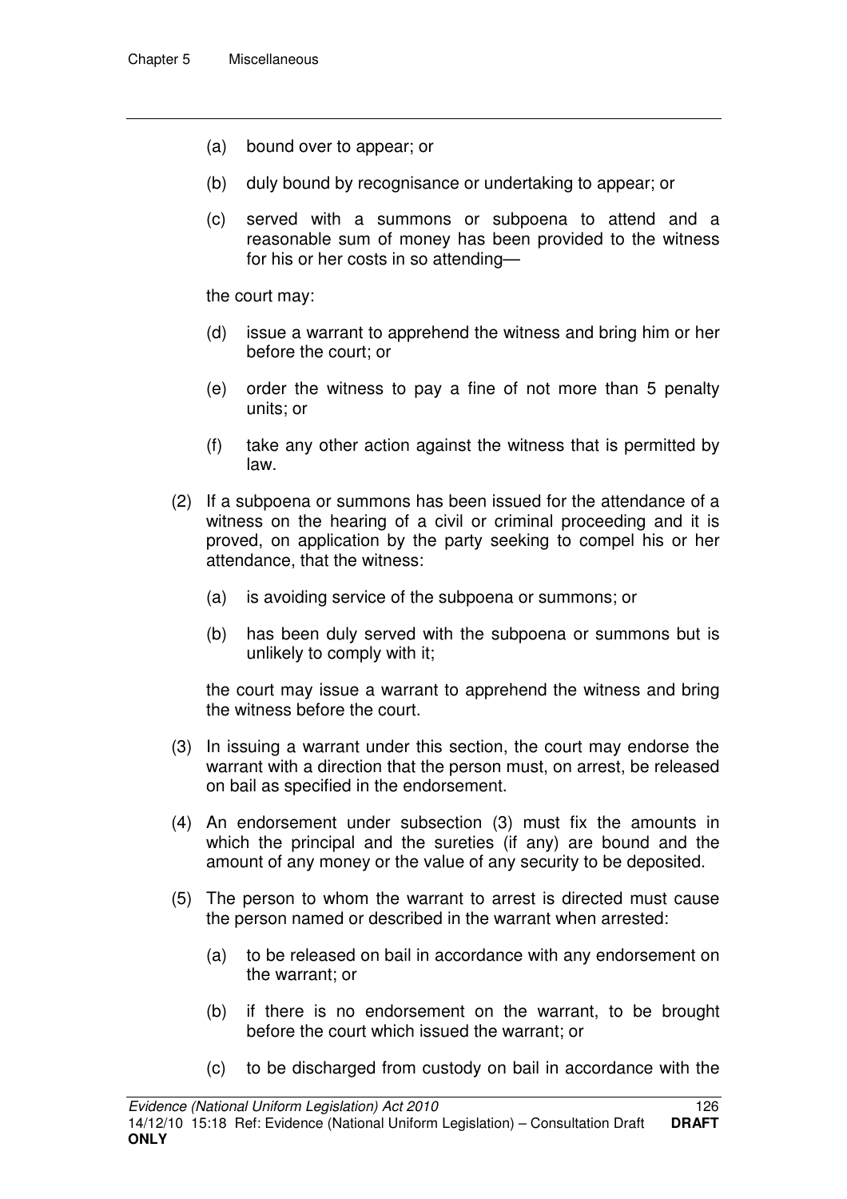(a) bound over to appear; or

(b) duly bound by recognisance or undertaking to appear; or

(c) served with a summons or subpoena to attend and a reasonable sum of money has been provided to the witness for his or her costs in so attending—

the court may:

(d) issue a warrant to apprehend the witness and bring him or her before the court; or

(e) order the witness to pay a fine of not more than 5 penalty units; or

(f) take any other action against the witness that is permitted by law.

(2) If a subpoena or summons has been issued for the attendance of a witness on the hearing of a civil or criminal proceeding and it is proved, on application by the party seeking to compel his or her attendance, that the witness:

(a) is avoiding service of the subpoena or summons; or

(b) has been duly served with the subpoena or summons but is unlikely to comply with it;

the court may issue a warrant to apprehend the witness and bring the witness before the court.

(3) In issuing a warrant under this section, the court may endorse the warrant with a direction that the person must, on arrest, be released on bail as specified in the endorsement.

(4) An endorsement under subsection (3) must fix the amounts in which the principal and the sureties (if any) are bound and the amount of any money or the value of any security to be deposited.

(5) The person to whom the warrant to arrest is directed must cause the person named or described in the warrant when arrested:

(a) to be released on bail in accordance with any endorsement on the warrant; or

(b) if there is no endorsement on the warrant, to be brought before the court which issued the warrant; or

(c) to be discharged from custody on bail in accordance with the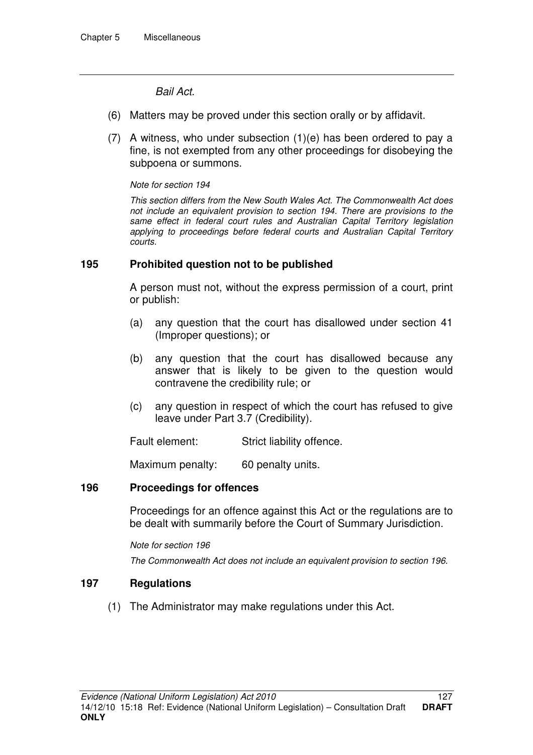*Bail Act*.

(6) Matters may be proved under this section orally or by affidavit.

(7) A witness, who under subsection (1)(e) has been ordered to pay a fine, is not exempted from any other proceedings for disobeying the subpoena or summons.

*Note for section 194*

*This section differs from the New South Wales Act. The Commonwealth Act does not include an equivalent provision to section 194. There are provisions to the same effect in federal court rules and Australian Capital Territory legislation applying to proceedings before federal courts and Australian Capital Territory courts.*

### 195 Prohibited question not to be published

A person must not, without the express permission of a court, print or publish:

(a) any question that the court has disallowed under section 41 (Improper questions); or

(b) any question that the court has disallowed because any answer that is likely to be given to the question would contravene the credibility rule; or

(c) any question in respect of which the court has refused to give leave under Part 3.7 (Credibility).

Fault element: Strict liability offence.

Maximum penalty: 60 penalty units.

### 196 Proceedings for offences

Proceedings for an offence against this Act or the regulations are to be dealt with summarily before the Court of Summary Jurisdiction.

*Note for section 196*

*The Commonwealth Act does not include an equivalent provision to section 196.*

### 197 Regulations

(1) The Administrator may make regulations under this Act.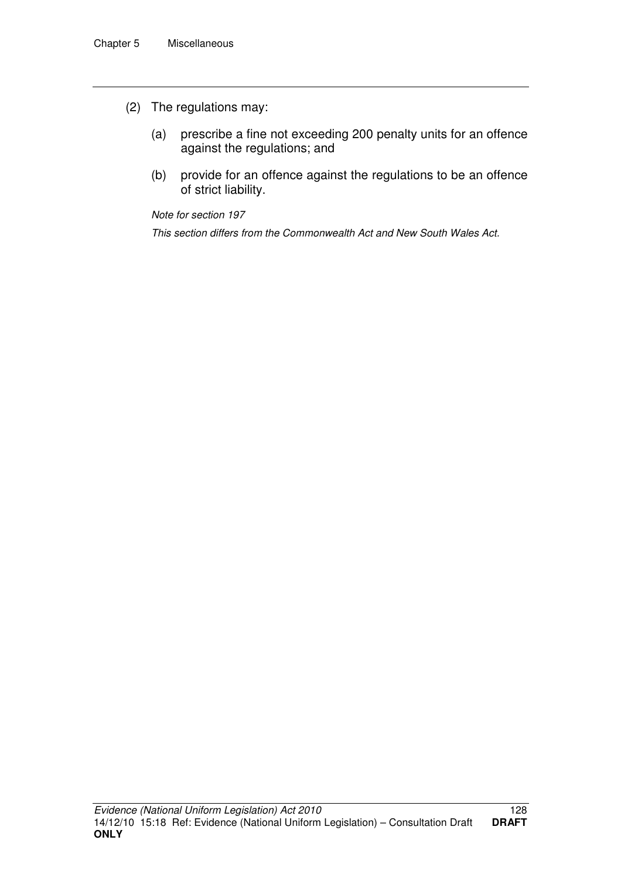(2) The regulations may:

(a) prescribe a fine not exceeding 200 penalty units for an offence against the regulations; and

(b) provide for an offence against the regulations to be an offence of strict liability.

*Note for section 197*

*This section differs from the Commonwealth Act and New South Wales Act.*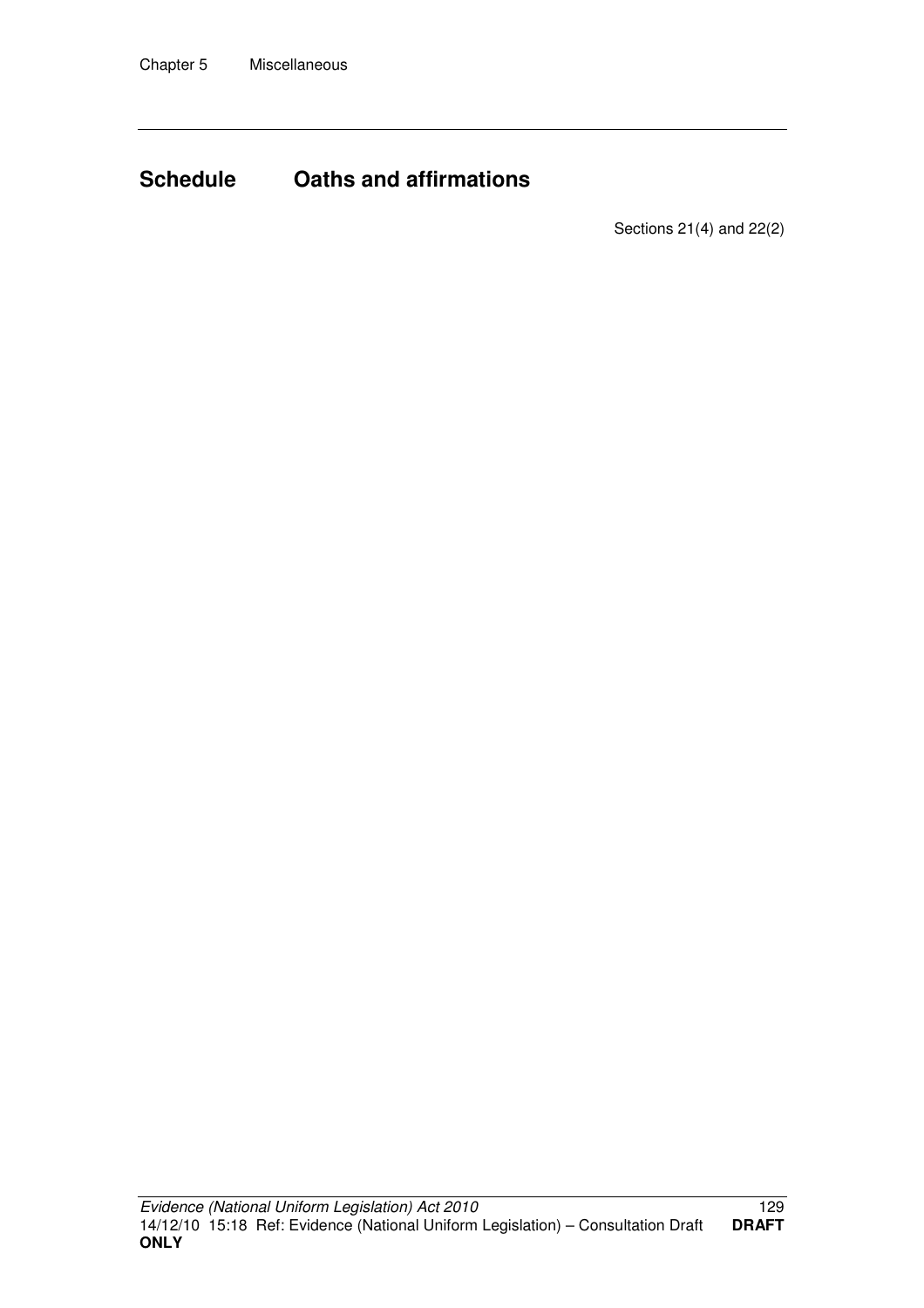# Schedule Oaths and affirmations

Sections 21(4) and 22(2)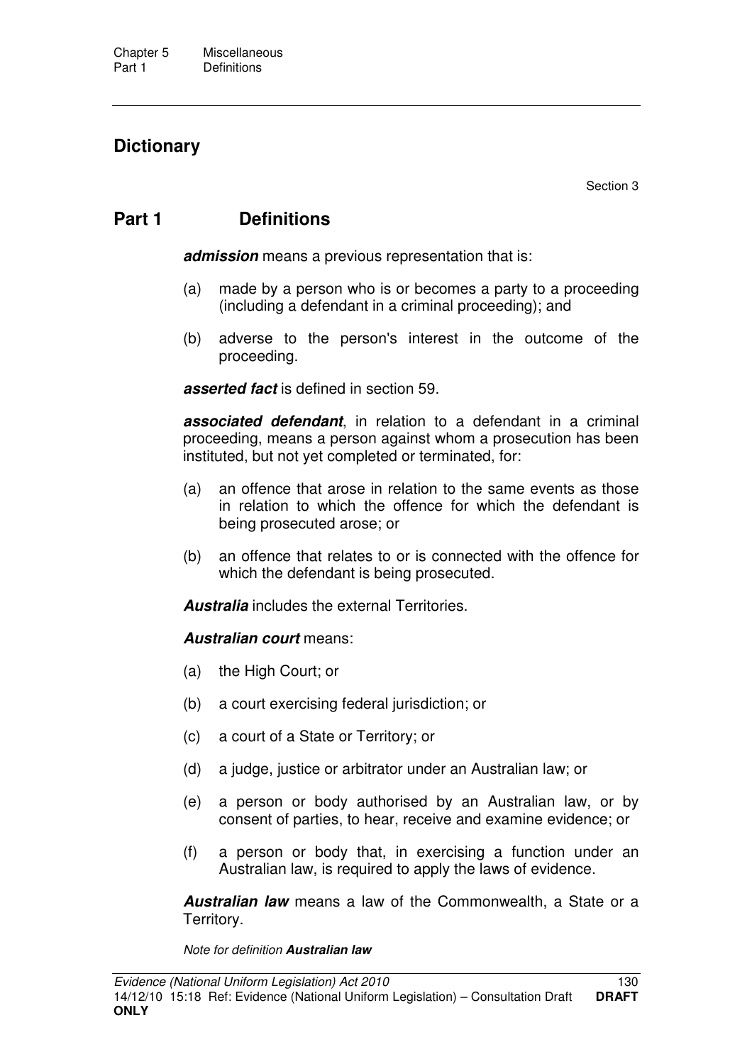## Dictionary

Section 3

## Part 1 Definitions

***admission*** means a previous representation that is:

(a) made by a person who is or becomes a party to a proceeding (including a defendant in a criminal proceeding); and

(b) adverse to the person's interest in the outcome of the proceeding.

***asserted fact*** is defined in section 59.

***associated defendant***, in relation to a defendant in a criminal proceeding, means a person against whom a prosecution has been instituted, but not yet completed or terminated, for:

(a) an offence that arose in relation to the same events as those in relation to which the offence for which the defendant is being prosecuted arose; or

(b) an offence that relates to or is connected with the offence for which the defendant is being prosecuted.

***Australia*** includes the external Territories.

***Australian court*** means:

(a) the High Court; or

(b) a court exercising federal jurisdiction; or

(c) a court of a State or Territory; or

(d) a judge, justice or arbitrator under an Australian law; or

(e) a person or body authorised by an Australian law, or by consent of parties, to hear, receive and examine evidence; or

(f) a person or body that, in exercising a function under an Australian law, is required to apply the laws of evidence.

***Australian law*** means a law of the Commonwealth, a State or a Territory.

*Note for definition* ***Australian law***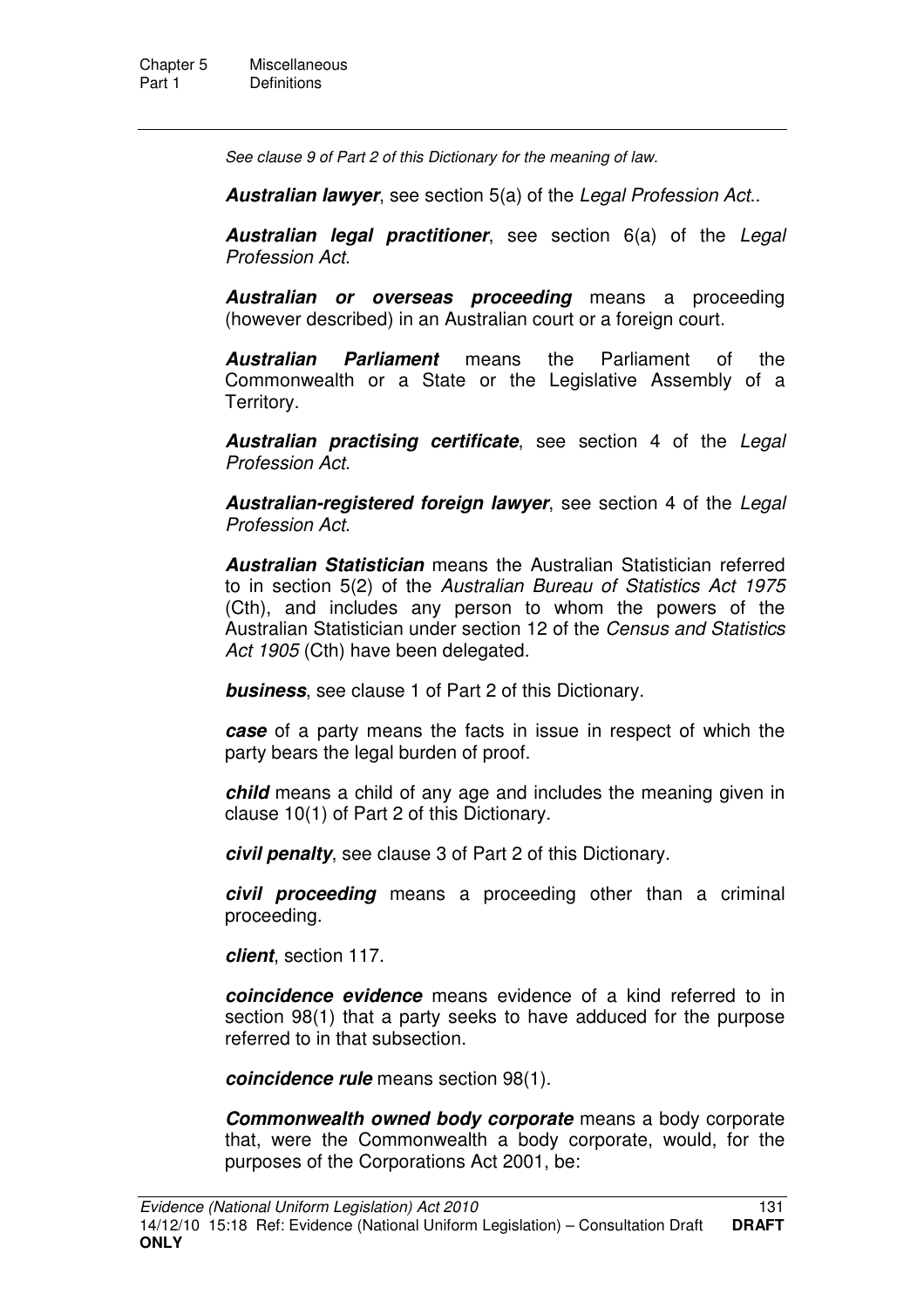*See clause 9 of Part 2 of this Dictionary for the meaning of law.*

***Australian lawyer***, see section 5(a) of the *Legal Profession Act*..

***Australian legal practitioner***, see section 6(a) of the *Legal Profession Act*.

***Australian or overseas proceeding*** means a proceeding (however described) in an Australian court or a foreign court.

***Australian Parliament*** means the Parliament of the Commonwealth or a State or the Legislative Assembly of a Territory.

***Australian practising certificate***, see section 4 of the *Legal Profession Act*.

***Australian-registered foreign lawyer***, see section 4 of the *Legal Profession Act*.

***Australian Statistician*** means the Australian Statistician referred to in section 5(2) of the *Australian Bureau of Statistics Act 1975* (Cth), and includes any person to whom the powers of the Australian Statistician under section 12 of the *Census and Statistics Act 1905* (Cth) have been delegated.

***business***, see clause 1 of Part 2 of this Dictionary.

***case*** of a party means the facts in issue in respect of which the party bears the legal burden of proof.

***child*** means a child of any age and includes the meaning given in clause 10(1) of Part 2 of this Dictionary.

***civil penalty***, see clause 3 of Part 2 of this Dictionary.

***civil proceeding*** means a proceeding other than a criminal proceeding.

***client***, section 117.

***coincidence evidence*** means evidence of a kind referred to in section 98(1) that a party seeks to have adduced for the purpose referred to in that subsection.

***coincidence rule*** means section 98(1).

***Commonwealth owned body corporate*** means a body corporate that, were the Commonwealth a body corporate, would, for the purposes of the Corporations Act 2001, be: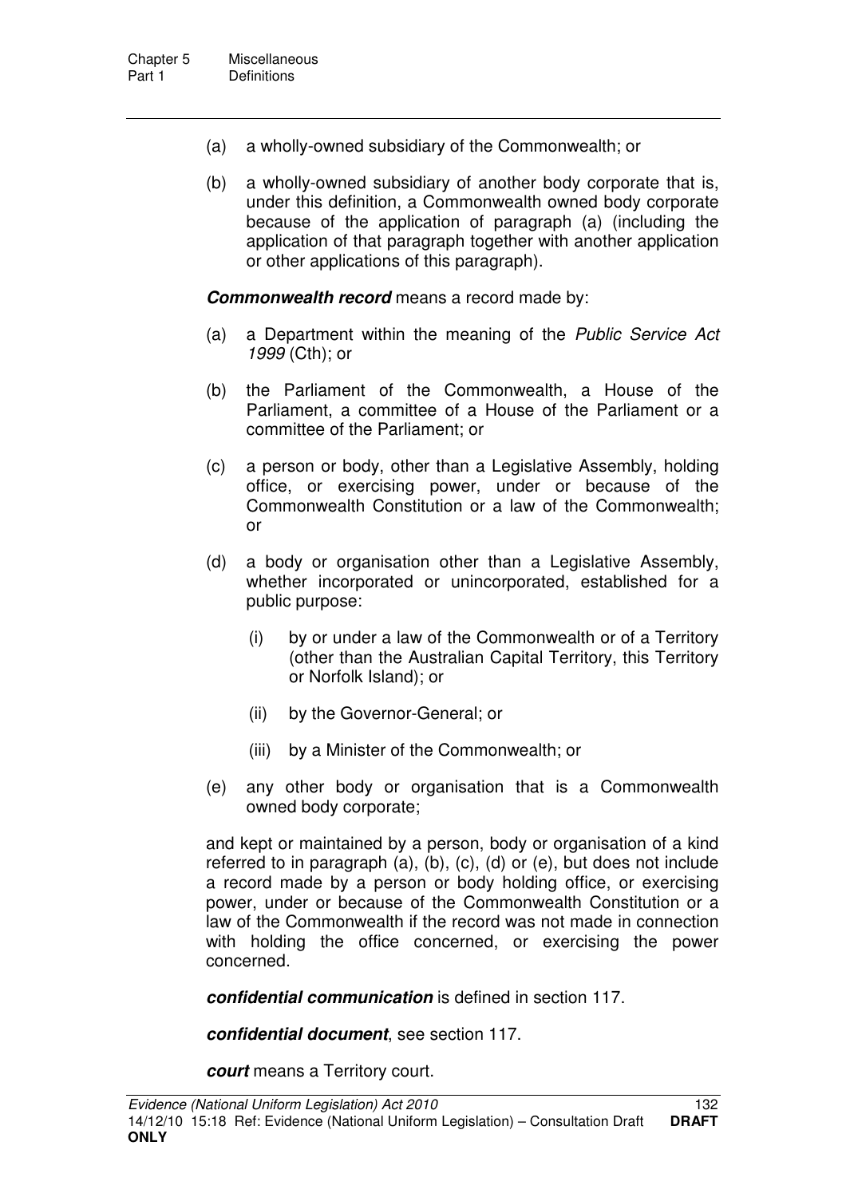(a) a wholly-owned subsidiary of the Commonwealth; or

(b) a wholly-owned subsidiary of another body corporate that is, under this definition, a Commonwealth owned body corporate because of the application of paragraph (a) (including the application of that paragraph together with another application or other applications of this paragraph).

***Commonwealth record*** means a record made by:

(a) a Department within the meaning of the *Public Service Act 1999* (Cth); or

(b) the Parliament of the Commonwealth, a House of the Parliament, a committee of a House of the Parliament or a committee of the Parliament; or

(c) a person or body, other than a Legislative Assembly, holding office, or exercising power, under or because of the Commonwealth Constitution or a law of the Commonwealth; or

(d) a body or organisation other than a Legislative Assembly, whether incorporated or unincorporated, established for a public purpose:

    (i) by or under a law of the Commonwealth or of a Territory (other than the Australian Capital Territory, this Territory or Norfolk Island); or

    (ii) by the Governor-General; or

    (iii) by a Minister of the Commonwealth; or

(e) any other body or organisation that is a Commonwealth owned body corporate;

and kept or maintained by a person, body or organisation of a kind referred to in paragraph (a), (b), (c), (d) or (e), but does not include a record made by a person or body holding office, or exercising power, under or because of the Commonwealth Constitution or a law of the Commonwealth if the record was not made in connection with holding the office concerned, or exercising the power concerned.

***confidential communication*** is defined in section 117.

***confidential document***, see section 117.

***court*** means a Territory court.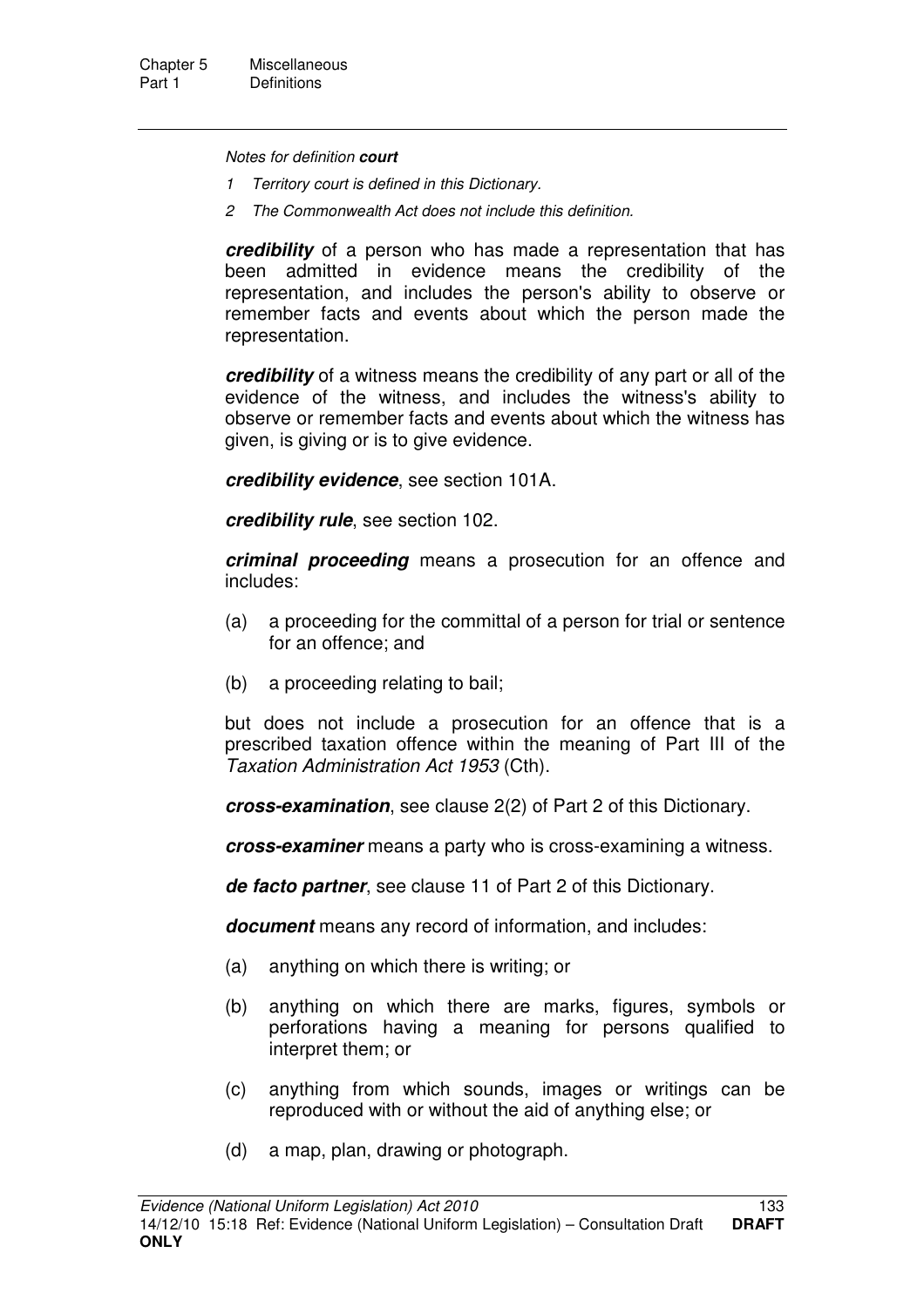*Notes for definition **court***

*1 Territory court is defined in this Dictionary.*

*2 The Commonwealth Act does not include this definition.*

***credibility*** of a person who has made a representation that has been admitted in evidence means the credibility of the representation, and includes the person's ability to observe or remember facts and events about which the person made the representation.

***credibility*** of a witness means the credibility of any part or all of the evidence of the witness, and includes the witness's ability to observe or remember facts and events about which the witness has given, is giving or is to give evidence.

***credibility evidence***, see section 101A.

***credibility rule***, see section 102.

***criminal proceeding*** means a prosecution for an offence and includes:

(a) a proceeding for the committal of a person for trial or sentence for an offence; and

(b) a proceeding relating to bail;

but does not include a prosecution for an offence that is a prescribed taxation offence within the meaning of Part III of the *Taxation Administration Act 1953* (Cth).

***cross-examination***, see clause 2(2) of Part 2 of this Dictionary.

***cross-examiner*** means a party who is cross-examining a witness.

***de facto partner***, see clause 11 of Part 2 of this Dictionary.

***document*** means any record of information, and includes:

(a) anything on which there is writing; or

(b) anything on which there are marks, figures, symbols or perforations having a meaning for persons qualified to interpret them; or

(c) anything from which sounds, images or writings can be reproduced with or without the aid of anything else; or

(d) a map, plan, drawing or photograph.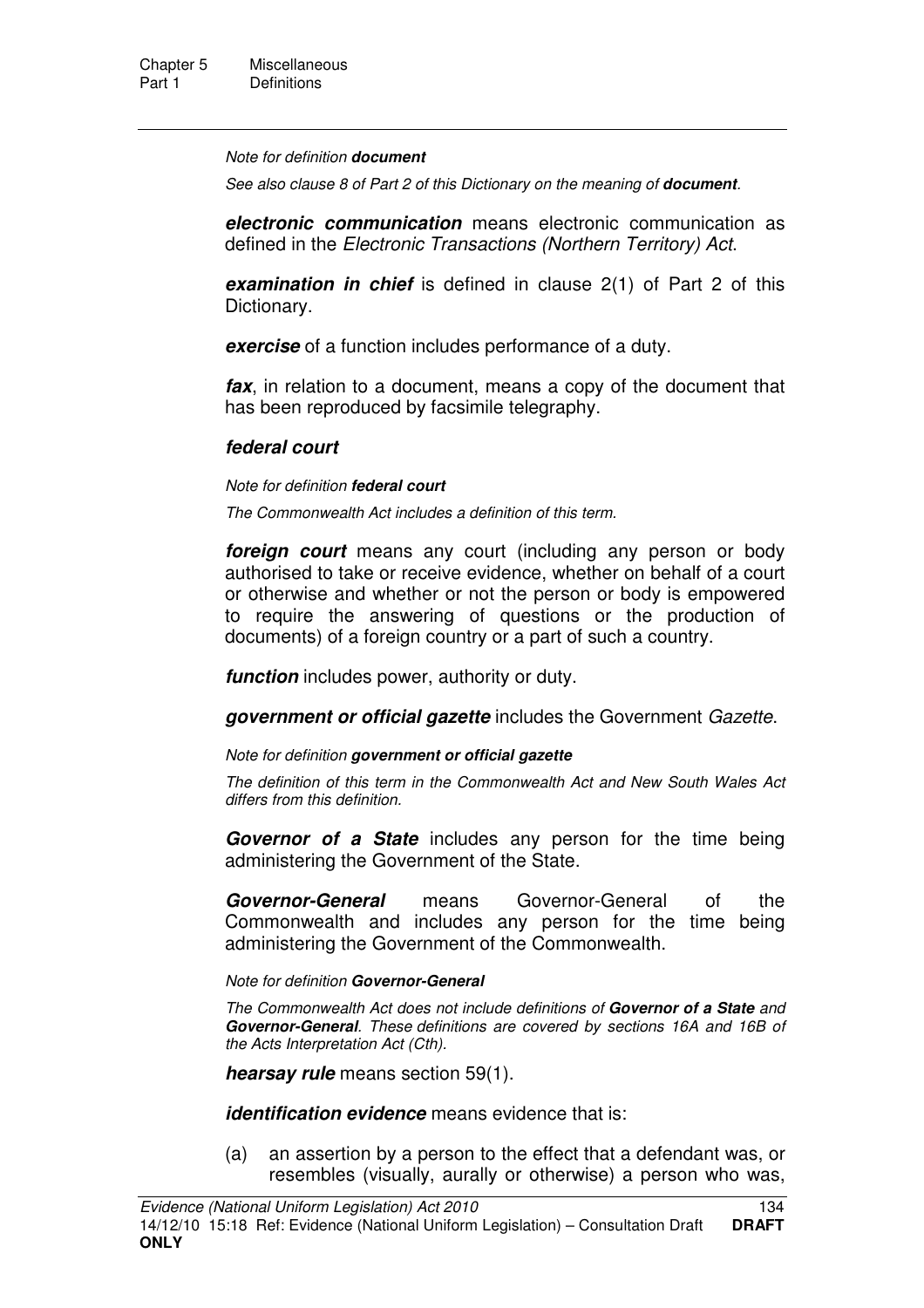*Note for definition **document***

*See also clause 8 of Part 2 of this Dictionary on the meaning of **document**.*

***electronic communication*** means electronic communication as defined in the *Electronic Transactions (Northern Territory) Act*.

***examination in chief*** is defined in clause 2(1) of Part 2 of this Dictionary.

***exercise*** of a function includes performance of a duty.

***fax***, in relation to a document, means a copy of the document that has been reproduced by facsimile telegraphy.

***federal court***

*Note for definition **federal court***

*The Commonwealth Act includes a definition of this term.*

***foreign court*** means any court (including any person or body authorised to take or receive evidence, whether on behalf of a court or otherwise and whether or not the person or body is empowered to require the answering of questions or the production of documents) of a foreign country or a part of such a country.

***function*** includes power, authority or duty.

***government or official gazette*** includes the Government *Gazette*.

*Note for definition **government or official gazette***

*The definition of this term in the Commonwealth Act and New South Wales Act differs from this definition.*

***Governor of a State*** includes any person for the time being administering the Government of the State.

***Governor-General*** means Governor-General of the Commonwealth and includes any person for the time being administering the Government of the Commonwealth.

*Note for definition **Governor-General***

*The Commonwealth Act does not include definitions of **Governor of a State** and **Governor-General**. These definitions are covered by sections 16A and 16B of the Acts Interpretation Act (Cth).*

***hearsay rule*** means section 59(1).

***identification evidence*** means evidence that is:

(a) an assertion by a person to the effect that a defendant was, or resembles (visually, aurally or otherwise) a person who was,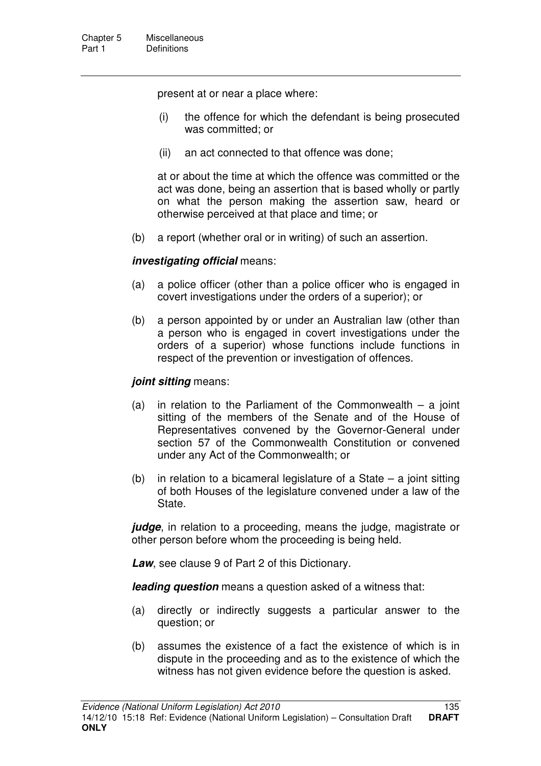present at or near a place where:

(i) the offence for which the defendant is being prosecuted was committed; or

(ii) an act connected to that offence was done;

at or about the time at which the offence was committed or the act was done, being an assertion that is based wholly or partly on what the person making the assertion saw, heard or otherwise perceived at that place and time; or

(b) a report (whether oral or in writing) of such an assertion.

***investigating official*** means:

(a) a police officer (other than a police officer who is engaged in covert investigations under the orders of a superior); or

(b) a person appointed by or under an Australian law (other than a person who is engaged in covert investigations under the orders of a superior) whose functions include functions in respect of the prevention or investigation of offences.

***joint sitting*** means:

(a) in relation to the Parliament of the Commonwealth – a joint sitting of the members of the Senate and of the House of Representatives convened by the Governor-General under section 57 of the Commonwealth Constitution or convened under any Act of the Commonwealth; or

(b) in relation to a bicameral legislature of a State – a joint sitting of both Houses of the legislature convened under a law of the State.

***judge***, in relation to a proceeding, means the judge, magistrate or other person before whom the proceeding is being held.

***Law***, see clause 9 of Part 2 of this Dictionary.

***leading question*** means a question asked of a witness that:

(a) directly or indirectly suggests a particular answer to the question; or

(b) assumes the existence of a fact the existence of which is in dispute in the proceeding and as to the existence of which the witness has not given evidence before the question is asked.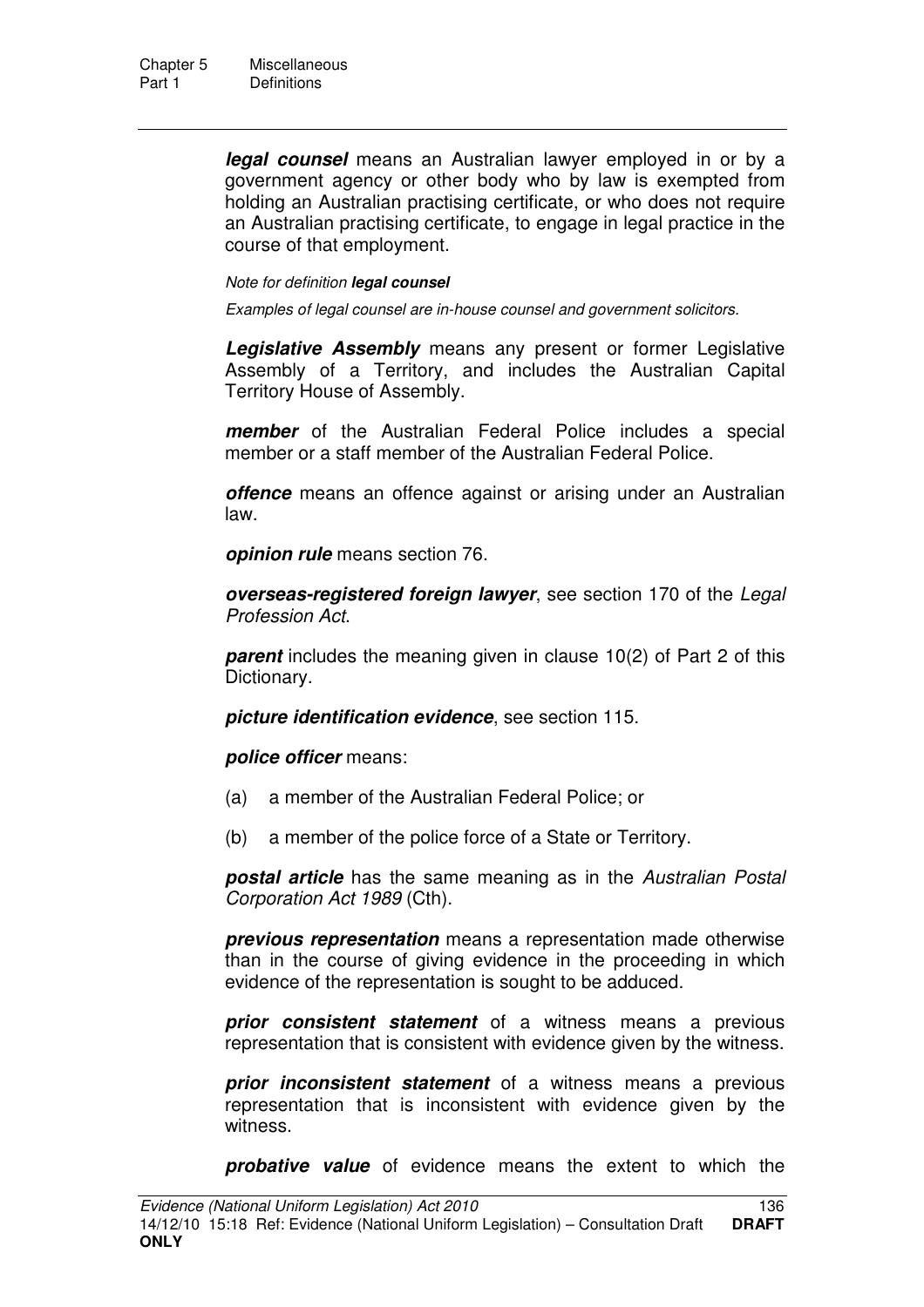***legal counsel*** means an Australian lawyer employed in or by a government agency or other body who by law is exempted from holding an Australian practising certificate, or who does not require an Australian practising certificate, to engage in legal practice in the course of that employment.

*Note for definition **legal counsel***

*Examples of legal counsel are in-house counsel and government solicitors.*

***Legislative Assembly*** means any present or former Legislative Assembly of a Territory, and includes the Australian Capital Territory House of Assembly.

***member*** of the Australian Federal Police includes a special member or a staff member of the Australian Federal Police.

***offence*** means an offence against or arising under an Australian law.

***opinion rule*** means section 76.

***overseas-registered foreign lawyer***, see section 170 of the *Legal Profession Act*.

***parent*** includes the meaning given in clause 10(2) of Part 2 of this Dictionary.

***picture identification evidence***, see section 115.

***police officer*** means:

(a) a member of the Australian Federal Police; or

(b) a member of the police force of a State or Territory.

***postal article*** has the same meaning as in the *Australian Postal Corporation Act 1989* (Cth).

***previous representation*** means a representation made otherwise than in the course of giving evidence in the proceeding in which evidence of the representation is sought to be adduced.

***prior consistent statement*** of a witness means a previous representation that is consistent with evidence given by the witness.

***prior inconsistent statement*** of a witness means a previous representation that is inconsistent with evidence given by the witness.

***probative value*** of evidence means the extent to which the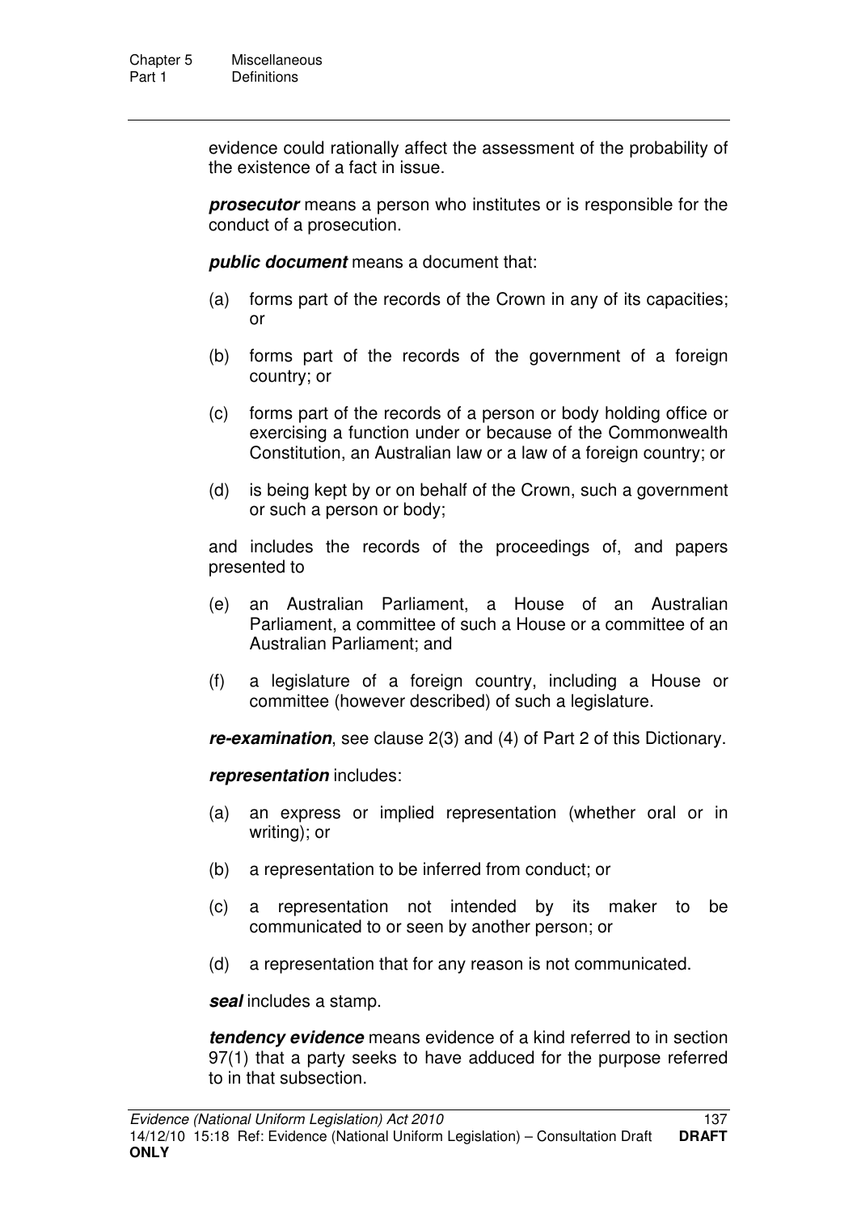evidence could rationally affect the assessment of the probability of the existence of a fact in issue.

***prosecutor*** means a person who institutes or is responsible for the conduct of a prosecution.

***public document*** means a document that:

(a) forms part of the records of the Crown in any of its capacities; or

(b) forms part of the records of the government of a foreign country; or

(c) forms part of the records of a person or body holding office or exercising a function under or because of the Commonwealth Constitution, an Australian law or a law of a foreign country; or

(d) is being kept by or on behalf of the Crown, such a government or such a person or body;

and includes the records of the proceedings of, and papers presented to

(e) an Australian Parliament, a House of an Australian Parliament, a committee of such a House or a committee of an Australian Parliament; and

(f) a legislature of a foreign country, including a House or committee (however described) of such a legislature.

***re-examination***, see clause 2(3) and (4) of Part 2 of this Dictionary.

***representation*** includes:

(a) an express or implied representation (whether oral or in writing); or

(b) a representation to be inferred from conduct; or

(c) a representation not intended by its maker to be communicated to or seen by another person; or

(d) a representation that for any reason is not communicated.

***seal*** includes a stamp.

***tendency evidence*** means evidence of a kind referred to in section 97(1) that a party seeks to have adduced for the purpose referred to in that subsection.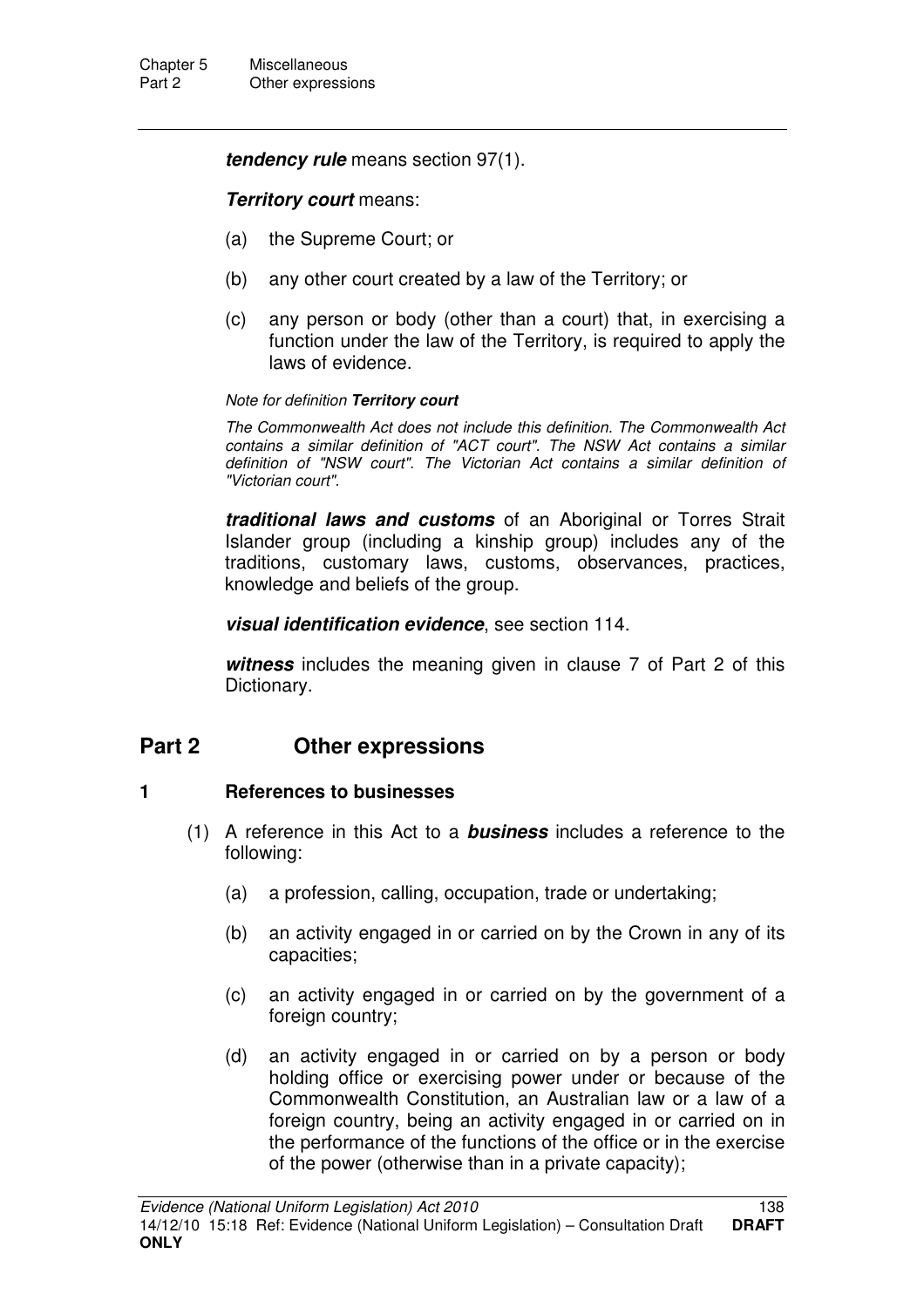***tendency rule*** means section 97(1).

***Territory court*** means:

(a) the Supreme Court; or

(b) any other court created by a law of the Territory; or

(c) any person or body (other than a court) that, in exercising a function under the law of the Territory, is required to apply the laws of evidence.

*Note for definition **Territory court***

*The Commonwealth Act does not include this definition. The Commonwealth Act contains a similar definition of "ACT court". The NSW Act contains a similar definition of "NSW court". The Victorian Act contains a similar definition of "Victorian court".*

***traditional laws and customs*** of an Aboriginal or Torres Strait Islander group (including a kinship group) includes any of the traditions, customary laws, customs, observances, practices, knowledge and beliefs of the group.

***visual identification evidence***, see section 114.

***witness*** includes the meaning given in clause 7 of Part 2 of this Dictionary.

## Part 2 Other expressions

### 1 References to businesses

(1) A reference in this Act to a ***business*** includes a reference to the following:

(a) a profession, calling, occupation, trade or undertaking;

(b) an activity engaged in or carried on by the Crown in any of its capacities;

(c) an activity engaged in or carried on by the government of a foreign country;

(d) an activity engaged in or carried on by a person or body holding office or exercising power under or because of the Commonwealth Constitution, an Australian law or a law of a foreign country, being an activity engaged in or carried on in the performance of the functions of the office or in the exercise of the power (otherwise than in a private capacity);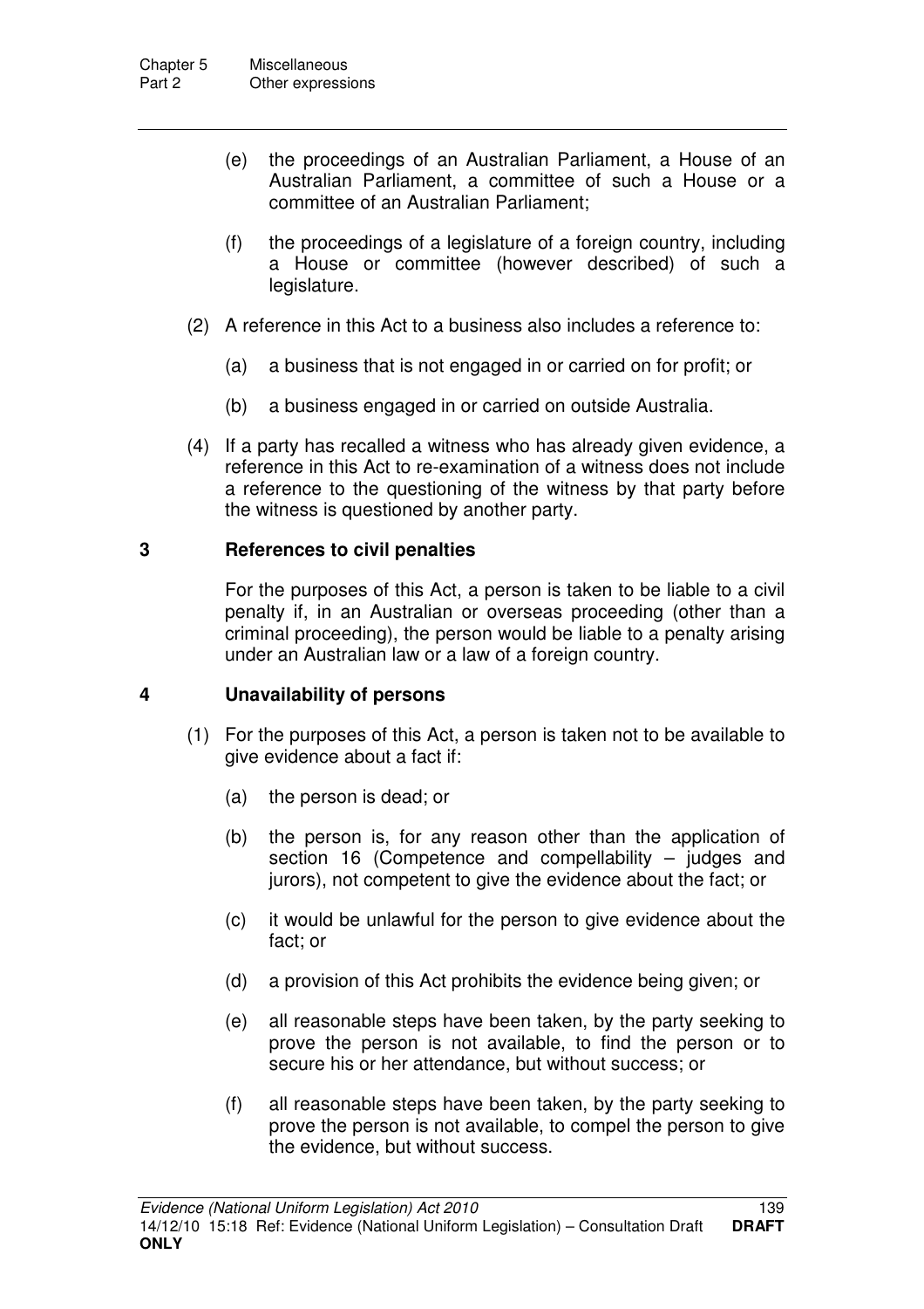(e) the proceedings of an Australian Parliament, a House of an Australian Parliament, a committee of such a House or a committee of an Australian Parliament;

(f) the proceedings of a legislature of a foreign country, including a House or committee (however described) of such a legislature.

(2) A reference in this Act to a business also includes a reference to:

(a) a business that is not engaged in or carried on for profit; or

(b) a business engaged in or carried on outside Australia.

(4) If a party has recalled a witness who has already given evidence, a reference in this Act to re-examination of a witness does not include a reference to the questioning of the witness by that party before the witness is questioned by another party.

## 3 References to civil penalties

For the purposes of this Act, a person is taken to be liable to a civil penalty if, in an Australian or overseas proceeding (other than a criminal proceeding), the person would be liable to a penalty arising under an Australian law or a law of a foreign country.

## 4 Unavailability of persons

(1) For the purposes of this Act, a person is taken not to be available to give evidence about a fact if:

(a) the person is dead; or

(b) the person is, for any reason other than the application of section 16 (Competence and compellability – judges and jurors), not competent to give the evidence about the fact; or

(c) it would be unlawful for the person to give evidence about the fact; or

(d) a provision of this Act prohibits the evidence being given; or

(e) all reasonable steps have been taken, by the party seeking to prove the person is not available, to find the person or to secure his or her attendance, but without success; or

(f) all reasonable steps have been taken, by the party seeking to prove the person is not available, to compel the person to give the evidence, but without success.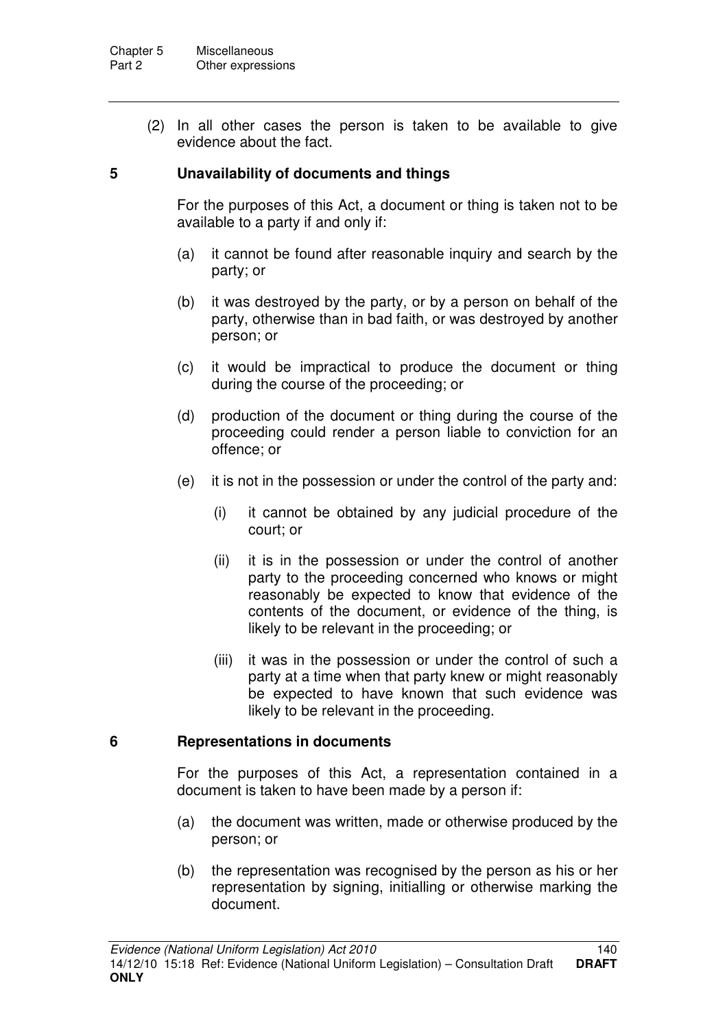(2) In all other cases the person is taken to be available to give evidence about the fact.

### 5 Unavailability of documents and things

For the purposes of this Act, a document or thing is taken not to be available to a party if and only if:

(a) it cannot be found after reasonable inquiry and search by the party; or

(b) it was destroyed by the party, or by a person on behalf of the party, otherwise than in bad faith, or was destroyed by another person; or

(c) it would be impractical to produce the document or thing during the course of the proceeding; or

(d) production of the document or thing during the course of the proceeding could render a person liable to conviction for an offence; or

(e) it is not in the possession or under the control of the party and:

  (i) it cannot be obtained by any judicial procedure of the court; or

  (ii) it is in the possession or under the control of another party to the proceeding concerned who knows or might reasonably be expected to know that evidence of the contents of the document, or evidence of the thing, is likely to be relevant in the proceeding; or

  (iii) it was in the possession or under the control of such a party at a time when that party knew or might reasonably be expected to have known that such evidence was likely to be relevant in the proceeding.

### 6 Representations in documents

For the purposes of this Act, a representation contained in a document is taken to have been made by a person if:

(a) the document was written, made or otherwise produced by the person; or

(b) the representation was recognised by the person as his or her representation by signing, initialling or otherwise marking the document.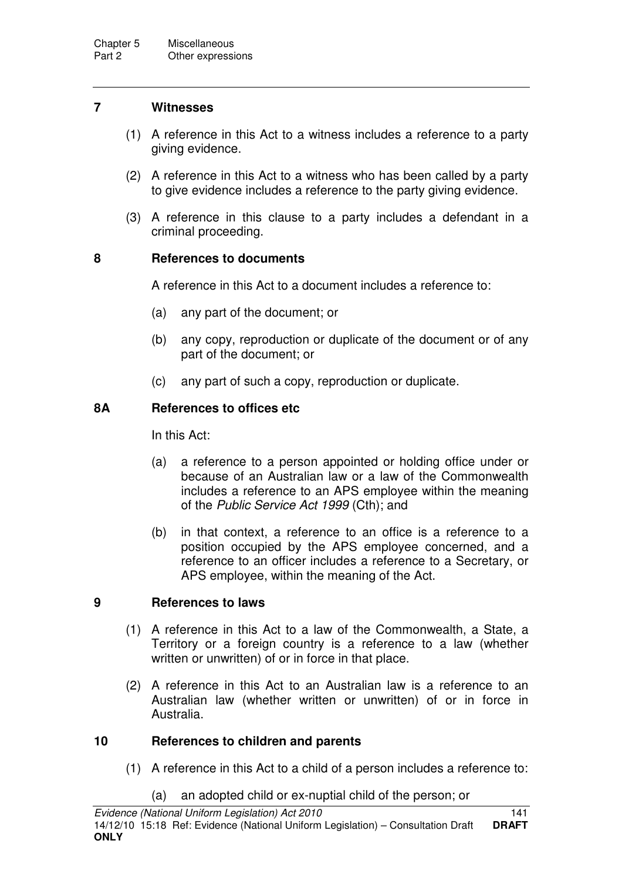### 7 Witnesses

(1) A reference in this Act to a witness includes a reference to a party giving evidence.

(2) A reference in this Act to a witness who has been called by a party to give evidence includes a reference to the party giving evidence.

(3) A reference in this clause to a party includes a defendant in a criminal proceeding.

### 8 References to documents

A reference in this Act to a document includes a reference to:

(a) any part of the document; or

(b) any copy, reproduction or duplicate of the document or of any part of the document; or

(c) any part of such a copy, reproduction or duplicate.

### 8A References to offices etc

In this Act:

(a) a reference to a person appointed or holding office under or because of an Australian law or a law of the Commonwealth includes a reference to an APS employee within the meaning of the *Public Service Act 1999* (Cth); and

(b) in that context, a reference to an office is a reference to a position occupied by the APS employee concerned, and a reference to an officer includes a reference to a Secretary, or APS employee, within the meaning of the Act.

### 9 References to laws

(1) A reference in this Act to a law of the Commonwealth, a State, a Territory or a foreign country is a reference to a law (whether written or unwritten) of or in force in that place.

(2) A reference in this Act to an Australian law is a reference to an Australian law (whether written or unwritten) of or in force in Australia.

### 10 References to children and parents

(1) A reference in this Act to a child of a person includes a reference to:

(a) an adopted child or ex-nuptial child of the person; or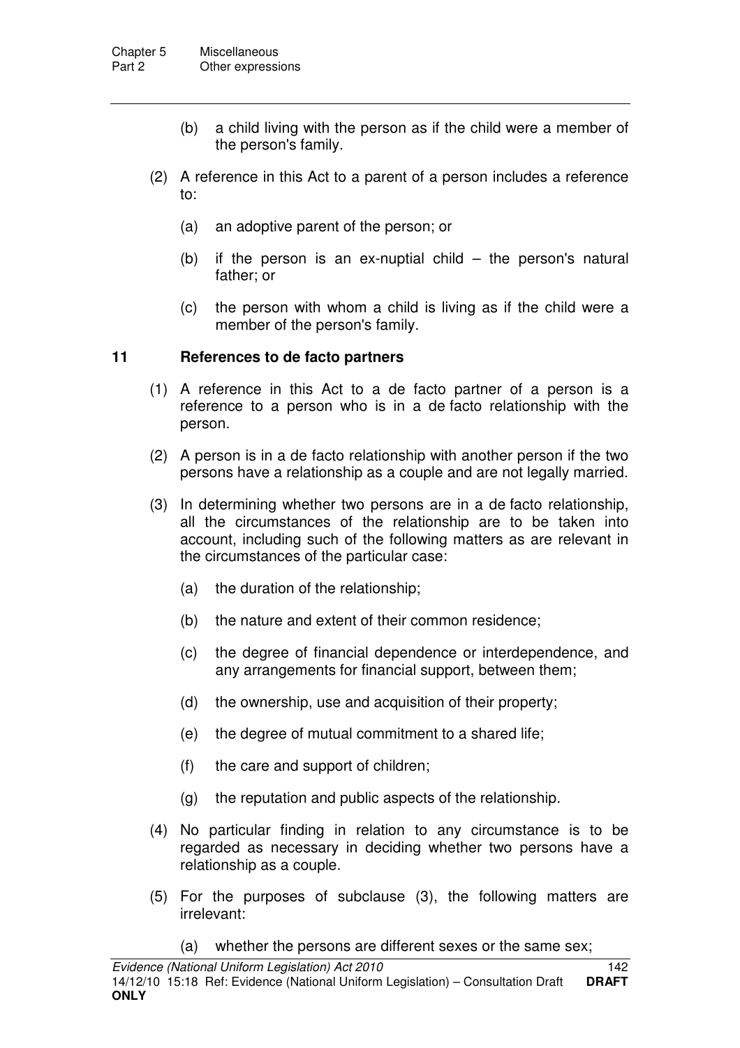(b) a child living with the person as if the child were a member of the person's family.

(2) A reference in this Act to a parent of a person includes a reference to:

(a) an adoptive parent of the person; or

(b) if the person is an ex-nuptial child – the person's natural father; or

(c) the person with whom a child is living as if the child were a member of the person's family.

### 11 References to de facto partners

(1) A reference in this Act to a de facto partner of a person is a reference to a person who is in a de facto relationship with the person.

(2) A person is in a de facto relationship with another person if the two persons have a relationship as a couple and are not legally married.

(3) In determining whether two persons are in a de facto relationship, all the circumstances of the relationship are to be taken into account, including such of the following matters as are relevant in the circumstances of the particular case:

(a) the duration of the relationship;

(b) the nature and extent of their common residence;

(c) the degree of financial dependence or interdependence, and any arrangements for financial support, between them;

(d) the ownership, use and acquisition of their property;

(e) the degree of mutual commitment to a shared life;

(f) the care and support of children;

(g) the reputation and public aspects of the relationship.

(4) No particular finding in relation to any circumstance is to be regarded as necessary in deciding whether two persons have a relationship as a couple.

(5) For the purposes of subclause (3), the following matters are irrelevant:

(a) whether the persons are different sexes or the same sex;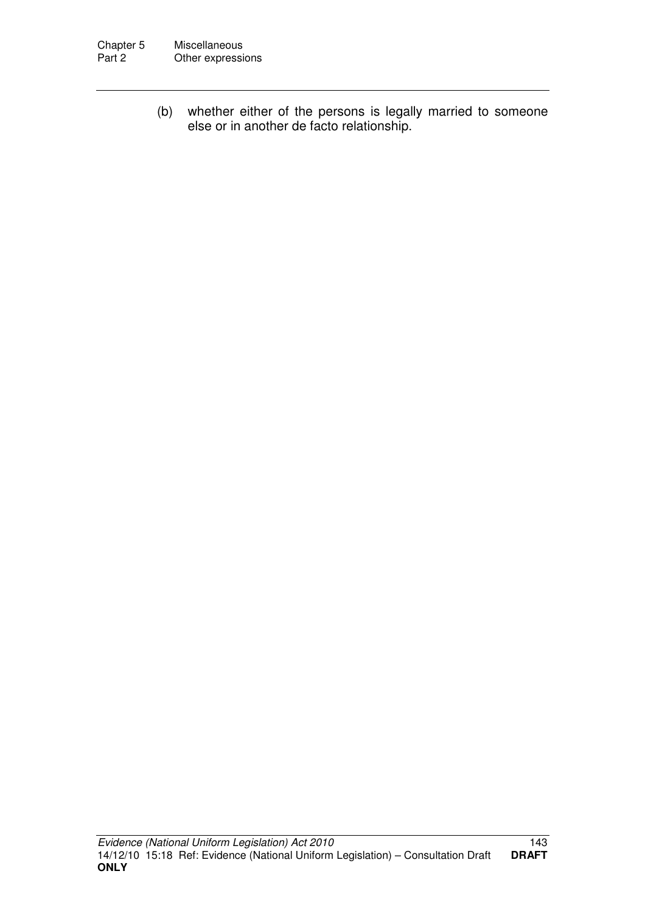(b) whether either of the persons is legally married to someone else or in another de facto relationship.